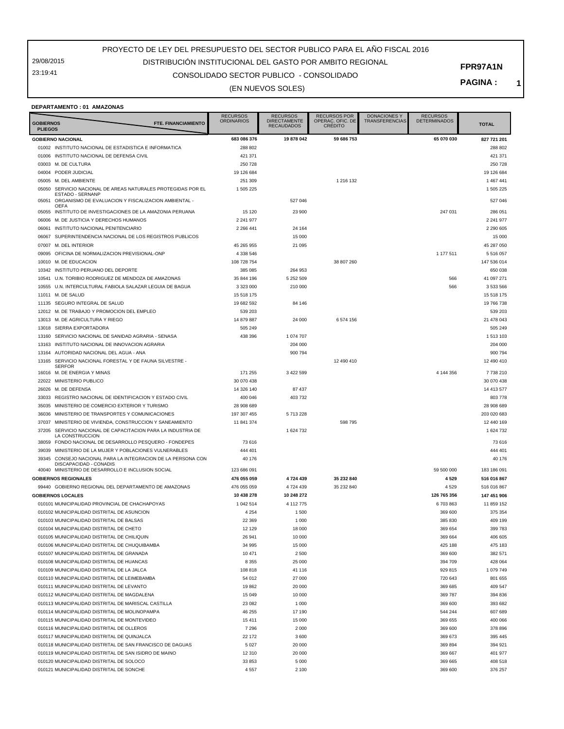# PROYECTO DE LEY DEL PRESUPUESTO DEL SECTOR PUBLICO PARA EL AÑO FISCAL 2016

29/08/2015
23:19:41

## DISTRIBUCIÓN INSTITUCIONAL DEL GASTO POR AMBITO REGIONAL

**FPR97A1N**

## CONSOLIDADO SECTOR PUBLICO - CONSOLIDADO

(EN NUEVOS SOLES)

**DEPARTAMENTO : 01 AMAZONAS**

| GOBIERNOS / PLIEGOS — FTE. FINANCIAMIENTO | RECURSOS ORDINARIOS | RECURSOS DIRECTAMENTE RECAUDADOS | RECURSOS POR OPERAC. OFIC. DE CRÉDITO | DONACIONES Y TRANSFERENCIAS | RECURSOS DETERMINADOS | TOTAL |
|---|---|---|---|---|---|---|
| **GOBIERNO NACIONAL** | **683 086 376** | **19 878 042** | **59 686 753** | | **65 070 030** | **827 721 201** |
| 01002 INSTITUTO NACIONAL DE ESTADISTICA E INFORMATICA | 288 802 | | | | | 288 802 |
| 01006 INSTITUTO NACIONAL DE DEFENSA CIVIL | 421 371 | | | | | 421 371 |
| 03003 M. DE CULTURA | 250 728 | | | | | 250 728 |
| 04004 PODER JUDICIAL | 19 126 684 | | | | | 19 126 684 |
| 05005 M. DEL AMBIENTE | 251 309 | | 1 216 132 | | | 1 467 441 |
| 05050 SERVICIO NACIONAL DE AREAS NATURALES PROTEGIDAS POR EL ESTADO - SERNANP | 1 505 225 | | | | | 1 505 225 |
| 05051 ORGANISMO DE EVALUACION Y FISCALIZACION AMBIENTAL - OEFA | | 527 046 | | | | 527 046 |
| 05055 INSTITUTO DE INVESTIGACIONES DE LA AMAZONIA PERUANA | 15 120 | 23 900 | | | 247 031 | 286 051 |
| 06006 M. DE JUSTICIA Y DERECHOS HUMANOS | 2 241 977 | | | | | 2 241 977 |
| 06061 INSTITUTO NACIONAL PENITENCIARIO | 2 266 441 | 24 164 | | | | 2 290 605 |
| 06067 SUPERINTENDENCIA NACIONAL DE LOS REGISTROS PUBLICOS | | 15 000 | | | | 15 000 |
| 07007 M. DEL INTERIOR | 45 265 955 | 21 095 | | | | 45 287 050 |
| 09095 OFICINA DE NORMALIZACION PREVISIONAL-ONP | 4 338 546 | | | | 1 177 511 | 5 516 057 |
| 10010 M. DE EDUCACION | 108 728 754 | | 38 807 260 | | | 147 536 014 |
| 10342 INSTITUTO PERUANO DEL DEPORTE | 385 085 | 264 953 | | | | 650 038 |
| 10541 U.N. TORIBIO RODRIGUEZ DE MENDOZA DE AMAZONAS | 35 844 196 | 5 252 509 | | | 566 | 41 097 271 |
| 10555 U.N. INTERCULTURAL FABIOLA SALAZAR LEGUIA DE BAGUA | 3 323 000 | 210 000 | | | 566 | 3 533 566 |
| 11011 M. DE SALUD | 15 518 175 | | | | | 15 518 175 |
| 11135 SEGURO INTEGRAL DE SALUD | 19 682 592 | 84 146 | | | | 19 766 738 |
| 12012 M. DE TRABAJO Y PROMOCION DEL EMPLEO | 539 203 | | | | | 539 203 |
| 13013 M. DE AGRICULTURA Y RIEGO | 14 879 887 | 24 000 | 6 574 156 | | | 21 478 043 |
| 13018 SIERRA EXPORTADORA | 505 249 | | | | | 505 249 |
| 13160 SERVICIO NACIONAL DE SANIDAD AGRARIA - SENASA | 438 396 | 1 074 707 | | | | 1 513 103 |
| 13163 INSTITUTO NACIONAL DE INNOVACION AGRARIA | | 204 000 | | | | 204 000 |
| 13164 AUTORIDAD NACIONAL DEL AGUA - ANA | | 900 794 | | | | 900 794 |
| 13165 SERVICIO NACIONAL FORESTAL Y DE FAUNA SILVESTRE - SERFOR | | | 12 490 410 | | | 12 490 410 |
| 16016 M. DE ENERGIA Y MINAS | 171 255 | 3 422 599 | | | 4 144 356 | 7 738 210 |
| 22022 MINISTERIO PUBLICO | 30 070 438 | | | | | 30 070 438 |
| 26026 M. DE DEFENSA | 14 326 140 | 87 437 | | | | 14 413 577 |
| 33033 REGISTRO NACIONAL DE IDENTIFICACION Y ESTADO CIVIL | 400 046 | 403 732 | | | | 803 778 |
| 35035 MINISTERIO DE COMERCIO EXTERIOR Y TURISMO | 28 908 689 | | | | | 28 908 689 |
| 36036 MINISTERIO DE TRANSPORTES Y COMUNICACIONES | 197 307 455 | 5 713 228 | | | | 203 020 683 |
| 37037 MINISTERIO DE VIVIENDA, CONSTRUCCION Y SANEAMIENTO | 11 841 374 | | 598 795 | | | 12 440 169 |
| 37205 SERVICIO NACIONAL DE CAPACITACION PARA LA INDUSTRIA DE LA CONSTRUCCION | | 1 624 732 | | | | 1 624 732 |
| 38059 FONDO NACIONAL DE DESARROLLO PESQUERO - FONDEPES | 73 616 | | | | | 73 616 |
| 39039 MINISTERIO DE LA MUJER Y POBLACIONES VULNERABLES | 444 401 | | | | | 444 401 |
| 39345 CONSEJO NACIONAL PARA LA INTEGRACION DE LA PERSONA CON DISCAPACIDAD - CONADIS | 40 176 | | | | | 40 176 |
| 40040 MINISTERIO DE DESARROLLO E INCLUSION SOCIAL | 123 686 091 | | | | 59 500 000 | 183 186 091 |
| **GOBIERNOS REGIONALES** | **476 055 059** | **4 724 439** | **35 232 840** | | **4 529** | **516 016 867** |
| 99440 GOBIERNO REGIONAL DEL DEPARTAMENTO DE AMAZONAS | 476 055 059 | 4 724 439 | 35 232 840 | | 4 529 | 516 016 867 |
| **GOBIERNOS LOCALES** | **10 438 278** | **10 248 272** | | | **126 765 356** | **147 451 906** |
| 010101 MUNICIPALIDAD PROVINCIAL DE CHACHAPOYAS | 1 042 514 | 4 112 775 | | | 6 703 863 | 11 859 152 |
| 010102 MUNICIPALIDAD DISTRITAL DE ASUNCION | 4 254 | 1 500 | | | 369 600 | 375 354 |
| 010103 MUNICIPALIDAD DISTRITAL DE BALSAS | 22 369 | 1 000 | | | 385 830 | 409 199 |
| 010104 MUNICIPALIDAD DISTRITAL DE CHETO | 12 129 | 18 000 | | | 369 654 | 399 783 |
| 010105 MUNICIPALIDAD DISTRITAL DE CHILIQUIN | 26 941 | 10 000 | | | 369 664 | 406 605 |
| 010106 MUNICIPALIDAD DISTRITAL DE CHUQUIBAMBA | 34 995 | 15 000 | | | 425 188 | 475 183 |
| 010107 MUNICIPALIDAD DISTRITAL DE GRANADA | 10 471 | 2 500 | | | 369 600 | 382 571 |
| 010108 MUNICIPALIDAD DISTRITAL DE HUANCAS | 8 355 | 25 000 | | | 394 709 | 428 064 |
| 010109 MUNICIPALIDAD DISTRITAL DE LA JALCA | 108 818 | 41 116 | | | 929 815 | 1 079 749 |
| 010110 MUNICIPALIDAD DISTRITAL DE LEIMEBAMBA | 54 012 | 27 000 | | | 720 643 | 801 655 |
| 010111 MUNICIPALIDAD DISTRITAL DE LEVANTO | 19 862 | 20 000 | | | 369 685 | 409 547 |
| 010112 MUNICIPALIDAD DISTRITAL DE MAGDALENA | 15 049 | 10 000 | | | 369 787 | 394 836 |
| 010113 MUNICIPALIDAD DISTRITAL DE MARISCAL CASTILLA | 23 082 | 1 000 | | | 369 600 | 393 682 |
| 010114 MUNICIPALIDAD DISTRITAL DE MOLINOPAMPA | 46 255 | 17 190 | | | 544 244 | 607 689 |
| 010115 MUNICIPALIDAD DISTRITAL DE MONTEVIDEO | 15 411 | 15 000 | | | 369 655 | 400 066 |
| 010116 MUNICIPALIDAD DISTRITAL DE OLLEROS | 7 296 | 2 000 | | | 369 600 | 378 896 |
| 010117 MUNICIPALIDAD DISTRITAL DE QUINJALCA | 22 172 | 3 600 | | | 369 673 | 395 445 |
| 010118 MUNICIPALIDAD DISTRITAL DE SAN FRANCISCO DE DAGUAS | 5 027 | 20 000 | | | 369 894 | 394 921 |
| 010119 MUNICIPALIDAD DISTRITAL DE SAN ISIDRO DE MAINO | 12 310 | 20 000 | | | 369 667 | 401 977 |
| 010120 MUNICIPALIDAD DISTRITAL DE SOLOCO | 33 853 | 5 000 | | | 369 665 | 408 518 |
| 010121 MUNICIPALIDAD DISTRITAL DE SONCHE | 4 557 | 2 100 | | | 369 600 | 376 257 |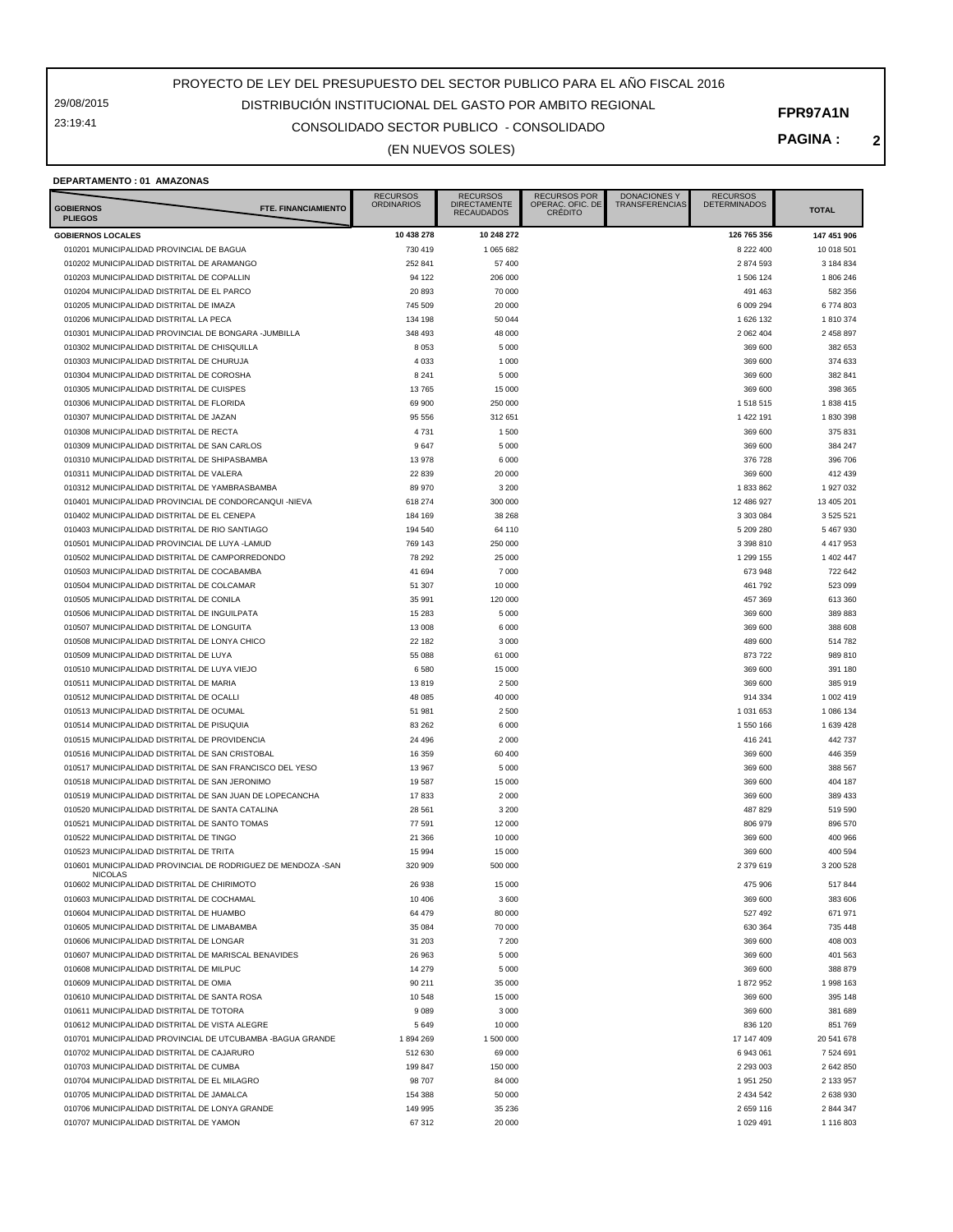PROYECTO DE LEY DEL PRESUPUESTO DEL SECTOR PUBLICO PARA EL AÑO FISCAL 2016

DISTRIBUCIÓN INSTITUCIONAL DEL GASTO POR AMBITO REGIONAL

CONSOLIDADO SECTOR PUBLICO - CONSOLIDADO

(EN NUEVOS SOLES)

29/08/2015

23:19:41

**FPR97A1N**

**PAGINA : 2**

**DEPARTAMENTO : 01 AMAZONAS**

| GOBIERNOS / PLIEGOS — FTE. FINANCIAMIENTO | RECURSOS ORDINARIOS | RECURSOS DIRECTAMENTE RECAUDADOS | RECURSOS POR OPERAC. OFIC. DE CRÉDITO | DONACIONES Y TRANSFERENCIAS | RECURSOS DETERMINADOS | TOTAL |
|---|---|---|---|---|---|---|
| **GOBIERNOS LOCALES** | **10 438 278** | **10 248 272** | | | **126 765 356** | **147 451 906** |
| 010201 MUNICIPALIDAD PROVINCIAL DE BAGUA | 730 419 | 1 065 682 | | | 8 222 400 | 10 018 501 |
| 010202 MUNICIPALIDAD DISTRITAL DE ARAMANGO | 252 841 | 57 400 | | | 2 874 593 | 3 184 834 |
| 010203 MUNICIPALIDAD DISTRITAL DE COPALLIN | 94 122 | 206 000 | | | 1 506 124 | 1 806 246 |
| 010204 MUNICIPALIDAD DISTRITAL DE EL PARCO | 20 893 | 70 000 | | | 491 463 | 582 356 |
| 010205 MUNICIPALIDAD DISTRITAL DE IMAZA | 745 509 | 20 000 | | | 6 009 294 | 6 774 803 |
| 010206 MUNICIPALIDAD DISTRITAL LA PECA | 134 198 | 50 044 | | | 1 626 132 | 1 810 374 |
| 010301 MUNICIPALIDAD PROVINCIAL DE BONGARA -JUMBILLA | 348 493 | 48 000 | | | 2 062 404 | 2 458 897 |
| 010302 MUNICIPALIDAD DISTRITAL DE CHISQUILLA | 8 053 | 5 000 | | | 369 600 | 382 653 |
| 010303 MUNICIPALIDAD DISTRITAL DE CHURUJA | 4 033 | 1 000 | | | 369 600 | 374 633 |
| 010304 MUNICIPALIDAD DISTRITAL DE COROSHA | 8 241 | 5 000 | | | 369 600 | 382 841 |
| 010305 MUNICIPALIDAD DISTRITAL DE CUISPES | 13 765 | 15 000 | | | 369 600 | 398 365 |
| 010306 MUNICIPALIDAD DISTRITAL DE FLORIDA | 69 900 | 250 000 | | | 1 518 515 | 1 838 415 |
| 010307 MUNICIPALIDAD DISTRITAL DE JAZAN | 95 556 | 312 651 | | | 1 422 191 | 1 830 398 |
| 010308 MUNICIPALIDAD DISTRITAL DE RECTA | 4 731 | 1 500 | | | 369 600 | 375 831 |
| 010309 MUNICIPALIDAD DISTRITAL DE SAN CARLOS | 9 647 | 5 000 | | | 369 600 | 384 247 |
| 010310 MUNICIPALIDAD DISTRITAL DE SHIPASBAMBA | 13 978 | 6 000 | | | 376 728 | 396 706 |
| 010311 MUNICIPALIDAD DISTRITAL DE VALERA | 22 839 | 20 000 | | | 369 600 | 412 439 |
| 010312 MUNICIPALIDAD DISTRITAL DE YAMBRASBAMBA | 89 970 | 3 200 | | | 1 833 862 | 1 927 032 |
| 010401 MUNICIPALIDAD PROVINCIAL DE CONDORCANQUI -NIEVA | 618 274 | 300 000 | | | 12 486 927 | 13 405 201 |
| 010402 MUNICIPALIDAD DISTRITAL DE EL CENEPA | 184 169 | 38 268 | | | 3 303 084 | 3 525 521 |
| 010403 MUNICIPALIDAD DISTRITAL DE RIO SANTIAGO | 194 540 | 64 110 | | | 5 209 280 | 5 467 930 |
| 010501 MUNICIPALIDAD PROVINCIAL DE LUYA -LAMUD | 769 143 | 250 000 | | | 3 398 810 | 4 417 953 |
| 010502 MUNICIPALIDAD DISTRITAL DE CAMPORREDONDO | 78 292 | 25 000 | | | 1 299 155 | 1 402 447 |
| 010503 MUNICIPALIDAD DISTRITAL DE COCABAMBA | 41 694 | 7 000 | | | 673 948 | 722 642 |
| 010504 MUNICIPALIDAD DISTRITAL DE COLCAMAR | 51 307 | 10 000 | | | 461 792 | 523 099 |
| 010505 MUNICIPALIDAD DISTRITAL DE CONILA | 35 991 | 120 000 | | | 457 369 | 613 360 |
| 010506 MUNICIPALIDAD DISTRITAL DE INGUILPATA | 15 283 | 5 000 | | | 369 600 | 389 883 |
| 010507 MUNICIPALIDAD DISTRITAL DE LONGUITA | 13 008 | 6 000 | | | 369 600 | 388 608 |
| 010508 MUNICIPALIDAD DISTRITAL DE LONYA CHICO | 22 182 | 3 000 | | | 489 600 | 514 782 |
| 010509 MUNICIPALIDAD DISTRITAL DE LUYA | 55 088 | 61 000 | | | 873 722 | 989 810 |
| 010510 MUNICIPALIDAD DISTRITAL DE LUYA VIEJO | 6 580 | 15 000 | | | 369 600 | 391 180 |
| 010511 MUNICIPALIDAD DISTRITAL DE MARIA | 13 819 | 2 500 | | | 369 600 | 385 919 |
| 010512 MUNICIPALIDAD DISTRITAL DE OCALLI | 48 085 | 40 000 | | | 914 334 | 1 002 419 |
| 010513 MUNICIPALIDAD DISTRITAL DE OCUMAL | 51 981 | 2 500 | | | 1 031 653 | 1 086 134 |
| 010514 MUNICIPALIDAD DISTRITAL DE PISUQUIA | 83 262 | 6 000 | | | 1 550 166 | 1 639 428 |
| 010515 MUNICIPALIDAD DISTRITAL DE PROVIDENCIA | 24 496 | 2 000 | | | 416 241 | 442 737 |
| 010516 MUNICIPALIDAD DISTRITAL DE SAN CRISTOBAL | 16 359 | 60 400 | | | 369 600 | 446 359 |
| 010517 MUNICIPALIDAD DISTRITAL DE SAN FRANCISCO DEL YESO | 13 967 | 5 000 | | | 369 600 | 388 567 |
| 010518 MUNICIPALIDAD DISTRITAL DE SAN JERONIMO | 19 587 | 15 000 | | | 369 600 | 404 187 |
| 010519 MUNICIPALIDAD DISTRITAL DE SAN JUAN DE LOPECANCHA | 17 833 | 2 000 | | | 369 600 | 389 433 |
| 010520 MUNICIPALIDAD DISTRITAL DE SANTA CATALINA | 28 561 | 3 200 | | | 487 829 | 519 590 |
| 010521 MUNICIPALIDAD DISTRITAL DE SANTO TOMAS | 77 591 | 12 000 | | | 806 979 | 896 570 |
| 010522 MUNICIPALIDAD DISTRITAL DE TINGO | 21 366 | 10 000 | | | 369 600 | 400 966 |
| 010523 MUNICIPALIDAD DISTRITAL DE TRITA | 15 994 | 15 000 | | | 369 600 | 400 594 |
| 010601 MUNICIPALIDAD PROVINCIAL DE RODRIGUEZ DE MENDOZA -SAN NICOLAS | 320 909 | 500 000 | | | 2 379 619 | 3 200 528 |
| 010602 MUNICIPALIDAD DISTRITAL DE CHIRIMOTO | 26 938 | 15 000 | | | 475 906 | 517 844 |
| 010603 MUNICIPALIDAD DISTRITAL DE COCHAMAL | 10 406 | 3 600 | | | 369 600 | 383 606 |
| 010604 MUNICIPALIDAD DISTRITAL DE HUAMBO | 64 479 | 80 000 | | | 527 492 | 671 971 |
| 010605 MUNICIPALIDAD DISTRITAL DE LIMABAMBA | 35 084 | 70 000 | | | 630 364 | 735 448 |
| 010606 MUNICIPALIDAD DISTRITAL DE LONGAR | 31 203 | 7 200 | | | 369 600 | 408 003 |
| 010607 MUNICIPALIDAD DISTRITAL DE MARISCAL BENAVIDES | 26 963 | 5 000 | | | 369 600 | 401 563 |
| 010608 MUNICIPALIDAD DISTRITAL DE MILPUC | 14 279 | 5 000 | | | 369 600 | 388 879 |
| 010609 MUNICIPALIDAD DISTRITAL DE OMIA | 90 211 | 35 000 | | | 1 872 952 | 1 998 163 |
| 010610 MUNICIPALIDAD DISTRITAL DE SANTA ROSA | 10 548 | 15 000 | | | 369 600 | 395 148 |
| 010611 MUNICIPALIDAD DISTRITAL DE TOTORA | 9 089 | 3 000 | | | 369 600 | 381 689 |
| 010612 MUNICIPALIDAD DISTRITAL DE VISTA ALEGRE | 5 649 | 10 000 | | | 836 120 | 851 769 |
| 010701 MUNICIPALIDAD PROVINCIAL DE UTCUBAMBA -BAGUA GRANDE | 1 894 269 | 1 500 000 | | | 17 147 409 | 20 541 678 |
| 010702 MUNICIPALIDAD DISTRITAL DE CAJARURO | 512 630 | 69 000 | | | 6 943 061 | 7 524 691 |
| 010703 MUNICIPALIDAD DISTRITAL DE CUMBA | 199 847 | 150 000 | | | 2 293 003 | 2 642 850 |
| 010704 MUNICIPALIDAD DISTRITAL DE EL MILAGRO | 98 707 | 84 000 | | | 1 951 250 | 2 133 957 |
| 010705 MUNICIPALIDAD DISTRITAL DE JAMALCA | 154 388 | 50 000 | | | 2 434 542 | 2 638 930 |
| 010706 MUNICIPALIDAD DISTRITAL DE LONYA GRANDE | 149 995 | 35 236 | | | 2 659 116 | 2 844 347 |
| 010707 MUNICIPALIDAD DISTRITAL DE YAMON | 67 312 | 20 000 | | | 1 029 491 | 1 116 803 |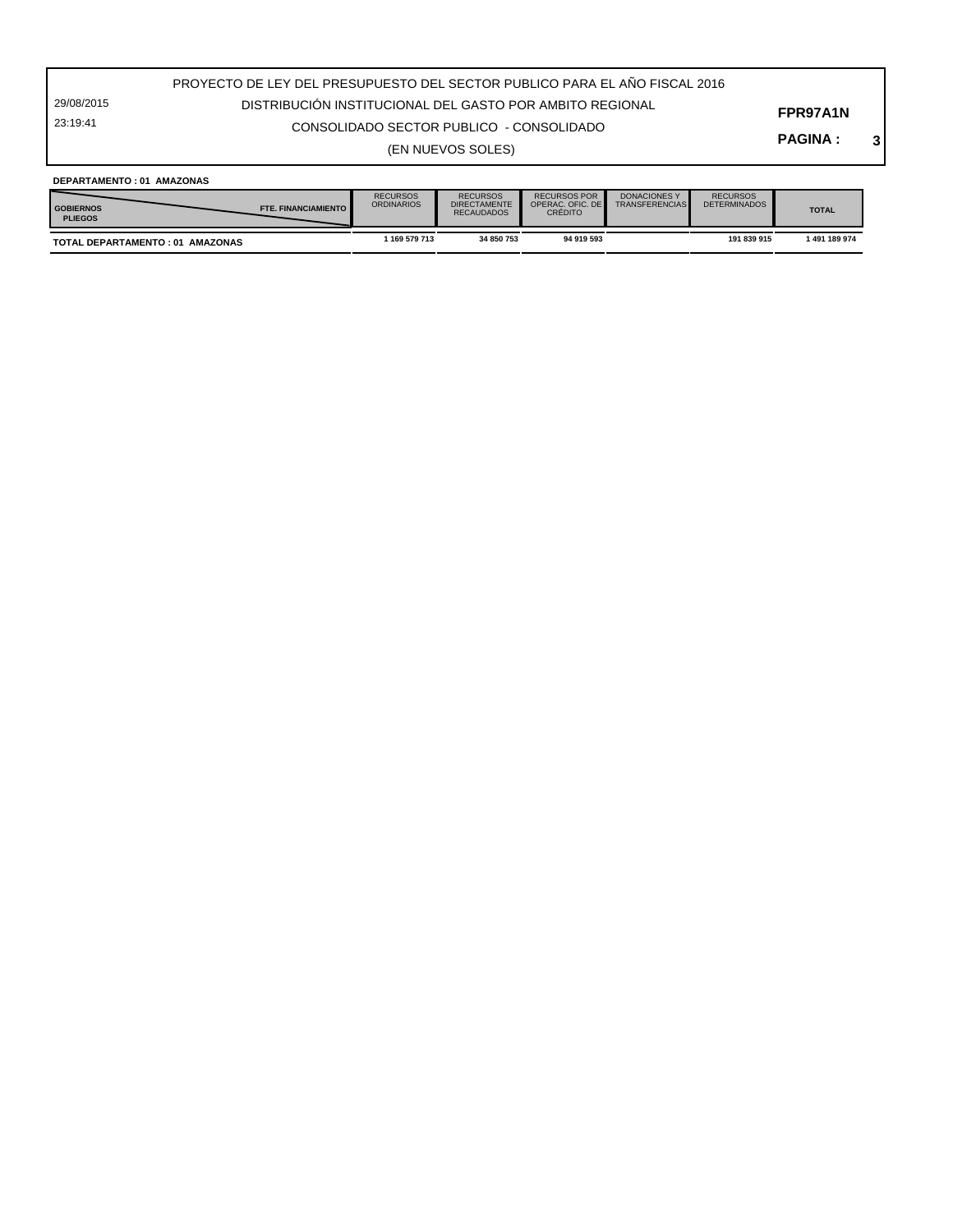PROYECTO DE LEY DEL PRESUPUESTO DEL SECTOR PUBLICO PARA EL AÑO FISCAL 2016

DISTRIBUCIÓN INSTITUCIONAL DEL GASTO POR AMBITO REGIONAL

CONSOLIDADO SECTOR PUBLICO - CONSOLIDADO

(EN NUEVOS SOLES)

29/08/2015

23:19:41

**FPR97A1N**

**PAGINA : 3**

**DEPARTAMENTO : 01 AMAZONAS**

| GOBIERNOS / PLIEGOS — FTE. FINANCIAMIENTO | RECURSOS ORDINARIOS | RECURSOS DIRECTAMENTE RECAUDADOS | RECURSOS POR OPERAC. OFIC. DE CRÉDITO | DONACIONES Y TRANSFERENCIAS | RECURSOS DETERMINADOS | TOTAL |
|---|---|---|---|---|---|---|
| **TOTAL DEPARTAMENTO : 01 AMAZONAS** | 1 169 579 713 | 34 850 753 | 94 919 593 | | 191 839 915 | 1 491 189 974 |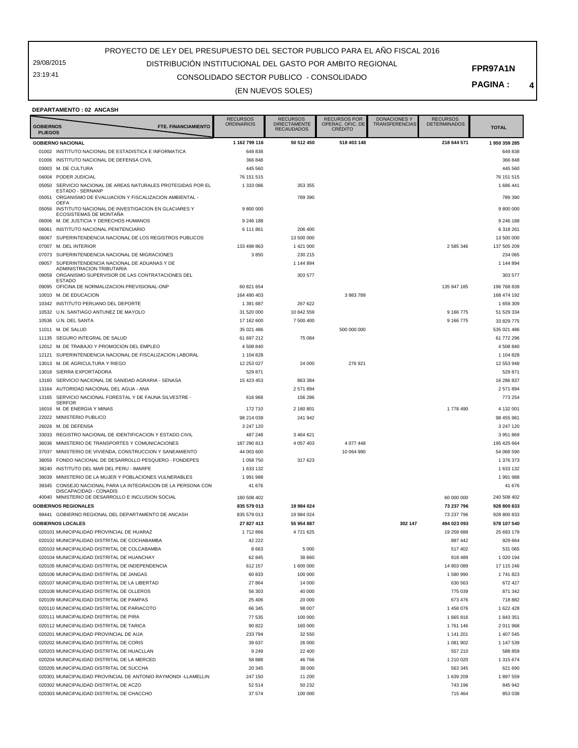PROYECTO DE LEY DEL PRESUPUESTO DEL SECTOR PUBLICO PARA EL AÑO FISCAL 2016

DISTRIBUCIÓN INSTITUCIONAL DEL GASTO POR AMBITO REGIONAL

CONSOLIDADO SECTOR PUBLICO - CONSOLIDADO

(EN NUEVOS SOLES)

29/08/2015

23:19:41

**FPR97A1N**

**DEPARTAMENTO : 02 ANCASH**

| GOBIERNOS / PLIEGOS — FTE. FINANCIAMIENTO | RECURSOS ORDINARIOS | RECURSOS DIRECTAMENTE RECAUDADOS | RECURSOS POR OPERAC. OFIC. DE CRÉDITO | DONACIONES Y TRANSFERENCIAS | RECURSOS DETERMINADOS | TOTAL |
|---|---|---|---|---|---|---|
| **GOBIERNO NACIONAL** | **1 162 799 116** | **50 512 450** | **518 403 148** | | **218 644 571** | **1 950 359 285** |
| 01002 INSTITUTO NACIONAL DE ESTADISTICA E INFORMATICA | 649 838 | | | | | 649 838 |
| 01006 INSTITUTO NACIONAL DE DEFENSA CIVIL | 366 848 | | | | | 366 848 |
| 03003 M. DE CULTURA | 445 560 | | | | | 445 560 |
| 04004 PODER JUDICIAL | 76 151 515 | | | | | 76 151 515 |
| 05050 SERVICIO NACIONAL DE AREAS NATURALES PROTEGIDAS POR EL ESTADO - SERNANP | 1 333 086 | 353 355 | | | | 1 686 441 |
| 05051 ORGANISMO DE EVALUACION Y FISCALIZACION AMBIENTAL - OEFA | | 789 390 | | | | 789 390 |
| 05056 INSTITUTO NACIONAL DE INVESTIGACION EN GLACIARES Y ECOSISTEMAS DE MONTAÑA | 9 800 000 | | | | | 9 800 000 |
| 06006 M. DE JUSTICIA Y DERECHOS HUMANOS | 9 246 188 | | | | | 9 246 188 |
| 06061 INSTITUTO NACIONAL PENITENCIARIO | 6 111 861 | 206 400 | | | | 6 318 261 |
| 06067 SUPERINTENDENCIA NACIONAL DE LOS REGISTROS PUBLICOS | | 13 500 000 | | | | 13 500 000 |
| 07007 M. DEL INTERIOR | 133 498 863 | 1 421 000 | | | 2 585 346 | 137 505 209 |
| 07073 SUPERINTENDENCIA NACIONAL DE MIGRACIONES | 3 850 | 230 215 | | | | 234 065 |
| 09057 SUPERINTENDENCIA NACIONAL DE ADUANAS Y DE ADMINISTRACION TRIBUTARIA | | 1 144 894 | | | | 1 144 894 |
| 09059 ORGANISMO SUPERVISOR DE LAS CONTRATACIONES DEL ESTADO | | 303 577 | | | | 303 577 |
| 09095 OFICINA DE NORMALIZACION PREVISIONAL-ONP | 60 821 654 | | | | 135 947 185 | 196 768 839 |
| 10010 M. DE EDUCACION | 164 490 403 | | 3 983 789 | | | 168 474 192 |
| 10342 INSTITUTO PERUANO DEL DEPORTE | 1 391 687 | 267 622 | | | | 1 659 309 |
| 10532 U.N. SANTIAGO ANTUNEZ DE MAYOLO | 31 520 000 | 10 842 559 | | | 9 166 775 | 51 529 334 |
| 10536 U.N. DEL SANTA | 17 162 600 | 7 500 400 | | | 9 166 775 | 33 829 775 |
| 11011 M. DE SALUD | 35 021 486 | | 500 000 000 | | | 535 021 486 |
| 11135 SEGURO INTEGRAL DE SALUD | 61 697 212 | 75 084 | | | | 61 772 296 |
| 12012 M. DE TRABAJO Y PROMOCION DEL EMPLEO | 4 508 840 | | | | | 4 508 840 |
| 12121 SUPERINTENDENCIA NACIONAL DE FISCALIZACION LABORAL | 1 104 828 | | | | | 1 104 828 |
| 13013 M. DE AGRICULTURA Y RIEGO | 12 253 027 | 24 000 | 276 921 | | | 12 553 948 |
| 13018 SIERRA EXPORTADORA | 529 871 | | | | | 529 871 |
| 13160 SERVICIO NACIONAL DE SANIDAD AGRARIA - SENASA | 15 423 453 | 863 384 | | | | 16 286 837 |
| 13164 AUTORIDAD NACIONAL DEL AGUA - ANA | | 2 571 894 | | | | 2 571 894 |
| 13165 SERVICIO NACIONAL FORESTAL Y DE FAUNA SILVESTRE - SERFOR | 616 968 | 156 286 | | | | 773 254 |
| 16016 M. DE ENERGIA Y MINAS | 172 710 | 2 180 801 | | | 1 778 490 | 4 132 001 |
| 22022 MINISTERIO PUBLICO | 98 214 039 | 241 942 | | | | 98 455 981 |
| 26026 M. DE DEFENSA | 3 247 120 | | | | | 3 247 120 |
| 33033 REGISTRO NACIONAL DE IDENTIFICACION Y ESTADO CIVIL | 487 248 | 3 464 621 | | | | 3 951 869 |
| 36036 MINISTERIO DE TRANSPORTES Y COMUNICACIONES | 187 290 813 | 4 057 403 | 4 077 448 | | | 195 425 664 |
| 37037 MINISTERIO DE VIVIENDA, CONSTRUCCION Y SANEAMIENTO | 44 003 600 | | 10 064 990 | | | 54 068 590 |
| 38059 FONDO NACIONAL DE DESARROLLO PESQUERO - FONDEPES | 1 058 750 | 317 623 | | | | 1 376 373 |
| 38240 INSTITUTO DEL MAR DEL PERU - IMARPE | 1 633 132 | | | | | 1 633 132 |
| 39039 MINISTERIO DE LA MUJER Y POBLACIONES VULNERABLES | 1 991 988 | | | | | 1 991 988 |
| 39345 CONSEJO NACIONAL PARA LA INTEGRACION DE LA PERSONA CON DISCAPACIDAD - CONADIS | 41 676 | | | | | 41 676 |
| 40040 MINISTERIO DE DESARROLLO E INCLUSION SOCIAL | 180 508 402 | | | | 60 000 000 | 240 508 402 |
| **GOBIERNOS REGIONALES** | **835 579 013** | **19 984 024** | | | **73 237 796** | **928 800 833** |
| 99441 GOBIERNO REGIONAL DEL DEPARTAMENTO DE ANCASH | 835 579 013 | 19 984 024 | | | 73 237 796 | 928 800 833 |
| **GOBIERNOS LOCALES** | **27 827 413** | **55 954 887** | | **302 147** | **494 023 093** | **578 107 540** |
| 020101 MUNICIPALIDAD PROVINCIAL DE HUARAZ | 1 712 866 | 4 721 625 | | | 19 258 688 | 25 693 179 |
| 020102 MUNICIPALIDAD DISTRITAL DE COCHABAMBA | 42 222 | | | | 887 442 | 929 664 |
| 020103 MUNICIPALIDAD DISTRITAL DE COLCABAMBA | 8 663 | 5 000 | | | 517 402 | 531 065 |
| 020104 MUNICIPALIDAD DISTRITAL DE HUANCHAY | 62 845 | 38 860 | | | 918 489 | 1 020 194 |
| 020105 MUNICIPALIDAD DISTRITAL DE INDEPENDENCIA | 612 157 | 1 600 000 | | | 14 903 089 | 17 115 246 |
| 020106 MUNICIPALIDAD DISTRITAL DE JANGAS | 60 833 | 100 000 | | | 1 580 990 | 1 741 823 |
| 020107 MUNICIPALIDAD DISTRITAL DE LA LIBERTAD | 27 864 | 14 000 | | | 630 563 | 672 427 |
| 020108 MUNICIPALIDAD DISTRITAL DE OLLEROS | 56 303 | 40 000 | | | 775 039 | 871 342 |
| 020109 MUNICIPALIDAD DISTRITAL DE PAMPAS | 25 406 | 20 000 | | | 673 476 | 718 882 |
| 020110 MUNICIPALIDAD DISTRITAL DE PARIACOTO | 66 345 | 98 007 | | | 1 458 076 | 1 622 428 |
| 020111 MUNICIPALIDAD DISTRITAL DE PIRA | 77 535 | 100 000 | | | 1 665 816 | 1 843 351 |
| 020112 MUNICIPALIDAD DISTRITAL DE TARICA | 90 822 | 160 000 | | | 1 761 146 | 2 011 968 |
| 020201 MUNICIPALIDAD PROVINCIAL DE AIJA | 233 794 | 32 550 | | | 1 141 201 | 1 407 545 |
| 020202 MUNICIPALIDAD DISTRITAL DE CORIS | 39 637 | 26 000 | | | 1 081 902 | 1 147 539 |
| 020203 MUNICIPALIDAD DISTRITAL DE HUACLLAN | 9 249 | 22 400 | | | 557 210 | 588 859 |
| 020204 MUNICIPALIDAD DISTRITAL DE LA MERCED | 58 888 | 46 766 | | | 1 210 020 | 1 315 674 |
| 020205 MUNICIPALIDAD DISTRITAL DE SUCCHA | 20 345 | 38 000 | | | 563 345 | 621 690 |
| 020301 MUNICIPALIDAD PROVINCIAL DE ANTONIO RAYMONDI -LLAMELLIN | 247 150 | 11 200 | | | 1 639 209 | 1 897 559 |
| 020302 MUNICIPALIDAD DISTRITAL DE ACZO | 52 514 | 50 232 | | | 743 196 | 845 942 |
| 020303 MUNICIPALIDAD DISTRITAL DE CHACCHO | 37 574 | 100 000 | | | 715 464 | 853 038 |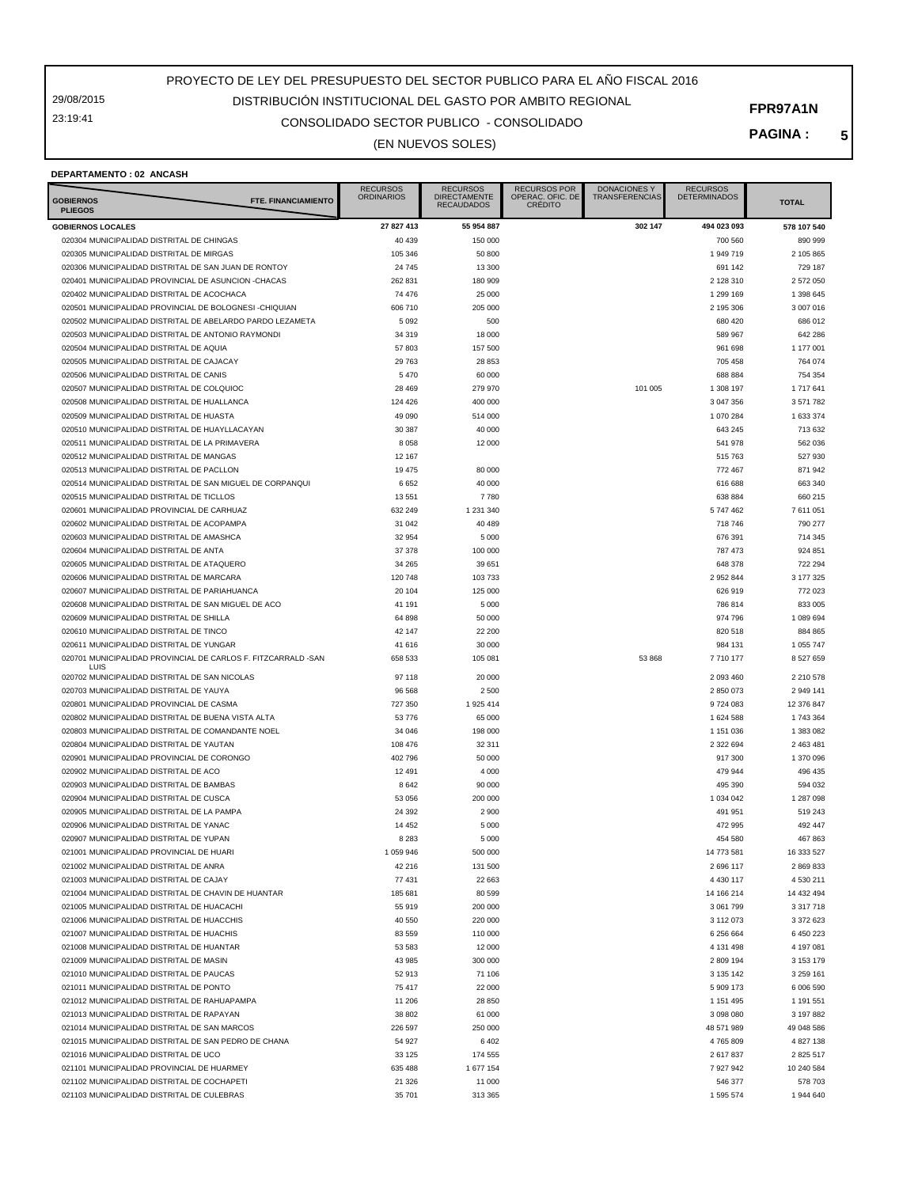PROYECTO DE LEY DEL PRESUPUESTO DEL SECTOR PUBLICO PARA EL AÑO FISCAL 2016

DISTRIBUCIÓN INSTITUCIONAL DEL GASTO POR AMBITO REGIONAL

CONSOLIDADO SECTOR PUBLICO - CONSOLIDADO

(EN NUEVOS SOLES)

29/08/2015
23:19:41

FPR97A1N

**DEPARTAMENTO : 02 ANCASH**

| GOBIERNOS / PLIEGOS — FTE. FINANCIAMIENTO | RECURSOS ORDINARIOS | RECURSOS DIRECTAMENTE RECAUDADOS | RECURSOS POR OPERAC. OFIC. DE CRÉDITO | DONACIONES Y TRANSFERENCIAS | RECURSOS DETERMINADOS | TOTAL |
|---|---|---|---|---|---|---|
| **GOBIERNOS LOCALES** | **27 827 413** | **55 954 887** | | **302 147** | **494 023 093** | **578 107 540** |
| 020304 MUNICIPALIDAD DISTRITAL DE CHINGAS | 40 439 | 150 000 | | | 700 560 | 890 999 |
| 020305 MUNICIPALIDAD DISTRITAL DE MIRGAS | 105 346 | 50 800 | | | 1 949 719 | 2 105 865 |
| 020306 MUNICIPALIDAD DISTRITAL DE SAN JUAN DE RONTOY | 24 745 | 13 300 | | | 691 142 | 729 187 |
| 020401 MUNICIPALIDAD PROVINCIAL DE ASUNCION -CHACAS | 262 831 | 180 909 | | | 2 128 310 | 2 572 050 |
| 020402 MUNICIPALIDAD DISTRITAL DE ACOCHACA | 74 476 | 25 000 | | | 1 299 169 | 1 398 645 |
| 020501 MUNICIPALIDAD PROVINCIAL DE BOLOGNESI -CHIQUIAN | 606 710 | 205 000 | | | 2 195 306 | 3 007 016 |
| 020502 MUNICIPALIDAD DISTRITAL DE ABELARDO PARDO LEZAMETA | 5 092 | 500 | | | 680 420 | 686 012 |
| 020503 MUNICIPALIDAD DISTRITAL DE ANTONIO RAYMONDI | 34 319 | 18 000 | | | 589 967 | 642 286 |
| 020504 MUNICIPALIDAD DISTRITAL DE AQUIA | 57 803 | 157 500 | | | 961 698 | 1 177 001 |
| 020505 MUNICIPALIDAD DISTRITAL DE CAJACAY | 29 763 | 28 853 | | | 705 458 | 764 074 |
| 020506 MUNICIPALIDAD DISTRITAL DE CANIS | 5 470 | 60 000 | | | 688 884 | 754 354 |
| 020507 MUNICIPALIDAD DISTRITAL DE COLQUIOC | 28 469 | 279 970 | | 101 005 | 1 308 197 | 1 717 641 |
| 020508 MUNICIPALIDAD DISTRITAL DE HUALLANCA | 124 426 | 400 000 | | | 3 047 356 | 3 571 782 |
| 020509 MUNICIPALIDAD DISTRITAL DE HUASTA | 49 090 | 514 000 | | | 1 070 284 | 1 633 374 |
| 020510 MUNICIPALIDAD DISTRITAL DE HUAYLLACAYAN | 30 387 | 40 000 | | | 643 245 | 713 632 |
| 020511 MUNICIPALIDAD DISTRITAL DE LA PRIMAVERA | 8 058 | 12 000 | | | 541 978 | 562 036 |
| 020512 MUNICIPALIDAD DISTRITAL DE MANGAS | 12 167 | | | | 515 763 | 527 930 |
| 020513 MUNICIPALIDAD DISTRITAL DE PACLLON | 19 475 | 80 000 | | | 772 467 | 871 942 |
| 020514 MUNICIPALIDAD DISTRITAL DE SAN MIGUEL DE CORPANQUI | 6 652 | 40 000 | | | 616 688 | 663 340 |
| 020515 MUNICIPALIDAD DISTRITAL DE TICLLOS | 13 551 | 7 780 | | | 638 884 | 660 215 |
| 020601 MUNICIPALIDAD PROVINCIAL DE CARHUAZ | 632 249 | 1 231 340 | | | 5 747 462 | 7 611 051 |
| 020602 MUNICIPALIDAD DISTRITAL DE ACOPAMPA | 31 042 | 40 489 | | | 718 746 | 790 277 |
| 020603 MUNICIPALIDAD DISTRITAL DE AMASHCA | 32 954 | 5 000 | | | 676 391 | 714 345 |
| 020604 MUNICIPALIDAD DISTRITAL DE ANTA | 37 378 | 100 000 | | | 787 473 | 924 851 |
| 020605 MUNICIPALIDAD DISTRITAL DE ATAQUERO | 34 265 | 39 651 | | | 648 378 | 722 294 |
| 020606 MUNICIPALIDAD DISTRITAL DE MARCARA | 120 748 | 103 733 | | | 2 952 844 | 3 177 325 |
| 020607 MUNICIPALIDAD DISTRITAL DE PARIAHUANCA | 20 104 | 125 000 | | | 626 919 | 772 023 |
| 020608 MUNICIPALIDAD DISTRITAL DE SAN MIGUEL DE ACO | 41 191 | 5 000 | | | 786 814 | 833 005 |
| 020609 MUNICIPALIDAD DISTRITAL DE SHILLA | 64 898 | 50 000 | | | 974 796 | 1 089 694 |
| 020610 MUNICIPALIDAD DISTRITAL DE TINCO | 42 147 | 22 200 | | | 820 518 | 884 865 |
| 020611 MUNICIPALIDAD DISTRITAL DE YUNGAR | 41 616 | 30 000 | | | 984 131 | 1 055 747 |
| 020701 MUNICIPALIDAD PROVINCIAL DE CARLOS F. FITZCARRALD -SAN LUIS | 658 533 | 105 081 | | 53 868 | 7 710 177 | 8 527 659 |
| 020702 MUNICIPALIDAD DISTRITAL DE SAN NICOLAS | 97 118 | 20 000 | | | 2 093 460 | 2 210 578 |
| 020703 MUNICIPALIDAD DISTRITAL DE YAUYA | 96 568 | 2 500 | | | 2 850 073 | 2 949 141 |
| 020801 MUNICIPALIDAD PROVINCIAL DE CASMA | 727 350 | 1 925 414 | | | 9 724 083 | 12 376 847 |
| 020802 MUNICIPALIDAD DISTRITAL DE BUENA VISTA ALTA | 53 776 | 65 000 | | | 1 624 588 | 1 743 364 |
| 020803 MUNICIPALIDAD DISTRITAL DE COMANDANTE NOEL | 34 046 | 198 000 | | | 1 151 036 | 1 383 082 |
| 020804 MUNICIPALIDAD DISTRITAL DE YAUTAN | 108 476 | 32 311 | | | 2 322 694 | 2 463 481 |
| 020901 MUNICIPALIDAD PROVINCIAL DE CORONGO | 402 796 | 50 000 | | | 917 300 | 1 370 096 |
| 020902 MUNICIPALIDAD DISTRITAL DE ACO | 12 491 | 4 000 | | | 479 944 | 496 435 |
| 020903 MUNICIPALIDAD DISTRITAL DE BAMBAS | 8 642 | 90 000 | | | 495 390 | 594 032 |
| 020904 MUNICIPALIDAD DISTRITAL DE CUSCA | 53 056 | 200 000 | | | 1 034 042 | 1 287 098 |
| 020905 MUNICIPALIDAD DISTRITAL DE LA PAMPA | 24 392 | 2 900 | | | 491 951 | 519 243 |
| 020906 MUNICIPALIDAD DISTRITAL DE YANAC | 14 452 | 5 000 | | | 472 995 | 492 447 |
| 020907 MUNICIPALIDAD DISTRITAL DE YUPAN | 8 283 | 5 000 | | | 454 580 | 467 863 |
| 021001 MUNICIPALIDAD PROVINCIAL DE HUARI | 1 059 946 | 500 000 | | | 14 773 581 | 16 333 527 |
| 021002 MUNICIPALIDAD DISTRITAL DE ANRA | 42 216 | 131 500 | | | 2 696 117 | 2 869 833 |
| 021003 MUNICIPALIDAD DISTRITAL DE CAJAY | 77 431 | 22 663 | | | 4 430 117 | 4 530 211 |
| 021004 MUNICIPALIDAD DISTRITAL DE CHAVIN DE HUANTAR | 185 681 | 80 599 | | | 14 166 214 | 14 432 494 |
| 021005 MUNICIPALIDAD DISTRITAL DE HUACACHI | 55 919 | 200 000 | | | 3 061 799 | 3 317 718 |
| 021006 MUNICIPALIDAD DISTRITAL DE HUACCHIS | 40 550 | 220 000 | | | 3 112 073 | 3 372 623 |
| 021007 MUNICIPALIDAD DISTRITAL DE HUACHIS | 83 559 | 110 000 | | | 6 256 664 | 6 450 223 |
| 021008 MUNICIPALIDAD DISTRITAL DE HUANTAR | 53 583 | 12 000 | | | 4 131 498 | 4 197 081 |
| 021009 MUNICIPALIDAD DISTRITAL DE MASIN | 43 985 | 300 000 | | | 2 809 194 | 3 153 179 |
| 021010 MUNICIPALIDAD DISTRITAL DE PAUCAS | 52 913 | 71 106 | | | 3 135 142 | 3 259 161 |
| 021011 MUNICIPALIDAD DISTRITAL DE PONTO | 75 417 | 22 000 | | | 5 909 173 | 6 006 590 |
| 021012 MUNICIPALIDAD DISTRITAL DE RAHUAPAMPA | 11 206 | 28 850 | | | 1 151 495 | 1 191 551 |
| 021013 MUNICIPALIDAD DISTRITAL DE RAPAYAN | 38 802 | 61 000 | | | 3 098 080 | 3 197 882 |
| 021014 MUNICIPALIDAD DISTRITAL DE SAN MARCOS | 226 597 | 250 000 | | | 48 571 989 | 49 048 586 |
| 021015 MUNICIPALIDAD DISTRITAL DE SAN PEDRO DE CHANA | 54 927 | 6 402 | | | 4 765 809 | 4 827 138 |
| 021016 MUNICIPALIDAD DISTRITAL DE UCO | 33 125 | 174 555 | | | 2 617 837 | 2 825 517 |
| 021101 MUNICIPALIDAD PROVINCIAL DE HUARMEY | 635 488 | 1 677 154 | | | 7 927 942 | 10 240 584 |
| 021102 MUNICIPALIDAD DISTRITAL DE COCHAPETI | 21 326 | 11 000 | | | 546 377 | 578 703 |
| 021103 MUNICIPALIDAD DISTRITAL DE CULEBRAS | 35 701 | 313 365 | | | 1 595 574 | 1 944 640 |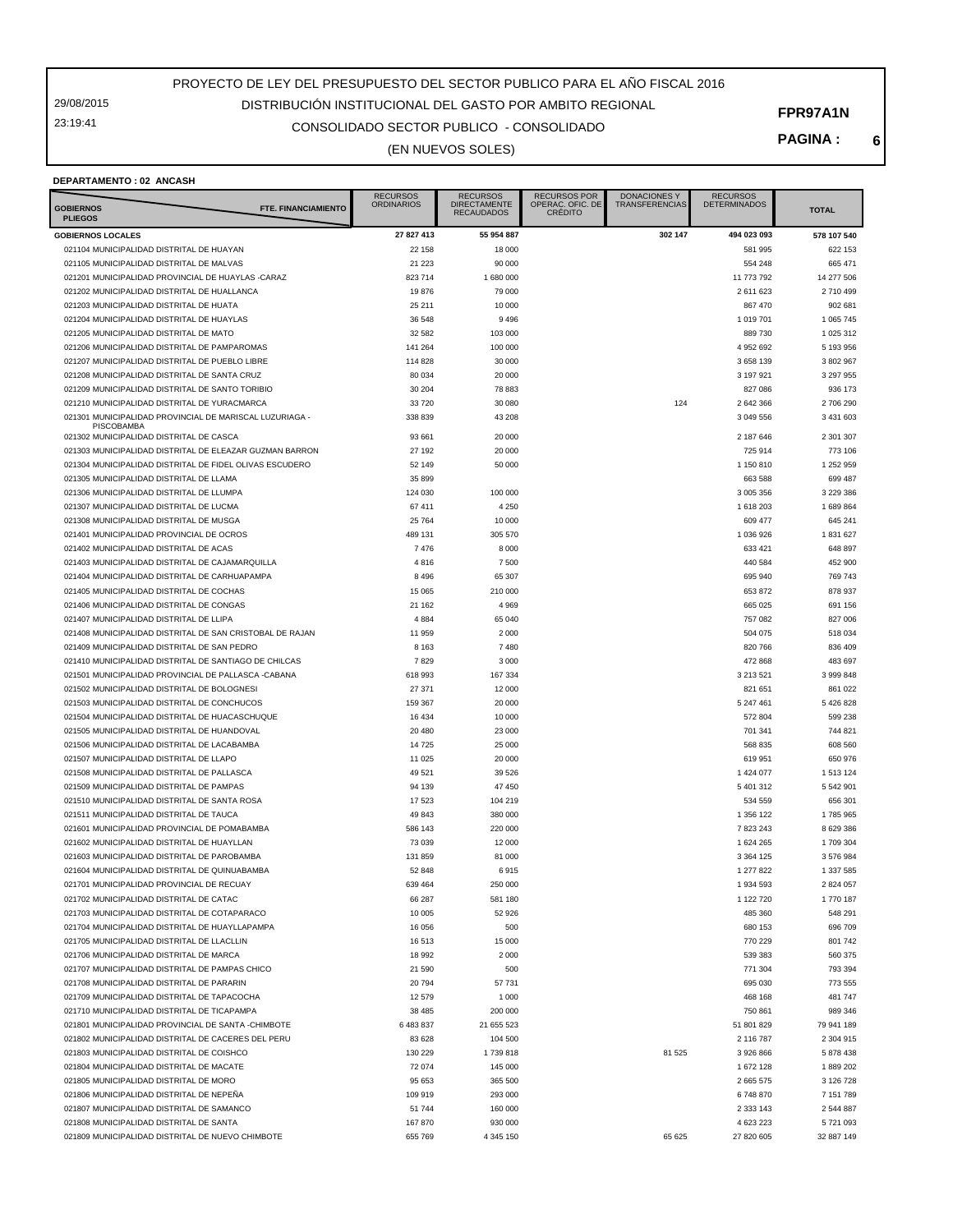# PROYECTO DE LEY DEL PRESUPUESTO DEL SECTOR PUBLICO PARA EL AÑO FISCAL 2016

29/08/2015
23:19:41

DISTRIBUCIÓN INSTITUCIONAL DEL GASTO POR AMBITO REGIONAL

CONSOLIDADO SECTOR PUBLICO - CONSOLIDADO

(EN NUEVOS SOLES)

**FPR97A1N**

**PAGINA : 6**

**DEPARTAMENTO : 02 ANCASH**

| GOBIERNOS / PLIEGOS — FTE. FINANCIAMIENTO | RECURSOS ORDINARIOS | RECURSOS DIRECTAMENTE RECAUDADOS | RECURSOS POR OPERAC. OFIC. DE CRÉDITO | DONACIONES Y TRANSFERENCIAS | RECURSOS DETERMINADOS | TOTAL |
|---|---|---|---|---|---|---|
| **GOBIERNOS LOCALES** | **27 827 413** | **55 954 887** | | **302 147** | **494 023 093** | **578 107 540** |
| 021104 MUNICIPALIDAD DISTRITAL DE HUAYAN | 22 158 | 18 000 | | | 581 995 | 622 153 |
| 021105 MUNICIPALIDAD DISTRITAL DE MALVAS | 21 223 | 90 000 | | | 554 248 | 665 471 |
| 021201 MUNICIPALIDAD PROVINCIAL DE HUAYLAS -CARAZ | 823 714 | 1 680 000 | | | 11 773 792 | 14 277 506 |
| 021202 MUNICIPALIDAD DISTRITAL DE HUALLANCA | 19 876 | 79 000 | | | 2 611 623 | 2 710 499 |
| 021203 MUNICIPALIDAD DISTRITAL DE HUATA | 25 211 | 10 000 | | | 867 470 | 902 681 |
| 021204 MUNICIPALIDAD DISTRITAL DE HUAYLAS | 36 548 | 9 496 | | | 1 019 701 | 1 065 745 |
| 021205 MUNICIPALIDAD DISTRITAL DE MATO | 32 582 | 103 000 | | | 889 730 | 1 025 312 |
| 021206 MUNICIPALIDAD DISTRITAL DE PAMPAROMAS | 141 264 | 100 000 | | | 4 952 692 | 5 193 956 |
| 021207 MUNICIPALIDAD DISTRITAL DE PUEBLO LIBRE | 114 828 | 30 000 | | | 3 658 139 | 3 802 967 |
| 021208 MUNICIPALIDAD DISTRITAL DE SANTA CRUZ | 80 034 | 20 000 | | | 3 197 921 | 3 297 955 |
| 021209 MUNICIPALIDAD DISTRITAL DE SANTO TORIBIO | 30 204 | 78 883 | | | 827 086 | 936 173 |
| 021210 MUNICIPALIDAD DISTRITAL DE YURACMARCA | 33 720 | 30 080 | | 124 | 2 642 366 | 2 706 290 |
| 021301 MUNICIPALIDAD PROVINCIAL DE MARISCAL LUZURIAGA - PISCOBAMBA | 338 839 | 43 208 | | | 3 049 556 | 3 431 603 |
| 021302 MUNICIPALIDAD DISTRITAL DE CASCA | 93 661 | 20 000 | | | 2 187 646 | 2 301 307 |
| 021303 MUNICIPALIDAD DISTRITAL DE ELEAZAR GUZMAN BARRON | 27 192 | 20 000 | | | 725 914 | 773 106 |
| 021304 MUNICIPALIDAD DISTRITAL DE FIDEL OLIVAS ESCUDERO | 52 149 | 50 000 | | | 1 150 810 | 1 252 959 |
| 021305 MUNICIPALIDAD DISTRITAL DE LLAMA | 35 899 | | | | 663 588 | 699 487 |
| 021306 MUNICIPALIDAD DISTRITAL DE LLUMPA | 124 030 | 100 000 | | | 3 005 356 | 3 229 386 |
| 021307 MUNICIPALIDAD DISTRITAL DE LUCMA | 67 411 | 4 250 | | | 1 618 203 | 1 689 864 |
| 021308 MUNICIPALIDAD DISTRITAL DE MUSGA | 25 764 | 10 000 | | | 609 477 | 645 241 |
| 021401 MUNICIPALIDAD PROVINCIAL DE OCROS | 489 131 | 305 570 | | | 1 036 926 | 1 831 627 |
| 021402 MUNICIPALIDAD DISTRITAL DE ACAS | 7 476 | 8 000 | | | 633 421 | 648 897 |
| 021403 MUNICIPALIDAD DISTRITAL DE CAJAMARQUILLA | 4 816 | 7 500 | | | 440 584 | 452 900 |
| 021404 MUNICIPALIDAD DISTRITAL DE CARHUAPAMPA | 8 496 | 65 307 | | | 695 940 | 769 743 |
| 021405 MUNICIPALIDAD DISTRITAL DE COCHAS | 15 065 | 210 000 | | | 653 872 | 878 937 |
| 021406 MUNICIPALIDAD DISTRITAL DE CONGAS | 21 162 | 4 969 | | | 665 025 | 691 156 |
| 021407 MUNICIPALIDAD DISTRITAL DE LLIPA | 4 884 | 65 040 | | | 757 082 | 827 006 |
| 021408 MUNICIPALIDAD DISTRITAL DE SAN CRISTOBAL DE RAJAN | 11 959 | 2 000 | | | 504 075 | 518 034 |
| 021409 MUNICIPALIDAD DISTRITAL DE SAN PEDRO | 8 163 | 7 480 | | | 820 766 | 836 409 |
| 021410 MUNICIPALIDAD DISTRITAL DE SANTIAGO DE CHILCAS | 7 829 | 3 000 | | | 472 868 | 483 697 |
| 021501 MUNICIPALIDAD PROVINCIAL DE PALLASCA -CABANA | 618 993 | 167 334 | | | 3 213 521 | 3 999 848 |
| 021502 MUNICIPALIDAD DISTRITAL DE BOLOGNESI | 27 371 | 12 000 | | | 821 651 | 861 022 |
| 021503 MUNICIPALIDAD DISTRITAL DE CONCHUCOS | 159 367 | 20 000 | | | 5 247 461 | 5 426 828 |
| 021504 MUNICIPALIDAD DISTRITAL DE HUACASCHUQUE | 16 434 | 10 000 | | | 572 804 | 599 238 |
| 021505 MUNICIPALIDAD DISTRITAL DE HUANDOVAL | 20 480 | 23 000 | | | 701 341 | 744 821 |
| 021506 MUNICIPALIDAD DISTRITAL DE LACABAMBA | 14 725 | 25 000 | | | 568 835 | 608 560 |
| 021507 MUNICIPALIDAD DISTRITAL DE LLAPO | 11 025 | 20 000 | | | 619 951 | 650 976 |
| 021508 MUNICIPALIDAD DISTRITAL DE PALLASCA | 49 521 | 39 526 | | | 1 424 077 | 1 513 124 |
| 021509 MUNICIPALIDAD DISTRITAL DE PAMPAS | 94 139 | 47 450 | | | 5 401 312 | 5 542 901 |
| 021510 MUNICIPALIDAD DISTRITAL DE SANTA ROSA | 17 523 | 104 219 | | | 534 559 | 656 301 |
| 021511 MUNICIPALIDAD DISTRITAL DE TAUCA | 49 843 | 380 000 | | | 1 356 122 | 1 785 965 |
| 021601 MUNICIPALIDAD PROVINCIAL DE POMABAMBA | 586 143 | 220 000 | | | 7 823 243 | 8 629 386 |
| 021602 MUNICIPALIDAD DISTRITAL DE HUAYLLAN | 73 039 | 12 000 | | | 1 624 265 | 1 709 304 |
| 021603 MUNICIPALIDAD DISTRITAL DE PAROBAMBA | 131 859 | 81 000 | | | 3 364 125 | 3 576 984 |
| 021604 MUNICIPALIDAD DISTRITAL DE QUINUABAMBA | 52 848 | 6 915 | | | 1 277 822 | 1 337 585 |
| 021701 MUNICIPALIDAD PROVINCIAL DE RECUAY | 639 464 | 250 000 | | | 1 934 593 | 2 824 057 |
| 021702 MUNICIPALIDAD DISTRITAL DE CATAC | 66 287 | 581 180 | | | 1 122 720 | 1 770 187 |
| 021703 MUNICIPALIDAD DISTRITAL DE COTAPARACO | 10 005 | 52 926 | | | 485 360 | 548 291 |
| 021704 MUNICIPALIDAD DISTRITAL DE HUAYLLAPAMPA | 16 056 | 500 | | | 680 153 | 696 709 |
| 021705 MUNICIPALIDAD DISTRITAL DE LLACLLIN | 16 513 | 15 000 | | | 770 229 | 801 742 |
| 021706 MUNICIPALIDAD DISTRITAL DE MARCA | 18 992 | 2 000 | | | 539 383 | 560 375 |
| 021707 MUNICIPALIDAD DISTRITAL DE PAMPAS CHICO | 21 590 | 500 | | | 771 304 | 793 394 |
| 021708 MUNICIPALIDAD DISTRITAL DE PARARIN | 20 794 | 57 731 | | | 695 030 | 773 555 |
| 021709 MUNICIPALIDAD DISTRITAL DE TAPACOCHA | 12 579 | 1 000 | | | 468 168 | 481 747 |
| 021710 MUNICIPALIDAD DISTRITAL DE TICAPAMPA | 38 485 | 200 000 | | | 750 861 | 989 346 |
| 021801 MUNICIPALIDAD PROVINCIAL DE SANTA -CHIMBOTE | 6 483 837 | 21 655 523 | | | 51 801 829 | 79 941 189 |
| 021802 MUNICIPALIDAD DISTRITAL DE CACERES DEL PERU | 83 628 | 104 500 | | | 2 116 787 | 2 304 915 |
| 021803 MUNICIPALIDAD DISTRITAL DE COISHCO | 130 229 | 1 739 818 | | 81 525 | 3 926 866 | 5 878 438 |
| 021804 MUNICIPALIDAD DISTRITAL DE MACATE | 72 074 | 145 000 | | | 1 672 128 | 1 889 202 |
| 021805 MUNICIPALIDAD DISTRITAL DE MORO | 95 653 | 365 500 | | | 2 665 575 | 3 126 728 |
| 021806 MUNICIPALIDAD DISTRITAL DE NEPEÑA | 109 919 | 293 000 | | | 6 748 870 | 7 151 789 |
| 021807 MUNICIPALIDAD DISTRITAL DE SAMANCO | 51 744 | 160 000 | | | 2 333 143 | 2 544 887 |
| 021808 MUNICIPALIDAD DISTRITAL DE SANTA | 167 870 | 930 000 | | | 4 623 223 | 5 721 093 |
| 021809 MUNICIPALIDAD DISTRITAL DE NUEVO CHIMBOTE | 655 769 | 4 345 150 | | 65 625 | 27 820 605 | 32 887 149 |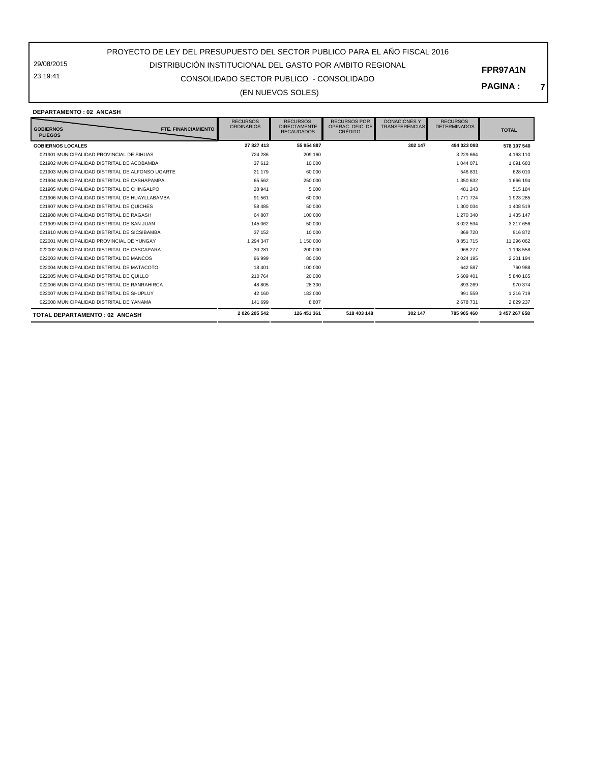PROYECTO DE LEY DEL PRESUPUESTO DEL SECTOR PUBLICO PARA EL AÑO FISCAL 2016

DISTRIBUCIÓN INSTITUCIONAL DEL GASTO POR AMBITO REGIONAL

CONSOLIDADO SECTOR PUBLICO - CONSOLIDADO

(EN NUEVOS SOLES)

29/08/2015
23:19:41

**FPR97A1N**

**DEPARTAMENTO : 02 ANCASH**

| GOBIERNOS / PLIEGOS — FTE. FINANCIAMIENTO | RECURSOS ORDINARIOS | RECURSOS DIRECTAMENTE RECAUDADOS | RECURSOS POR OPERAC. OFIC. DE CRÉDITO | DONACIONES Y TRANSFERENCIAS | RECURSOS DETERMINADOS | TOTAL |
|---|---|---|---|---|---|---|
| **GOBIERNOS LOCALES** | **27 827 413** | **55 954 887** | | **302 147** | **494 023 093** | **578 107 540** |
| 021901 MUNICIPALIDAD PROVINCIAL DE SIHUAS | 724 286 | 209 160 | | | 3 229 664 | 4 163 110 |
| 021902 MUNICIPALIDAD DISTRITAL DE ACOBAMBA | 37 612 | 10 000 | | | 1 044 071 | 1 091 683 |
| 021903 MUNICIPALIDAD DISTRITAL DE ALFONSO UGARTE | 21 179 | 60 000 | | | 546 831 | 628 010 |
| 021904 MUNICIPALIDAD DISTRITAL DE CASHAPAMPA | 65 562 | 250 000 | | | 1 350 632 | 1 666 194 |
| 021905 MUNICIPALIDAD DISTRITAL DE CHINGALPO | 28 941 | 5 000 | | | 481 243 | 515 184 |
| 021906 MUNICIPALIDAD DISTRITAL DE HUAYLLABAMBA | 91 561 | 60 000 | | | 1 771 724 | 1 923 285 |
| 021907 MUNICIPALIDAD DISTRITAL DE QUICHES | 58 485 | 50 000 | | | 1 300 034 | 1 408 519 |
| 021908 MUNICIPALIDAD DISTRITAL DE RAGASH | 64 807 | 100 000 | | | 1 270 340 | 1 435 147 |
| 021909 MUNICIPALIDAD DISTRITAL DE SAN JUAN | 145 062 | 50 000 | | | 3 022 594 | 3 217 656 |
| 021910 MUNICIPALIDAD DISTRITAL DE SICSIBAMBA | 37 152 | 10 000 | | | 869 720 | 916 872 |
| 022001 MUNICIPALIDAD PROVINCIAL DE YUNGAY | 1 294 347 | 1 150 000 | | | 8 851 715 | 11 296 062 |
| 022002 MUNICIPALIDAD DISTRITAL DE CASCAPARA | 30 281 | 200 000 | | | 968 277 | 1 198 558 |
| 022003 MUNICIPALIDAD DISTRITAL DE MANCOS | 96 999 | 80 000 | | | 2 024 195 | 2 201 194 |
| 022004 MUNICIPALIDAD DISTRITAL DE MATACOTO | 18 401 | 100 000 | | | 642 587 | 760 988 |
| 022005 MUNICIPALIDAD DISTRITAL DE QUILLO | 210 764 | 20 000 | | | 5 609 401 | 5 840 165 |
| 022006 MUNICIPALIDAD DISTRITAL DE RANRAHIRCA | 48 805 | 28 300 | | | 893 269 | 970 374 |
| 022007 MUNICIPALIDAD DISTRITAL DE SHUPLUY | 42 160 | 183 000 | | | 991 559 | 1 216 719 |
| 022008 MUNICIPALIDAD DISTRITAL DE YANAMA | 141 699 | 8 807 | | | 2 678 731 | 2 829 237 |
| **TOTAL DEPARTAMENTO : 02 ANCASH** | **2 026 205 542** | **126 451 361** | **518 403 148** | **302 147** | **785 905 460** | **3 457 267 658** |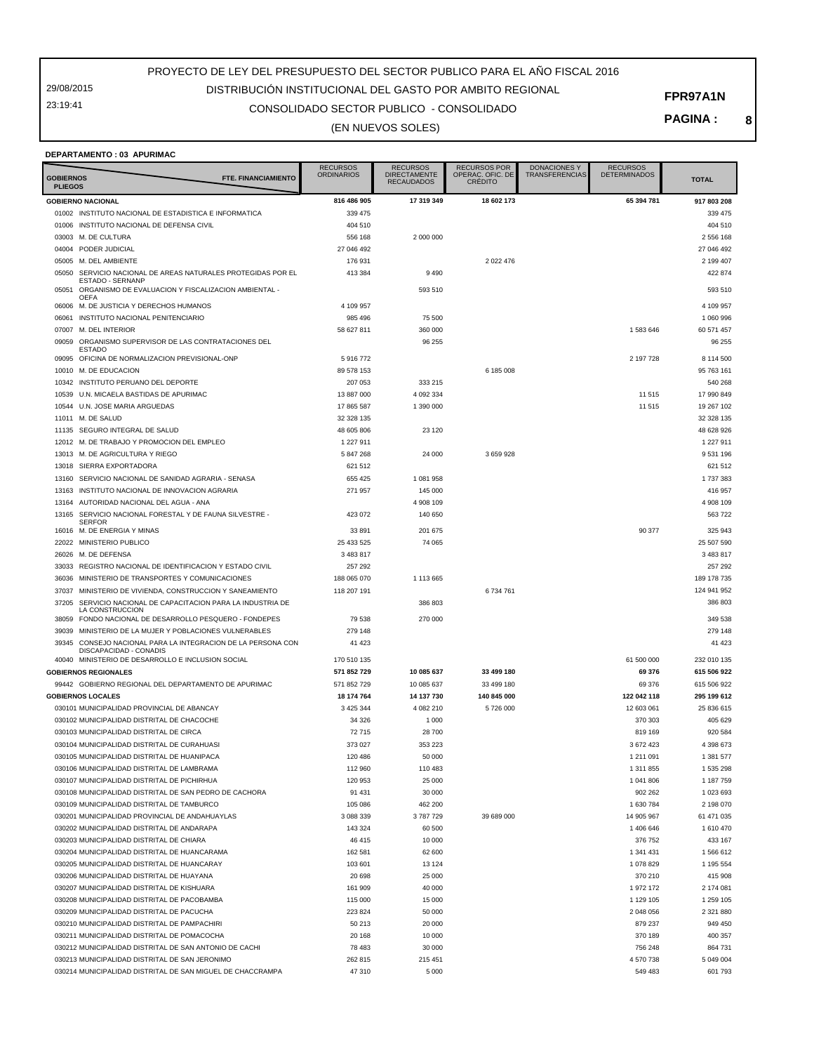PROYECTO DE LEY DEL PRESUPUESTO DEL SECTOR PUBLICO PARA EL AÑO FISCAL 2016

DISTRIBUCIÓN INSTITUCIONAL DEL GASTO POR AMBITO REGIONAL

CONSOLIDADO SECTOR PUBLICO - CONSOLIDADO

(EN NUEVOS SOLES)

29/08/2015

23:19:41

**FPR97A1N**

**DEPARTAMENTO : 03 APURIMAC**

| GOBIERNOS / PLIEGOS — FTE. FINANCIAMIENTO | RECURSOS ORDINARIOS | RECURSOS DIRECTAMENTE RECAUDADOS | RECURSOS POR OPERAC. OFIC. DE CREDITO | DONACIONES Y TRANSFERENCIAS | RECURSOS DETERMINADOS | TOTAL |
|---|---|---|---|---|---|---|
| **GOBIERNO NACIONAL** | **816 486 905** | **17 319 349** | **18 602 173** | | **65 394 781** | **917 803 208** |
| 01002 INSTITUTO NACIONAL DE ESTADISTICA E INFORMATICA | 339 475 | | | | | 339 475 |
| 01006 INSTITUTO NACIONAL DE DEFENSA CIVIL | 404 510 | | | | | 404 510 |
| 03003 M. DE CULTURA | 556 168 | 2 000 000 | | | | 2 556 168 |
| 04004 PODER JUDICIAL | 27 046 492 | | | | | 27 046 492 |
| 05005 M. DEL AMBIENTE | 176 931 | | 2 022 476 | | | 2 199 407 |
| 05050 SERVICIO NACIONAL DE AREAS NATURALES PROTEGIDAS POR EL ESTADO - SERNANP | 413 384 | 9 490 | | | | 422 874 |
| 05051 ORGANISMO DE EVALUACION Y FISCALIZACION AMBIENTAL - OEFA | | 593 510 | | | | 593 510 |
| 06006 M. DE JUSTICIA Y DERECHOS HUMANOS | 4 109 957 | | | | | 4 109 957 |
| 06061 INSTITUTO NACIONAL PENITENCIARIO | 985 496 | 75 500 | | | | 1 060 996 |
| 07007 M. DEL INTERIOR | 58 627 811 | 360 000 | | | 1 583 646 | 60 571 457 |
| 09059 ORGANISMO SUPERVISOR DE LAS CONTRATACIONES DEL ESTADO | | 96 255 | | | | 96 255 |
| 09095 OFICINA DE NORMALIZACION PREVISIONAL-ONP | 5 916 772 | | | | 2 197 728 | 8 114 500 |
| 10010 M. DE EDUCACION | 89 578 153 | | 6 185 008 | | | 95 763 161 |
| 10342 INSTITUTO PERUANO DEL DEPORTE | 207 053 | 333 215 | | | | 540 268 |
| 10539 U.N. MICAELA BASTIDAS DE APURIMAC | 13 887 000 | 4 092 334 | | | 11 515 | 17 990 849 |
| 10544 U.N. JOSE MARIA ARGUEDAS | 17 865 587 | 1 390 000 | | | 11 515 | 19 267 102 |
| 11011 M. DE SALUD | 32 328 135 | | | | | 32 328 135 |
| 11135 SEGURO INTEGRAL DE SALUD | 48 605 806 | 23 120 | | | | 48 628 926 |
| 12012 M. DE TRABAJO Y PROMOCION DEL EMPLEO | 1 227 911 | | | | | 1 227 911 |
| 13013 M. DE AGRICULTURA Y RIEGO | 5 847 268 | 24 000 | 3 659 928 | | | 9 531 196 |
| 13018 SIERRA EXPORTADORA | 621 512 | | | | | 621 512 |
| 13160 SERVICIO NACIONAL DE SANIDAD AGRARIA - SENASA | 655 425 | 1 081 958 | | | | 1 737 383 |
| 13163 INSTITUTO NACIONAL DE INNOVACION AGRARIA | 271 957 | 145 000 | | | | 416 957 |
| 13164 AUTORIDAD NACIONAL DEL AGUA - ANA | | 4 908 109 | | | | 4 908 109 |
| 13165 SERVICIO NACIONAL FORESTAL Y DE FAUNA SILVESTRE - SERFOR | 423 072 | 140 650 | | | | 563 722 |
| 16016 M. DE ENERGIA Y MINAS | 33 891 | 201 675 | | | 90 377 | 325 943 |
| 22022 MINISTERIO PUBLICO | 25 433 525 | 74 065 | | | | 25 507 590 |
| 26026 M. DE DEFENSA | 3 483 817 | | | | | 3 483 817 |
| 33033 REGISTRO NACIONAL DE IDENTIFICACION Y ESTADO CIVIL | 257 292 | | | | | 257 292 |
| 36036 MINISTERIO DE TRANSPORTES Y COMUNICACIONES | 188 065 070 | 1 113 665 | | | | 189 178 735 |
| 37037 MINISTERIO DE VIVIENDA, CONSTRUCCION Y SANEAMIENTO | 118 207 191 | | 6 734 761 | | | 124 941 952 |
| 37205 SERVICIO NACIONAL DE CAPACITACION PARA LA INDUSTRIA DE LA CONSTRUCCION | | 386 803 | | | | 386 803 |
| 38059 FONDO NACIONAL DE DESARROLLO PESQUERO - FONDEPES | 79 538 | 270 000 | | | | 349 538 |
| 39039 MINISTERIO DE LA MUJER Y POBLACIONES VULNERABLES | 279 148 | | | | | 279 148 |
| 39345 CONSEJO NACIONAL PARA LA INTEGRACION DE LA PERSONA CON DISCAPACIDAD - CONADIS | 41 423 | | | | | 41 423 |
| 40040 MINISTERIO DE DESARROLLO E INCLUSION SOCIAL | 170 510 135 | | | | 61 500 000 | 232 010 135 |
| **GOBIERNOS REGIONALES** | **571 852 729** | **10 085 637** | **33 499 180** | | **69 376** | **615 506 922** |
| 99442 GOBIERNO REGIONAL DEL DEPARTAMENTO DE APURIMAC | 571 852 729 | 10 085 637 | 33 499 180 | | 69 376 | 615 506 922 |
| **GOBIERNOS LOCALES** | **18 174 764** | **14 137 730** | **140 845 000** | | **122 042 118** | **295 199 612** |
| 030101 MUNICIPALIDAD PROVINCIAL DE ABANCAY | 3 425 344 | 4 082 210 | 5 726 000 | | 12 603 061 | 25 836 615 |
| 030102 MUNICIPALIDAD DISTRITAL DE CHACOCHE | 34 326 | 1 000 | | | 370 303 | 405 629 |
| 030103 MUNICIPALIDAD DISTRITAL DE CIRCA | 72 715 | 28 700 | | | 819 169 | 920 584 |
| 030104 MUNICIPALIDAD DISTRITAL DE CURAHUASI | 373 027 | 353 223 | | | 3 672 423 | 4 398 673 |
| 030105 MUNICIPALIDAD DISTRITAL DE HUANIPACA | 120 486 | 50 000 | | | 1 211 091 | 1 381 577 |
| 030106 MUNICIPALIDAD DISTRITAL DE LAMBRAMA | 112 960 | 110 483 | | | 1 311 855 | 1 535 298 |
| 030107 MUNICIPALIDAD DISTRITAL DE PICHIRHUA | 120 953 | 25 000 | | | 1 041 806 | 1 187 759 |
| 030108 MUNICIPALIDAD DISTRITAL DE SAN PEDRO DE CACHORA | 91 431 | 30 000 | | | 902 262 | 1 023 693 |
| 030109 MUNICIPALIDAD DISTRITAL DE TAMBURCO | 105 086 | 462 200 | | | 1 630 784 | 2 198 070 |
| 030201 MUNICIPALIDAD PROVINCIAL DE ANDAHUAYLAS | 3 088 339 | 3 787 729 | 39 689 000 | | 14 905 967 | 61 471 035 |
| 030202 MUNICIPALIDAD DISTRITAL DE ANDARAPA | 143 324 | 60 500 | | | 1 406 646 | 1 610 470 |
| 030203 MUNICIPALIDAD DISTRITAL DE CHIARA | 46 415 | 10 000 | | | 376 752 | 433 167 |
| 030204 MUNICIPALIDAD DISTRITAL DE HUANCARAMA | 162 581 | 62 600 | | | 1 341 431 | 1 566 612 |
| 030205 MUNICIPALIDAD DISTRITAL DE HUANCARAY | 103 601 | 13 124 | | | 1 078 829 | 1 195 554 |
| 030206 MUNICIPALIDAD DISTRITAL DE HUAYANA | 20 698 | 25 000 | | | 370 210 | 415 908 |
| 030207 MUNICIPALIDAD DISTRITAL DE KISHUARA | 161 909 | 40 000 | | | 1 972 172 | 2 174 081 |
| 030208 MUNICIPALIDAD DISTRITAL DE PACOBAMBA | 115 000 | 15 000 | | | 1 129 105 | 1 259 105 |
| 030209 MUNICIPALIDAD DISTRITAL DE PACUCHA | 223 824 | 50 000 | | | 2 048 056 | 2 321 880 |
| 030210 MUNICIPALIDAD DISTRITAL DE PAMPACHIRI | 50 213 | 20 000 | | | 879 237 | 949 450 |
| 030211 MUNICIPALIDAD DISTRITAL DE POMACOCHA | 20 168 | 10 000 | | | 370 189 | 400 357 |
| 030212 MUNICIPALIDAD DISTRITAL DE SAN ANTONIO DE CACHI | 78 483 | 30 000 | | | 756 248 | 864 731 |
| 030213 MUNICIPALIDAD DISTRITAL DE SAN JERONIMO | 262 815 | 215 451 | | | 4 570 738 | 5 049 004 |
| 030214 MUNICIPALIDAD DISTRITAL DE SAN MIGUEL DE CHACCRAMPA | 47 310 | 5 000 | | | 549 483 | 601 793 |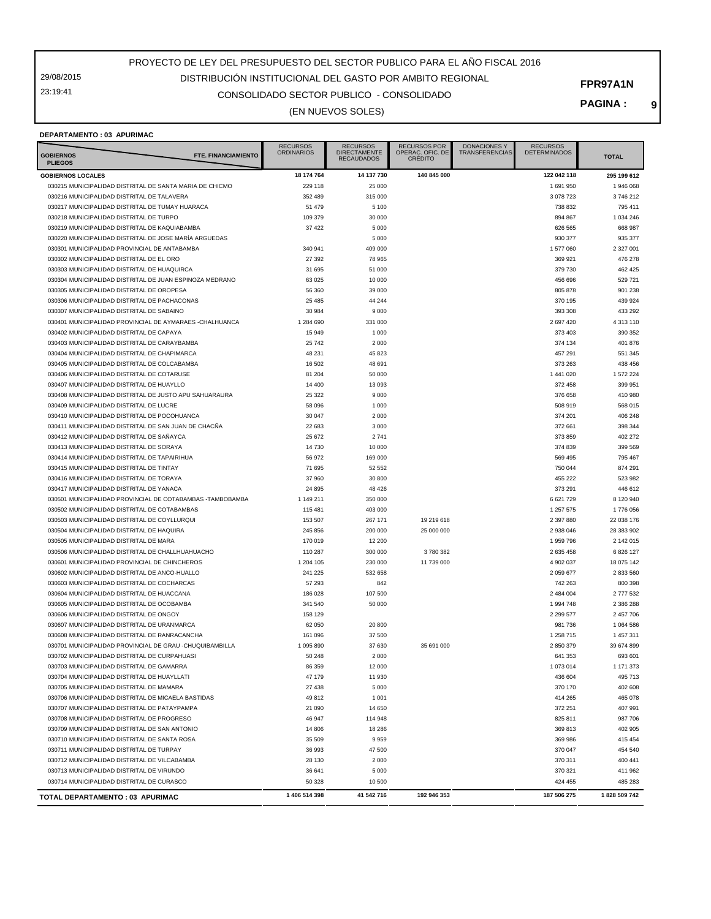# PROYECTO DE LEY DEL PRESUPUESTO DEL SECTOR PUBLICO PARA EL AÑO FISCAL 2016

29/08/2015

23:19:41

DISTRIBUCIÓN INSTITUCIONAL DEL GASTO POR AMBITO REGIONAL

CONSOLIDADO SECTOR PUBLICO - CONSOLIDADO

(EN NUEVOS SOLES)

**FPR97A1N**

**PAGINA : 9**

**DEPARTAMENTO : 03 APURIMAC**

| GOBIERNOS / PLIEGOS — FTE. FINANCIAMIENTO | RECURSOS ORDINARIOS | RECURSOS DIRECTAMENTE RECAUDADOS | RECURSOS POR OPERAC. OFIC. DE CREDITO | DONACIONES Y TRANSFERENCIAS | RECURSOS DETERMINADOS | TOTAL |
|---|---|---|---|---|---|---|
| **GOBIERNOS LOCALES** | **18 174 764** | **14 137 730** | **140 845 000** | | **122 042 118** | **295 199 612** |
| 030215 MUNICIPALIDAD DISTRITAL DE SANTA MARIA DE CHICMO | 229 118 | 25 000 | | | 1 691 950 | 1 946 068 |
| 030216 MUNICIPALIDAD DISTRITAL DE TALAVERA | 352 489 | 315 000 | | | 3 078 723 | 3 746 212 |
| 030217 MUNICIPALIDAD DISTRITAL DE TUMAY HUARACA | 51 479 | 5 100 | | | 738 832 | 795 411 |
| 030218 MUNICIPALIDAD DISTRITAL DE TURPO | 109 379 | 30 000 | | | 894 867 | 1 034 246 |
| 030219 MUNICIPALIDAD DISTRITAL DE KAQUIABAMBA | 37 422 | 5 000 | | | 626 565 | 668 987 |
| 030220 MUNICIPALIDAD DISTRITAL DE JOSE MARÍA ARGUEDAS | | 5 000 | | | 930 377 | 935 377 |
| 030301 MUNICIPALIDAD PROVINCIAL DE ANTABAMBA | 340 941 | 409 000 | | | 1 577 060 | 2 327 001 |
| 030302 MUNICIPALIDAD DISTRITAL DE EL ORO | 27 392 | 78 965 | | | 369 921 | 476 278 |
| 030303 MUNICIPALIDAD DISTRITAL DE HUAQUIRCA | 31 695 | 51 000 | | | 379 730 | 462 425 |
| 030304 MUNICIPALIDAD DISTRITAL DE JUAN ESPINOZA MEDRANO | 63 025 | 10 000 | | | 456 696 | 529 721 |
| 030305 MUNICIPALIDAD DISTRITAL DE OROPESA | 56 360 | 39 000 | | | 805 878 | 901 238 |
| 030306 MUNICIPALIDAD DISTRITAL DE PACHACONAS | 25 485 | 44 244 | | | 370 195 | 439 924 |
| 030307 MUNICIPALIDAD DISTRITAL DE SABAINO | 30 984 | 9 000 | | | 393 308 | 433 292 |
| 030401 MUNICIPALIDAD PROVINCIAL DE AYMARAES -CHALHUANCA | 1 284 690 | 331 000 | | | 2 697 420 | 4 313 110 |
| 030402 MUNICIPALIDAD DISTRITAL DE CAPAYA | 15 949 | 1 000 | | | 373 403 | 390 352 |
| 030403 MUNICIPALIDAD DISTRITAL DE CARAYBAMBA | 25 742 | 2 000 | | | 374 134 | 401 876 |
| 030404 MUNICIPALIDAD DISTRITAL DE CHAPIMARCA | 48 231 | 45 823 | | | 457 291 | 551 345 |
| 030405 MUNICIPALIDAD DISTRITAL DE COLCABAMBA | 16 502 | 48 691 | | | 373 263 | 438 456 |
| 030406 MUNICIPALIDAD DISTRITAL DE COTARUSE | 81 204 | 50 000 | | | 1 441 020 | 1 572 224 |
| 030407 MUNICIPALIDAD DISTRITAL DE HUAYLLO | 14 400 | 13 093 | | | 372 458 | 399 951 |
| 030408 MUNICIPALIDAD DISTRITAL DE JUSTO APU SAHUARAURA | 25 322 | 9 000 | | | 376 658 | 410 980 |
| 030409 MUNICIPALIDAD DISTRITAL DE LUCRE | 58 096 | 1 000 | | | 508 919 | 568 015 |
| 030410 MUNICIPALIDAD DISTRITAL DE POCOHUANCA | 30 047 | 2 000 | | | 374 201 | 406 248 |
| 030411 MUNICIPALIDAD DISTRITAL DE SAN JUAN DE CHACÑA | 22 683 | 3 000 | | | 372 661 | 398 344 |
| 030412 MUNICIPALIDAD DISTRITAL DE SAÑAYCA | 25 672 | 2 741 | | | 373 859 | 402 272 |
| 030413 MUNICIPALIDAD DISTRITAL DE SORAYA | 14 730 | 10 000 | | | 374 839 | 399 569 |
| 030414 MUNICIPALIDAD DISTRITAL DE TAPAIRIHUA | 56 972 | 169 000 | | | 569 495 | 795 467 |
| 030415 MUNICIPALIDAD DISTRITAL DE TINTAY | 71 695 | 52 552 | | | 750 044 | 874 291 |
| 030416 MUNICIPALIDAD DISTRITAL DE TORAYA | 37 960 | 30 800 | | | 455 222 | 523 982 |
| 030417 MUNICIPALIDAD DISTRITAL DE YANACA | 24 895 | 48 426 | | | 373 291 | 446 612 |
| 030501 MUNICIPALIDAD PROVINCIAL DE COTABAMBAS -TAMBOBAMBA | 1 149 211 | 350 000 | | | 6 621 729 | 8 120 940 |
| 030502 MUNICIPALIDAD DISTRITAL DE COTABAMBAS | 115 481 | 403 000 | | | 1 257 575 | 1 776 056 |
| 030503 MUNICIPALIDAD DISTRITAL DE COYLLURQUI | 153 507 | 267 171 | 19 219 618 | | 2 397 880 | 22 038 176 |
| 030504 MUNICIPALIDAD DISTRITAL DE HAQUIRA | 245 856 | 200 000 | 25 000 000 | | 2 938 046 | 28 383 902 |
| 030505 MUNICIPALIDAD DISTRITAL DE MARA | 170 019 | 12 200 | | | 1 959 796 | 2 142 015 |
| 030506 MUNICIPALIDAD DISTRITAL DE CHALLHUAHUACHO | 110 287 | 300 000 | 3 780 382 | | 2 635 458 | 6 826 127 |
| 030601 MUNICIPALIDAD PROVINCIAL DE CHINCHEROS | 1 204 105 | 230 000 | 11 739 000 | | 4 902 037 | 18 075 142 |
| 030602 MUNICIPALIDAD DISTRITAL DE ANCO-HUALLO | 241 225 | 532 658 | | | 2 059 677 | 2 833 560 |
| 030603 MUNICIPALIDAD DISTRITAL DE COCHARCAS | 57 293 | 842 | | | 742 263 | 800 398 |
| 030604 MUNICIPALIDAD DISTRITAL DE HUACCANA | 186 028 | 107 500 | | | 2 484 004 | 2 777 532 |
| 030605 MUNICIPALIDAD DISTRITAL DE OCOBAMBA | 341 540 | 50 000 | | | 1 994 748 | 2 386 288 |
| 030606 MUNICIPALIDAD DISTRITAL DE ONGOY | 158 129 | | | | 2 299 577 | 2 457 706 |
| 030607 MUNICIPALIDAD DISTRITAL DE URANMARCA | 62 050 | 20 800 | | | 981 736 | 1 064 586 |
| 030608 MUNICIPALIDAD DISTRITAL DE RANRACANCHA | 161 096 | 37 500 | | | 1 258 715 | 1 457 311 |
| 030701 MUNICIPALIDAD PROVINCIAL DE GRAU -CHUQUIBAMBILLA | 1 095 890 | 37 630 | 35 691 000 | | 2 850 379 | 39 674 899 |
| 030702 MUNICIPALIDAD DISTRITAL DE CURPAHUASI | 50 248 | 2 000 | | | 641 353 | 693 601 |
| 030703 MUNICIPALIDAD DISTRITAL DE GAMARRA | 86 359 | 12 000 | | | 1 073 014 | 1 171 373 |
| 030704 MUNICIPALIDAD DISTRITAL DE HUAYLLATI | 47 179 | 11 930 | | | 436 604 | 495 713 |
| 030705 MUNICIPALIDAD DISTRITAL DE MAMARA | 27 438 | 5 000 | | | 370 170 | 402 608 |
| 030706 MUNICIPALIDAD DISTRITAL DE MICAELA BASTIDAS | 49 812 | 1 001 | | | 414 265 | 465 078 |
| 030707 MUNICIPALIDAD DISTRITAL DE PATAYPAMPA | 21 090 | 14 650 | | | 372 251 | 407 991 |
| 030708 MUNICIPALIDAD DISTRITAL DE PROGRESO | 46 947 | 114 948 | | | 825 811 | 987 706 |
| 030709 MUNICIPALIDAD DISTRITAL DE SAN ANTONIO | 14 806 | 18 286 | | | 369 813 | 402 905 |
| 030710 MUNICIPALIDAD DISTRITAL DE SANTA ROSA | 35 509 | 9 959 | | | 369 986 | 415 454 |
| 030711 MUNICIPALIDAD DISTRITAL DE TURPAY | 36 993 | 47 500 | | | 370 047 | 454 540 |
| 030712 MUNICIPALIDAD DISTRITAL DE VILCABAMBA | 28 130 | 2 000 | | | 370 311 | 400 441 |
| 030713 MUNICIPALIDAD DISTRITAL DE VIRUNDO | 36 641 | 5 000 | | | 370 321 | 411 962 |
| 030714 MUNICIPALIDAD DISTRITAL DE CURASCO | 50 328 | 10 500 | | | 424 455 | 485 283 |
| **TOTAL DEPARTAMENTO : 03 APURIMAC** | **1 406 514 398** | **41 542 716** | **192 946 353** | | **187 506 275** | **1 828 509 742** |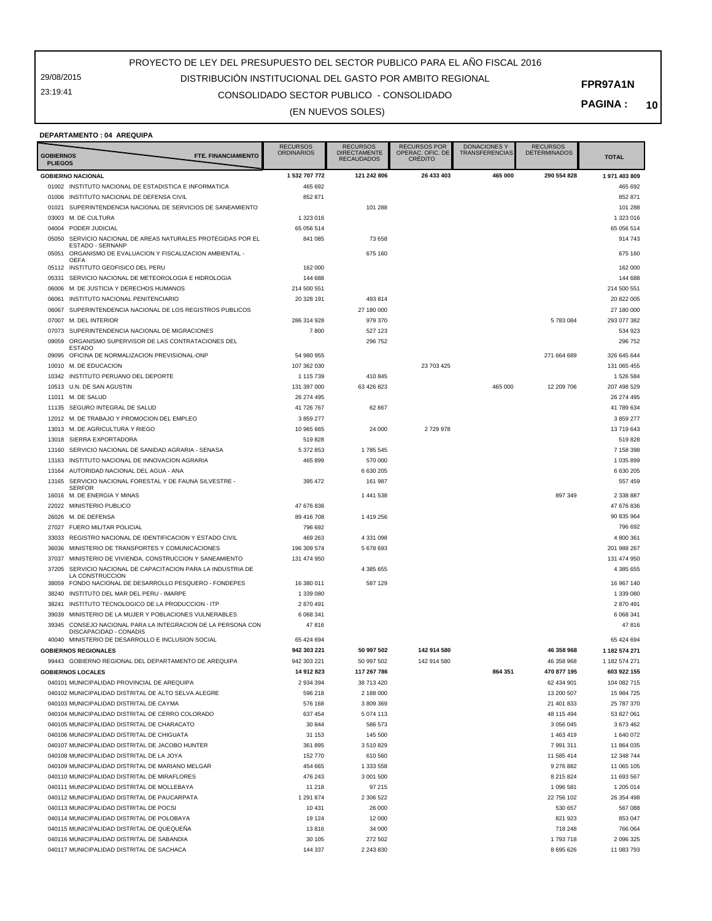PROYECTO DE LEY DEL PRESUPUESTO DEL SECTOR PUBLICO PARA EL AÑO FISCAL 2016

DISTRIBUCIÓN INSTITUCIONAL DEL GASTO POR AMBITO REGIONAL

CONSOLIDADO SECTOR PUBLICO - CONSOLIDADO

(EN NUEVOS SOLES)

29/08/2015
23:19:41

FPR97A1N

PAGINA : 10

**DEPARTAMENTO : 04 AREQUIPA**

| GOBIERNOS / PLIEGOS — FTE. FINANCIAMIENTO | RECURSOS ORDINARIOS | RECURSOS DIRECTAMENTE RECAUDADOS | RECURSOS POR OPERAC. OFIC. DE CREDITO | DONACIONES Y TRANSFERENCIAS | RECURSOS DETERMINADOS | TOTAL |
|---|---|---|---|---|---|---|
| **GOBIERNO NACIONAL** | **1 532 707 772** | **121 242 806** | **26 433 403** | **465 000** | **290 554 828** | **1 971 403 809** |
| 01002 INSTITUTO NACIONAL DE ESTADISTICA E INFORMATICA | 465 692 | | | | | 465 692 |
| 01006 INSTITUTO NACIONAL DE DEFENSA CIVIL | 852 871 | | | | | 852 871 |
| 01021 SUPERINTENDENCIA NACIONAL DE SERVICIOS DE SANEAMIENTO | | 101 288 | | | | 101 288 |
| 03003 M. DE CULTURA | 1 323 016 | | | | | 1 323 016 |
| 04004 PODER JUDICIAL | 65 056 514 | | | | | 65 056 514 |
| 05050 SERVICIO NACIONAL DE AREAS NATURALES PROTEGIDAS POR EL ESTADO - SERNANP | 841 085 | 73 658 | | | | 914 743 |
| 05051 ORGANISMO DE EVALUACION Y FISCALIZACION AMBIENTAL - OEFA | | 675 160 | | | | 675 160 |
| 05112 INSTITUTO GEOFISICO DEL PERU | 162 000 | | | | | 162 000 |
| 05331 SERVICIO NACIONAL DE METEOROLOGIA E HIDROLOGIA | 144 688 | | | | | 144 688 |
| 06006 M. DE JUSTICIA Y DERECHOS HUMANOS | 214 500 551 | | | | | 214 500 551 |
| 06061 INSTITUTO NACIONAL PENITENCIARIO | 20 328 191 | 493 814 | | | | 20 822 005 |
| 06067 SUPERINTENDENCIA NACIONAL DE LOS REGISTROS PUBLICOS | | 27 180 000 | | | | 27 180 000 |
| 07007 M. DEL INTERIOR | 286 314 928 | 979 370 | | | 5 783 084 | 293 077 382 |
| 07073 SUPERINTENDENCIA NACIONAL DE MIGRACIONES | 7 800 | 527 123 | | | | 534 923 |
| 09059 ORGANISMO SUPERVISOR DE LAS CONTRATACIONES DEL ESTADO | | 296 752 | | | | 296 752 |
| 09095 OFICINA DE NORMALIZACION PREVISIONAL-ONP | 54 980 955 | | | | 271 664 689 | 326 645 644 |
| 10010 M. DE EDUCACION | 107 362 030 | | 23 703 425 | | | 131 065 455 |
| 10342 INSTITUTO PERUANO DEL DEPORTE | 1 115 739 | 410 845 | | | | 1 526 584 |
| 10513 U.N. DE SAN AGUSTIN | 131 397 000 | 63 426 823 | | 465 000 | 12 209 706 | 207 498 529 |
| 11011 M. DE SALUD | 26 274 495 | | | | | 26 274 495 |
| 11135 SEGURO INTEGRAL DE SALUD | 41 726 767 | 62 867 | | | | 41 789 634 |
| 12012 M. DE TRABAJO Y PROMOCION DEL EMPLEO | 3 859 277 | | | | | 3 859 277 |
| 13013 M. DE AGRICULTURA Y RIEGO | 10 965 665 | 24 000 | 2 729 978 | | | 13 719 643 |
| 13018 SIERRA EXPORTADORA | 519 828 | | | | | 519 828 |
| 13160 SERVICIO NACIONAL DE SANIDAD AGRARIA - SENASA | 5 372 853 | 1 785 545 | | | | 7 158 398 |
| 13163 INSTITUTO NACIONAL DE INNOVACION AGRARIA | 465 899 | 570 000 | | | | 1 035 899 |
| 13164 AUTORIDAD NACIONAL DEL AGUA - ANA | | 6 630 205 | | | | 6 630 205 |
| 13165 SERVICIO NACIONAL FORESTAL Y DE FAUNA SILVESTRE - SERFOR | 395 472 | 161 987 | | | | 557 459 |
| 16016 M. DE ENERGIA Y MINAS | | 1 441 538 | | | 897 349 | 2 338 887 |
| 22022 MINISTERIO PUBLICO | 47 676 836 | | | | | 47 676 836 |
| 26026 M. DE DEFENSA | 89 416 708 | 1 419 256 | | | | 90 835 964 |
| 27027 FUERO MILITAR POLICIAL | 796 692 | | | | | 796 692 |
| 33033 REGISTRO NACIONAL DE IDENTIFICACION Y ESTADO CIVIL | 469 263 | 4 331 098 | | | | 4 800 361 |
| 36036 MINISTERIO DE TRANSPORTES Y COMUNICACIONES | 196 309 574 | 5 678 693 | | | | 201 988 267 |
| 37037 MINISTERIO DE VIVIENDA, CONSTRUCCION Y SANEAMIENTO | 131 474 950 | | | | | 131 474 950 |
| 37205 SERVICIO NACIONAL DE CAPACITACION PARA LA INDUSTRIA DE LA CONSTRUCCION | | 4 385 655 | | | | 4 385 655 |
| 38059 FONDO NACIONAL DE DESARROLLO PESQUERO - FONDEPES | 16 380 011 | 587 129 | | | | 16 967 140 |
| 38240 INSTITUTO DEL MAR DEL PERU - IMARPE | 1 339 080 | | | | | 1 339 080 |
| 38241 INSTITUTO TECNOLOGICO DE LA PRODUCCION - ITP | 2 870 491 | | | | | 2 870 491 |
| 39039 MINISTERIO DE LA MUJER Y POBLACIONES VULNERABLES | 6 068 341 | | | | | 6 068 341 |
| 39345 CONSEJO NACIONAL PARA LA INTEGRACION DE LA PERSONA CON DISCAPACIDAD - CONADIS | 47 816 | | | | | 47 816 |
| 40040 MINISTERIO DE DESARROLLO E INCLUSION SOCIAL | 65 424 694 | | | | | 65 424 694 |
| **GOBIERNOS REGIONALES** | **942 303 221** | **50 997 502** | **142 914 580** | | **46 358 968** | **1 182 574 271** |
| 99443 GOBIERNO REGIONAL DEL DEPARTAMENTO DE AREQUIPA | 942 303 221 | 50 997 502 | 142 914 580 | | 46 358 968 | 1 182 574 271 |
| **GOBIERNOS LOCALES** | **14 912 823** | **117 267 786** | | **864 351** | **470 877 195** | **603 922 155** |
| 040101 MUNICIPALIDAD PROVINCIAL DE AREQUIPA | 2 934 394 | 38 713 420 | | | 62 434 901 | 104 082 715 |
| 040102 MUNICIPALIDAD DISTRITAL DE ALTO SELVA ALEGRE | 596 218 | 2 188 000 | | | 13 200 507 | 15 984 725 |
| 040103 MUNICIPALIDAD DISTRITAL DE CAYMA | 576 168 | 3 809 369 | | | 21 401 833 | 25 787 370 |
| 040104 MUNICIPALIDAD DISTRITAL DE CERRO COLORADO | 637 454 | 5 074 113 | | | 48 115 494 | 53 827 061 |
| 040105 MUNICIPALIDAD DISTRITAL DE CHARACATO | 30 844 | 586 573 | | | 3 056 045 | 3 673 462 |
| 040106 MUNICIPALIDAD DISTRITAL DE CHIGUATA | 31 153 | 145 500 | | | 1 463 419 | 1 640 072 |
| 040107 MUNICIPALIDAD DISTRITAL DE JACOBO HUNTER | 361 895 | 3 510 829 | | | 7 991 311 | 11 864 035 |
| 040108 MUNICIPALIDAD DISTRITAL DE LA JOYA | 152 770 | 610 560 | | | 11 585 414 | 12 348 744 |
| 040109 MUNICIPALIDAD DISTRITAL DE MARIANO MELGAR | 454 665 | 1 333 558 | | | 9 276 882 | 11 065 105 |
| 040110 MUNICIPALIDAD DISTRITAL DE MIRAFLORES | 476 243 | 3 001 500 | | | 8 215 824 | 11 693 567 |
| 040111 MUNICIPALIDAD DISTRITAL DE MOLLEBAYA | 11 218 | 97 215 | | | 1 096 581 | 1 205 014 |
| 040112 MUNICIPALIDAD DISTRITAL DE PAUCARPATA | 1 291 874 | 2 306 522 | | | 22 756 102 | 26 354 498 |
| 040113 MUNICIPALIDAD DISTRITAL DE POCSI | 10 431 | 26 000 | | | 530 657 | 567 088 |
| 040114 MUNICIPALIDAD DISTRITAL DE POLOBAYA | 19 124 | 12 000 | | | 821 923 | 853 047 |
| 040115 MUNICIPALIDAD DISTRITAL DE QUEQUEÑA | 13 816 | 34 000 | | | 718 248 | 766 064 |
| 040116 MUNICIPALIDAD DISTRITAL DE SABANDIA | 30 105 | 272 502 | | | 1 793 718 | 2 096 325 |
| 040117 MUNICIPALIDAD DISTRITAL DE SACHACA | 144 337 | 2 243 830 | | | 8 695 626 | 11 083 793 |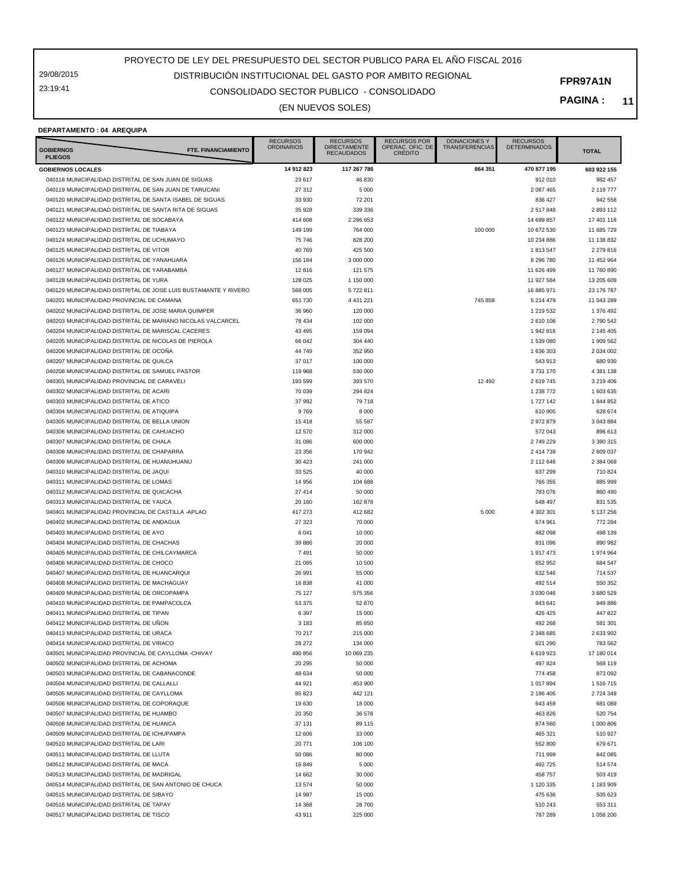PROYECTO DE LEY DEL PRESUPUESTO DEL SECTOR PUBLICO PARA EL AÑO FISCAL 2016

29/08/2015

23:19:41

DISTRIBUCIÓN INSTITUCIONAL DEL GASTO POR AMBITO REGIONAL

CONSOLIDADO SECTOR PUBLICO - CONSOLIDADO

(EN NUEVOS SOLES)

**FPR97A1N**

**PAGINA : 11**

**DEPARTAMENTO : 04 AREQUIPA**

| GOBIERNOS / PLIEGOS — FTE. FINANCIAMIENTO | RECURSOS ORDINARIOS | RECURSOS DIRECTAMENTE RECAUDADOS | RECURSOS POR OPERAC. OFIC. DE CRÉDITO | DONACIONES Y TRANSFERENCIAS | RECURSOS DETERMINADOS | TOTAL |
|---|---|---|---|---|---|---|
| **GOBIERNOS LOCALES** | **14 912 823** | **117 267 786** | | **864 351** | **470 877 195** | **603 922 155** |
| 040118 MUNICIPALIDAD DISTRITAL DE SAN JUAN DE SIGUAS | 23 617 | 46 830 | | | 912 010 | 982 457 |
| 040119 MUNICIPALIDAD DISTRITAL DE SAN JUAN DE TARUCANI | 27 312 | 5 000 | | | 2 087 465 | 2 119 777 |
| 040120 MUNICIPALIDAD DISTRITAL DE SANTA ISABEL DE SIGUAS | 33 930 | 72 201 | | | 836 427 | 942 558 |
| 040121 MUNICIPALIDAD DISTRITAL DE SANTA RITA DE SIGUAS | 35 928 | 339 336 | | | 2 517 848 | 2 893 112 |
| 040122 MUNICIPALIDAD DISTRITAL DE SOCABAYA | 414 608 | 2 286 653 | | | 14 699 857 | 17 401 118 |
| 040123 MUNICIPALIDAD DISTRITAL DE TIABAYA | 149 199 | 764 000 | | 100 000 | 10 672 530 | 11 685 729 |
| 040124 MUNICIPALIDAD DISTRITAL DE UCHUMAYO | 75 746 | 828 200 | | | 10 234 886 | 11 138 832 |
| 040125 MUNICIPALIDAD DISTRITAL DE VITOR | 40 769 | 425 500 | | | 1 813 547 | 2 279 816 |
| 040126 MUNICIPALIDAD DISTRITAL DE YANAHUARA | 156 184 | 3 000 000 | | | 8 296 780 | 11 452 964 |
| 040127 MUNICIPALIDAD DISTRITAL DE YARABAMBA | 12 816 | 121 575 | | | 11 626 499 | 11 760 890 |
| 040128 MUNICIPALIDAD DISTRITAL DE YURA | 128 025 | 1 150 000 | | | 11 927 584 | 13 205 609 |
| 040129 MUNICIPALIDAD DISTRITAL DE JOSE LUIS BUSTAMANTE Y RIVERO | 568 005 | 5 722 811 | | | 16 885 971 | 23 176 787 |
| 040201 MUNICIPALIDAD PROVINCIAL DE CAMANA | 651 730 | 4 431 221 | | 745 859 | 5 214 479 | 11 043 289 |
| 040202 MUNICIPALIDAD DISTRITAL DE JOSE MARIA QUIMPER | 36 960 | 120 000 | | | 1 219 532 | 1 376 492 |
| 040203 MUNICIPALIDAD DISTRITAL DE MARIANO NICOLAS VALCARCEL | 78 434 | 102 000 | | | 2 610 108 | 2 790 542 |
| 040204 MUNICIPALIDAD DISTRITAL DE MARISCAL CACERES | 43 495 | 159 094 | | | 1 942 816 | 2 145 405 |
| 040205 MUNICIPALIDAD DISTRITAL DE NICOLAS DE PIEROLA | 66 042 | 304 440 | | | 1 539 080 | 1 909 562 |
| 040206 MUNICIPALIDAD DISTRITAL DE OCOÑA | 44 749 | 352 950 | | | 1 636 303 | 2 034 002 |
| 040207 MUNICIPALIDAD DISTRITAL DE QUILCA | 37 017 | 100 000 | | | 543 913 | 680 930 |
| 040208 MUNICIPALIDAD DISTRITAL DE SAMUEL PASTOR | 119 968 | 530 000 | | | 3 731 170 | 4 381 138 |
| 040301 MUNICIPALIDAD PROVINCIAL DE CARAVELI | 193 599 | 393 570 | | 12 492 | 2 619 745 | 3 219 406 |
| 040302 MUNICIPALIDAD DISTRITAL DE ACARI | 70 039 | 294 824 | | | 1 238 772 | 1 603 635 |
| 040303 MUNICIPALIDAD DISTRITAL DE ATICO | 37 992 | 79 718 | | | 1 727 142 | 1 844 852 |
| 040304 MUNICIPALIDAD DISTRITAL DE ATIQUIPA | 9 769 | 8 000 | | | 610 905 | 628 674 |
| 040305 MUNICIPALIDAD DISTRITAL DE BELLA UNION | 15 418 | 55 587 | | | 2 972 879 | 3 043 884 |
| 040306 MUNICIPALIDAD DISTRITAL DE CAHUACHO | 12 570 | 312 000 | | | 572 043 | 896 613 |
| 040307 MUNICIPALIDAD DISTRITAL DE CHALA | 31 086 | 600 000 | | | 2 749 229 | 3 380 315 |
| 040308 MUNICIPALIDAD DISTRITAL DE CHAPARRA | 23 356 | 170 942 | | | 2 414 739 | 2 609 037 |
| 040309 MUNICIPALIDAD DISTRITAL DE HUANUHUANU | 30 423 | 241 000 | | | 2 112 646 | 2 384 069 |
| 040310 MUNICIPALIDAD DISTRITAL DE JAQUI | 33 525 | 40 000 | | | 637 299 | 710 824 |
| 040311 MUNICIPALIDAD DISTRITAL DE LOMAS | 14 956 | 104 688 | | | 766 355 | 885 999 |
| 040312 MUNICIPALIDAD DISTRITAL DE QUICACHA | 27 414 | 50 000 | | | 783 076 | 860 490 |
| 040313 MUNICIPALIDAD DISTRITAL DE YAUCA | 20 160 | 162 878 | | | 648 497 | 831 535 |
| 040401 MUNICIPALIDAD PROVINCIAL DE CASTILLA -APLAO | 417 273 | 412 682 | | 5 000 | 4 302 301 | 5 137 256 |
| 040402 MUNICIPALIDAD DISTRITAL DE ANDAGUA | 27 323 | 70 000 | | | 674 961 | 772 284 |
| 040403 MUNICIPALIDAD DISTRITAL DE AYO | 6 041 | 10 000 | | | 482 098 | 498 139 |
| 040404 MUNICIPALIDAD DISTRITAL DE CHACHAS | 39 886 | 20 000 | | | 831 096 | 890 982 |
| 040405 MUNICIPALIDAD DISTRITAL DE CHILCAYMARCA | 7 491 | 50 000 | | | 1 917 473 | 1 974 964 |
| 040406 MUNICIPALIDAD DISTRITAL DE CHOCO | 21 095 | 10 500 | | | 652 952 | 684 547 |
| 040407 MUNICIPALIDAD DISTRITAL DE HUANCARQUI | 26 991 | 55 000 | | | 632 546 | 714 537 |
| 040408 MUNICIPALIDAD DISTRITAL DE MACHAGUAY | 16 838 | 41 000 | | | 492 514 | 550 352 |
| 040409 MUNICIPALIDAD DISTRITAL DE ORCOPAMPA | 75 127 | 575 356 | | | 3 030 046 | 3 680 529 |
| 040410 MUNICIPALIDAD DISTRITAL DE PAMPACOLCA | 53 375 | 52 870 | | | 843 641 | 949 886 |
| 040411 MUNICIPALIDAD DISTRITAL DE TIPAN | 6 397 | 15 000 | | | 426 425 | 447 822 |
| 040412 MUNICIPALIDAD DISTRITAL DE UÑON | 3 183 | 85 850 | | | 492 268 | 581 301 |
| 040413 MUNICIPALIDAD DISTRITAL DE URACA | 70 217 | 215 000 | | | 2 348 685 | 2 633 902 |
| 040414 MUNICIPALIDAD DISTRITAL DE VIRACO | 28 272 | 134 000 | | | 621 290 | 783 562 |
| 040501 MUNICIPALIDAD PROVINCIAL DE CAYLLOMA -CHIVAY | 490 856 | 10 069 235 | | | 6 619 923 | 17 180 014 |
| 040502 MUNICIPALIDAD DISTRITAL DE ACHOMA | 20 295 | 50 000 | | | 497 824 | 568 119 |
| 040503 MUNICIPALIDAD DISTRITAL DE CABANACONDE | 48 634 | 50 000 | | | 774 458 | 873 092 |
| 040504 MUNICIPALIDAD DISTRITAL DE CALLALLI | 44 921 | 453 900 | | | 1 017 894 | 1 516 715 |
| 040505 MUNICIPALIDAD DISTRITAL DE CAYLLOMA | 85 823 | 442 121 | | | 2 196 405 | 2 724 349 |
| 040506 MUNICIPALIDAD DISTRITAL DE COPORAQUE | 19 630 | 18 000 | | | 643 459 | 681 089 |
| 040507 MUNICIPALIDAD DISTRITAL DE HUAMBO | 20 350 | 36 578 | | | 463 826 | 520 754 |
| 040508 MUNICIPALIDAD DISTRITAL DE HUANCA | 37 131 | 89 115 | | | 874 560 | 1 000 806 |
| 040509 MUNICIPALIDAD DISTRITAL DE ICHUPAMPA | 12 606 | 33 000 | | | 465 321 | 510 927 |
| 040510 MUNICIPALIDAD DISTRITAL DE LARI | 20 771 | 106 100 | | | 552 800 | 679 671 |
| 040511 MUNICIPALIDAD DISTRITAL DE LLUTA | 50 086 | 80 000 | | | 711 999 | 842 085 |
| 040512 MUNICIPALIDAD DISTRITAL DE MACA | 16 849 | 5 000 | | | 492 725 | 514 574 |
| 040513 MUNICIPALIDAD DISTRITAL DE MADRIGAL | 14 662 | 30 000 | | | 458 757 | 503 419 |
| 040514 MUNICIPALIDAD DISTRITAL DE SAN ANTONIO DE CHUCA | 13 574 | 50 000 | | | 1 120 335 | 1 183 909 |
| 040515 MUNICIPALIDAD DISTRITAL DE SIBAYO | 14 987 | 15 000 | | | 475 636 | 505 623 |
| 040516 MUNICIPALIDAD DISTRITAL DE TAPAY | 14 368 | 28 700 | | | 510 243 | 553 311 |
| 040517 MUNICIPALIDAD DISTRITAL DE TISCO | 43 911 | 225 000 | | | 787 289 | 1 056 200 |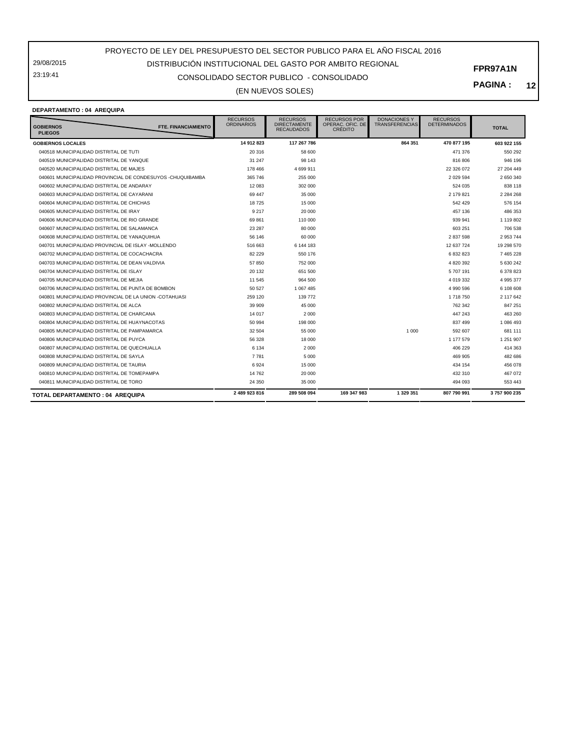PROYECTO DE LEY DEL PRESUPUESTO DEL SECTOR PUBLICO PARA EL AÑO FISCAL 2016

DISTRIBUCIÓN INSTITUCIONAL DEL GASTO POR AMBITO REGIONAL

CONSOLIDADO SECTOR PUBLICO - CONSOLIDADO

(EN NUEVOS SOLES)

29/08/2015

23:19:41

**FPR97A1N**

**PAGINA : 12**

**DEPARTAMENTO : 04 AREQUIPA**

| GOBIERNOS / PLIEGOS — FTE. FINANCIAMIENTO | RECURSOS ORDINARIOS | RECURSOS DIRECTAMENTE RECAUDADOS | RECURSOS POR OPERAC. OFIC. DE CREDITO | DONACIONES Y TRANSFERENCIAS | RECURSOS DETERMINADOS | TOTAL |
|---|---|---|---|---|---|---|
| **GOBIERNOS LOCALES** | **14 912 823** | **117 267 786** | | **864 351** | **470 877 195** | **603 922 155** |
| 040518 MUNICIPALIDAD DISTRITAL DE TUTI | 20 316 | 58 600 | | | 471 376 | 550 292 |
| 040519 MUNICIPALIDAD DISTRITAL DE YANQUE | 31 247 | 98 143 | | | 816 806 | 946 196 |
| 040520 MUNICIPALIDAD DISTRITAL DE MAJES | 178 466 | 4 699 911 | | | 22 326 072 | 27 204 449 |
| 040601 MUNICIPALIDAD PROVINCIAL DE CONDESUYOS -CHUQUIBAMBA | 365 746 | 255 000 | | | 2 029 594 | 2 650 340 |
| 040602 MUNICIPALIDAD DISTRITAL DE ANDARAY | 12 083 | 302 000 | | | 524 035 | 838 118 |
| 040603 MUNICIPALIDAD DISTRITAL DE CAYARANI | 69 447 | 35 000 | | | 2 179 821 | 2 284 268 |
| 040604 MUNICIPALIDAD DISTRITAL DE CHICHAS | 18 725 | 15 000 | | | 542 429 | 576 154 |
| 040605 MUNICIPALIDAD DISTRITAL DE IRAY | 9 217 | 20 000 | | | 457 136 | 486 353 |
| 040606 MUNICIPALIDAD DISTRITAL DE RIO GRANDE | 69 861 | 110 000 | | | 939 941 | 1 119 802 |
| 040607 MUNICIPALIDAD DISTRITAL DE SALAMANCA | 23 287 | 80 000 | | | 603 251 | 706 538 |
| 040608 MUNICIPALIDAD DISTRITAL DE YANAQUIHUA | 56 146 | 60 000 | | | 2 837 598 | 2 953 744 |
| 040701 MUNICIPALIDAD PROVINCIAL DE ISLAY -MOLLENDO | 516 663 | 6 144 183 | | | 12 637 724 | 19 298 570 |
| 040702 MUNICIPALIDAD DISTRITAL DE COCACHACRA | 82 229 | 550 176 | | | 6 832 823 | 7 465 228 |
| 040703 MUNICIPALIDAD DISTRITAL DE DEAN VALDIVIA | 57 850 | 752 000 | | | 4 820 392 | 5 630 242 |
| 040704 MUNICIPALIDAD DISTRITAL DE ISLAY | 20 132 | 651 500 | | | 5 707 191 | 6 378 823 |
| 040705 MUNICIPALIDAD DISTRITAL DE MEJIA | 11 545 | 964 500 | | | 4 019 332 | 4 995 377 |
| 040706 MUNICIPALIDAD DISTRITAL DE PUNTA DE BOMBON | 50 527 | 1 067 485 | | | 4 990 596 | 6 108 608 |
| 040801 MUNICIPALIDAD PROVINCIAL DE LA UNION -COTAHUASI | 259 120 | 139 772 | | | 1 718 750 | 2 117 642 |
| 040802 MUNICIPALIDAD DISTRITAL DE ALCA | 39 909 | 45 000 | | | 762 342 | 847 251 |
| 040803 MUNICIPALIDAD DISTRITAL DE CHARCANA | 14 017 | 2 000 | | | 447 243 | 463 260 |
| 040804 MUNICIPALIDAD DISTRITAL DE HUAYNACOTAS | 50 994 | 198 000 | | | 837 499 | 1 086 493 |
| 040805 MUNICIPALIDAD DISTRITAL DE PAMPAMARCA | 32 504 | 55 000 | | 1 000 | 592 607 | 681 111 |
| 040806 MUNICIPALIDAD DISTRITAL DE PUYCA | 56 328 | 18 000 | | | 1 177 579 | 1 251 907 |
| 040807 MUNICIPALIDAD DISTRITAL DE QUECHUALLA | 6 134 | 2 000 | | | 406 229 | 414 363 |
| 040808 MUNICIPALIDAD DISTRITAL DE SAYLA | 7 781 | 5 000 | | | 469 905 | 482 686 |
| 040809 MUNICIPALIDAD DISTRITAL DE TAURIA | 6 924 | 15 000 | | | 434 154 | 456 078 |
| 040810 MUNICIPALIDAD DISTRITAL DE TOMEPAMPA | 14 762 | 20 000 | | | 432 310 | 467 072 |
| 040811 MUNICIPALIDAD DISTRITAL DE TORO | 24 350 | 35 000 | | | 494 093 | 553 443 |
| **TOTAL DEPARTAMENTO : 04 AREQUIPA** | **2 489 923 816** | **289 508 094** | **169 347 983** | **1 329 351** | **807 790 991** | **3 757 900 235** |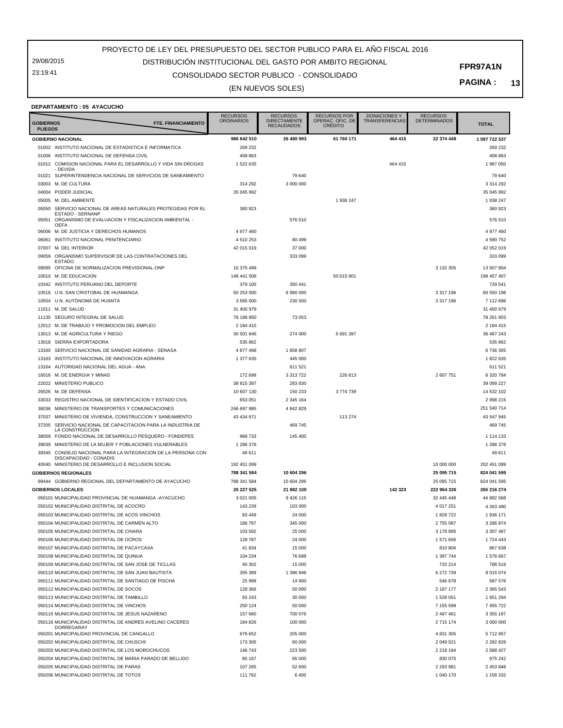# PROYECTO DE LEY DEL PRESUPUESTO DEL SECTOR PUBLICO PARA EL AÑO FISCAL 2016

29/08/2015

23:19:41

DISTRIBUCIÓN INSTITUCIONAL DEL GASTO POR AMBITO REGIONAL

CONSOLIDADO SECTOR PUBLICO - CONSOLIDADO

(EN NUEVOS SOLES)

**FPR97A1N**

**DEPARTAMENTO : 05 AYACUCHO**

| GOBIERNOS / PLIEGOS — FTE. FINANCIAMIENTO | RECURSOS ORDINARIOS | RECURSOS DIRECTAMENTE RECAUDADOS | RECURSOS POR OPERAC. OFIC. DE CRÉDITO | DONACIONES Y TRANSFERENCIAS | RECURSOS DETERMINADOS | TOTAL |
|---|---|---|---|---|---|---|
| **GOBIERNO NACIONAL** | **986 642 510** | **26 480 993** | **61 760 171** | **464 415** | **22 374 448** | **1 097 722 537** |
| 01002 INSTITUTO NACIONAL DE ESTADISTICA E INFORMATICA | 269 232 | | | | | 269 232 |
| 01006 INSTITUTO NACIONAL DE DEFENSA CIVIL | 408 863 | | | | | 408 863 |
| 01012 COMISION NACIONAL PARA EL DESARROLLO Y VIDA SIN DROGAS - DEVIDA | 1 522 635 | | | 464 415 | | 1 987 050 |
| 01021 SUPERINTENDENCIA NACIONAL DE SERVICIOS DE SANEAMIENTO | | 79 640 | | | | 79 640 |
| 03003 M. DE CULTURA | 314 292 | 3 000 000 | | | | 3 314 292 |
| 04004 PODER JUDICIAL | 35 045 992 | | | | | 35 045 992 |
| 05005 M. DEL AMBIENTE | | | 1 938 247 | | | 1 938 247 |
| 05050 SERVICIO NACIONAL DE AREAS NATURALES PROTEGIDAS POR EL ESTADO - SERNANP | 360 923 | | | | | 360 923 |
| 05051 ORGANISMO DE EVALUACION Y FISCALIZACION AMBIENTAL - OEFA | | 576 510 | | | | 576 510 |
| 06006 M. DE JUSTICIA Y DERECHOS HUMANOS | 4 977 460 | | | | | 4 977 460 |
| 06061 INSTITUTO NACIONAL PENITENCIARIO | 4 510 253 | 80 499 | | | | 4 590 752 |
| 07007 M. DEL INTERIOR | 42 015 019 | 37 000 | | | | 42 052 019 |
| 09059 ORGANISMO SUPERVISOR DE LAS CONTRATACIONES DEL ESTADO | | 333 099 | | | | 333 099 |
| 09095 OFICINA DE NORMALIZACION PREVISIONAL-ONP | 10 375 499 | | | | 3 132 305 | 13 507 804 |
| 10010 M. DE EDUCACION | 148 441 506 | | 50 015 901 | | | 198 457 407 |
| 10342 INSTITUTO PERUANO DEL DEPORTE | 379 100 | 350 441 | | | | 729 541 |
| 10516 U.N. SAN CRISTOBAL DE HUAMANGA | 50 253 000 | 6 980 000 | | | 3 317 196 | 60 550 196 |
| 10554 U.N. AUTÓNOMA DE HUANTA | 3 565 000 | 230 500 | | | 3 317 196 | 7 112 696 |
| 11011 M. DE SALUD | 31 400 979 | | | | | 31 400 979 |
| 11135 SEGURO INTEGRAL DE SALUD | 78 188 850 | 73 053 | | | | 78 261 903 |
| 12012 M. DE TRABAJO Y PROMOCION DEL EMPLEO | 2 184 415 | | | | | 2 184 415 |
| 13013 M. DE AGRICULTURA Y RIEGO | 30 501 846 | 274 000 | 5 691 397 | | | 36 467 243 |
| 13018 SIERRA EXPORTADORA | 535 862 | | | | | 535 862 |
| 13160 SERVICIO NACIONAL DE SANIDAD AGRARIA - SENASA | 4 877 498 | 1 858 807 | | | | 6 736 305 |
| 13163 INSTITUTO NACIONAL DE INNOVACION AGRARIA | 1 377 635 | 445 000 | | | | 1 822 635 |
| 13164 AUTORIDAD NACIONAL DEL AGUA - ANA | | 611 521 | | | | 611 521 |
| 16016 M. DE ENERGIA Y MINAS | 172 698 | 3 313 722 | 226 613 | | 2 607 751 | 6 320 784 |
| 22022 MINISTERIO PUBLICO | 38 815 397 | 283 830 | | | | 39 099 227 |
| 26026 M. DE DEFENSA | 10 607 130 | 150 233 | 3 774 739 | | | 14 532 102 |
| 33033 REGISTRO NACIONAL DE IDENTIFICACION Y ESTADO CIVIL | 653 051 | 2 345 164 | | | | 2 998 215 |
| 36036 MINISTERIO DE TRANSPORTES Y COMUNICACIONES | 246 697 885 | 4 842 829 | | | | 251 540 714 |
| 37037 MINISTERIO DE VIVIENDA, CONSTRUCCION Y SANEAMIENTO | 43 434 671 | | 113 274 | | | 43 547 945 |
| 37205 SERVICIO NACIONAL DE CAPACITACION PARA LA INDUSTRIA DE LA CONSTRUCCION | | 469 745 | | | | 469 745 |
| 38059 FONDO NACIONAL DE DESARROLLO PESQUERO - FONDEPES | 968 733 | 145 400 | | | | 1 114 133 |
| 39039 MINISTERIO DE LA MUJER Y POBLACIONES VULNERABLES | 1 286 376 | | | | | 1 286 376 |
| 39345 CONSEJO NACIONAL PARA LA INTEGRACION DE LA PERSONA CON DISCAPACIDAD - CONADIS | 49 611 | | | | | 49 611 |
| 40040 MINISTERIO DE DESARROLLO E INCLUSION SOCIAL | 192 451 099 | | | | 10 000 000 | 202 451 099 |
| **GOBIERNOS REGIONALES** | **788 341 584** | **10 604 296** | | | **25 095 715** | **824 041 595** |
| 99444 GOBIERNO REGIONAL DEL DEPARTAMENTO DE AYACUCHO | 788 341 584 | 10 604 296 | | | 25 095 715 | 824 041 595 |
| **GOBIERNOS LOCALES** | **20 227 525** | **21 882 100** | | **142 323** | **222 964 326** | **265 216 274** |
| 050101 MUNICIPALIDAD PROVINCIAL DE HUAMANGA -AYACUCHO | 3 021 005 | 9 426 115 | | | 32 445 448 | 44 892 568 |
| 050102 MUNICIPALIDAD DISTRITAL DE ACOCRO | 143 239 | 103 000 | | | 4 017 251 | 4 263 490 |
| 050103 MUNICIPALIDAD DISTRITAL DE ACOS VINCHOS | 83 449 | 24 000 | | | 1 828 722 | 1 936 171 |
| 050104 MUNICIPALIDAD DISTRITAL DE CARMEN ALTO | 186 787 | 345 000 | | | 2 755 087 | 3 286 874 |
| 050105 MUNICIPALIDAD DISTRITAL DE CHIARA | 103 592 | 25 000 | | | 3 178 895 | 3 307 487 |
| 050106 MUNICIPALIDAD DISTRITAL DE OCROS | 128 787 | 24 000 | | | 1 571 656 | 1 724 443 |
| 050107 MUNICIPALIDAD DISTRITAL DE PACAYCASA | 41 834 | 15 000 | | | 810 804 | 867 638 |
| 050108 MUNICIPALIDAD DISTRITAL DE QUINUA | 104 234 | 76 689 | | | 1 397 744 | 1 578 667 |
| 050109 MUNICIPALIDAD DISTRITAL DE SAN JOSE DE TICLLAS | 40 302 | 15 000 | | | 733 214 | 788 516 |
| 050110 MUNICIPALIDAD DISTRITAL DE SAN JUAN BAUTISTA | 355 389 | 1 386 946 | | | 6 272 739 | 8 015 074 |
| 050111 MUNICIPALIDAD DISTRITAL DE SANTIAGO DE PISCHA | 25 998 | 14 900 | | | 546 678 | 587 576 |
| 050112 MUNICIPALIDAD DISTRITAL DE SOCOS | 128 366 | 50 000 | | | 2 187 177 | 2 365 543 |
| 050113 MUNICIPALIDAD DISTRITAL DE TAMBILLO | 93 243 | 30 000 | | | 1 528 051 | 1 651 294 |
| 050114 MUNICIPALIDAD DISTRITAL DE VINCHOS | 250 124 | 50 000 | | | 7 155 598 | 7 455 722 |
| 050115 MUNICIPALIDAD DISTRITAL DE JESUS NAZARENO | 157 660 | 700 076 | | | 2 497 461 | 3 355 197 |
| 050116 MUNICIPALIDAD DISTRITAL DE ANDRES AVELINO CACERES DORREGARAY | 184 826 | 100 000 | | | 2 715 174 | 3 000 000 |
| 050201 MUNICIPALIDAD PROVINCIAL DE CANGALLO | 676 652 | 205 000 | | | 4 831 305 | 5 712 957 |
| 050202 MUNICIPALIDAD DISTRITAL DE CHUSCHI | 173 305 | 60 000 | | | 2 049 521 | 2 282 826 |
| 050203 MUNICIPALIDAD DISTRITAL DE LOS MOROCHUCOS | 146 743 | 223 500 | | | 2 218 184 | 2 588 427 |
| 050204 MUNICIPALIDAD DISTRITAL DE MARIA PARADO DE BELLIDO | 80 167 | 65 000 | | | 830 075 | 975 242 |
| 050205 MUNICIPALIDAD DISTRITAL DE PARAS | 107 265 | 52 600 | | | 2 293 981 | 2 453 846 |
| 050206 MUNICIPALIDAD DISTRITAL DE TOTOS | 111 762 | 6 400 | | | 1 040 170 | 1 158 332 |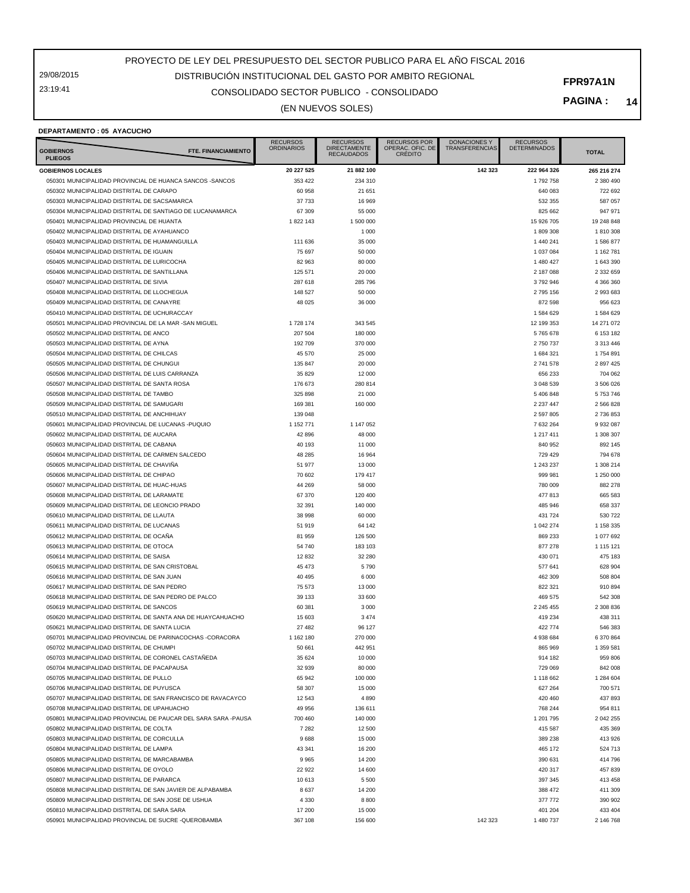PROYECTO DE LEY DEL PRESUPUESTO DEL SECTOR PUBLICO PARA EL AÑO FISCAL 2016

DISTRIBUCIÓN INSTITUCIONAL DEL GASTO POR AMBITO REGIONAL

CONSOLIDADO SECTOR PUBLICO - CONSOLIDADO

(EN NUEVOS SOLES)

29/08/2015

23:19:41

**FPR97A1N**

**PAGINA : 14**

**DEPARTAMENTO : 05 AYACUCHO**

| GOBIERNOS / PLIEGOS — FTE. FINANCIAMIENTO | RECURSOS ORDINARIOS | RECURSOS DIRECTAMENTE RECAUDADOS | RECURSOS POR OPERAC. OFIC. DE CRÉDITO | DONACIONES Y TRANSFERENCIAS | RECURSOS DETERMINADOS | TOTAL |
|---|---|---|---|---|---|---|
| **GOBIERNOS LOCALES** | **20 227 525** | **21 882 100** | | **142 323** | **222 964 326** | **265 216 274** |
| 050301 MUNICIPALIDAD PROVINCIAL DE HUANCA SANCOS -SANCOS | 353 422 | 234 310 | | | 1 792 758 | 2 380 490 |
| 050302 MUNICIPALIDAD DISTRITAL DE CARAPO | 60 958 | 21 651 | | | 640 083 | 722 692 |
| 050303 MUNICIPALIDAD DISTRITAL DE SACSAMARCA | 37 733 | 16 969 | | | 532 355 | 587 057 |
| 050304 MUNICIPALIDAD DISTRITAL DE SANTIAGO DE LUCANAMARCA | 67 309 | 55 000 | | | 825 662 | 947 971 |
| 050401 MUNICIPALIDAD PROVINCIAL DE HUANTA | 1 822 143 | 1 500 000 | | | 15 926 705 | 19 248 848 |
| 050402 MUNICIPALIDAD DISTRITAL DE AYAHUANCO | | 1 000 | | | 1 809 308 | 1 810 308 |
| 050403 MUNICIPALIDAD DISTRITAL DE HUAMANGUILLA | 111 636 | 35 000 | | | 1 440 241 | 1 586 877 |
| 050404 MUNICIPALIDAD DISTRITAL DE IGUAIN | 75 697 | 50 000 | | | 1 037 084 | 1 162 781 |
| 050405 MUNICIPALIDAD DISTRITAL DE LURICOCHA | 82 963 | 80 000 | | | 1 480 427 | 1 643 390 |
| 050406 MUNICIPALIDAD DISTRITAL DE SANTILLANA | 125 571 | 20 000 | | | 2 187 088 | 2 332 659 |
| 050407 MUNICIPALIDAD DISTRITAL DE SIVIA | 287 618 | 285 796 | | | 3 792 946 | 4 366 360 |
| 050408 MUNICIPALIDAD DISTRITAL DE LLOCHEGUA | 148 527 | 50 000 | | | 2 795 156 | 2 993 683 |
| 050409 MUNICIPALIDAD DISTRITAL DE CANAYRE | 48 025 | 36 000 | | | 872 598 | 956 623 |
| 050410 MUNICIPALIDAD DISTRITAL DE UCHURACCAY | | | | | 1 584 629 | 1 584 629 |
| 050501 MUNICIPALIDAD PROVINCIAL DE LA MAR -SAN MIGUEL | 1 728 174 | 343 545 | | | 12 199 353 | 14 271 072 |
| 050502 MUNICIPALIDAD DISTRITAL DE ANCO | 207 504 | 180 000 | | | 5 765 678 | 6 153 182 |
| 050503 MUNICIPALIDAD DISTRITAL DE AYNA | 192 709 | 370 000 | | | 2 750 737 | 3 313 446 |
| 050504 MUNICIPALIDAD DISTRITAL DE CHILCAS | 45 570 | 25 000 | | | 1 684 321 | 1 754 891 |
| 050505 MUNICIPALIDAD DISTRITAL DE CHUNGUI | 135 847 | 20 000 | | | 2 741 578 | 2 897 425 |
| 050506 MUNICIPALIDAD DISTRITAL DE LUIS CARRANZA | 35 829 | 12 000 | | | 656 233 | 704 062 |
| 050507 MUNICIPALIDAD DISTRITAL DE SANTA ROSA | 176 673 | 280 814 | | | 3 048 539 | 3 506 026 |
| 050508 MUNICIPALIDAD DISTRITAL DE TAMBO | 325 898 | 21 000 | | | 5 406 848 | 5 753 746 |
| 050509 MUNICIPALIDAD DISTRITAL DE SAMUGARI | 169 381 | 160 000 | | | 2 237 447 | 2 566 828 |
| 050510 MUNICIPALIDAD DISTRITAL DE ANCHIHUAY | 139 048 | | | | 2 597 805 | 2 736 853 |
| 050601 MUNICIPALIDAD PROVINCIAL DE LUCANAS -PUQUIO | 1 152 771 | 1 147 052 | | | 7 632 264 | 9 932 087 |
| 050602 MUNICIPALIDAD DISTRITAL DE AUCARA | 42 896 | 48 000 | | | 1 217 411 | 1 308 307 |
| 050603 MUNICIPALIDAD DISTRITAL DE CABANA | 40 193 | 11 000 | | | 840 952 | 892 145 |
| 050604 MUNICIPALIDAD DISTRITAL DE CARMEN SALCEDO | 48 285 | 16 964 | | | 729 429 | 794 678 |
| 050605 MUNICIPALIDAD DISTRITAL DE CHAVIÑA | 51 977 | 13 000 | | | 1 243 237 | 1 308 214 |
| 050606 MUNICIPALIDAD DISTRITAL DE CHIPAO | 70 602 | 179 417 | | | 999 981 | 1 250 000 |
| 050607 MUNICIPALIDAD DISTRITAL DE HUAC-HUAS | 44 269 | 58 000 | | | 780 009 | 882 278 |
| 050608 MUNICIPALIDAD DISTRITAL DE LARAMATE | 67 370 | 120 400 | | | 477 813 | 665 583 |
| 050609 MUNICIPALIDAD DISTRITAL DE LEONCIO PRADO | 32 391 | 140 000 | | | 485 946 | 658 337 |
| 050610 MUNICIPALIDAD DISTRITAL DE LLAUTA | 38 998 | 60 000 | | | 431 724 | 530 722 |
| 050611 MUNICIPALIDAD DISTRITAL DE LUCANAS | 51 919 | 64 142 | | | 1 042 274 | 1 158 335 |
| 050612 MUNICIPALIDAD DISTRITAL DE OCAÑA | 81 959 | 126 500 | | | 869 233 | 1 077 692 |
| 050613 MUNICIPALIDAD DISTRITAL DE OTOCA | 54 740 | 183 103 | | | 877 278 | 1 115 121 |
| 050614 MUNICIPALIDAD DISTRITAL DE SAISA | 12 832 | 32 280 | | | 430 071 | 475 183 |
| 050615 MUNICIPALIDAD DISTRITAL DE SAN CRISTOBAL | 45 473 | 5 790 | | | 577 641 | 628 904 |
| 050616 MUNICIPALIDAD DISTRITAL DE SAN JUAN | 40 495 | 6 000 | | | 462 309 | 508 804 |
| 050617 MUNICIPALIDAD DISTRITAL DE SAN PEDRO | 75 573 | 13 000 | | | 822 321 | 910 894 |
| 050618 MUNICIPALIDAD DISTRITAL DE SAN PEDRO DE PALCO | 39 133 | 33 600 | | | 469 575 | 542 308 |
| 050619 MUNICIPALIDAD DISTRITAL DE SANCOS | 60 381 | 3 000 | | | 2 245 455 | 2 308 836 |
| 050620 MUNICIPALIDAD DISTRITAL DE SANTA ANA DE HUAYCAHUACHO | 15 603 | 3 474 | | | 419 234 | 438 311 |
| 050621 MUNICIPALIDAD DISTRITAL DE SANTA LUCIA | 27 482 | 96 127 | | | 422 774 | 546 383 |
| 050701 MUNICIPALIDAD PROVINCIAL DE PARINACOCHAS -CORACORA | 1 162 180 | 270 000 | | | 4 938 684 | 6 370 864 |
| 050702 MUNICIPALIDAD DISTRITAL DE CHUMPI | 50 661 | 442 951 | | | 865 969 | 1 359 581 |
| 050703 MUNICIPALIDAD DISTRITAL DE CORONEL CASTAÑEDA | 35 624 | 10 000 | | | 914 182 | 959 806 |
| 050704 MUNICIPALIDAD DISTRITAL DE PACAPAUSA | 32 939 | 80 000 | | | 729 069 | 842 008 |
| 050705 MUNICIPALIDAD DISTRITAL DE PULLO | 65 942 | 100 000 | | | 1 118 662 | 1 284 604 |
| 050706 MUNICIPALIDAD DISTRITAL DE PUYUSCA | 58 307 | 15 000 | | | 627 264 | 700 571 |
| 050707 MUNICIPALIDAD DISTRITAL DE SAN FRANCISCO DE RAVACAYCO | 12 543 | 4 890 | | | 420 460 | 437 893 |
| 050708 MUNICIPALIDAD DISTRITAL DE UPAHUACHO | 49 956 | 136 611 | | | 768 244 | 954 811 |
| 050801 MUNICIPALIDAD PROVINCIAL DE PAUCAR DEL SARA SARA -PAUSA | 700 460 | 140 000 | | | 1 201 795 | 2 042 255 |
| 050802 MUNICIPALIDAD DISTRITAL DE COLTA | 7 282 | 12 500 | | | 415 587 | 435 369 |
| 050803 MUNICIPALIDAD DISTRITAL DE CORCULLA | 9 688 | 15 000 | | | 389 238 | 413 926 |
| 050804 MUNICIPALIDAD DISTRITAL DE LAMPA | 43 341 | 16 200 | | | 465 172 | 524 713 |
| 050805 MUNICIPALIDAD DISTRITAL DE MARCABAMBA | 9 965 | 14 200 | | | 390 631 | 414 796 |
| 050806 MUNICIPALIDAD DISTRITAL DE OYOLO | 22 922 | 14 600 | | | 420 317 | 457 839 |
| 050807 MUNICIPALIDAD DISTRITAL DE PARARCA | 10 613 | 5 500 | | | 397 345 | 413 458 |
| 050808 MUNICIPALIDAD DISTRITAL DE SAN JAVIER DE ALPABAMBA | 8 637 | 14 200 | | | 388 472 | 411 309 |
| 050809 MUNICIPALIDAD DISTRITAL DE SAN JOSE DE USHUA | 4 330 | 8 800 | | | 377 772 | 390 902 |
| 050810 MUNICIPALIDAD DISTRITAL DE SARA SARA | 17 200 | 15 000 | | | 401 204 | 433 404 |
| 050901 MUNICIPALIDAD PROVINCIAL DE SUCRE -QUEROBAMBA | 367 108 | 156 600 | | 142 323 | 1 480 737 | 2 146 768 |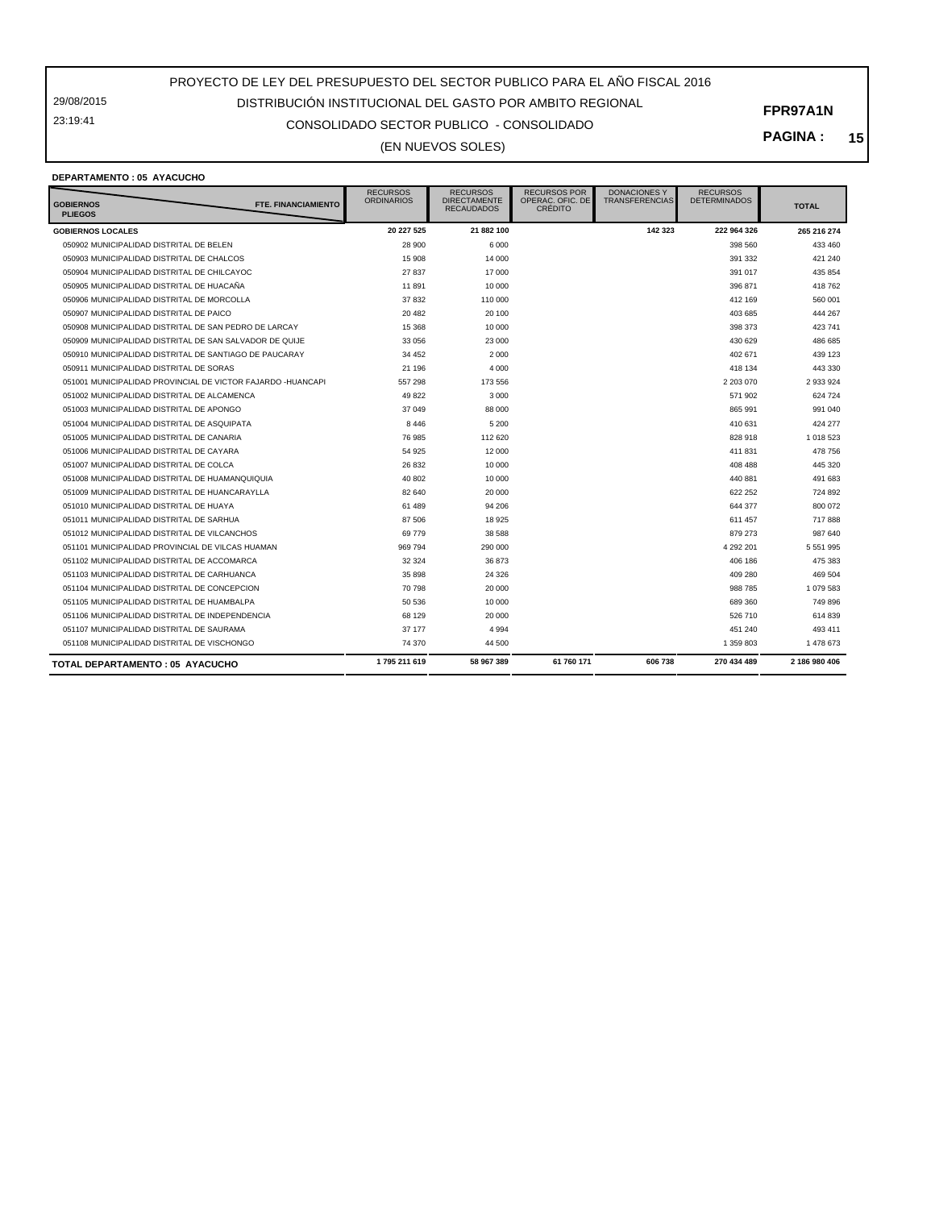PROYECTO DE LEY DEL PRESUPUESTO DEL SECTOR PUBLICO PARA EL AÑO FISCAL 2016

DISTRIBUCIÓN INSTITUCIONAL DEL GASTO POR AMBITO REGIONAL

CONSOLIDADO SECTOR PUBLICO - CONSOLIDADO

(EN NUEVOS SOLES)

29/08/2015
23:19:41

**FPR97A1N**

**PAGINA : 15**

**DEPARTAMENTO : 05 AYACUCHO**

| GOBIERNOS / PLIEGOS — FTE. FINANCIAMIENTO | RECURSOS ORDINARIOS | RECURSOS DIRECTAMENTE RECAUDADOS | RECURSOS POR OPERAC. OFIC. DE CRÉDITO | DONACIONES Y TRANSFERENCIAS | RECURSOS DETERMINADOS | TOTAL |
|---|---|---|---|---|---|---|
| **GOBIERNOS LOCALES** | **20 227 525** | **21 882 100** | | **142 323** | **222 964 326** | **265 216 274** |
| 050902 MUNICIPALIDAD DISTRITAL DE BELEN | 28 900 | 6 000 | | | 398 560 | 433 460 |
| 050903 MUNICIPALIDAD DISTRITAL DE CHALCOS | 15 908 | 14 000 | | | 391 332 | 421 240 |
| 050904 MUNICIPALIDAD DISTRITAL DE CHILCAYOC | 27 837 | 17 000 | | | 391 017 | 435 854 |
| 050905 MUNICIPALIDAD DISTRITAL DE HUACAÑA | 11 891 | 10 000 | | | 396 871 | 418 762 |
| 050906 MUNICIPALIDAD DISTRITAL DE MORCOLLA | 37 832 | 110 000 | | | 412 169 | 560 001 |
| 050907 MUNICIPALIDAD DISTRITAL DE PAICO | 20 482 | 20 100 | | | 403 685 | 444 267 |
| 050908 MUNICIPALIDAD DISTRITAL DE SAN PEDRO DE LARCAY | 15 368 | 10 000 | | | 398 373 | 423 741 |
| 050909 MUNICIPALIDAD DISTRITAL DE SAN SALVADOR DE QUIJE | 33 056 | 23 000 | | | 430 629 | 486 685 |
| 050910 MUNICIPALIDAD DISTRITAL DE SANTIAGO DE PAUCARAY | 34 452 | 2 000 | | | 402 671 | 439 123 |
| 050911 MUNICIPALIDAD DISTRITAL DE SORAS | 21 196 | 4 000 | | | 418 134 | 443 330 |
| 051001 MUNICIPALIDAD PROVINCIAL DE VICTOR FAJARDO -HUANCAPI | 557 298 | 173 556 | | | 2 203 070 | 2 933 924 |
| 051002 MUNICIPALIDAD DISTRITAL DE ALCAMENCA | 49 822 | 3 000 | | | 571 902 | 624 724 |
| 051003 MUNICIPALIDAD DISTRITAL DE APONGO | 37 049 | 88 000 | | | 865 991 | 991 040 |
| 051004 MUNICIPALIDAD DISTRITAL DE ASQUIPATA | 8 446 | 5 200 | | | 410 631 | 424 277 |
| 051005 MUNICIPALIDAD DISTRITAL DE CANARIA | 76 985 | 112 620 | | | 828 918 | 1 018 523 |
| 051006 MUNICIPALIDAD DISTRITAL DE CAYARA | 54 925 | 12 000 | | | 411 831 | 478 756 |
| 051007 MUNICIPALIDAD DISTRITAL DE COLCA | 26 832 | 10 000 | | | 408 488 | 445 320 |
| 051008 MUNICIPALIDAD DISTRITAL DE HUAMANQUIQUIA | 40 802 | 10 000 | | | 440 881 | 491 683 |
| 051009 MUNICIPALIDAD DISTRITAL DE HUANCARAYLLA | 82 640 | 20 000 | | | 622 252 | 724 892 |
| 051010 MUNICIPALIDAD DISTRITAL DE HUAYA | 61 489 | 94 206 | | | 644 377 | 800 072 |
| 051011 MUNICIPALIDAD DISTRITAL DE SARHUA | 87 506 | 18 925 | | | 611 457 | 717 888 |
| 051012 MUNICIPALIDAD DISTRITAL DE VILCANCHOS | 69 779 | 38 588 | | | 879 273 | 987 640 |
| 051101 MUNICIPALIDAD PROVINCIAL DE VILCAS HUAMAN | 969 794 | 290 000 | | | 4 292 201 | 5 551 995 |
| 051102 MUNICIPALIDAD DISTRITAL DE ACCOMARCA | 32 324 | 36 873 | | | 406 186 | 475 383 |
| 051103 MUNICIPALIDAD DISTRITAL DE CARHUANCA | 35 898 | 24 326 | | | 409 280 | 469 504 |
| 051104 MUNICIPALIDAD DISTRITAL DE CONCEPCION | 70 798 | 20 000 | | | 988 785 | 1 079 583 |
| 051105 MUNICIPALIDAD DISTRITAL DE HUAMBALPA | 50 536 | 10 000 | | | 689 360 | 749 896 |
| 051106 MUNICIPALIDAD DISTRITAL DE INDEPENDENCIA | 68 129 | 20 000 | | | 526 710 | 614 839 |
| 051107 MUNICIPALIDAD DISTRITAL DE SAURAMA | 37 177 | 4 994 | | | 451 240 | 493 411 |
| 051108 MUNICIPALIDAD DISTRITAL DE VISCHONGO | 74 370 | 44 500 | | | 1 359 803 | 1 478 673 |
| **TOTAL DEPARTAMENTO : 05 AYACUCHO** | **1 795 211 619** | **58 967 389** | **61 760 171** | **606 738** | **270 434 489** | **2 186 980 406** |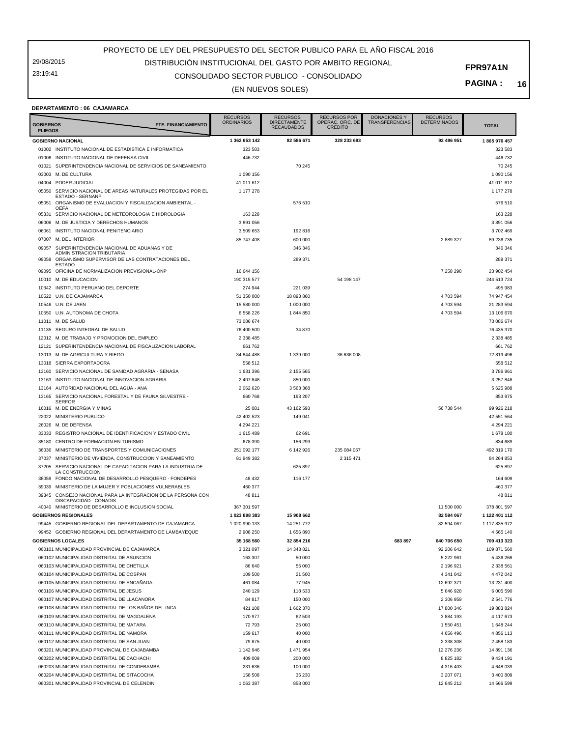PROYECTO DE LEY DEL PRESUPUESTO DEL SECTOR PUBLICO PARA EL AÑO FISCAL 2016

DISTRIBUCIÓN INSTITUCIONAL DEL GASTO POR AMBITO REGIONAL

CONSOLIDADO SECTOR PUBLICO - CONSOLIDADO

(EN NUEVOS SOLES)

29/08/2015
23:19:41

**FPR97A1N**

**DEPARTAMENTO : 06 CAJAMARCA**

| GOBIERNOS / PLIEGOS — FTE. FINANCIAMIENTO | RECURSOS ORDINARIOS | RECURSOS DIRECTAMENTE RECAUDADOS | RECURSOS POR OPERAC. OFIC. DE CREDITO | DONACIONES Y TRANSFERENCIAS | RECURSOS DETERMINADOS | TOTAL |
|---|---|---|---|---|---|---|
| **GOBIERNO NACIONAL** | **1 362 653 142** | **82 586 671** | **328 233 693** | | **92 496 951** | **1 865 970 457** |
| 01002 INSTITUTO NACIONAL DE ESTADISTICA E INFORMATICA | 323 583 | | | | | 323 583 |
| 01006 INSTITUTO NACIONAL DE DEFENSA CIVIL | 446 732 | | | | | 446 732 |
| 01021 SUPERINTENDENCIA NACIONAL DE SERVICIOS DE SANEAMIENTO | | 70 245 | | | | 70 245 |
| 03003 M. DE CULTURA | 1 090 156 | | | | | 1 090 156 |
| 04004 PODER JUDICIAL | 41 011 612 | | | | | 41 011 612 |
| 05050 SERVICIO NACIONAL DE AREAS NATURALES PROTEGIDAS POR EL ESTADO - SERNANP | 1 177 278 | | | | | 1 177 278 |
| 05051 ORGANISMO DE EVALUACION Y FISCALIZACION AMBIENTAL - OEFA | | 576 510 | | | | 576 510 |
| 05331 SERVICIO NACIONAL DE METEOROLOGIA E HIDROLOGIA | 163 228 | | | | | 163 228 |
| 06006 M. DE JUSTICIA Y DERECHOS HUMANOS | 3 891 056 | | | | | 3 891 056 |
| 06061 INSTITUTO NACIONAL PENITENCIARIO | 3 509 653 | 192 816 | | | | 3 702 469 |
| 07007 M. DEL INTERIOR | 85 747 408 | 600 000 | | | 2 889 327 | 89 236 735 |
| 09057 SUPERINTENDENCIA NACIONAL DE ADUANAS Y DE ADMINISTRACION TRIBUTARIA | | 346 346 | | | | 346 346 |
| 09059 ORGANISMO SUPERVISOR DE LAS CONTRATACIONES DEL ESTADO | | 289 371 | | | | 289 371 |
| 09095 OFICINA DE NORMALIZACION PREVISIONAL-ONP | 16 644 156 | | | | 7 258 298 | 23 902 454 |
| 10010 M. DE EDUCACION | 190 315 577 | | 54 198 147 | | | 244 513 724 |
| 10342 INSTITUTO PERUANO DEL DEPORTE | 274 944 | 221 039 | | | | 495 983 |
| 10522 U.N. DE CAJAMARCA | 51 350 000 | 18 893 860 | | | 4 703 594 | 74 947 454 |
| 10546 U.N. DE JAEN | 15 580 000 | 1 000 000 | | | 4 703 594 | 21 283 594 |
| 10550 U.N. AUTONOMA DE CHOTA | 6 558 226 | 1 844 850 | | | 4 703 594 | 13 106 670 |
| 11011 M. DE SALUD | 73 086 674 | | | | | 73 086 674 |
| 11135 SEGURO INTEGRAL DE SALUD | 76 400 500 | 34 870 | | | | 76 435 370 |
| 12012 M. DE TRABAJO Y PROMOCION DEL EMPLEO | 2 338 485 | | | | | 2 338 485 |
| 12121 SUPERINTENDENCIA NACIONAL DE FISCALIZACION LABORAL | 661 762 | | | | | 661 762 |
| 13013 M. DE AGRICULTURA Y RIEGO | 34 844 488 | 1 339 000 | 36 636 008 | | | 72 819 496 |
| 13018 SIERRA EXPORTADORA | 558 512 | | | | | 558 512 |
| 13160 SERVICIO NACIONAL DE SANIDAD AGRARIA - SENASA | 1 631 396 | 2 155 565 | | | | 3 786 961 |
| 13163 INSTITUTO NACIONAL DE INNOVACION AGRARIA | 2 407 848 | 850 000 | | | | 3 257 848 |
| 13164 AUTORIDAD NACIONAL DEL AGUA - ANA | 2 062 620 | 3 563 368 | | | | 5 625 988 |
| 13165 SERVICIO NACIONAL FORESTAL Y DE FAUNA SILVESTRE - SERFOR | 660 768 | 193 207 | | | | 853 975 |
| 16016 M. DE ENERGIA Y MINAS | 25 081 | 43 162 593 | | | 56 738 544 | 99 926 218 |
| 22022 MINISTERIO PUBLICO | 42 402 523 | 149 041 | | | | 42 551 564 |
| 26026 M. DE DEFENSA | 4 294 221 | | | | | 4 294 221 |
| 33033 REGISTRO NACIONAL DE IDENTIFICACION Y ESTADO CIVIL | 1 615 489 | 62 691 | | | | 1 678 180 |
| 35180 CENTRO DE FORMACION EN TURISMO | 678 390 | 156 299 | | | | 834 689 |
| 36036 MINISTERIO DE TRANSPORTES Y COMUNICACIONES | 251 092 177 | 6 142 926 | 235 084 067 | | | 492 319 170 |
| 37037 MINISTERIO DE VIVIENDA, CONSTRUCCION Y SANEAMIENTO | 81 949 382 | | 2 315 471 | | | 84 264 853 |
| 37205 SERVICIO NACIONAL DE CAPACITACION PARA LA INDUSTRIA DE LA CONSTRUCCION | | 625 897 | | | | 625 897 |
| 38059 FONDO NACIONAL DE DESARROLLO PESQUERO - FONDEPES | 48 432 | 116 177 | | | | 164 609 |
| 39039 MINISTERIO DE LA MUJER Y POBLACIONES VULNERABLES | 460 377 | | | | | 460 377 |
| 39345 CONSEJO NACIONAL PARA LA INTEGRACION DE LA PERSONA CON DISCAPACIDAD - CONADIS | 48 811 | | | | | 48 811 |
| 40040 MINISTERIO DE DESARROLLO E INCLUSION SOCIAL | 367 301 597 | | | | 11 500 000 | 378 801 597 |
| **GOBIERNOS REGIONALES** | **1 023 898 383** | **15 908 662** | | | **82 594 067** | **1 122 401 112** |
| 99445 GOBIERNO REGIONAL DEL DEPARTAMENTO DE CAJAMARCA | 1 020 990 133 | 14 251 772 | | | 82 594 067 | 1 117 835 972 |
| 99452 GOBIERNO REGIONAL DEL DEPARTAMENTO DE LAMBAYEQUE | 2 908 250 | 1 656 890 | | | | 4 565 140 |
| **GOBIERNOS LOCALES** | **35 168 560** | **32 854 216** | | **683 897** | **640 706 650** | **709 413 323** |
| 060101 MUNICIPALIDAD PROVINCIAL DE CAJAMARCA | 3 321 097 | 14 343 821 | | | 92 206 642 | 109 871 560 |
| 060102 MUNICIPALIDAD DISTRITAL DE ASUNCION | 163 307 | 50 000 | | | 5 222 961 | 5 436 268 |
| 060103 MUNICIPALIDAD DISTRITAL DE CHETILLA | 86 640 | 55 000 | | | 2 196 921 | 2 338 561 |
| 060104 MUNICIPALIDAD DISTRITAL DE COSPAN | 109 500 | 21 500 | | | 4 341 042 | 4 472 042 |
| 060105 MUNICIPALIDAD DISTRITAL DE ENCAÑADA | 461 084 | 77 945 | | | 12 692 371 | 13 231 400 |
| 060106 MUNICIPALIDAD DISTRITAL DE JESUS | 240 129 | 118 533 | | | 5 646 928 | 6 005 590 |
| 060107 MUNICIPALIDAD DISTRITAL DE LLACANORA | 84 817 | 150 000 | | | 2 306 959 | 2 541 776 |
| 060108 MUNICIPALIDAD DISTRITAL DE LOS BAÑOS DEL INCA | 421 108 | 1 662 370 | | | 17 800 346 | 19 883 824 |
| 060109 MUNICIPALIDAD DISTRITAL DE MAGDALENA | 170 977 | 62 503 | | | 3 884 193 | 4 117 673 |
| 060110 MUNICIPALIDAD DISTRITAL DE MATARA | 72 793 | 25 000 | | | 1 550 451 | 1 648 244 |
| 060111 MUNICIPALIDAD DISTRITAL DE NAMORA | 159 617 | 40 000 | | | 4 656 496 | 4 856 113 |
| 060112 MUNICIPALIDAD DISTRITAL DE SAN JUAN | 79 875 | 40 000 | | | 2 338 308 | 2 458 183 |
| 060201 MUNICIPALIDAD PROVINCIAL DE CAJABAMBA | 1 142 946 | 1 471 954 | | | 12 276 236 | 14 891 136 |
| 060202 MUNICIPALIDAD DISTRITAL DE CACHACHI | 409 009 | 200 000 | | | 8 825 182 | 9 434 191 |
| 060203 MUNICIPALIDAD DISTRITAL DE CONDEBAMBA | 231 636 | 100 000 | | | 4 316 403 | 4 648 039 |
| 060204 MUNICIPALIDAD DISTRITAL DE SITACOCHA | 158 508 | 35 230 | | | 3 207 071 | 3 400 809 |
| 060301 MUNICIPALIDAD PROVINCIAL DE CELENDIN | 1 063 387 | 858 000 | | | 12 645 212 | 14 566 599 |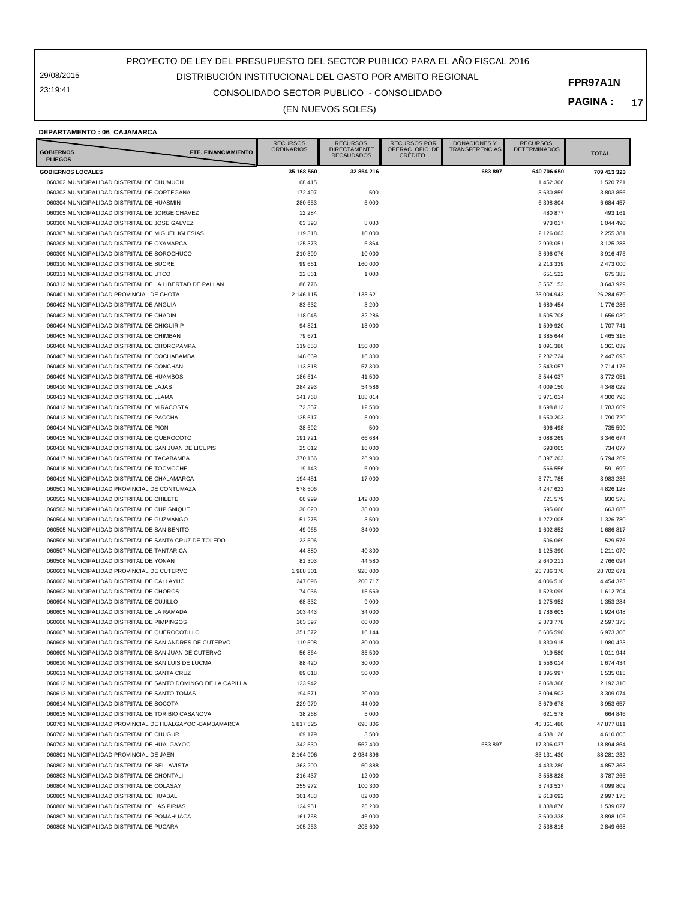PROYECTO DE LEY DEL PRESUPUESTO DEL SECTOR PUBLICO PARA EL AÑO FISCAL 2016

29/08/2015

23:19:41

DISTRIBUCIÓN INSTITUCIONAL DEL GASTO POR AMBITO REGIONAL

**FPR97A1N**

CONSOLIDADO SECTOR PUBLICO - CONSOLIDADO

(EN NUEVOS SOLES)

**PAGINA : 17**

**DEPARTAMENTO : 06 CAJAMARCA**

| GOBIERNOS / PLIEGOS — FTE. FINANCIAMIENTO | RECURSOS ORDINARIOS | RECURSOS DIRECTAMENTE RECAUDADOS | RECURSOS POR OPERAC. OFIC. DE CRÉDITO | DONACIONES Y TRANSFERENCIAS | RECURSOS DETERMINADOS | TOTAL |
|---|---|---|---|---|---|---|
| **GOBIERNOS LOCALES** | **35 168 560** | **32 854 216** | | **683 897** | **640 706 650** | **709 413 323** |
| 060302 MUNICIPALIDAD DISTRITAL DE CHUMUCH | 68 415 | | | | 1 452 306 | 1 520 721 |
| 060303 MUNICIPALIDAD DISTRITAL DE CORTEGANA | 172 497 | 500 | | | 3 630 859 | 3 803 856 |
| 060304 MUNICIPALIDAD DISTRITAL DE HUASMIN | 280 653 | 5 000 | | | 6 398 804 | 6 684 457 |
| 060305 MUNICIPALIDAD DISTRITAL DE JORGE CHAVEZ | 12 284 | | | | 480 877 | 493 161 |
| 060306 MUNICIPALIDAD DISTRITAL DE JOSE GALVEZ | 63 393 | 8 080 | | | 973 017 | 1 044 490 |
| 060307 MUNICIPALIDAD DISTRITAL DE MIGUEL IGLESIAS | 119 318 | 10 000 | | | 2 126 063 | 2 255 381 |
| 060308 MUNICIPALIDAD DISTRITAL DE OXAMARCA | 125 373 | 6 864 | | | 2 993 051 | 3 125 288 |
| 060309 MUNICIPALIDAD DISTRITAL DE SOROCHUCO | 210 399 | 10 000 | | | 3 696 076 | 3 916 475 |
| 060310 MUNICIPALIDAD DISTRITAL DE SUCRE | 99 661 | 160 000 | | | 2 213 339 | 2 473 000 |
| 060311 MUNICIPALIDAD DISTRITAL DE UTCO | 22 861 | 1 000 | | | 651 522 | 675 383 |
| 060312 MUNICIPALIDAD DISTRITAL DE LA LIBERTAD DE PALLAN | 86 776 | | | | 3 557 153 | 3 643 929 |
| 060401 MUNICIPALIDAD PROVINCIAL DE CHOTA | 2 146 115 | 1 133 621 | | | 23 004 943 | 26 284 679 |
| 060402 MUNICIPALIDAD DISTRITAL DE ANGUIA | 83 632 | 3 200 | | | 1 689 454 | 1 776 286 |
| 060403 MUNICIPALIDAD DISTRITAL DE CHADIN | 118 045 | 32 286 | | | 1 505 708 | 1 656 039 |
| 060404 MUNICIPALIDAD DISTRITAL DE CHIGUIRIP | 94 821 | 13 000 | | | 1 599 920 | 1 707 741 |
| 060405 MUNICIPALIDAD DISTRITAL DE CHIMBAN | 79 671 | | | | 1 385 644 | 1 465 315 |
| 060406 MUNICIPALIDAD DISTRITAL DE CHOROPAMPA | 119 653 | 150 000 | | | 1 091 386 | 1 361 039 |
| 060407 MUNICIPALIDAD DISTRITAL DE COCHABAMBA | 148 669 | 16 300 | | | 2 282 724 | 2 447 693 |
| 060408 MUNICIPALIDAD DISTRITAL DE CONCHAN | 113 818 | 57 300 | | | 2 543 057 | 2 714 175 |
| 060409 MUNICIPALIDAD DISTRITAL DE HUAMBOS | 186 514 | 41 500 | | | 3 544 037 | 3 772 051 |
| 060410 MUNICIPALIDAD DISTRITAL DE LAJAS | 284 293 | 54 586 | | | 4 009 150 | 4 348 029 |
| 060411 MUNICIPALIDAD DISTRITAL DE LLAMA | 141 768 | 188 014 | | | 3 971 014 | 4 300 796 |
| 060412 MUNICIPALIDAD DISTRITAL DE MIRACOSTA | 72 357 | 12 500 | | | 1 698 812 | 1 783 669 |
| 060413 MUNICIPALIDAD DISTRITAL DE PACCHA | 135 517 | 5 000 | | | 1 650 203 | 1 790 720 |
| 060414 MUNICIPALIDAD DISTRITAL DE PION | 38 592 | 500 | | | 696 498 | 735 590 |
| 060415 MUNICIPALIDAD DISTRITAL DE QUEROCOTO | 191 721 | 66 684 | | | 3 088 269 | 3 346 674 |
| 060416 MUNICIPALIDAD DISTRITAL DE SAN JUAN DE LICUPIS | 25 012 | 16 000 | | | 693 065 | 734 077 |
| 060417 MUNICIPALIDAD DISTRITAL DE TACABAMBA | 370 166 | 26 900 | | | 6 397 203 | 6 794 269 |
| 060418 MUNICIPALIDAD DISTRITAL DE TOCMOCHE | 19 143 | 6 000 | | | 566 556 | 591 699 |
| 060419 MUNICIPALIDAD DISTRITAL DE CHALAMARCA | 194 451 | 17 000 | | | 3 771 785 | 3 983 236 |
| 060501 MUNICIPALIDAD PROVINCIAL DE CONTUMAZA | 578 506 | | | | 4 247 622 | 4 826 128 |
| 060502 MUNICIPALIDAD DISTRITAL DE CHILETE | 66 999 | 142 000 | | | 721 579 | 930 578 |
| 060503 MUNICIPALIDAD DISTRITAL DE CUPISNIQUE | 30 020 | 38 000 | | | 595 666 | 663 686 |
| 060504 MUNICIPALIDAD DISTRITAL DE GUZMANGO | 51 275 | 3 500 | | | 1 272 005 | 1 326 780 |
| 060505 MUNICIPALIDAD DISTRITAL DE SAN BENITO | 49 965 | 34 000 | | | 1 602 852 | 1 686 817 |
| 060506 MUNICIPALIDAD DISTRITAL DE SANTA CRUZ DE TOLEDO | 23 506 | | | | 506 069 | 529 575 |
| 060507 MUNICIPALIDAD DISTRITAL DE TANTARICA | 44 880 | 40 800 | | | 1 125 390 | 1 211 070 |
| 060508 MUNICIPALIDAD DISTRITAL DE YONAN | 81 303 | 44 580 | | | 2 640 211 | 2 766 094 |
| 060601 MUNICIPALIDAD PROVINCIAL DE CUTERVO | 1 988 301 | 928 000 | | | 25 786 370 | 28 702 671 |
| 060602 MUNICIPALIDAD DISTRITAL DE CALLAYUC | 247 096 | 200 717 | | | 4 006 510 | 4 454 323 |
| 060603 MUNICIPALIDAD DISTRITAL DE CHOROS | 74 036 | 15 569 | | | 1 523 099 | 1 612 704 |
| 060604 MUNICIPALIDAD DISTRITAL DE CUJILLO | 68 332 | 9 000 | | | 1 275 952 | 1 353 284 |
| 060605 MUNICIPALIDAD DISTRITAL DE LA RAMADA | 103 443 | 34 000 | | | 1 786 605 | 1 924 048 |
| 060606 MUNICIPALIDAD DISTRITAL DE PIMPINGOS | 163 597 | 60 000 | | | 2 373 778 | 2 597 375 |
| 060607 MUNICIPALIDAD DISTRITAL DE QUEROCOTILLO | 351 572 | 16 144 | | | 6 605 590 | 6 973 306 |
| 060608 MUNICIPALIDAD DISTRITAL DE SAN ANDRES DE CUTERVO | 119 508 | 30 000 | | | 1 830 915 | 1 980 423 |
| 060609 MUNICIPALIDAD DISTRITAL DE SAN JUAN DE CUTERVO | 56 864 | 35 500 | | | 919 580 | 1 011 944 |
| 060610 MUNICIPALIDAD DISTRITAL DE SAN LUIS DE LUCMA | 88 420 | 30 000 | | | 1 556 014 | 1 674 434 |
| 060611 MUNICIPALIDAD DISTRITAL DE SANTA CRUZ | 89 018 | 50 000 | | | 1 395 997 | 1 535 015 |
| 060612 MUNICIPALIDAD DISTRITAL DE SANTO DOMINGO DE LA CAPILLA | 123 942 | | | | 2 068 368 | 2 192 310 |
| 060613 MUNICIPALIDAD DISTRITAL DE SANTO TOMAS | 194 571 | 20 000 | | | 3 094 503 | 3 309 074 |
| 060614 MUNICIPALIDAD DISTRITAL DE SOCOTA | 229 979 | 44 000 | | | 3 679 678 | 3 953 657 |
| 060615 MUNICIPALIDAD DISTRITAL DE TORIBIO CASANOVA | 38 268 | 5 000 | | | 621 578 | 664 846 |
| 060701 MUNICIPALIDAD PROVINCIAL DE HUALGAYOC -BAMBAMARCA | 1 817 525 | 698 806 | | | 45 361 480 | 47 877 811 |
| 060702 MUNICIPALIDAD DISTRITAL DE CHUGUR | 69 179 | 3 500 | | | 4 538 126 | 4 610 805 |
| 060703 MUNICIPALIDAD DISTRITAL DE HUALGAYOC | 342 530 | 562 400 | | 683 897 | 17 306 037 | 18 894 864 |
| 060801 MUNICIPALIDAD PROVINCIAL DE JAEN | 2 164 906 | 2 984 896 | | | 33 131 430 | 38 281 232 |
| 060802 MUNICIPALIDAD DISTRITAL DE BELLAVISTA | 363 200 | 60 888 | | | 4 433 280 | 4 857 368 |
| 060803 MUNICIPALIDAD DISTRITAL DE CHONTALI | 216 437 | 12 000 | | | 3 558 828 | 3 787 265 |
| 060804 MUNICIPALIDAD DISTRITAL DE COLASAY | 255 972 | 100 300 | | | 3 743 537 | 4 099 809 |
| 060805 MUNICIPALIDAD DISTRITAL DE HUABAL | 301 483 | 82 000 | | | 2 613 692 | 2 997 175 |
| 060806 MUNICIPALIDAD DISTRITAL DE LAS PIRIAS | 124 951 | 25 200 | | | 1 388 876 | 1 539 027 |
| 060807 MUNICIPALIDAD DISTRITAL DE POMAHUACA | 161 768 | 46 000 | | | 3 690 338 | 3 898 106 |
| 060808 MUNICIPALIDAD DISTRITAL DE PUCARA | 105 253 | 205 600 | | | 2 538 815 | 2 849 668 |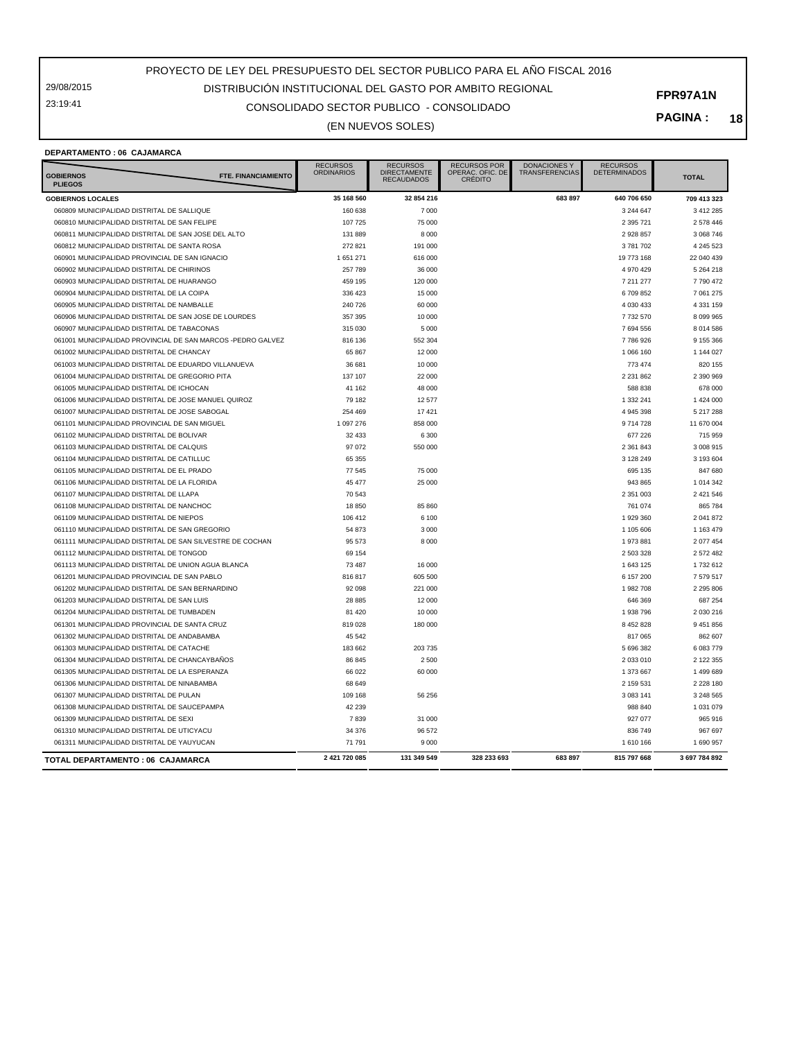PROYECTO DE LEY DEL PRESUPUESTO DEL SECTOR PUBLICO PARA EL AÑO FISCAL 2016

DISTRIBUCIÓN INSTITUCIONAL DEL GASTO POR AMBITO REGIONAL

CONSOLIDADO SECTOR PUBLICO - CONSOLIDADO

(EN NUEVOS SOLES)

29/08/2015

23:19:41

FPR97A1N

**DEPARTAMENTO : 06 CAJAMARCA**

| GOBIERNOS / PLIEGOS — FTE. FINANCIAMIENTO | RECURSOS ORDINARIOS | RECURSOS DIRECTAMENTE RECAUDADOS | RECURSOS POR OPERAC. OFIC. DE CRÉDITO | DONACIONES Y TRANSFERENCIAS | RECURSOS DETERMINADOS | TOTAL |
|---|---|---|---|---|---|---|
| **GOBIERNOS LOCALES** | **35 168 560** | **32 854 216** | | **683 897** | **640 706 650** | **709 413 323** |
| 060809 MUNICIPALIDAD DISTRITAL DE SALLIQUE | 160 638 | 7 000 | | | 3 244 647 | 3 412 285 |
| 060810 MUNICIPALIDAD DISTRITAL DE SAN FELIPE | 107 725 | 75 000 | | | 2 395 721 | 2 578 446 |
| 060811 MUNICIPALIDAD DISTRITAL DE SAN JOSE DEL ALTO | 131 889 | 8 000 | | | 2 928 857 | 3 068 746 |
| 060812 MUNICIPALIDAD DISTRITAL DE SANTA ROSA | 272 821 | 191 000 | | | 3 781 702 | 4 245 523 |
| 060901 MUNICIPALIDAD PROVINCIAL DE SAN IGNACIO | 1 651 271 | 616 000 | | | 19 773 168 | 22 040 439 |
| 060902 MUNICIPALIDAD DISTRITAL DE CHIRINOS | 257 789 | 36 000 | | | 4 970 429 | 5 264 218 |
| 060903 MUNICIPALIDAD DISTRITAL DE HUARANGO | 459 195 | 120 000 | | | 7 211 277 | 7 790 472 |
| 060904 MUNICIPALIDAD DISTRITAL DE LA COIPA | 336 423 | 15 000 | | | 6 709 852 | 7 061 275 |
| 060905 MUNICIPALIDAD DISTRITAL DE NAMBALLE | 240 726 | 60 000 | | | 4 030 433 | 4 331 159 |
| 060906 MUNICIPALIDAD DISTRITAL DE SAN JOSE DE LOURDES | 357 395 | 10 000 | | | 7 732 570 | 8 099 965 |
| 060907 MUNICIPALIDAD DISTRITAL DE TABACONAS | 315 030 | 5 000 | | | 7 694 556 | 8 014 586 |
| 061001 MUNICIPALIDAD PROVINCIAL DE SAN MARCOS -PEDRO GALVEZ | 816 136 | 552 304 | | | 7 786 926 | 9 155 366 |
| 061002 MUNICIPALIDAD DISTRITAL DE CHANCAY | 65 867 | 12 000 | | | 1 066 160 | 1 144 027 |
| 061003 MUNICIPALIDAD DISTRITAL DE EDUARDO VILLANUEVA | 36 681 | 10 000 | | | 773 474 | 820 155 |
| 061004 MUNICIPALIDAD DISTRITAL DE GREGORIO PITA | 137 107 | 22 000 | | | 2 231 862 | 2 390 969 |
| 061005 MUNICIPALIDAD DISTRITAL DE ICHOCAN | 41 162 | 48 000 | | | 588 838 | 678 000 |
| 061006 MUNICIPALIDAD DISTRITAL DE JOSE MANUEL QUIROZ | 79 182 | 12 577 | | | 1 332 241 | 1 424 000 |
| 061007 MUNICIPALIDAD DISTRITAL DE JOSE SABOGAL | 254 469 | 17 421 | | | 4 945 398 | 5 217 288 |
| 061101 MUNICIPALIDAD PROVINCIAL DE SAN MIGUEL | 1 097 276 | 858 000 | | | 9 714 728 | 11 670 004 |
| 061102 MUNICIPALIDAD DISTRITAL DE BOLIVAR | 32 433 | 6 300 | | | 677 226 | 715 959 |
| 061103 MUNICIPALIDAD DISTRITAL DE CALQUIS | 97 072 | 550 000 | | | 2 361 843 | 3 008 915 |
| 061104 MUNICIPALIDAD DISTRITAL DE CATILLUC | 65 355 | | | | 3 128 249 | 3 193 604 |
| 061105 MUNICIPALIDAD DISTRITAL DE EL PRADO | 77 545 | 75 000 | | | 695 135 | 847 680 |
| 061106 MUNICIPALIDAD DISTRITAL DE LA FLORIDA | 45 477 | 25 000 | | | 943 865 | 1 014 342 |
| 061107 MUNICIPALIDAD DISTRITAL DE LLAPA | 70 543 | | | | 2 351 003 | 2 421 546 |
| 061108 MUNICIPALIDAD DISTRITAL DE NANCHOC | 18 850 | 85 860 | | | 761 074 | 865 784 |
| 061109 MUNICIPALIDAD DISTRITAL DE NIEPOS | 106 412 | 6 100 | | | 1 929 360 | 2 041 872 |
| 061110 MUNICIPALIDAD DISTRITAL DE SAN GREGORIO | 54 873 | 3 000 | | | 1 105 606 | 1 163 479 |
| 061111 MUNICIPALIDAD DISTRITAL DE SAN SILVESTRE DE COCHAN | 95 573 | 8 000 | | | 1 973 881 | 2 077 454 |
| 061112 MUNICIPALIDAD DISTRITAL DE TONGOD | 69 154 | | | | 2 503 328 | 2 572 482 |
| 061113 MUNICIPALIDAD DISTRITAL DE UNION AGUA BLANCA | 73 487 | 16 000 | | | 1 643 125 | 1 732 612 |
| 061201 MUNICIPALIDAD PROVINCIAL DE SAN PABLO | 816 817 | 605 500 | | | 6 157 200 | 7 579 517 |
| 061202 MUNICIPALIDAD DISTRITAL DE SAN BERNARDINO | 92 098 | 221 000 | | | 1 982 708 | 2 295 806 |
| 061203 MUNICIPALIDAD DISTRITAL DE SAN LUIS | 28 885 | 12 000 | | | 646 369 | 687 254 |
| 061204 MUNICIPALIDAD DISTRITAL DE TUMBADEN | 81 420 | 10 000 | | | 1 938 796 | 2 030 216 |
| 061301 MUNICIPALIDAD PROVINCIAL DE SANTA CRUZ | 819 028 | 180 000 | | | 8 452 828 | 9 451 856 |
| 061302 MUNICIPALIDAD DISTRITAL DE ANDABAMBA | 45 542 | | | | 817 065 | 862 607 |
| 061303 MUNICIPALIDAD DISTRITAL DE CATACHE | 183 662 | 203 735 | | | 5 696 382 | 6 083 779 |
| 061304 MUNICIPALIDAD DISTRITAL DE CHANCAYBAÑOS | 86 845 | 2 500 | | | 2 033 010 | 2 122 355 |
| 061305 MUNICIPALIDAD DISTRITAL DE LA ESPERANZA | 66 022 | 60 000 | | | 1 373 667 | 1 499 689 |
| 061306 MUNICIPALIDAD DISTRITAL DE NINABAMBA | 68 649 | | | | 2 159 531 | 2 228 180 |
| 061307 MUNICIPALIDAD DISTRITAL DE PULAN | 109 168 | 56 256 | | | 3 083 141 | 3 248 565 |
| 061308 MUNICIPALIDAD DISTRITAL DE SAUCEPAMPA | 42 239 | | | | 988 840 | 1 031 079 |
| 061309 MUNICIPALIDAD DISTRITAL DE SEXI | 7 839 | 31 000 | | | 927 077 | 965 916 |
| 061310 MUNICIPALIDAD DISTRITAL DE UTICYACU | 34 376 | 96 572 | | | 836 749 | 967 697 |
| 061311 MUNICIPALIDAD DISTRITAL DE YAUYUCAN | 71 791 | 9 000 | | | 1 610 166 | 1 690 957 |
| **TOTAL DEPARTAMENTO : 06 CAJAMARCA** | **2 421 720 085** | **131 349 549** | **328 233 693** | **683 897** | **815 797 668** | **3 697 784 892** |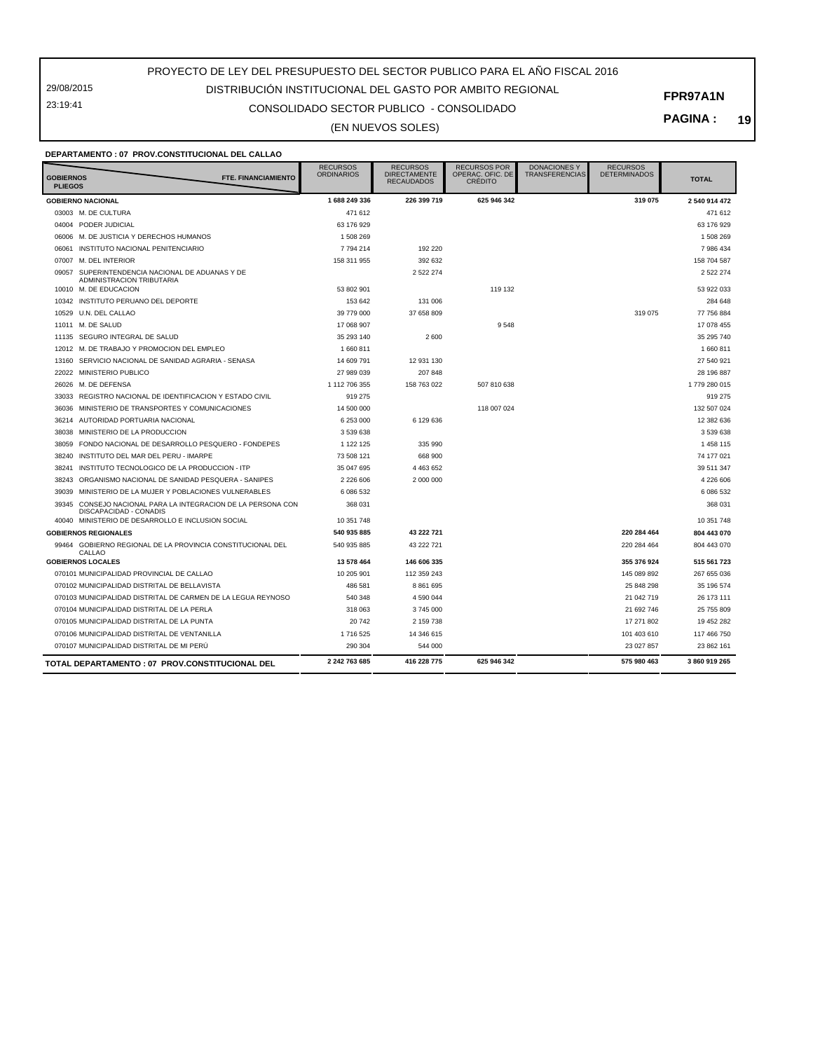PROYECTO DE LEY DEL PRESUPUESTO DEL SECTOR PUBLICO PARA EL AÑO FISCAL 2016

29/08/2015

23:19:41

DISTRIBUCIÓN INSTITUCIONAL DEL GASTO POR AMBITO REGIONAL

CONSOLIDADO SECTOR PUBLICO - CONSOLIDADO

(EN NUEVOS SOLES)

**FPR97A1N**

**DEPARTAMENTO : 07 PROV.CONSTITUCIONAL DEL CALLAO**

| GOBIERNOS / PLIEGOS — FTE. FINANCIAMIENTO | RECURSOS ORDINARIOS | RECURSOS DIRECTAMENTE RECAUDADOS | RECURSOS POR OPERAC. OFIC. DE CRÉDITO | DONACIONES Y TRANSFERENCIAS | RECURSOS DETERMINADOS | TOTAL |
|---|---|---|---|---|---|---|
| **GOBIERNO NACIONAL** | **1 688 249 336** | **226 399 719** | **625 946 342** | | **319 075** | **2 540 914 472** |
| 03003 M. DE CULTURA | 471 612 | | | | | 471 612 |
| 04004 PODER JUDICIAL | 63 176 929 | | | | | 63 176 929 |
| 06006 M. DE JUSTICIA Y DERECHOS HUMANOS | 1 508 269 | | | | | 1 508 269 |
| 06061 INSTITUTO NACIONAL PENITENCIARIO | 7 794 214 | 192 220 | | | | 7 986 434 |
| 07007 M. DEL INTERIOR | 158 311 955 | 392 632 | | | | 158 704 587 |
| 09057 SUPERINTENDENCIA NACIONAL DE ADUANAS Y DE ADMINISTRACION TRIBUTARIA | | 2 522 274 | | | | 2 522 274 |
| 10010 M. DE EDUCACION | 53 802 901 | | 119 132 | | | 53 922 033 |
| 10342 INSTITUTO PERUANO DEL DEPORTE | 153 642 | 131 006 | | | | 284 648 |
| 10529 U.N. DEL CALLAO | 39 779 000 | 37 658 809 | | | 319 075 | 77 756 884 |
| 11011 M. DE SALUD | 17 068 907 | | 9 548 | | | 17 078 455 |
| 11135 SEGURO INTEGRAL DE SALUD | 35 293 140 | 2 600 | | | | 35 295 740 |
| 12012 M. DE TRABAJO Y PROMOCION DEL EMPLEO | 1 660 811 | | | | | 1 660 811 |
| 13160 SERVICIO NACIONAL DE SANIDAD AGRARIA - SENASA | 14 609 791 | 12 931 130 | | | | 27 540 921 |
| 22022 MINISTERIO PUBLICO | 27 989 039 | 207 848 | | | | 28 196 887 |
| 26026 M. DE DEFENSA | 1 112 706 355 | 158 763 022 | 507 810 638 | | | 1 779 280 015 |
| 33033 REGISTRO NACIONAL DE IDENTIFICACION Y ESTADO CIVIL | 919 275 | | | | | 919 275 |
| 36036 MINISTERIO DE TRANSPORTES Y COMUNICACIONES | 14 500 000 | | 118 007 024 | | | 132 507 024 |
| 36214 AUTORIDAD PORTUARIA NACIONAL | 6 253 000 | 6 129 636 | | | | 12 382 636 |
| 38038 MINISTERIO DE LA PRODUCCION | 3 539 638 | | | | | 3 539 638 |
| 38059 FONDO NACIONAL DE DESARROLLO PESQUERO - FONDEPES | 1 122 125 | 335 990 | | | | 1 458 115 |
| 38240 INSTITUTO DEL MAR DEL PERU - IMARPE | 73 508 121 | 668 900 | | | | 74 177 021 |
| 38241 INSTITUTO TECNOLOGICO DE LA PRODUCCION - ITP | 35 047 695 | 4 463 652 | | | | 39 511 347 |
| 38243 ORGANISMO NACIONAL DE SANIDAD PESQUERA - SANIPES | 2 226 606 | 2 000 000 | | | | 4 226 606 |
| 39039 MINISTERIO DE LA MUJER Y POBLACIONES VULNERABLES | 6 086 532 | | | | | 6 086 532 |
| 39345 CONSEJO NACIONAL PARA LA INTEGRACION DE LA PERSONA CON DISCAPACIDAD - CONADIS | 368 031 | | | | | 368 031 |
| 40040 MINISTERIO DE DESARROLLO E INCLUSION SOCIAL | 10 351 748 | | | | | 10 351 748 |
| **GOBIERNOS REGIONALES** | **540 935 885** | **43 222 721** | | | **220 284 464** | **804 443 070** |
| 99464 GOBIERNO REGIONAL DE LA PROVINCIA CONSTITUCIONAL DEL CALLAO | 540 935 885 | 43 222 721 | | | 220 284 464 | 804 443 070 |
| **GOBIERNOS LOCALES** | **13 578 464** | **146 606 335** | | | **355 376 924** | **515 561 723** |
| 070101 MUNICIPALIDAD PROVINCIAL DE CALLAO | 10 205 901 | 112 359 243 | | | 145 089 892 | 267 655 036 |
| 070102 MUNICIPALIDAD DISTRITAL DE BELLAVISTA | 486 581 | 8 861 695 | | | 25 848 298 | 35 196 574 |
| 070103 MUNICIPALIDAD DISTRITAL DE CARMEN DE LA LEGUA REYNOSO | 540 348 | 4 590 044 | | | 21 042 719 | 26 173 111 |
| 070104 MUNICIPALIDAD DISTRITAL DE LA PERLA | 318 063 | 3 745 000 | | | 21 692 746 | 25 755 809 |
| 070105 MUNICIPALIDAD DISTRITAL DE LA PUNTA | 20 742 | 2 159 738 | | | 17 271 802 | 19 452 282 |
| 070106 MUNICIPALIDAD DISTRITAL DE VENTANILLA | 1 716 525 | 14 346 615 | | | 101 403 610 | 117 466 750 |
| 070107 MUNICIPALIDAD DISTRITAL DE MI PERÚ | 290 304 | 544 000 | | | 23 027 857 | 23 862 161 |
| **TOTAL DEPARTAMENTO : 07 PROV.CONSTITUCIONAL DEL** | **2 242 763 685** | **416 228 775** | **625 946 342** | | **575 980 463** | **3 860 919 265** |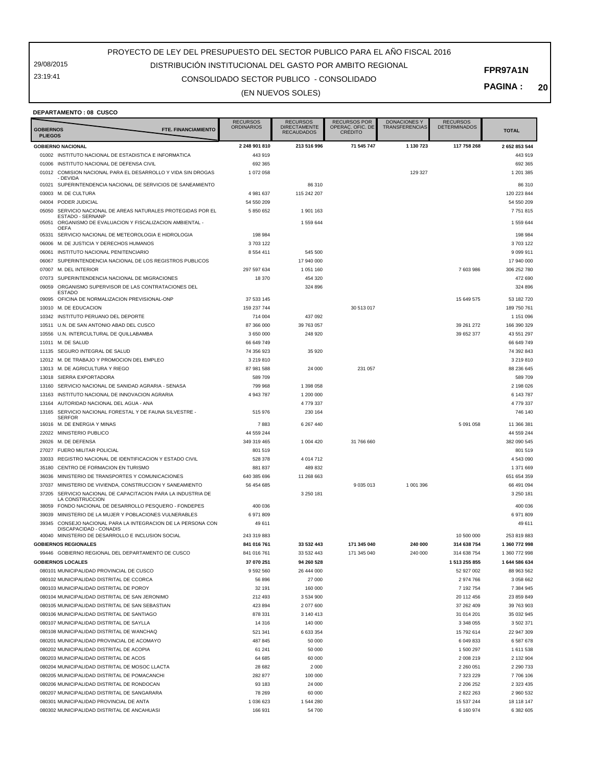# PROYECTO DE LEY DEL PRESUPUESTO DEL SECTOR PUBLICO PARA EL AÑO FISCAL 2016

29/08/2015

23:19:41

DISTRIBUCIÓN INSTITUCIONAL DEL GASTO POR AMBITO REGIONAL

CONSOLIDADO SECTOR PUBLICO - CONSOLIDADO

(EN NUEVOS SOLES)

**FPR97A1N**

**DEPARTAMENTO : 08 CUSCO**

| GOBIERNOS / PLIEGOS — FTE. FINANCIAMIENTO | RECURSOS ORDINARIOS | RECURSOS DIRECTAMENTE RECAUDADOS | RECURSOS POR OPERAC. OFIC. DE CRÉDITO | DONACIONES Y TRANSFERENCIAS | RECURSOS DETERMINADOS | TOTAL |
|---|---|---|---|---|---|---|
| **GOBIERNO NACIONAL** | **2 248 901 810** | **213 516 996** | **71 545 747** | **1 130 723** | **117 758 268** | **2 652 853 544** |
| 01002 INSTITUTO NACIONAL DE ESTADISTICA E INFORMATICA | 443 919 | | | | | 443 919 |
| 01006 INSTITUTO NACIONAL DE DEFENSA CIVIL | 692 365 | | | | | 692 365 |
| 01012 COMISION NACIONAL PARA EL DESARROLLO Y VIDA SIN DROGAS - DEVIDA | 1 072 058 | | | 129 327 | | 1 201 385 |
| 01021 SUPERINTENDENCIA NACIONAL DE SERVICIOS DE SANEAMIENTO | | 86 310 | | | | 86 310 |
| 03003 M. DE CULTURA | 4 981 637 | 115 242 207 | | | | 120 223 844 |
| 04004 PODER JUDICIAL | 54 550 209 | | | | | 54 550 209 |
| 05050 SERVICIO NACIONAL DE AREAS NATURALES PROTEGIDAS POR EL ESTADO - SERNANP | 5 850 652 | 1 901 163 | | | | 7 751 815 |
| 05051 ORGANISMO DE EVALUACION Y FISCALIZACION AMBIENTAL - OEFA | | 1 559 644 | | | | 1 559 644 |
| 05331 SERVICIO NACIONAL DE METEOROLOGIA E HIDROLOGIA | 198 984 | | | | | 198 984 |
| 06006 M. DE JUSTICIA Y DERECHOS HUMANOS | 3 703 122 | | | | | 3 703 122 |
| 06061 INSTITUTO NACIONAL PENITENCIARIO | 8 554 411 | 545 500 | | | | 9 099 911 |
| 06067 SUPERINTENDENCIA NACIONAL DE LOS REGISTROS PUBLICOS | | 17 940 000 | | | | 17 940 000 |
| 07007 M. DEL INTERIOR | 297 597 634 | 1 051 160 | | | 7 603 986 | 306 252 780 |
| 07073 SUPERINTENDENCIA NACIONAL DE MIGRACIONES | 18 370 | 454 320 | | | | 472 690 |
| 09059 ORGANISMO SUPERVISOR DE LAS CONTRATACIONES DEL ESTADO | | 324 896 | | | | 324 896 |
| 09095 OFICINA DE NORMALIZACION PREVISIONAL-ONP | 37 533 145 | | | | 15 649 575 | 53 182 720 |
| 10010 M. DE EDUCACION | 159 237 744 | | 30 513 017 | | | 189 750 761 |
| 10342 INSTITUTO PERUANO DEL DEPORTE | 714 004 | 437 092 | | | | 1 151 096 |
| 10511 U.N. DE SAN ANTONIO ABAD DEL CUSCO | 87 366 000 | 39 763 057 | | | 39 261 272 | 166 390 329 |
| 10556 U.N. INTERCULTURAL DE QUILLABAMBA | 3 650 000 | 248 920 | | | 39 652 377 | 43 551 297 |
| 11011 M. DE SALUD | 66 649 749 | | | | | 66 649 749 |
| 11135 SEGURO INTEGRAL DE SALUD | 74 356 923 | 35 920 | | | | 74 392 843 |
| 12012 M. DE TRABAJO Y PROMOCION DEL EMPLEO | 3 219 810 | | | | | 3 219 810 |
| 13013 M. DE AGRICULTURA Y RIEGO | 87 981 588 | 24 000 | 231 057 | | | 88 236 645 |
| 13018 SIERRA EXPORTADORA | 589 709 | | | | | 589 709 |
| 13160 SERVICIO NACIONAL DE SANIDAD AGRARIA - SENASA | 799 968 | 1 398 058 | | | | 2 198 026 |
| 13163 INSTITUTO NACIONAL DE INNOVACION AGRARIA | 4 943 787 | 1 200 000 | | | | 6 143 787 |
| 13164 AUTORIDAD NACIONAL DEL AGUA - ANA | | 4 779 337 | | | | 4 779 337 |
| 13165 SERVICIO NACIONAL FORESTAL Y DE FAUNA SILVESTRE - SERFOR | 515 976 | 230 164 | | | | 746 140 |
| 16016 M. DE ENERGIA Y MINAS | 7 883 | 6 267 440 | | | 5 091 058 | 11 366 381 |
| 22022 MINISTERIO PUBLICO | 44 559 244 | | | | | 44 559 244 |
| 26026 M. DE DEFENSA | 349 319 465 | 1 004 420 | 31 766 660 | | | 382 090 545 |
| 27027 FUERO MILITAR POLICIAL | 801 519 | | | | | 801 519 |
| 33033 REGISTRO NACIONAL DE IDENTIFICACION Y ESTADO CIVIL | 528 378 | 4 014 712 | | | | 4 543 090 |
| 35180 CENTRO DE FORMACION EN TURISMO | 881 837 | 489 832 | | | | 1 371 669 |
| 36036 MINISTERIO DE TRANSPORTES Y COMUNICACIONES | 640 385 696 | 11 268 663 | | | | 651 654 359 |
| 37037 MINISTERIO DE VIVIENDA, CONSTRUCCION Y SANEAMIENTO | 56 454 685 | | 9 035 013 | 1 001 396 | | 66 491 094 |
| 37205 SERVICIO NACIONAL DE CAPACITACION PARA LA INDUSTRIA DE LA CONSTRUCCION | | 3 250 181 | | | | 3 250 181 |
| 38059 FONDO NACIONAL DE DESARROLLO PESQUERO - FONDEPES | 400 036 | | | | | 400 036 |
| 39039 MINISTERIO DE LA MUJER Y POBLACIONES VULNERABLES | 6 971 809 | | | | | 6 971 809 |
| 39345 CONSEJO NACIONAL PARA LA INTEGRACION DE LA PERSONA CON DISCAPACIDAD - CONADIS | 49 611 | | | | | 49 611 |
| 40040 MINISTERIO DE DESARROLLO E INCLUSION SOCIAL | 243 319 883 | | | | 10 500 000 | 253 819 883 |
| **GOBIERNOS REGIONALES** | **841 016 761** | **33 532 443** | **171 345 040** | **240 000** | **314 638 754** | **1 360 772 998** |
| 99446 GOBIERNO REGIONAL DEL DEPARTAMENTO DE CUSCO | 841 016 761 | 33 532 443 | 171 345 040 | 240 000 | 314 638 754 | 1 360 772 998 |
| **GOBIERNOS LOCALES** | **37 070 251** | **94 260 528** | | | **1 513 255 855** | **1 644 586 634** |
| 080101 MUNICIPALIDAD PROVINCIAL DE CUSCO | 9 592 560 | 26 444 000 | | | 52 927 002 | 88 963 562 |
| 080102 MUNICIPALIDAD DISTRITAL DE CCORCA | 56 896 | 27 000 | | | 2 974 766 | 3 058 662 |
| 080103 MUNICIPALIDAD DISTRITAL DE POROY | 32 191 | 160 000 | | | 7 192 754 | 7 384 945 |
| 080104 MUNICIPALIDAD DISTRITAL DE SAN JERONIMO | 212 493 | 3 534 900 | | | 20 112 456 | 23 859 849 |
| 080105 MUNICIPALIDAD DISTRITAL DE SAN SEBASTIAN | 423 894 | 2 077 600 | | | 37 262 409 | 39 763 903 |
| 080106 MUNICIPALIDAD DISTRITAL DE SANTIAGO | 878 331 | 3 140 413 | | | 31 014 201 | 35 032 945 |
| 080107 MUNICIPALIDAD DISTRITAL DE SAYLLA | 14 316 | 140 000 | | | 3 348 055 | 3 502 371 |
| 080108 MUNICIPALIDAD DISTRITAL DE WANCHAQ | 521 341 | 6 633 354 | | | 15 792 614 | 22 947 309 |
| 080201 MUNICIPALIDAD PROVINCIAL DE ACOMAYO | 487 845 | 50 000 | | | 6 049 833 | 6 587 678 |
| 080202 MUNICIPALIDAD DISTRITAL DE ACOPIA | 61 241 | 50 000 | | | 1 500 297 | 1 611 538 |
| 080203 MUNICIPALIDAD DISTRITAL DE ACOS | 64 685 | 60 000 | | | 2 008 219 | 2 132 904 |
| 080204 MUNICIPALIDAD DISTRITAL DE MOSOC LLACTA | 28 682 | 2 000 | | | 2 260 051 | 2 290 733 |
| 080205 MUNICIPALIDAD DISTRITAL DE POMACANCHI | 282 877 | 100 000 | | | 7 323 229 | 7 706 106 |
| 080206 MUNICIPALIDAD DISTRITAL DE RONDOCAN | 93 183 | 24 000 | | | 2 206 252 | 2 323 435 |
| 080207 MUNICIPALIDAD DISTRITAL DE SANGARARA | 78 269 | 60 000 | | | 2 822 263 | 2 960 532 |
| 080301 MUNICIPALIDAD PROVINCIAL DE ANTA | 1 036 623 | 1 544 280 | | | 15 537 244 | 18 118 147 |
| 080302 MUNICIPALIDAD DISTRITAL DE ANCAHUASI | 166 931 | 54 700 | | | 6 160 974 | 6 382 605 |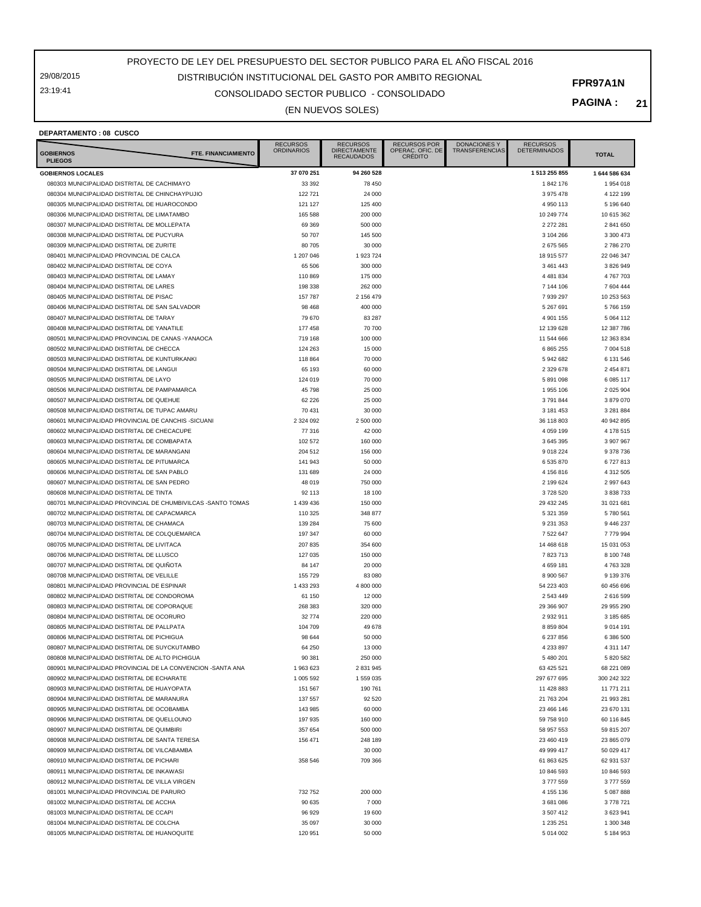PROYECTO DE LEY DEL PRESUPUESTO DEL SECTOR PUBLICO PARA EL AÑO FISCAL 2016

29/08/2015

DISTRIBUCIÓN INSTITUCIONAL DEL GASTO POR AMBITO REGIONAL

23:19:41

**FPR97A1N**

CONSOLIDADO SECTOR PUBLICO - CONSOLIDADO

(EN NUEVOS SOLES)

**DEPARTAMENTO : 08 CUSCO**

| GOBIERNOS / PLIEGOS — FTE. FINANCIAMIENTO | RECURSOS ORDINARIOS | RECURSOS DIRECTAMENTE RECAUDADOS | RECURSOS POR OPERAC. OFIC. DE CRÉDITO | DONACIONES Y TRANSFERENCIAS | RECURSOS DETERMINADOS | TOTAL |
|---|---|---|---|---|---|---|
| **GOBIERNOS LOCALES** | **37 070 251** | **94 260 528** | | | **1 513 255 855** | **1 644 586 634** |
| 080303 MUNICIPALIDAD DISTRITAL DE CACHIMAYO | 33 392 | 78 450 | | | 1 842 176 | 1 954 018 |
| 080304 MUNICIPALIDAD DISTRITAL DE CHINCHAYPUJIO | 122 721 | 24 000 | | | 3 975 478 | 4 122 199 |
| 080305 MUNICIPALIDAD DISTRITAL DE HUAROCONDO | 121 127 | 125 400 | | | 4 950 113 | 5 196 640 |
| 080306 MUNICIPALIDAD DISTRITAL DE LIMATAMBO | 165 588 | 200 000 | | | 10 249 774 | 10 615 362 |
| 080307 MUNICIPALIDAD DISTRITAL DE MOLLEPATA | 69 369 | 500 000 | | | 2 272 281 | 2 841 650 |
| 080308 MUNICIPALIDAD DISTRITAL DE PUCYURA | 50 707 | 145 500 | | | 3 104 266 | 3 300 473 |
| 080309 MUNICIPALIDAD DISTRITAL DE ZURITE | 80 705 | 30 000 | | | 2 675 565 | 2 786 270 |
| 080401 MUNICIPALIDAD PROVINCIAL DE CALCA | 1 207 046 | 1 923 724 | | | 18 915 577 | 22 046 347 |
| 080402 MUNICIPALIDAD DISTRITAL DE COYA | 65 506 | 300 000 | | | 3 461 443 | 3 826 949 |
| 080403 MUNICIPALIDAD DISTRITAL DE LAMAY | 110 869 | 175 000 | | | 4 481 834 | 4 767 703 |
| 080404 MUNICIPALIDAD DISTRITAL DE LARES | 198 338 | 262 000 | | | 7 144 106 | 7 604 444 |
| 080405 MUNICIPALIDAD DISTRITAL DE PISAC | 157 787 | 2 156 479 | | | 7 939 297 | 10 253 563 |
| 080406 MUNICIPALIDAD DISTRITAL DE SAN SALVADOR | 98 468 | 400 000 | | | 5 267 691 | 5 766 159 |
| 080407 MUNICIPALIDAD DISTRITAL DE TARAY | 79 670 | 83 287 | | | 4 901 155 | 5 064 112 |
| 080408 MUNICIPALIDAD DISTRITAL DE YANATILE | 177 458 | 70 700 | | | 12 139 628 | 12 387 786 |
| 080501 MUNICIPALIDAD PROVINCIAL DE CANAS -YANAOCA | 719 168 | 100 000 | | | 11 544 666 | 12 363 834 |
| 080502 MUNICIPALIDAD DISTRITAL DE CHECCA | 124 263 | 15 000 | | | 6 865 255 | 7 004 518 |
| 080503 MUNICIPALIDAD DISTRITAL DE KUNTURKANKI | 118 864 | 70 000 | | | 5 942 682 | 6 131 546 |
| 080504 MUNICIPALIDAD DISTRITAL DE LANGUI | 65 193 | 60 000 | | | 2 329 678 | 2 454 871 |
| 080505 MUNICIPALIDAD DISTRITAL DE LAYO | 124 019 | 70 000 | | | 5 891 098 | 6 085 117 |
| 080506 MUNICIPALIDAD DISTRITAL DE PAMPAMARCA | 45 798 | 25 000 | | | 1 955 106 | 2 025 904 |
| 080507 MUNICIPALIDAD DISTRITAL DE QUEHUE | 62 226 | 25 000 | | | 3 791 844 | 3 879 070 |
| 080508 MUNICIPALIDAD DISTRITAL DE TUPAC AMARU | 70 431 | 30 000 | | | 3 181 453 | 3 281 884 |
| 080601 MUNICIPALIDAD PROVINCIAL DE CANCHIS -SICUANI | 2 324 092 | 2 500 000 | | | 36 118 803 | 40 942 895 |
| 080602 MUNICIPALIDAD DISTRITAL DE CHECACUPE | 77 316 | 42 000 | | | 4 059 199 | 4 178 515 |
| 080603 MUNICIPALIDAD DISTRITAL DE COMBAPATA | 102 572 | 160 000 | | | 3 645 395 | 3 907 967 |
| 080604 MUNICIPALIDAD DISTRITAL DE MARANGANI | 204 512 | 156 000 | | | 9 018 224 | 9 378 736 |
| 080605 MUNICIPALIDAD DISTRITAL DE PITUMARCA | 141 943 | 50 000 | | | 6 535 870 | 6 727 813 |
| 080606 MUNICIPALIDAD DISTRITAL DE SAN PABLO | 131 689 | 24 000 | | | 4 156 816 | 4 312 505 |
| 080607 MUNICIPALIDAD DISTRITAL DE SAN PEDRO | 48 019 | 750 000 | | | 2 199 624 | 2 997 643 |
| 080608 MUNICIPALIDAD DISTRITAL DE TINTA | 92 113 | 18 100 | | | 3 728 520 | 3 838 733 |
| 080701 MUNICIPALIDAD PROVINCIAL DE CHUMBIVILCAS -SANTO TOMAS | 1 439 436 | 150 000 | | | 29 432 245 | 31 021 681 |
| 080702 MUNICIPALIDAD DISTRITAL DE CAPACMARCA | 110 325 | 348 877 | | | 5 321 359 | 5 780 561 |
| 080703 MUNICIPALIDAD DISTRITAL DE CHAMACA | 139 284 | 75 600 | | | 9 231 353 | 9 446 237 |
| 080704 MUNICIPALIDAD DISTRITAL DE COLQUEMARCA | 197 347 | 60 000 | | | 7 522 647 | 7 779 994 |
| 080705 MUNICIPALIDAD DISTRITAL DE LIVITACA | 207 835 | 354 600 | | | 14 468 618 | 15 031 053 |
| 080706 MUNICIPALIDAD DISTRITAL DE LLUSCO | 127 035 | 150 000 | | | 7 823 713 | 8 100 748 |
| 080707 MUNICIPALIDAD DISTRITAL DE QUIÑOTA | 84 147 | 20 000 | | | 4 659 181 | 4 763 328 |
| 080708 MUNICIPALIDAD DISTRITAL DE VELILLE | 155 729 | 83 080 | | | 8 900 567 | 9 139 376 |
| 080801 MUNICIPALIDAD PROVINCIAL DE ESPINAR | 1 433 293 | 4 800 000 | | | 54 223 403 | 60 456 696 |
| 080802 MUNICIPALIDAD DISTRITAL DE CONDOROMA | 61 150 | 12 000 | | | 2 543 449 | 2 616 599 |
| 080803 MUNICIPALIDAD DISTRITAL DE COPORAQUE | 268 383 | 320 000 | | | 29 366 907 | 29 955 290 |
| 080804 MUNICIPALIDAD DISTRITAL DE OCORURO | 32 774 | 220 000 | | | 2 932 911 | 3 185 685 |
| 080805 MUNICIPALIDAD DISTRITAL DE PALLPATA | 104 709 | 49 678 | | | 8 859 804 | 9 014 191 |
| 080806 MUNICIPALIDAD DISTRITAL DE PICHIGUA | 98 644 | 50 000 | | | 6 237 856 | 6 386 500 |
| 080807 MUNICIPALIDAD DISTRITAL DE SUYCKUTAMBO | 64 250 | 13 000 | | | 4 233 897 | 4 311 147 |
| 080808 MUNICIPALIDAD DISTRITAL DE ALTO PICHIGUA | 90 381 | 250 000 | | | 5 480 201 | 5 820 582 |
| 080901 MUNICIPALIDAD PROVINCIAL DE LA CONVENCION -SANTA ANA | 1 963 623 | 2 831 945 | | | 63 425 521 | 68 221 089 |
| 080902 MUNICIPALIDAD DISTRITAL DE ECHARATE | 1 005 592 | 1 559 035 | | | 297 677 695 | 300 242 322 |
| 080903 MUNICIPALIDAD DISTRITAL DE HUAYOPATA | 151 567 | 190 761 | | | 11 428 883 | 11 771 211 |
| 080904 MUNICIPALIDAD DISTRITAL DE MARANURA | 137 557 | 92 520 | | | 21 763 204 | 21 993 281 |
| 080905 MUNICIPALIDAD DISTRITAL DE OCOBAMBA | 143 985 | 60 000 | | | 23 466 146 | 23 670 131 |
| 080906 MUNICIPALIDAD DISTRITAL DE QUELLOUNO | 197 935 | 160 000 | | | 59 758 910 | 60 116 845 |
| 080907 MUNICIPALIDAD DISTRITAL DE QUIMBIRI | 357 654 | 500 000 | | | 58 957 553 | 59 815 207 |
| 080908 MUNICIPALIDAD DISTRITAL DE SANTA TERESA | 156 471 | 248 189 | | | 23 460 419 | 23 865 079 |
| 080909 MUNICIPALIDAD DISTRITAL DE VILCABAMBA | | 30 000 | | | 49 999 417 | 50 029 417 |
| 080910 MUNICIPALIDAD DISTRITAL DE PICHARI | 358 546 | 709 366 | | | 61 863 625 | 62 931 537 |
| 080911 MUNICIPALIDAD DISTRITAL DE INKAWASI | | | | | 10 846 593 | 10 846 593 |
| 080912 MUNICIPALIDAD DISTRITAL DE VILLA VIRGEN | | | | | 3 777 559 | 3 777 559 |
| 081001 MUNICIPALIDAD PROVINCIAL DE PARURO | 732 752 | 200 000 | | | 4 155 136 | 5 087 888 |
| 081002 MUNICIPALIDAD DISTRITAL DE ACCHA | 90 635 | 7 000 | | | 3 681 086 | 3 778 721 |
| 081003 MUNICIPALIDAD DISTRITAL DE CCAPI | 96 929 | 19 600 | | | 3 507 412 | 3 623 941 |
| 081004 MUNICIPALIDAD DISTRITAL DE COLCHA | 35 097 | 30 000 | | | 1 235 251 | 1 300 348 |
| 081005 MUNICIPALIDAD DISTRITAL DE HUANOQUITE | 120 951 | 50 000 | | | 5 014 002 | 5 184 953 |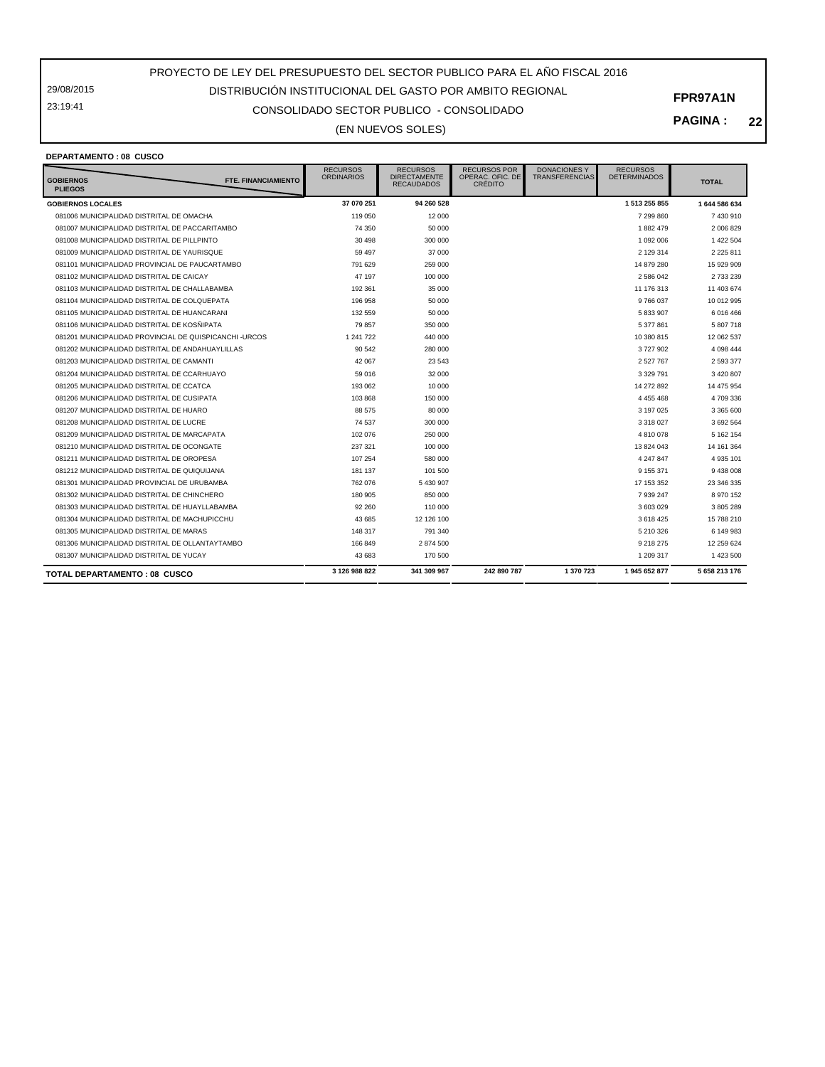# PROYECTO DE LEY DEL PRESUPUESTO DEL SECTOR PUBLICO PARA EL AÑO FISCAL 2016

## DISTRIBUCIÓN INSTITUCIONAL DEL GASTO POR AMBITO REGIONAL

## CONSOLIDADO SECTOR PUBLICO - CONSOLIDADO

## (EN NUEVOS SOLES)

29/08/2015

23:19:41

**FPR97A1N**

**DEPARTAMENTO : 08 CUSCO**

| GOBIERNOS / PLIEGOS — FTE. FINANCIAMIENTO | RECURSOS ORDINARIOS | RECURSOS DIRECTAMENTE RECAUDADOS | RECURSOS POR OPERAC. OFIC. DE CRÉDITO | DONACIONES Y TRANSFERENCIAS | RECURSOS DETERMINADOS | TOTAL |
|---|---|---|---|---|---|---|
| **GOBIERNOS LOCALES** | **37 070 251** | **94 260 528** | | | **1 513 255 855** | **1 644 586 634** |
| 081006 MUNICIPALIDAD DISTRITAL DE OMACHA | 119 050 | 12 000 | | | 7 299 860 | 7 430 910 |
| 081007 MUNICIPALIDAD DISTRITAL DE PACCARITAMBO | 74 350 | 50 000 | | | 1 882 479 | 2 006 829 |
| 081008 MUNICIPALIDAD DISTRITAL DE PILLPINTO | 30 498 | 300 000 | | | 1 092 006 | 1 422 504 |
| 081009 MUNICIPALIDAD DISTRITAL DE YAURISQUE | 59 497 | 37 000 | | | 2 129 314 | 2 225 811 |
| 081101 MUNICIPALIDAD PROVINCIAL DE PAUCARTAMBO | 791 629 | 259 000 | | | 14 879 280 | 15 929 909 |
| 081102 MUNICIPALIDAD DISTRITAL DE CAICAY | 47 197 | 100 000 | | | 2 586 042 | 2 733 239 |
| 081103 MUNICIPALIDAD DISTRITAL DE CHALLABAMBA | 192 361 | 35 000 | | | 11 176 313 | 11 403 674 |
| 081104 MUNICIPALIDAD DISTRITAL DE COLQUEPATA | 196 958 | 50 000 | | | 9 766 037 | 10 012 995 |
| 081105 MUNICIPALIDAD DISTRITAL DE HUANCARANI | 132 559 | 50 000 | | | 5 833 907 | 6 016 466 |
| 081106 MUNICIPALIDAD DISTRITAL DE KOSÑIPATA | 79 857 | 350 000 | | | 5 377 861 | 5 807 718 |
| 081201 MUNICIPALIDAD PROVINCIAL DE QUISPICANCHI -URCOS | 1 241 722 | 440 000 | | | 10 380 815 | 12 062 537 |
| 081202 MUNICIPALIDAD DISTRITAL DE ANDAHUAYLILLAS | 90 542 | 280 000 | | | 3 727 902 | 4 098 444 |
| 081203 MUNICIPALIDAD DISTRITAL DE CAMANTI | 42 067 | 23 543 | | | 2 527 767 | 2 593 377 |
| 081204 MUNICIPALIDAD DISTRITAL DE CCARHUAYO | 59 016 | 32 000 | | | 3 329 791 | 3 420 807 |
| 081205 MUNICIPALIDAD DISTRITAL DE CCATCA | 193 062 | 10 000 | | | 14 272 892 | 14 475 954 |
| 081206 MUNICIPALIDAD DISTRITAL DE CUSIPATA | 103 868 | 150 000 | | | 4 455 468 | 4 709 336 |
| 081207 MUNICIPALIDAD DISTRITAL DE HUARO | 88 575 | 80 000 | | | 3 197 025 | 3 365 600 |
| 081208 MUNICIPALIDAD DISTRITAL DE LUCRE | 74 537 | 300 000 | | | 3 318 027 | 3 692 564 |
| 081209 MUNICIPALIDAD DISTRITAL DE MARCAPATA | 102 076 | 250 000 | | | 4 810 078 | 5 162 154 |
| 081210 MUNICIPALIDAD DISTRITAL DE OCONGATE | 237 321 | 100 000 | | | 13 824 043 | 14 161 364 |
| 081211 MUNICIPALIDAD DISTRITAL DE OROPESA | 107 254 | 580 000 | | | 4 247 847 | 4 935 101 |
| 081212 MUNICIPALIDAD DISTRITAL DE QUIQUIJANA | 181 137 | 101 500 | | | 9 155 371 | 9 438 008 |
| 081301 MUNICIPALIDAD PROVINCIAL DE URUBAMBA | 762 076 | 5 430 907 | | | 17 153 352 | 23 346 335 |
| 081302 MUNICIPALIDAD DISTRITAL DE CHINCHERO | 180 905 | 850 000 | | | 7 939 247 | 8 970 152 |
| 081303 MUNICIPALIDAD DISTRITAL DE HUAYLLABAMBA | 92 260 | 110 000 | | | 3 603 029 | 3 805 289 |
| 081304 MUNICIPALIDAD DISTRITAL DE MACHUPICCHU | 43 685 | 12 126 100 | | | 3 618 425 | 15 788 210 |
| 081305 MUNICIPALIDAD DISTRITAL DE MARAS | 148 317 | 791 340 | | | 5 210 326 | 6 149 983 |
| 081306 MUNICIPALIDAD DISTRITAL DE OLLANTAYTAMBO | 166 849 | 2 874 500 | | | 9 218 275 | 12 259 624 |
| 081307 MUNICIPALIDAD DISTRITAL DE YUCAY | 43 683 | 170 500 | | | 1 209 317 | 1 423 500 |
| **TOTAL DEPARTAMENTO : 08 CUSCO** | **3 126 988 822** | **341 309 967** | **242 890 787** | **1 370 723** | **1 945 652 877** | **5 658 213 176** |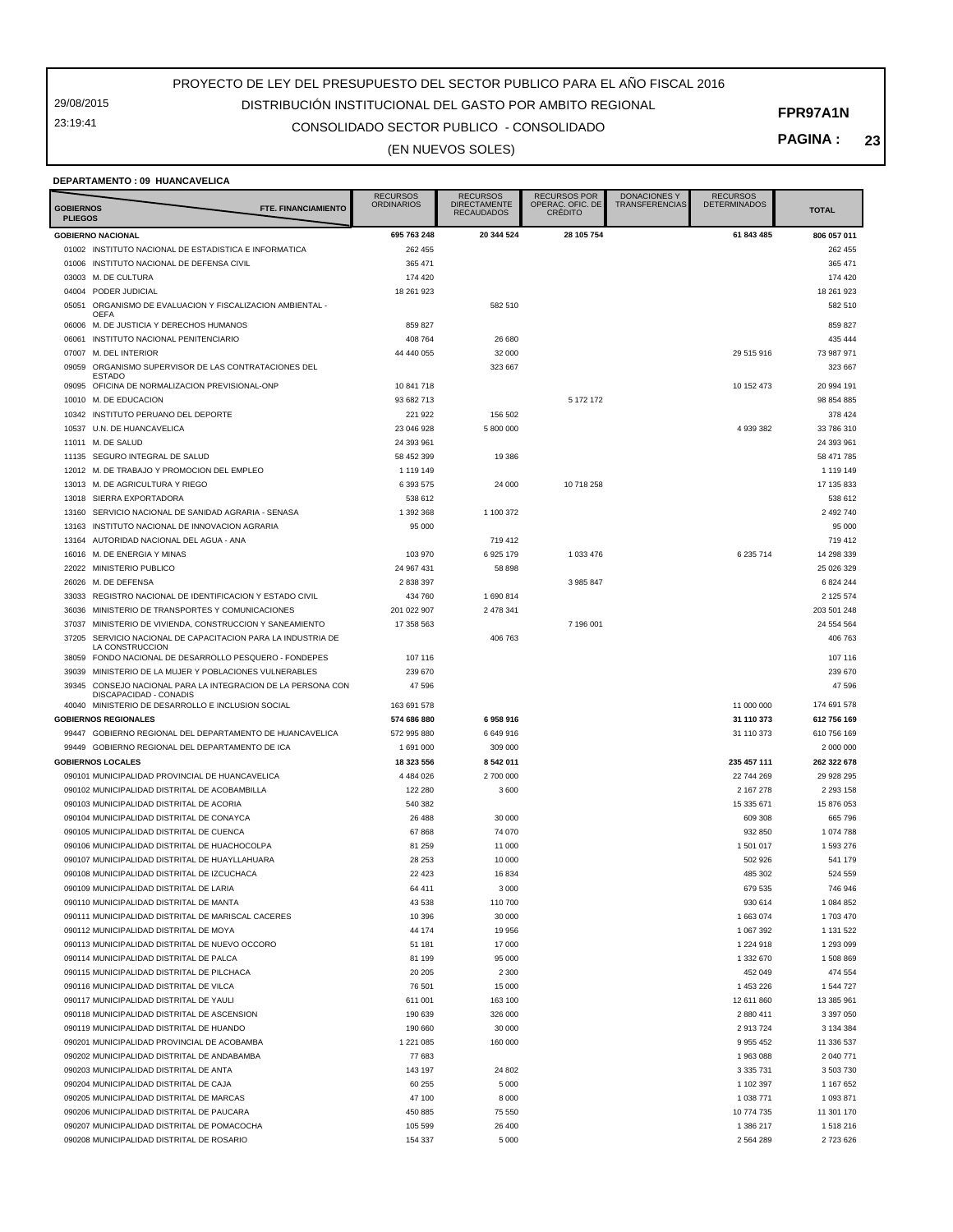PROYECTO DE LEY DEL PRESUPUESTO DEL SECTOR PUBLICO PARA EL AÑO FISCAL 2016

DISTRIBUCIÓN INSTITUCIONAL DEL GASTO POR AMBITO REGIONAL

CONSOLIDADO SECTOR PUBLICO - CONSOLIDADO

(EN NUEVOS SOLES)

29/08/2015
23:19:41

FPR97A1N

**DEPARTAMENTO : 09 HUANCAVELICA**

| GOBIERNOS / PLIEGOS — FTE. FINANCIAMIENTO | RECURSOS ORDINARIOS | RECURSOS DIRECTAMENTE RECAUDADOS | RECURSOS POR OPERAC. OFIC. DE CRÉDITO | DONACIONES Y TRANSFERENCIAS | RECURSOS DETERMINADOS | TOTAL |
|---|---|---|---|---|---|---|
| **GOBIERNO NACIONAL** | **695 763 248** | **20 344 524** | **28 105 754** | | **61 843 485** | **806 057 011** |
| 01002 INSTITUTO NACIONAL DE ESTADISTICA E INFORMATICA | 262 455 | | | | | 262 455 |
| 01006 INSTITUTO NACIONAL DE DEFENSA CIVIL | 365 471 | | | | | 365 471 |
| 03003 M. DE CULTURA | 174 420 | | | | | 174 420 |
| 04004 PODER JUDICIAL | 18 261 923 | | | | | 18 261 923 |
| 05051 ORGANISMO DE EVALUACION Y FISCALIZACION AMBIENTAL - OEFA | | 582 510 | | | | 582 510 |
| 06006 M. DE JUSTICIA Y DERECHOS HUMANOS | 859 827 | | | | | 859 827 |
| 06061 INSTITUTO NACIONAL PENITENCIARIO | 408 764 | 26 680 | | | | 435 444 |
| 07007 M. DEL INTERIOR | 44 440 055 | 32 000 | | | 29 515 916 | 73 987 971 |
| 09059 ORGANISMO SUPERVISOR DE LAS CONTRATACIONES DEL ESTADO | | 323 667 | | | | 323 667 |
| 09095 OFICINA DE NORMALIZACION PREVISIONAL-ONP | 10 841 718 | | | | 10 152 473 | 20 994 191 |
| 10010 M. DE EDUCACION | 93 682 713 | | 5 172 172 | | | 98 854 885 |
| 10342 INSTITUTO PERUANO DEL DEPORTE | 221 922 | 156 502 | | | | 378 424 |
| 10537 U.N. DE HUANCAVELICA | 23 046 928 | 5 800 000 | | | 4 939 382 | 33 786 310 |
| 11011 M. DE SALUD | 24 393 961 | | | | | 24 393 961 |
| 11135 SEGURO INTEGRAL DE SALUD | 58 452 399 | 19 386 | | | | 58 471 785 |
| 12012 M. DE TRABAJO Y PROMOCION DEL EMPLEO | 1 119 149 | | | | | 1 119 149 |
| 13013 M. DE AGRICULTURA Y RIEGO | 6 393 575 | 24 000 | 10 718 258 | | | 17 135 833 |
| 13018 SIERRA EXPORTADORA | 538 612 | | | | | 538 612 |
| 13160 SERVICIO NACIONAL DE SANIDAD AGRARIA - SENASA | 1 392 368 | 1 100 372 | | | | 2 492 740 |
| 13163 INSTITUTO NACIONAL DE INNOVACION AGRARIA | 95 000 | | | | | 95 000 |
| 13164 AUTORIDAD NACIONAL DEL AGUA - ANA | | 719 412 | | | | 719 412 |
| 16016 M. DE ENERGIA Y MINAS | 103 970 | 6 925 179 | 1 033 476 | | 6 235 714 | 14 298 339 |
| 22022 MINISTERIO PUBLICO | 24 967 431 | 58 898 | | | | 25 026 329 |
| 26026 M. DE DEFENSA | 2 838 397 | | 3 985 847 | | | 6 824 244 |
| 33033 REGISTRO NACIONAL DE IDENTIFICACION Y ESTADO CIVIL | 434 760 | 1 690 814 | | | | 2 125 574 |
| 36036 MINISTERIO DE TRANSPORTES Y COMUNICACIONES | 201 022 907 | 2 478 341 | | | | 203 501 248 |
| 37037 MINISTERIO DE VIVIENDA, CONSTRUCCION Y SANEAMIENTO | 17 358 563 | | 7 196 001 | | | 24 554 564 |
| 37205 SERVICIO NACIONAL DE CAPACITACION PARA LA INDUSTRIA DE LA CONSTRUCCION | | 406 763 | | | | 406 763 |
| 38059 FONDO NACIONAL DE DESARROLLO PESQUERO - FONDEPES | 107 116 | | | | | 107 116 |
| 39039 MINISTERIO DE LA MUJER Y POBLACIONES VULNERABLES | 239 670 | | | | | 239 670 |
| 39345 CONSEJO NACIONAL PARA LA INTEGRACION DE LA PERSONA CON DISCAPACIDAD - CONADIS | 47 596 | | | | | 47 596 |
| 40040 MINISTERIO DE DESARROLLO E INCLUSION SOCIAL | 163 691 578 | | | | 11 000 000 | 174 691 578 |
| **GOBIERNOS REGIONALES** | **574 686 880** | **6 958 916** | | | **31 110 373** | **612 756 169** |
| 99447 GOBIERNO REGIONAL DEL DEPARTAMENTO DE HUANCAVELICA | 572 995 880 | 6 649 916 | | | 31 110 373 | 610 756 169 |
| 99449 GOBIERNO REGIONAL DEL DEPARTAMENTO DE ICA | 1 691 000 | 309 000 | | | | 2 000 000 |
| **GOBIERNOS LOCALES** | **18 323 556** | **8 542 011** | | | **235 457 111** | **262 322 678** |
| 090101 MUNICIPALIDAD PROVINCIAL DE HUANCAVELICA | 4 484 026 | 2 700 000 | | | 22 744 269 | 29 928 295 |
| 090102 MUNICIPALIDAD DISTRITAL DE ACOBAMBILLA | 122 280 | 3 600 | | | 2 167 278 | 2 293 158 |
| 090103 MUNICIPALIDAD DISTRITAL DE ACORIA | 540 382 | | | | 15 335 671 | 15 876 053 |
| 090104 MUNICIPALIDAD DISTRITAL DE CONAYCA | 26 488 | 30 000 | | | 609 308 | 665 796 |
| 090105 MUNICIPALIDAD DISTRITAL DE CUENCA | 67 868 | 74 070 | | | 932 850 | 1 074 788 |
| 090106 MUNICIPALIDAD DISTRITAL DE HUACHOCOLPA | 81 259 | 11 000 | | | 1 501 017 | 1 593 276 |
| 090107 MUNICIPALIDAD DISTRITAL DE HUAYLLAHUARA | 28 253 | 10 000 | | | 502 926 | 541 179 |
| 090108 MUNICIPALIDAD DISTRITAL DE IZCUCHACA | 22 423 | 16 834 | | | 485 302 | 524 559 |
| 090109 MUNICIPALIDAD DISTRITAL DE LARIA | 64 411 | 3 000 | | | 679 535 | 746 946 |
| 090110 MUNICIPALIDAD DISTRITAL DE MANTA | 43 538 | 110 700 | | | 930 614 | 1 084 852 |
| 090111 MUNICIPALIDAD DISTRITAL DE MARISCAL CACERES | 10 396 | 30 000 | | | 1 663 074 | 1 703 470 |
| 090112 MUNICIPALIDAD DISTRITAL DE MOYA | 44 174 | 19 956 | | | 1 067 392 | 1 131 522 |
| 090113 MUNICIPALIDAD DISTRITAL DE NUEVO OCCORO | 51 181 | 17 000 | | | 1 224 918 | 1 293 099 |
| 090114 MUNICIPALIDAD DISTRITAL DE PALCA | 81 199 | 95 000 | | | 1 332 670 | 1 508 869 |
| 090115 MUNICIPALIDAD DISTRITAL DE PILCHACA | 20 205 | 2 300 | | | 452 049 | 474 554 |
| 090116 MUNICIPALIDAD DISTRITAL DE VILCA | 76 501 | 15 000 | | | 1 453 226 | 1 544 727 |
| 090117 MUNICIPALIDAD DISTRITAL DE YAULI | 611 001 | 163 100 | | | 12 611 860 | 13 385 961 |
| 090118 MUNICIPALIDAD DISTRITAL DE ASCENSION | 190 639 | 326 000 | | | 2 880 411 | 3 397 050 |
| 090119 MUNICIPALIDAD DISTRITAL DE HUANDO | 190 660 | 30 000 | | | 2 913 724 | 3 134 384 |
| 090201 MUNICIPALIDAD PROVINCIAL DE ACOBAMBA | 1 221 085 | 160 000 | | | 9 955 452 | 11 336 537 |
| 090202 MUNICIPALIDAD DISTRITAL DE ANDABAMBA | 77 683 | | | | 1 963 088 | 2 040 771 |
| 090203 MUNICIPALIDAD DISTRITAL DE ANTA | 143 197 | 24 802 | | | 3 335 731 | 3 503 730 |
| 090204 MUNICIPALIDAD DISTRITAL DE CAJA | 60 255 | 5 000 | | | 1 102 397 | 1 167 652 |
| 090205 MUNICIPALIDAD DISTRITAL DE MARCAS | 47 100 | 8 000 | | | 1 038 771 | 1 093 871 |
| 090206 MUNICIPALIDAD DISTRITAL DE PAUCARA | 450 885 | 75 550 | | | 10 774 735 | 11 301 170 |
| 090207 MUNICIPALIDAD DISTRITAL DE POMACOCHA | 105 599 | 26 400 | | | 1 386 217 | 1 518 216 |
| 090208 MUNICIPALIDAD DISTRITAL DE ROSARIO | 154 337 | 5 000 | | | 2 564 289 | 2 723 626 |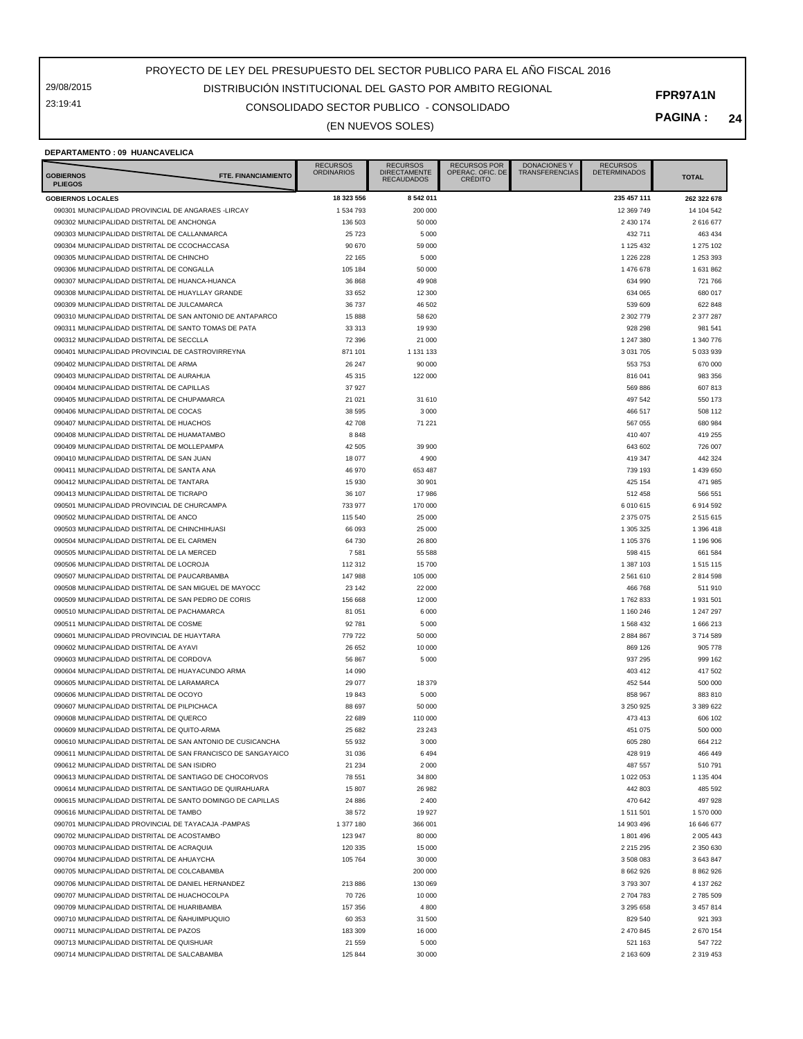PROYECTO DE LEY DEL PRESUPUESTO DEL SECTOR PUBLICO PARA EL AÑO FISCAL 2016

DISTRIBUCIÓN INSTITUCIONAL DEL GASTO POR AMBITO REGIONAL

CONSOLIDADO SECTOR PUBLICO - CONSOLIDADO

(EN NUEVOS SOLES)

29/08/2015

23:19:41

**FPR97A1N**

**PAGINA : 24**

**DEPARTAMENTO : 09 HUANCAVELICA**

| GOBIERNOS / PLIEGOS — FTE. FINANCIAMIENTO | RECURSOS ORDINARIOS | RECURSOS DIRECTAMENTE RECAUDADOS | RECURSOS POR OPERAC. OFIC. DE CRÉDITO | DONACIONES Y TRANSFERENCIAS | RECURSOS DETERMINADOS | TOTAL |
|---|---|---|---|---|---|---|
| **GOBIERNOS LOCALES** | **18 323 556** | **8 542 011** | | | **235 457 111** | **262 322 678** |
| 090301 MUNICIPALIDAD PROVINCIAL DE ANGARAES -LIRCAY | 1 534 793 | 200 000 | | | 12 369 749 | 14 104 542 |
| 090302 MUNICIPALIDAD DISTRITAL DE ANCHONGA | 136 503 | 50 000 | | | 2 430 174 | 2 616 677 |
| 090303 MUNICIPALIDAD DISTRITAL DE CALLANMARCA | 25 723 | 5 000 | | | 432 711 | 463 434 |
| 090304 MUNICIPALIDAD DISTRITAL DE CCOCHACCASA | 90 670 | 59 000 | | | 1 125 432 | 1 275 102 |
| 090305 MUNICIPALIDAD DISTRITAL DE CHINCHO | 22 165 | 5 000 | | | 1 226 228 | 1 253 393 |
| 090306 MUNICIPALIDAD DISTRITAL DE CONGALLA | 105 184 | 50 000 | | | 1 476 678 | 1 631 862 |
| 090307 MUNICIPALIDAD DISTRITAL DE HUANCA-HUANCA | 36 868 | 49 908 | | | 634 990 | 721 766 |
| 090308 MUNICIPALIDAD DISTRITAL DE HUAYLLAY GRANDE | 33 652 | 12 300 | | | 634 065 | 680 017 |
| 090309 MUNICIPALIDAD DISTRITAL DE JULCAMARCA | 36 737 | 46 502 | | | 539 609 | 622 848 |
| 090310 MUNICIPALIDAD DISTRITAL DE SAN ANTONIO DE ANTAPARCO | 15 888 | 58 620 | | | 2 302 779 | 2 377 287 |
| 090311 MUNICIPALIDAD DISTRITAL DE SANTO TOMAS DE PATA | 33 313 | 19 930 | | | 928 298 | 981 541 |
| 090312 MUNICIPALIDAD DISTRITAL DE SECCLLA | 72 396 | 21 000 | | | 1 247 380 | 1 340 776 |
| 090401 MUNICIPALIDAD PROVINCIAL DE CASTROVIRREYNA | 871 101 | 1 131 133 | | | 3 031 705 | 5 033 939 |
| 090402 MUNICIPALIDAD DISTRITAL DE ARMA | 26 247 | 90 000 | | | 553 753 | 670 000 |
| 090403 MUNICIPALIDAD DISTRITAL DE AURAHUA | 45 315 | 122 000 | | | 816 041 | 983 356 |
| 090404 MUNICIPALIDAD DISTRITAL DE CAPILLAS | 37 927 | | | | 569 886 | 607 813 |
| 090405 MUNICIPALIDAD DISTRITAL DE CHUPAMARCA | 21 021 | 31 610 | | | 497 542 | 550 173 |
| 090406 MUNICIPALIDAD DISTRITAL DE COCAS | 38 595 | 3 000 | | | 466 517 | 508 112 |
| 090407 MUNICIPALIDAD DISTRITAL DE HUACHOS | 42 708 | 71 221 | | | 567 055 | 680 984 |
| 090408 MUNICIPALIDAD DISTRITAL DE HUAMATAMBO | 8 848 | | | | 410 407 | 419 255 |
| 090409 MUNICIPALIDAD DISTRITAL DE MOLLEPAMPA | 42 505 | 39 900 | | | 643 602 | 726 007 |
| 090410 MUNICIPALIDAD DISTRITAL DE SAN JUAN | 18 077 | 4 900 | | | 419 347 | 442 324 |
| 090411 MUNICIPALIDAD DISTRITAL DE SANTA ANA | 46 970 | 653 487 | | | 739 193 | 1 439 650 |
| 090412 MUNICIPALIDAD DISTRITAL DE TANTARA | 15 930 | 30 901 | | | 425 154 | 471 985 |
| 090413 MUNICIPALIDAD DISTRITAL DE TICRAPO | 36 107 | 17 986 | | | 512 458 | 566 551 |
| 090501 MUNICIPALIDAD PROVINCIAL DE CHURCAMPA | 733 977 | 170 000 | | | 6 010 615 | 6 914 592 |
| 090502 MUNICIPALIDAD DISTRITAL DE ANCO | 115 540 | 25 000 | | | 2 375 075 | 2 515 615 |
| 090503 MUNICIPALIDAD DISTRITAL DE CHINCHIHUASI | 66 093 | 25 000 | | | 1 305 325 | 1 396 418 |
| 090504 MUNICIPALIDAD DISTRITAL DE EL CARMEN | 64 730 | 26 800 | | | 1 105 376 | 1 196 906 |
| 090505 MUNICIPALIDAD DISTRITAL DE LA MERCED | 7 581 | 55 588 | | | 598 415 | 661 584 |
| 090506 MUNICIPALIDAD DISTRITAL DE LOCROJA | 112 312 | 15 700 | | | 1 387 103 | 1 515 115 |
| 090507 MUNICIPALIDAD DISTRITAL DE PAUCARBAMBA | 147 988 | 105 000 | | | 2 561 610 | 2 814 598 |
| 090508 MUNICIPALIDAD DISTRITAL DE SAN MIGUEL DE MAYOCC | 23 142 | 22 000 | | | 466 768 | 511 910 |
| 090509 MUNICIPALIDAD DISTRITAL DE SAN PEDRO DE CORIS | 156 668 | 12 000 | | | 1 762 833 | 1 931 501 |
| 090510 MUNICIPALIDAD DISTRITAL DE PACHAMARCA | 81 051 | 6 000 | | | 1 160 246 | 1 247 297 |
| 090511 MUNICIPALIDAD DISTRITAL DE COSME | 92 781 | 5 000 | | | 1 568 432 | 1 666 213 |
| 090601 MUNICIPALIDAD PROVINCIAL DE HUAYTARA | 779 722 | 50 000 | | | 2 884 867 | 3 714 589 |
| 090602 MUNICIPALIDAD DISTRITAL DE AYAVI | 26 652 | 10 000 | | | 869 126 | 905 778 |
| 090603 MUNICIPALIDAD DISTRITAL DE CORDOVA | 56 867 | 5 000 | | | 937 295 | 999 162 |
| 090604 MUNICIPALIDAD DISTRITAL DE HUAYACUNDO ARMA | 14 090 | | | | 403 412 | 417 502 |
| 090605 MUNICIPALIDAD DISTRITAL DE LARAMARCA | 29 077 | 18 379 | | | 452 544 | 500 000 |
| 090606 MUNICIPALIDAD DISTRITAL DE OCOYO | 19 843 | 5 000 | | | 858 967 | 883 810 |
| 090607 MUNICIPALIDAD DISTRITAL DE PILPICHACA | 88 697 | 50 000 | | | 3 250 925 | 3 389 622 |
| 090608 MUNICIPALIDAD DISTRITAL DE QUERCO | 22 689 | 110 000 | | | 473 413 | 606 102 |
| 090609 MUNICIPALIDAD DISTRITAL DE QUITO-ARMA | 25 682 | 23 243 | | | 451 075 | 500 000 |
| 090610 MUNICIPALIDAD DISTRITAL DE SAN ANTONIO DE CUSICANCHA | 55 932 | 3 000 | | | 605 280 | 664 212 |
| 090611 MUNICIPALIDAD DISTRITAL DE SAN FRANCISCO DE SANGAYAICO | 31 036 | 6 494 | | | 428 919 | 466 449 |
| 090612 MUNICIPALIDAD DISTRITAL DE SAN ISIDRO | 21 234 | 2 000 | | | 487 557 | 510 791 |
| 090613 MUNICIPALIDAD DISTRITAL DE SANTIAGO DE CHOCORVOS | 78 551 | 34 800 | | | 1 022 053 | 1 135 404 |
| 090614 MUNICIPALIDAD DISTRITAL DE SANTIAGO DE QUIRAHUARA | 15 807 | 26 982 | | | 442 803 | 485 592 |
| 090615 MUNICIPALIDAD DISTRITAL DE SANTO DOMINGO DE CAPILLAS | 24 886 | 2 400 | | | 470 642 | 497 928 |
| 090616 MUNICIPALIDAD DISTRITAL DE TAMBO | 38 572 | 19 927 | | | 1 511 501 | 1 570 000 |
| 090701 MUNICIPALIDAD PROVINCIAL DE TAYACAJA -PAMPAS | 1 377 180 | 366 001 | | | 14 903 496 | 16 646 677 |
| 090702 MUNICIPALIDAD DISTRITAL DE ACOSTAMBO | 123 947 | 80 000 | | | 1 801 496 | 2 005 443 |
| 090703 MUNICIPALIDAD DISTRITAL DE ACRAQUIA | 120 335 | 15 000 | | | 2 215 295 | 2 350 630 |
| 090704 MUNICIPALIDAD DISTRITAL DE AHUAYCHA | 105 764 | 30 000 | | | 3 508 083 | 3 643 847 |
| 090705 MUNICIPALIDAD DISTRITAL DE COLCABAMBA | | 200 000 | | | 8 662 926 | 8 862 926 |
| 090706 MUNICIPALIDAD DISTRITAL DE DANIEL HERNANDEZ | 213 886 | 130 069 | | | 3 793 307 | 4 137 262 |
| 090707 MUNICIPALIDAD DISTRITAL DE HUACHOCOLPA | 70 726 | 10 000 | | | 2 704 783 | 2 785 509 |
| 090709 MUNICIPALIDAD DISTRITAL DE HUARIBAMBA | 157 356 | 4 800 | | | 3 295 658 | 3 457 814 |
| 090710 MUNICIPALIDAD DISTRITAL DE ÑAHUIMPUQUIO | 60 353 | 31 500 | | | 829 540 | 921 393 |
| 090711 MUNICIPALIDAD DISTRITAL DE PAZOS | 183 309 | 16 000 | | | 2 470 845 | 2 670 154 |
| 090713 MUNICIPALIDAD DISTRITAL DE QUISHUAR | 21 559 | 5 000 | | | 521 163 | 547 722 |
| 090714 MUNICIPALIDAD DISTRITAL DE SALCABAMBA | 125 844 | 30 000 | | | 2 163 609 | 2 319 453 |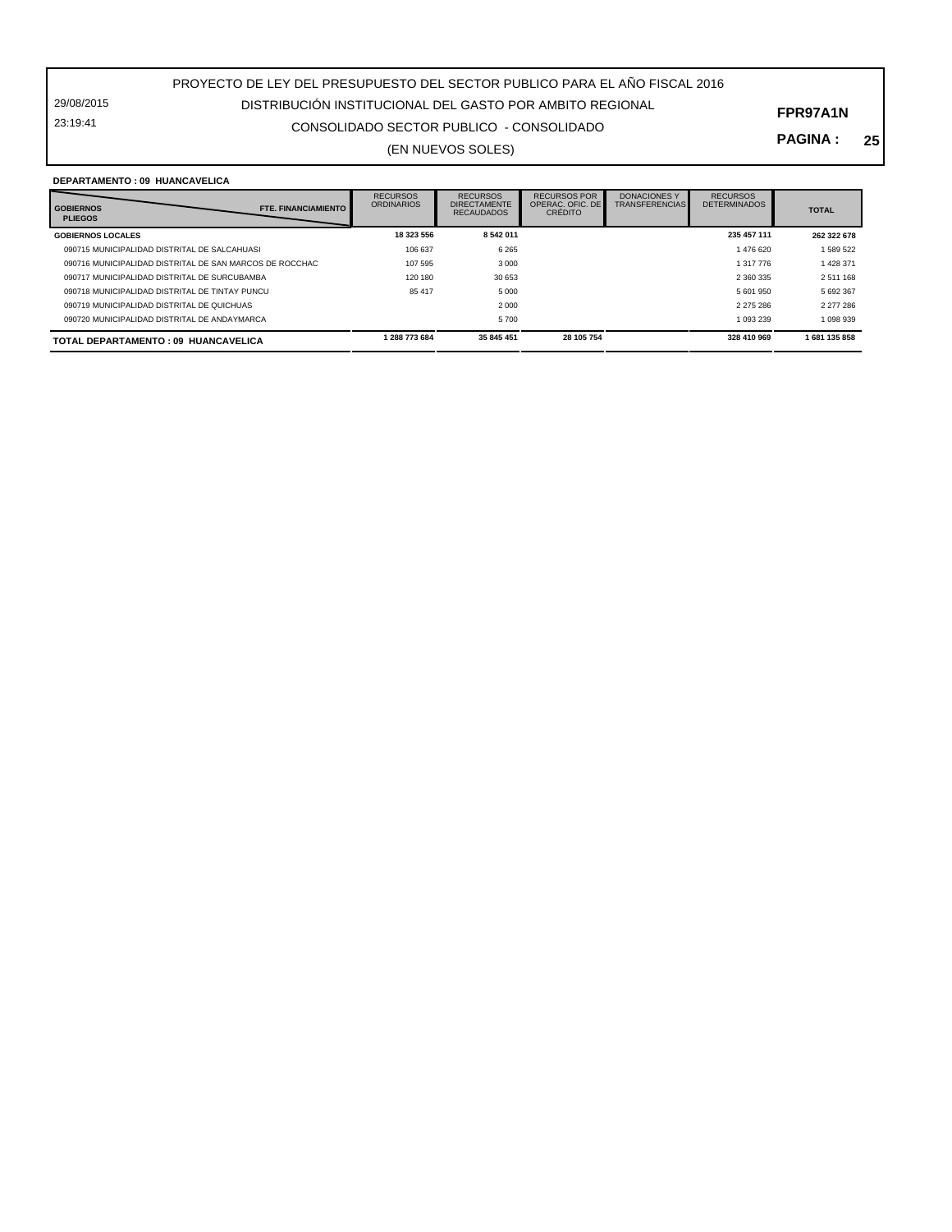PROYECTO DE LEY DEL PRESUPUESTO DEL SECTOR PUBLICO PARA EL AÑO FISCAL 2016

DISTRIBUCIÓN INSTITUCIONAL DEL GASTO POR AMBITO REGIONAL

CONSOLIDADO SECTOR PUBLICO - CONSOLIDADO

(EN NUEVOS SOLES)

29/08/2015
23:19:41

FPR97A1N

**DEPARTAMENTO : 09 HUANCAVELICA**

| GOBIERNOS / PLIEGOS — FTE. FINANCIAMIENTO | RECURSOS ORDINARIOS | RECURSOS DIRECTAMENTE RECAUDADOS | RECURSOS POR OPERAC. OFIC. DE CRÉDITO | DONACIONES Y TRANSFERENCIAS | RECURSOS DETERMINADOS | TOTAL |
|---|---|---|---|---|---|---|
| **GOBIERNOS LOCALES** | **18 323 556** | **8 542 011** | | | **235 457 111** | **262 322 678** |
| 090715 MUNICIPALIDAD DISTRITAL DE SALCAHUASI | 106 637 | 6 265 | | | 1 476 620 | 1 589 522 |
| 090716 MUNICIPALIDAD DISTRITAL DE SAN MARCOS DE ROCCHAC | 107 595 | 3 000 | | | 1 317 776 | 1 428 371 |
| 090717 MUNICIPALIDAD DISTRITAL DE SURCUBAMBA | 120 180 | 30 653 | | | 2 360 335 | 2 511 168 |
| 090718 MUNICIPALIDAD DISTRITAL DE TINTAY PUNCU | 85 417 | 5 000 | | | 5 601 950 | 5 692 367 |
| 090719 MUNICIPALIDAD DISTRITAL DE QUICHUAS | | 2 000 | | | 2 275 286 | 2 277 286 |
| 090720 MUNICIPALIDAD DISTRITAL DE ANDAYMARCA | | 5 700 | | | 1 093 239 | 1 098 939 |
| **TOTAL DEPARTAMENTO : 09 HUANCAVELICA** | **1 288 773 684** | **35 845 451** | **28 105 754** | | **328 410 969** | **1 681 135 858** |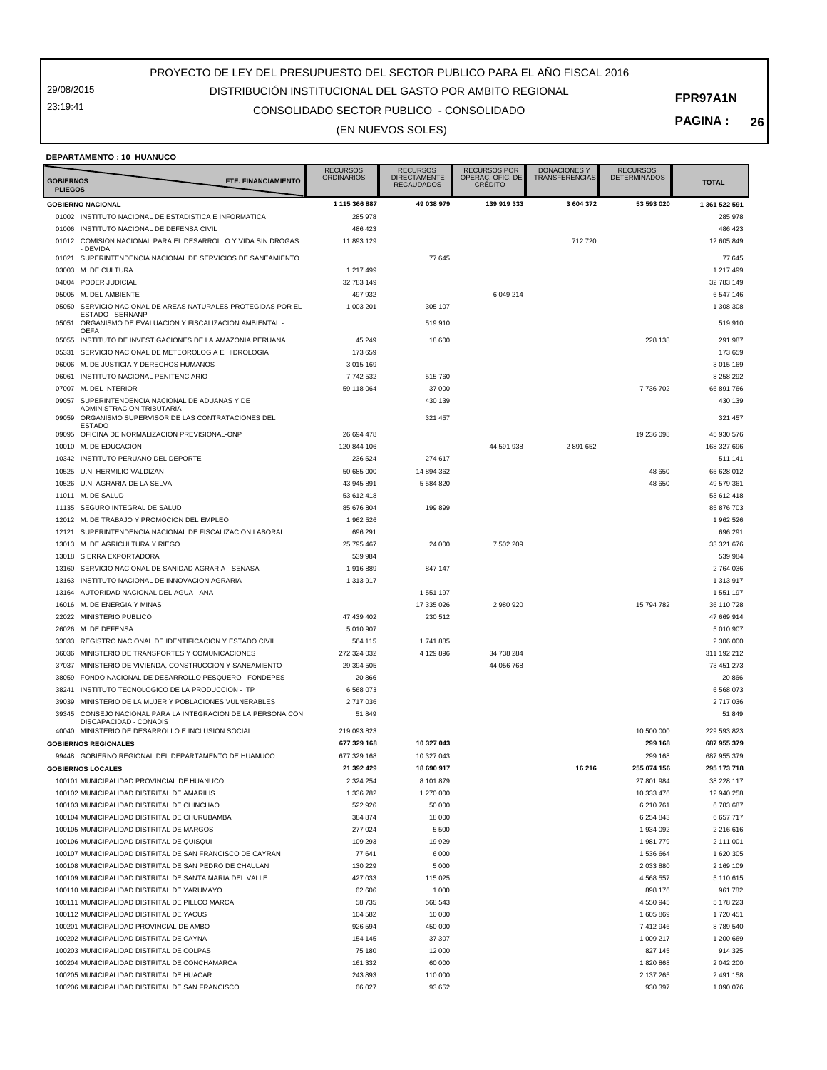# PROYECTO DE LEY DEL PRESUPUESTO DEL SECTOR PUBLICO PARA EL AÑO FISCAL 2016

29/08/2015
23:19:41

DISTRIBUCIÓN INSTITUCIONAL DEL GASTO POR AMBITO REGIONAL

CONSOLIDADO SECTOR PUBLICO - CONSOLIDADO

(EN NUEVOS SOLES)

**FPR97A1N**

**DEPARTAMENTO : 10 HUANUCO**

| GOBIERNOS / PLIEGOS — FTE. FINANCIAMIENTO | RECURSOS ORDINARIOS | RECURSOS DIRECTAMENTE RECAUDADOS | RECURSOS POR OPERAC. OFIC. DE CREDITO | DONACIONES Y TRANSFERENCIAS | RECURSOS DETERMINADOS | TOTAL |
|---|---|---|---|---|---|---|
| **GOBIERNO NACIONAL** | **1 115 366 887** | **49 038 979** | **139 919 333** | **3 604 372** | **53 593 020** | **1 361 522 591** |
| 01002 INSTITUTO NACIONAL DE ESTADISTICA E INFORMATICA | 285 978 | | | | | 285 978 |
| 01006 INSTITUTO NACIONAL DE DEFENSA CIVIL | 486 423 | | | | | 486 423 |
| 01012 COMISION NACIONAL PARA EL DESARROLLO Y VIDA SIN DROGAS - DEVIDA | 11 893 129 | | | 712 720 | | 12 605 849 |
| 01021 SUPERINTENDENCIA NACIONAL DE SERVICIOS DE SANEAMIENTO | | 77 645 | | | | 77 645 |
| 03003 M. DE CULTURA | 1 217 499 | | | | | 1 217 499 |
| 04004 PODER JUDICIAL | 32 783 149 | | | | | 32 783 149 |
| 05005 M. DEL AMBIENTE | 497 932 | | 6 049 214 | | | 6 547 146 |
| 05050 SERVICIO NACIONAL DE AREAS NATURALES PROTEGIDAS POR EL ESTADO - SERNANP | 1 003 201 | 305 107 | | | | 1 308 308 |
| 05051 ORGANISMO DE EVALUACION Y FISCALIZACION AMBIENTAL - OEFA | | 519 910 | | | | 519 910 |
| 05055 INSTITUTO DE INVESTIGACIONES DE LA AMAZONIA PERUANA | 45 249 | 18 600 | | | 228 138 | 291 987 |
| 05331 SERVICIO NACIONAL DE METEOROLOGIA E HIDROLOGIA | 173 659 | | | | | 173 659 |
| 06006 M. DE JUSTICIA Y DERECHOS HUMANOS | 3 015 169 | | | | | 3 015 169 |
| 06061 INSTITUTO NACIONAL PENITENCIARIO | 7 742 532 | 515 760 | | | | 8 258 292 |
| 07007 M. DEL INTERIOR | 59 118 064 | 37 000 | | | 7 736 702 | 66 891 766 |
| 09057 SUPERINTENDENCIA NACIONAL DE ADUANAS Y DE ADMINISTRACION TRIBUTARIA | | 430 139 | | | | 430 139 |
| 09059 ORGANISMO SUPERVISOR DE LAS CONTRATACIONES DEL ESTADO | | 321 457 | | | | 321 457 |
| 09095 OFICINA DE NORMALIZACION PREVISIONAL-ONP | 26 694 478 | | | | 19 236 098 | 45 930 576 |
| 10010 M. DE EDUCACION | 120 844 106 | | 44 591 938 | 2 891 652 | | 168 327 696 |
| 10342 INSTITUTO PERUANO DEL DEPORTE | 236 524 | 274 617 | | | | 511 141 |
| 10525 U.N. HERMILIO VALDIZAN | 50 685 000 | 14 894 362 | | | 48 650 | 65 628 012 |
| 10526 U.N. AGRARIA DE LA SELVA | 43 945 891 | 5 584 820 | | | 48 650 | 49 579 361 |
| 11011 M. DE SALUD | 53 612 418 | | | | | 53 612 418 |
| 11135 SEGURO INTEGRAL DE SALUD | 85 676 804 | 199 899 | | | | 85 876 703 |
| 12012 M. DE TRABAJO Y PROMOCION DEL EMPLEO | 1 962 526 | | | | | 1 962 526 |
| 12121 SUPERINTENDENCIA NACIONAL DE FISCALIZACION LABORAL | 696 291 | | | | | 696 291 |
| 13013 M. DE AGRICULTURA Y RIEGO | 25 795 467 | 24 000 | 7 502 209 | | | 33 321 676 |
| 13018 SIERRA EXPORTADORA | 539 984 | | | | | 539 984 |
| 13160 SERVICIO NACIONAL DE SANIDAD AGRARIA - SENASA | 1 916 889 | 847 147 | | | | 2 764 036 |
| 13163 INSTITUTO NACIONAL DE INNOVACION AGRARIA | 1 313 917 | | | | | 1 313 917 |
| 13164 AUTORIDAD NACIONAL DEL AGUA - ANA | | 1 551 197 | | | | 1 551 197 |
| 16016 M. DE ENERGIA Y MINAS | | 17 335 026 | 2 980 920 | | 15 794 782 | 36 110 728 |
| 22022 MINISTERIO PUBLICO | 47 439 402 | 230 512 | | | | 47 669 914 |
| 26026 M. DE DEFENSA | 5 010 907 | | | | | 5 010 907 |
| 33033 REGISTRO NACIONAL DE IDENTIFICACION Y ESTADO CIVIL | 564 115 | 1 741 885 | | | | 2 306 000 |
| 36036 MINISTERIO DE TRANSPORTES Y COMUNICACIONES | 272 324 032 | 4 129 896 | 34 738 284 | | | 311 192 212 |
| 37037 MINISTERIO DE VIVIENDA, CONSTRUCCION Y SANEAMIENTO | 29 394 505 | | 44 056 768 | | | 73 451 273 |
| 38059 FONDO NACIONAL DE DESARROLLO PESQUERO - FONDEPES | 20 866 | | | | | 20 866 |
| 38241 INSTITUTO TECNOLOGICO DE LA PRODUCCION - ITP | 6 568 073 | | | | | 6 568 073 |
| 39039 MINISTERIO DE LA MUJER Y POBLACIONES VULNERABLES | 2 717 036 | | | | | 2 717 036 |
| 39345 CONSEJO NACIONAL PARA LA INTEGRACION DE LA PERSONA CON DISCAPACIDAD - CONADIS | 51 849 | | | | | 51 849 |
| 40040 MINISTERIO DE DESARROLLO E INCLUSION SOCIAL | 219 093 823 | | | | 10 500 000 | 229 593 823 |
| **GOBIERNOS REGIONALES** | **677 329 168** | **10 327 043** | | | **299 168** | **687 955 379** |
| 99448 GOBIERNO REGIONAL DEL DEPARTAMENTO DE HUANUCO | 677 329 168 | 10 327 043 | | | 299 168 | 687 955 379 |
| **GOBIERNOS LOCALES** | **21 392 429** | **18 690 917** | | **16 216** | **255 074 156** | **295 173 718** |
| 100101 MUNICIPALIDAD PROVINCIAL DE HUANUCO | 2 324 254 | 8 101 879 | | | 27 801 984 | 38 228 117 |
| 100102 MUNICIPALIDAD DISTRITAL DE AMARILIS | 1 336 782 | 1 270 000 | | | 10 333 476 | 12 940 258 |
| 100103 MUNICIPALIDAD DISTRITAL DE CHINCHAO | 522 926 | 50 000 | | | 6 210 761 | 6 783 687 |
| 100104 MUNICIPALIDAD DISTRITAL DE CHURUBAMBA | 384 874 | 18 000 | | | 6 254 843 | 6 657 717 |
| 100105 MUNICIPALIDAD DISTRITAL DE MARGOS | 277 024 | 5 500 | | | 1 934 092 | 2 216 616 |
| 100106 MUNICIPALIDAD DISTRITAL DE QUISQUI | 109 293 | 19 929 | | | 1 981 779 | 2 111 001 |
| 100107 MUNICIPALIDAD DISTRITAL DE SAN FRANCISCO DE CAYRAN | 77 641 | 6 000 | | | 1 536 664 | 1 620 305 |
| 100108 MUNICIPALIDAD DISTRITAL DE SAN PEDRO DE CHAULAN | 130 229 | 5 000 | | | 2 033 880 | 2 169 109 |
| 100109 MUNICIPALIDAD DISTRITAL DE SANTA MARIA DEL VALLE | 427 033 | 115 025 | | | 4 568 557 | 5 110 615 |
| 100110 MUNICIPALIDAD DISTRITAL DE YARUMAYO | 62 606 | 1 000 | | | 898 176 | 961 782 |
| 100111 MUNICIPALIDAD DISTRITAL DE PILLCO MARCA | 58 735 | 568 543 | | | 4 550 945 | 5 178 223 |
| 100112 MUNICIPALIDAD DISTRITAL DE YACUS | 104 582 | 10 000 | | | 1 605 869 | 1 720 451 |
| 100201 MUNICIPALIDAD PROVINCIAL DE AMBO | 926 594 | 450 000 | | | 7 412 946 | 8 789 540 |
| 100202 MUNICIPALIDAD DISTRITAL DE CAYNA | 154 145 | 37 307 | | | 1 009 217 | 1 200 669 |
| 100203 MUNICIPALIDAD DISTRITAL DE COLPAS | 75 180 | 12 000 | | | 827 145 | 914 325 |
| 100204 MUNICIPALIDAD DISTRITAL DE CONCHAMARCA | 161 332 | 60 000 | | | 1 820 868 | 2 042 200 |
| 100205 MUNICIPALIDAD DISTRITAL DE HUACAR | 243 893 | 110 000 | | | 2 137 265 | 2 491 158 |
| 100206 MUNICIPALIDAD DISTRITAL DE SAN FRANCISCO | 66 027 | 93 652 | | | 930 397 | 1 090 076 |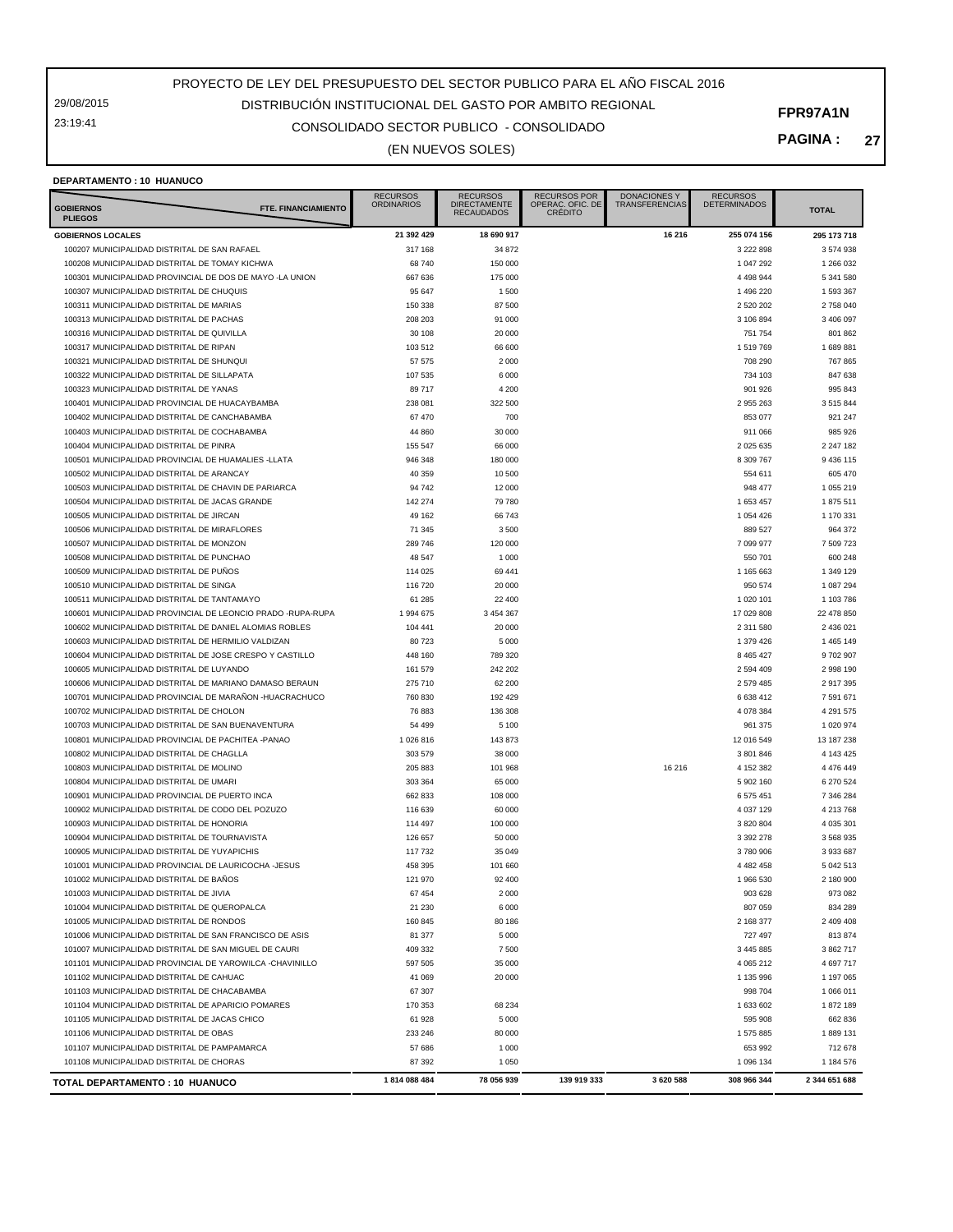PROYECTO DE LEY DEL PRESUPUESTO DEL SECTOR PUBLICO PARA EL AÑO FISCAL 2016

DISTRIBUCIÓN INSTITUCIONAL DEL GASTO POR AMBITO REGIONAL

CONSOLIDADO SECTOR PUBLICO - CONSOLIDADO

(EN NUEVOS SOLES)

29/08/2015

23:19:41

**FPR97A1N**

**PAGINA : 27**

**DEPARTAMENTO : 10 HUANUCO**

| GOBIERNOS / PLIEGOS — FTE. FINANCIAMIENTO | RECURSOS ORDINARIOS | RECURSOS DIRECTAMENTE RECAUDADOS | RECURSOS POR OPERAC. OFIC. DE CRÉDITO | DONACIONES Y TRANSFERENCIAS | RECURSOS DETERMINADOS | TOTAL |
|---|---|---|---|---|---|---|
| **GOBIERNOS LOCALES** | **21 392 429** | **18 690 917** | | **16 216** | **255 074 156** | **295 173 718** |
| 100207 MUNICIPALIDAD DISTRITAL DE SAN RAFAEL | 317 168 | 34 872 | | | 3 222 898 | 3 574 938 |
| 100208 MUNICIPALIDAD DISTRITAL DE TOMAY KICHWA | 68 740 | 150 000 | | | 1 047 292 | 1 266 032 |
| 100301 MUNICIPALIDAD PROVINCIAL DE DOS DE MAYO -LA UNION | 667 636 | 175 000 | | | 4 498 944 | 5 341 580 |
| 100307 MUNICIPALIDAD DISTRITAL DE CHUQUIS | 95 647 | 1 500 | | | 1 496 220 | 1 593 367 |
| 100311 MUNICIPALIDAD DISTRITAL DE MARIAS | 150 338 | 87 500 | | | 2 520 202 | 2 758 040 |
| 100313 MUNICIPALIDAD DISTRITAL DE PACHAS | 208 203 | 91 000 | | | 3 106 894 | 3 406 097 |
| 100316 MUNICIPALIDAD DISTRITAL DE QUIVILLA | 30 108 | 20 000 | | | 751 754 | 801 862 |
| 100317 MUNICIPALIDAD DISTRITAL DE RIPAN | 103 512 | 66 600 | | | 1 519 769 | 1 689 881 |
| 100321 MUNICIPALIDAD DISTRITAL DE SHUNQUI | 57 575 | 2 000 | | | 708 290 | 767 865 |
| 100322 MUNICIPALIDAD DISTRITAL DE SILLAPATA | 107 535 | 6 000 | | | 734 103 | 847 638 |
| 100323 MUNICIPALIDAD DISTRITAL DE YANAS | 89 717 | 4 200 | | | 901 926 | 995 843 |
| 100401 MUNICIPALIDAD PROVINCIAL DE HUACAYBAMBA | 238 081 | 322 500 | | | 2 955 263 | 3 515 844 |
| 100402 MUNICIPALIDAD DISTRITAL DE CANCHABAMBA | 67 470 | 700 | | | 853 077 | 921 247 |
| 100403 MUNICIPALIDAD DISTRITAL DE COCHABAMBA | 44 860 | 30 000 | | | 911 066 | 985 926 |
| 100404 MUNICIPALIDAD DISTRITAL DE PINRA | 155 547 | 66 000 | | | 2 025 635 | 2 247 182 |
| 100501 MUNICIPALIDAD PROVINCIAL DE HUAMALIES -LLATA | 946 348 | 180 000 | | | 8 309 767 | 9 436 115 |
| 100502 MUNICIPALIDAD DISTRITAL DE ARANCAY | 40 359 | 10 500 | | | 554 611 | 605 470 |
| 100503 MUNICIPALIDAD DISTRITAL DE CHAVIN DE PARIARCA | 94 742 | 12 000 | | | 948 477 | 1 055 219 |
| 100504 MUNICIPALIDAD DISTRITAL DE JACAS GRANDE | 142 274 | 79 780 | | | 1 653 457 | 1 875 511 |
| 100505 MUNICIPALIDAD DISTRITAL DE JIRCAN | 49 162 | 66 743 | | | 1 054 426 | 1 170 331 |
| 100506 MUNICIPALIDAD DISTRITAL DE MIRAFLORES | 71 345 | 3 500 | | | 889 527 | 964 372 |
| 100507 MUNICIPALIDAD DISTRITAL DE MONZON | 289 746 | 120 000 | | | 7 099 977 | 7 509 723 |
| 100508 MUNICIPALIDAD DISTRITAL DE PUNCHAO | 48 547 | 1 000 | | | 550 701 | 600 248 |
| 100509 MUNICIPALIDAD DISTRITAL DE PUÑOS | 114 025 | 69 441 | | | 1 165 663 | 1 349 129 |
| 100510 MUNICIPALIDAD DISTRITAL DE SINGA | 116 720 | 20 000 | | | 950 574 | 1 087 294 |
| 100511 MUNICIPALIDAD DISTRITAL DE TANTAMAYO | 61 285 | 22 400 | | | 1 020 101 | 1 103 786 |
| 100601 MUNICIPALIDAD PROVINCIAL DE LEONCIO PRADO -RUPA-RUPA | 1 994 675 | 3 454 367 | | | 17 029 808 | 22 478 850 |
| 100602 MUNICIPALIDAD DISTRITAL DE DANIEL ALOMIAS ROBLES | 104 441 | 20 000 | | | 2 311 580 | 2 436 021 |
| 100603 MUNICIPALIDAD DISTRITAL DE HERMILIO VALDIZAN | 80 723 | 5 000 | | | 1 379 426 | 1 465 149 |
| 100604 MUNICIPALIDAD DISTRITAL DE JOSE CRESPO Y CASTILLO | 448 160 | 789 320 | | | 8 465 427 | 9 702 907 |
| 100605 MUNICIPALIDAD DISTRITAL DE LUYANDO | 161 579 | 242 202 | | | 2 594 409 | 2 998 190 |
| 100606 MUNICIPALIDAD DISTRITAL DE MARIANO DAMASO BERAUN | 275 710 | 62 200 | | | 2 579 485 | 2 917 395 |
| 100701 MUNICIPALIDAD PROVINCIAL DE MARAÑON -HUACRACHUCO | 760 830 | 192 429 | | | 6 638 412 | 7 591 671 |
| 100702 MUNICIPALIDAD DISTRITAL DE CHOLON | 76 883 | 136 308 | | | 4 078 384 | 4 291 575 |
| 100703 MUNICIPALIDAD DISTRITAL DE SAN BUENAVENTURA | 54 499 | 5 100 | | | 961 375 | 1 020 974 |
| 100801 MUNICIPALIDAD PROVINCIAL DE PACHITEA -PANAO | 1 026 816 | 143 873 | | | 12 016 549 | 13 187 238 |
| 100802 MUNICIPALIDAD DISTRITAL DE CHAGLLA | 303 579 | 38 000 | | | 3 801 846 | 4 143 425 |
| 100803 MUNICIPALIDAD DISTRITAL DE MOLINO | 205 883 | 101 968 | | 16 216 | 4 152 382 | 4 476 449 |
| 100804 MUNICIPALIDAD DISTRITAL DE UMARI | 303 364 | 65 000 | | | 5 902 160 | 6 270 524 |
| 100901 MUNICIPALIDAD PROVINCIAL DE PUERTO INCA | 662 833 | 108 000 | | | 6 575 451 | 7 346 284 |
| 100902 MUNICIPALIDAD DISTRITAL DE CODO DEL POZUZO | 116 639 | 60 000 | | | 4 037 129 | 4 213 768 |
| 100903 MUNICIPALIDAD DISTRITAL DE HONORIA | 114 497 | 100 000 | | | 3 820 804 | 4 035 301 |
| 100904 MUNICIPALIDAD DISTRITAL DE TOURNAVISTA | 126 657 | 50 000 | | | 3 392 278 | 3 568 935 |
| 100905 MUNICIPALIDAD DISTRITAL DE YUYAPICHIS | 117 732 | 35 049 | | | 3 780 906 | 3 933 687 |
| 101001 MUNICIPALIDAD PROVINCIAL DE LAURICOCHA -JESUS | 458 395 | 101 660 | | | 4 482 458 | 5 042 513 |
| 101002 MUNICIPALIDAD DISTRITAL DE BAÑOS | 121 970 | 92 400 | | | 1 966 530 | 2 180 900 |
| 101003 MUNICIPALIDAD DISTRITAL DE JIVIA | 67 454 | 2 000 | | | 903 628 | 973 082 |
| 101004 MUNICIPALIDAD DISTRITAL DE QUEROPALCA | 21 230 | 6 000 | | | 807 059 | 834 289 |
| 101005 MUNICIPALIDAD DISTRITAL DE RONDOS | 160 845 | 80 186 | | | 2 168 377 | 2 409 408 |
| 101006 MUNICIPALIDAD DISTRITAL DE SAN FRANCISCO DE ASIS | 81 377 | 5 000 | | | 727 497 | 813 874 |
| 101007 MUNICIPALIDAD DISTRITAL DE SAN MIGUEL DE CAURI | 409 332 | 7 500 | | | 3 445 885 | 3 862 717 |
| 101101 MUNICIPALIDAD PROVINCIAL DE YAROWILCA -CHAVINILLO | 597 505 | 35 000 | | | 4 065 212 | 4 697 717 |
| 101102 MUNICIPALIDAD DISTRITAL DE CAHUAC | 41 069 | 20 000 | | | 1 135 996 | 1 197 065 |
| 101103 MUNICIPALIDAD DISTRITAL DE CHACABAMBA | 67 307 | | | | 998 704 | 1 066 011 |
| 101104 MUNICIPALIDAD DISTRITAL DE APARICIO POMARES | 170 353 | 68 234 | | | 1 633 602 | 1 872 189 |
| 101105 MUNICIPALIDAD DISTRITAL DE JACAS CHICO | 61 928 | 5 000 | | | 595 908 | 662 836 |
| 101106 MUNICIPALIDAD DISTRITAL DE OBAS | 233 246 | 80 000 | | | 1 575 885 | 1 889 131 |
| 101107 MUNICIPALIDAD DISTRITAL DE PAMPAMARCA | 57 686 | 1 000 | | | 653 992 | 712 678 |
| 101108 MUNICIPALIDAD DISTRITAL DE CHORAS | 87 392 | 1 050 | | | 1 096 134 | 1 184 576 |
| **TOTAL DEPARTAMENTO : 10 HUANUCO** | **1 814 088 484** | **78 056 939** | **139 919 333** | **3 620 588** | **308 966 344** | **2 344 651 688** |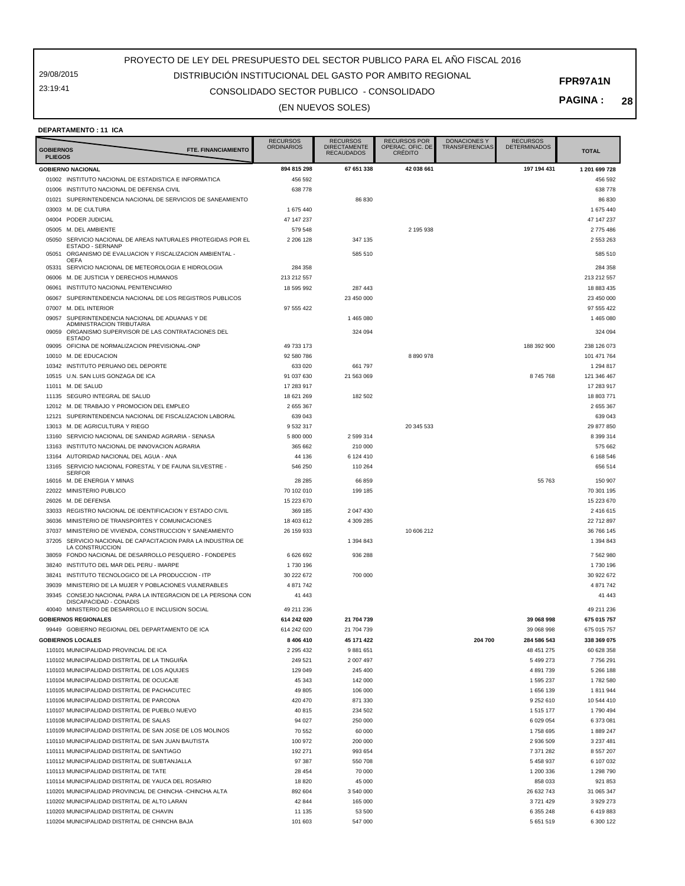PROYECTO DE LEY DEL PRESUPUESTO DEL SECTOR PUBLICO PARA EL AÑO FISCAL 2016

DISTRIBUCIÓN INSTITUCIONAL DEL GASTO POR AMBITO REGIONAL

CONSOLIDADO SECTOR PUBLICO - CONSOLIDADO

(EN NUEVOS SOLES)

29/08/2015
23:19:41

FPR97A1N

**DEPARTAMENTO : 11 ICA**

| GOBIERNOS / PLIEGOS \ FTE. FINANCIAMIENTO | RECURSOS ORDINARIOS | RECURSOS DIRECTAMENTE RECAUDADOS | RECURSOS POR OPERAC. OFIC. DE CRÉDITO | DONACIONES Y TRANSFERENCIAS | RECURSOS DETERMINADOS | TOTAL |
|---|---|---|---|---|---|---|
| **GOBIERNO NACIONAL** | **894 815 298** | **67 651 338** | **42 038 661** | | **197 194 431** | **1 201 699 728** |
| 01002 INSTITUTO NACIONAL DE ESTADISTICA E INFORMATICA | 456 592 | | | | | 456 592 |
| 01006 INSTITUTO NACIONAL DE DEFENSA CIVIL | 638 778 | | | | | 638 778 |
| 01021 SUPERINTENDENCIA NACIONAL DE SERVICIOS DE SANEAMIENTO | | 86 830 | | | | 86 830 |
| 03003 M. DE CULTURA | 1 675 440 | | | | | 1 675 440 |
| 04004 PODER JUDICIAL | 47 147 237 | | | | | 47 147 237 |
| 05005 M. DEL AMBIENTE | 579 548 | | 2 195 938 | | | 2 775 486 |
| 05050 SERVICIO NACIONAL DE AREAS NATURALES PROTEGIDAS POR EL ESTADO - SERNANP | 2 206 128 | 347 135 | | | | 2 553 263 |
| 05051 ORGANISMO DE EVALUACION Y FISCALIZACION AMBIENTAL - OEFA | | 585 510 | | | | 585 510 |
| 05331 SERVICIO NACIONAL DE METEOROLOGIA E HIDROLOGIA | 284 358 | | | | | 284 358 |
| 06006 M. DE JUSTICIA Y DERECHOS HUMANOS | 213 212 557 | | | | | 213 212 557 |
| 06061 INSTITUTO NACIONAL PENITENCIARIO | 18 595 992 | 287 443 | | | | 18 883 435 |
| 06067 SUPERINTENDENCIA NACIONAL DE LOS REGISTROS PUBLICOS | | 23 450 000 | | | | 23 450 000 |
| 07007 M. DEL INTERIOR | 97 555 422 | | | | | 97 555 422 |
| 09057 SUPERINTENDENCIA NACIONAL DE ADUANAS Y DE ADMINISTRACION TRIBUTARIA | | 1 465 080 | | | | 1 465 080 |
| 09059 ORGANISMO SUPERVISOR DE LAS CONTRATACIONES DEL ESTADO | | 324 094 | | | | 324 094 |
| 09095 OFICINA DE NORMALIZACION PREVISIONAL-ONP | 49 733 173 | | | | 188 392 900 | 238 126 073 |
| 10010 M. DE EDUCACION | 92 580 786 | | 8 890 978 | | | 101 471 764 |
| 10342 INSTITUTO PERUANO DEL DEPORTE | 633 020 | 661 797 | | | | 1 294 817 |
| 10515 U.N. SAN LUIS GONZAGA DE ICA | 91 037 630 | 21 563 069 | | | 8 745 768 | 121 346 467 |
| 11011 M. DE SALUD | 17 283 917 | | | | | 17 283 917 |
| 11135 SEGURO INTEGRAL DE SALUD | 18 621 269 | 182 502 | | | | 18 803 771 |
| 12012 M. DE TRABAJO Y PROMOCION DEL EMPLEO | 2 655 367 | | | | | 2 655 367 |
| 12121 SUPERINTENDENCIA NACIONAL DE FISCALIZACION LABORAL | 639 043 | | | | | 639 043 |
| 13013 M. DE AGRICULTURA Y RIEGO | 9 532 317 | | 20 345 533 | | | 29 877 850 |
| 13160 SERVICIO NACIONAL DE SANIDAD AGRARIA - SENASA | 5 800 000 | 2 599 314 | | | | 8 399 314 |
| 13163 INSTITUTO NACIONAL DE INNOVACION AGRARIA | 365 662 | 210 000 | | | | 575 662 |
| 13164 AUTORIDAD NACIONAL DEL AGUA - ANA | 44 136 | 6 124 410 | | | | 6 168 546 |
| 13165 SERVICIO NACIONAL FORESTAL Y DE FAUNA SILVESTRE - SERFOR | 546 250 | 110 264 | | | | 656 514 |
| 16016 M. DE ENERGIA Y MINAS | 28 285 | 66 859 | | | 55 763 | 150 907 |
| 22022 MINISTERIO PUBLICO | 70 102 010 | 199 185 | | | | 70 301 195 |
| 26026 M. DE DEFENSA | 15 223 670 | | | | | 15 223 670 |
| 33033 REGISTRO NACIONAL DE IDENTIFICACION Y ESTADO CIVIL | 369 185 | 2 047 430 | | | | 2 416 615 |
| 36036 MINISTERIO DE TRANSPORTES Y COMUNICACIONES | 18 403 612 | 4 309 285 | | | | 22 712 897 |
| 37037 MINISTERIO DE VIVIENDA, CONSTRUCCION Y SANEAMIENTO | 26 159 933 | | 10 606 212 | | | 36 766 145 |
| 37205 SERVICIO NACIONAL DE CAPACITACION PARA LA INDUSTRIA DE LA CONSTRUCCION | | 1 394 843 | | | | 1 394 843 |
| 38059 FONDO NACIONAL DE DESARROLLO PESQUERO - FONDEPES | 6 626 692 | 936 288 | | | | 7 562 980 |
| 38240 INSTITUTO DEL MAR DEL PERU - IMARPE | 1 730 196 | | | | | 1 730 196 |
| 38241 INSTITUTO TECNOLOGICO DE LA PRODUCCION - ITP | 30 222 672 | 700 000 | | | | 30 922 672 |
| 39039 MINISTERIO DE LA MUJER Y POBLACIONES VULNERABLES | 4 871 742 | | | | | 4 871 742 |
| 39345 CONSEJO NACIONAL PARA LA INTEGRACION DE LA PERSONA CON DISCAPACIDAD - CONADIS | 41 443 | | | | | 41 443 |
| 40040 MINISTERIO DE DESARROLLO E INCLUSION SOCIAL | 49 211 236 | | | | | 49 211 236 |
| **GOBIERNOS REGIONALES** | **614 242 020** | **21 704 739** | | | **39 068 998** | **675 015 757** |
| 99449 GOBIERNO REGIONAL DEL DEPARTAMENTO DE ICA | 614 242 020 | 21 704 739 | | | 39 068 998 | 675 015 757 |
| **GOBIERNOS LOCALES** | **8 406 410** | **45 171 422** | | **204 700** | **284 586 543** | **338 369 075** |
| 110101 MUNICIPALIDAD PROVINCIAL DE ICA | 2 295 432 | 9 881 651 | | | 48 451 275 | 60 628 358 |
| 110102 MUNICIPALIDAD DISTRITAL DE LA TINGUIÑA | 249 521 | 2 007 497 | | | 5 499 273 | 7 756 291 |
| 110103 MUNICIPALIDAD DISTRITAL DE LOS AQUIJES | 129 049 | 245 400 | | | 4 891 739 | 5 266 188 |
| 110104 MUNICIPALIDAD DISTRITAL DE OCUCAJE | 45 343 | 142 000 | | | 1 595 237 | 1 782 580 |
| 110105 MUNICIPALIDAD DISTRITAL DE PACHACUTEC | 49 805 | 106 000 | | | 1 656 139 | 1 811 944 |
| 110106 MUNICIPALIDAD DISTRITAL DE PARCONA | 420 470 | 871 330 | | | 9 252 610 | 10 544 410 |
| 110107 MUNICIPALIDAD DISTRITAL DE PUEBLO NUEVO | 40 815 | 234 502 | | | 1 515 177 | 1 790 494 |
| 110108 MUNICIPALIDAD DISTRITAL DE SALAS | 94 027 | 250 000 | | | 6 029 054 | 6 373 081 |
| 110109 MUNICIPALIDAD DISTRITAL DE SAN JOSE DE LOS MOLINOS | 70 552 | 60 000 | | | 1 758 695 | 1 889 247 |
| 110110 MUNICIPALIDAD DISTRITAL DE SAN JUAN BAUTISTA | 100 972 | 200 000 | | | 2 936 509 | 3 237 481 |
| 110111 MUNICIPALIDAD DISTRITAL DE SANTIAGO | 192 271 | 993 654 | | | 7 371 282 | 8 557 207 |
| 110112 MUNICIPALIDAD DISTRITAL DE SUBTANJALLA | 97 387 | 550 708 | | | 5 458 937 | 6 107 032 |
| 110113 MUNICIPALIDAD DISTRITAL DE TATE | 28 454 | 70 000 | | | 1 200 336 | 1 298 790 |
| 110114 MUNICIPALIDAD DISTRITAL DE YAUCA DEL ROSARIO | 18 820 | 45 000 | | | 858 033 | 921 853 |
| 110201 MUNICIPALIDAD PROVINCIAL DE CHINCHA -CHINCHA ALTA | 892 604 | 3 540 000 | | | 26 632 743 | 31 065 347 |
| 110202 MUNICIPALIDAD DISTRITAL DE ALTO LARAN | 42 844 | 165 000 | | | 3 721 429 | 3 929 273 |
| 110203 MUNICIPALIDAD DISTRITAL DE CHAVIN | 11 135 | 53 500 | | | 6 355 248 | 6 419 883 |
| 110204 MUNICIPALIDAD DISTRITAL DE CHINCHA BAJA | 101 603 | 547 000 | | | 5 651 519 | 6 300 122 |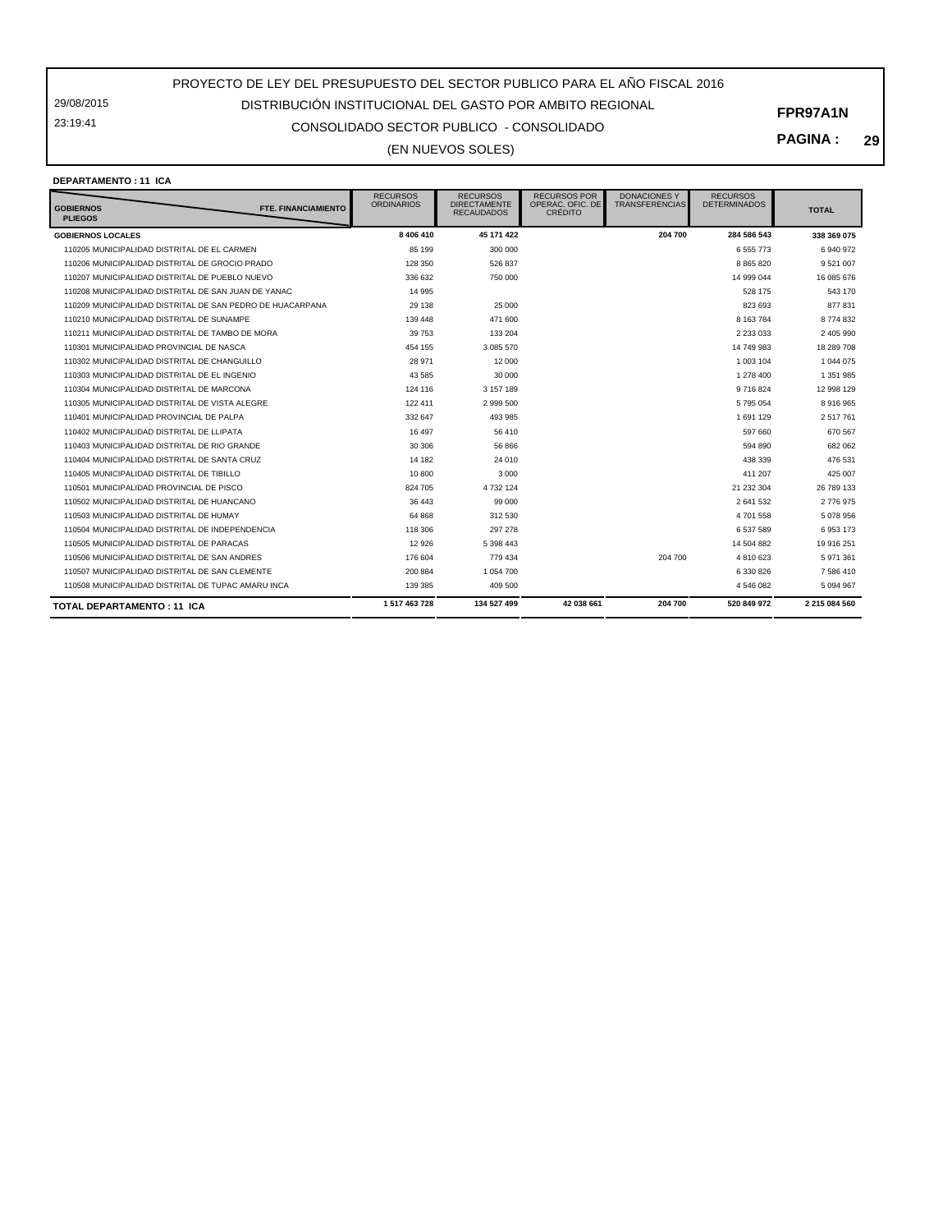PROYECTO DE LEY DEL PRESUPUESTO DEL SECTOR PUBLICO PARA EL AÑO FISCAL 2016

DISTRIBUCIÓN INSTITUCIONAL DEL GASTO POR AMBITO REGIONAL

CONSOLIDADO SECTOR PUBLICO - CONSOLIDADO

(EN NUEVOS SOLES)

29/08/2015

23:19:41

**FPR97A1N**

**PAGINA : 29**

**DEPARTAMENTO : 11 ICA**

| GOBIERNOS / PLIEGOS — FTE. FINANCIAMIENTO | RECURSOS ORDINARIOS | RECURSOS DIRECTAMENTE RECAUDADOS | RECURSOS POR OPERAC. OFIC. DE CREDITO | DONACIONES Y TRANSFERENCIAS | RECURSOS DETERMINADOS | TOTAL |
|---|---|---|---|---|---|---|
| **GOBIERNOS LOCALES** | **8 406 410** | **45 171 422** | | **204 700** | **284 586 543** | **338 369 075** |
| 110205 MUNICIPALIDAD DISTRITAL DE EL CARMEN | 85 199 | 300 000 | | | 6 555 773 | 6 940 972 |
| 110206 MUNICIPALIDAD DISTRITAL DE GROCIO PRADO | 128 350 | 526 837 | | | 8 865 820 | 9 521 007 |
| 110207 MUNICIPALIDAD DISTRITAL DE PUEBLO NUEVO | 336 632 | 750 000 | | | 14 999 044 | 16 085 676 |
| 110208 MUNICIPALIDAD DISTRITAL DE SAN JUAN DE YANAC | 14 995 | | | | 528 175 | 543 170 |
| 110209 MUNICIPALIDAD DISTRITAL DE SAN PEDRO DE HUACARPANA | 29 138 | 25 000 | | | 823 693 | 877 831 |
| 110210 MUNICIPALIDAD DISTRITAL DE SUNAMPE | 139 448 | 471 600 | | | 8 163 784 | 8 774 832 |
| 110211 MUNICIPALIDAD DISTRITAL DE TAMBO DE MORA | 39 753 | 133 204 | | | 2 233 033 | 2 405 990 |
| 110301 MUNICIPALIDAD PROVINCIAL DE NASCA | 454 155 | 3 085 570 | | | 14 749 983 | 18 289 708 |
| 110302 MUNICIPALIDAD DISTRITAL DE CHANGUILLO | 28 971 | 12 000 | | | 1 003 104 | 1 044 075 |
| 110303 MUNICIPALIDAD DISTRITAL DE EL INGENIO | 43 585 | 30 000 | | | 1 278 400 | 1 351 985 |
| 110304 MUNICIPALIDAD DISTRITAL DE MARCONA | 124 116 | 3 157 189 | | | 9 716 824 | 12 998 129 |
| 110305 MUNICIPALIDAD DISTRITAL DE VISTA ALEGRE | 122 411 | 2 999 500 | | | 5 795 054 | 8 916 965 |
| 110401 MUNICIPALIDAD PROVINCIAL DE PALPA | 332 647 | 493 985 | | | 1 691 129 | 2 517 761 |
| 110402 MUNICIPALIDAD DISTRITAL DE LLIPATA | 16 497 | 56 410 | | | 597 660 | 670 567 |
| 110403 MUNICIPALIDAD DISTRITAL DE RIO GRANDE | 30 306 | 56 866 | | | 594 890 | 682 062 |
| 110404 MUNICIPALIDAD DISTRITAL DE SANTA CRUZ | 14 182 | 24 010 | | | 438 339 | 476 531 |
| 110405 MUNICIPALIDAD DISTRITAL DE TIBILLO | 10 800 | 3 000 | | | 411 207 | 425 007 |
| 110501 MUNICIPALIDAD PROVINCIAL DE PISCO | 824 705 | 4 732 124 | | | 21 232 304 | 26 789 133 |
| 110502 MUNICIPALIDAD DISTRITAL DE HUANCANO | 36 443 | 99 000 | | | 2 641 532 | 2 776 975 |
| 110503 MUNICIPALIDAD DISTRITAL DE HUMAY | 64 868 | 312 530 | | | 4 701 558 | 5 078 956 |
| 110504 MUNICIPALIDAD DISTRITAL DE INDEPENDENCIA | 118 306 | 297 278 | | | 6 537 589 | 6 953 173 |
| 110505 MUNICIPALIDAD DISTRITAL DE PARACAS | 12 926 | 5 398 443 | | | 14 504 882 | 19 916 251 |
| 110506 MUNICIPALIDAD DISTRITAL DE SAN ANDRES | 176 604 | 779 434 | | 204 700 | 4 810 623 | 5 971 361 |
| 110507 MUNICIPALIDAD DISTRITAL DE SAN CLEMENTE | 200 884 | 1 054 700 | | | 6 330 826 | 7 586 410 |
| 110508 MUNICIPALIDAD DISTRITAL DE TUPAC AMARU INCA | 139 385 | 409 500 | | | 4 546 082 | 5 094 967 |
| **TOTAL DEPARTAMENTO : 11 ICA** | **1 517 463 728** | **134 527 499** | **42 038 661** | **204 700** | **520 849 972** | **2 215 084 560** |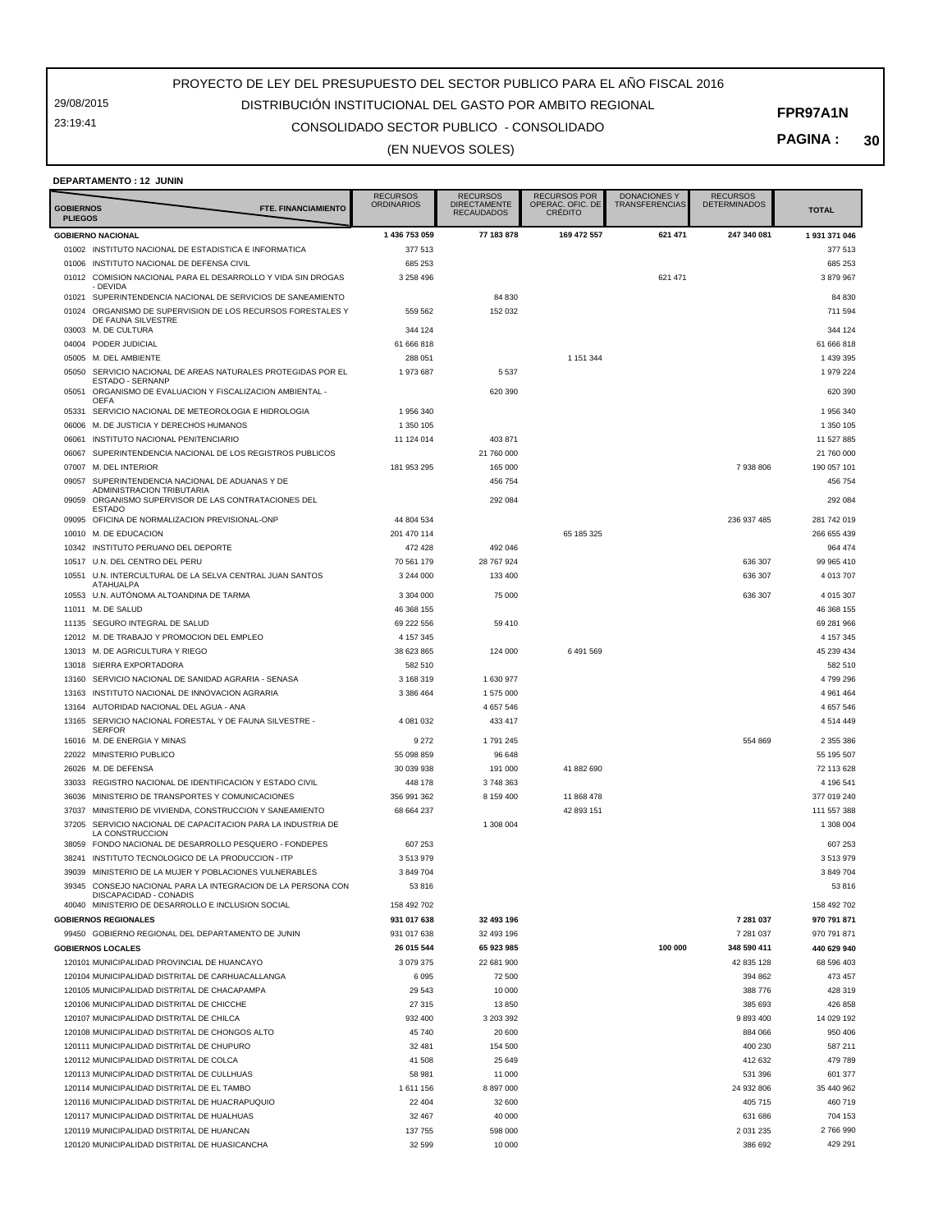# PROYECTO DE LEY DEL PRESUPUESTO DEL SECTOR PUBLICO PARA EL AÑO FISCAL 2016

29/08/2015

23:19:41

## DISTRIBUCIÓN INSTITUCIONAL DEL GASTO POR AMBITO REGIONAL

## CONSOLIDADO SECTOR PUBLICO - CONSOLIDADO

## (EN NUEVOS SOLES)

**FPR97A1N**

**DEPARTAMENTO : 12 JUNIN**

| GOBIERNOS / PLIEGOS — FTE. FINANCIAMIENTO | RECURSOS ORDINARIOS | RECURSOS DIRECTAMENTE RECAUDADOS | RECURSOS POR OPERAC. OFIC. DE CRÉDITO | DONACIONES Y TRANSFERENCIAS | RECURSOS DETERMINADOS | TOTAL |
|---|---|---|---|---|---|---|
| **GOBIERNO NACIONAL** | **1 436 753 059** | **77 183 878** | **169 472 557** | **621 471** | **247 340 081** | **1 931 371 046** |
| 01002 INSTITUTO NACIONAL DE ESTADISTICA E INFORMATICA | 377 513 | | | | | 377 513 |
| 01006 INSTITUTO NACIONAL DE DEFENSA CIVIL | 685 253 | | | | | 685 253 |
| 01012 COMISION NACIONAL PARA EL DESARROLLO Y VIDA SIN DROGAS - DEVIDA | 3 258 496 | | | 621 471 | | 3 879 967 |
| 01021 SUPERINTENDENCIA NACIONAL DE SERVICIOS DE SANEAMIENTO | | 84 830 | | | | 84 830 |
| 01024 ORGANISMO DE SUPERVISION DE LOS RECURSOS FORESTALES Y DE FAUNA SILVESTRE | 559 562 | 152 032 | | | | 711 594 |
| 03003 M. DE CULTURA | 344 124 | | | | | 344 124 |
| 04004 PODER JUDICIAL | 61 666 818 | | | | | 61 666 818 |
| 05005 M. DEL AMBIENTE | 288 051 | | 1 151 344 | | | 1 439 395 |
| 05050 SERVICIO NACIONAL DE AREAS NATURALES PROTEGIDAS POR EL ESTADO - SERNANP | 1 973 687 | 5 537 | | | | 1 979 224 |
| 05051 ORGANISMO DE EVALUACION Y FISCALIZACION AMBIENTAL - OEFA | | 620 390 | | | | 620 390 |
| 05331 SERVICIO NACIONAL DE METEOROLOGIA E HIDROLOGIA | 1 956 340 | | | | | 1 956 340 |
| 06006 M. DE JUSTICIA Y DERECHOS HUMANOS | 1 350 105 | | | | | 1 350 105 |
| 06061 INSTITUTO NACIONAL PENITENCIARIO | 11 124 014 | 403 871 | | | | 11 527 885 |
| 06067 SUPERINTENDENCIA NACIONAL DE LOS REGISTROS PUBLICOS | | 21 760 000 | | | | 21 760 000 |
| 07007 M. DEL INTERIOR | 181 953 295 | 165 000 | | | 7 938 806 | 190 057 101 |
| 09057 SUPERINTENDENCIA NACIONAL DE ADUANAS Y DE ADMINISTRACION TRIBUTARIA | | 456 754 | | | | 456 754 |
| 09059 ORGANISMO SUPERVISOR DE LAS CONTRATACIONES DEL ESTADO | | 292 084 | | | | 292 084 |
| 09095 OFICINA DE NORMALIZACION PREVISIONAL-ONP | 44 804 534 | | | | 236 937 485 | 281 742 019 |
| 10010 M. DE EDUCACION | 201 470 114 | | 65 185 325 | | | 266 655 439 |
| 10342 INSTITUTO PERUANO DEL DEPORTE | 472 428 | 492 046 | | | | 964 474 |
| 10517 U.N. DEL CENTRO DEL PERU | 70 561 179 | 28 767 924 | | | 636 307 | 99 965 410 |
| 10551 U.N. INTERCULTURAL DE LA SELVA CENTRAL JUAN SANTOS ATAHUALPA | 3 244 000 | 133 400 | | | 636 307 | 4 013 707 |
| 10553 U.N. AUTÓNOMA ALTOANDINA DE TARMA | 3 304 000 | 75 000 | | | 636 307 | 4 015 307 |
| 11011 M. DE SALUD | 46 368 155 | | | | | 46 368 155 |
| 11135 SEGURO INTEGRAL DE SALUD | 69 222 556 | 59 410 | | | | 69 281 966 |
| 12012 M. DE TRABAJO Y PROMOCION DEL EMPLEO | 4 157 345 | | | | | 4 157 345 |
| 13013 M. DE AGRICULTURA Y RIEGO | 38 623 865 | 124 000 | 6 491 569 | | | 45 239 434 |
| 13018 SIERRA EXPORTADORA | 582 510 | | | | | 582 510 |
| 13160 SERVICIO NACIONAL DE SANIDAD AGRARIA - SENASA | 3 168 319 | 1 630 977 | | | | 4 799 296 |
| 13163 INSTITUTO NACIONAL DE INNOVACION AGRARIA | 3 386 464 | 1 575 000 | | | | 4 961 464 |
| 13164 AUTORIDAD NACIONAL DEL AGUA - ANA | | 4 657 546 | | | | 4 657 546 |
| 13165 SERVICIO NACIONAL FORESTAL Y DE FAUNA SILVESTRE - SERFOR | 4 081 032 | 433 417 | | | | 4 514 449 |
| 16016 M. DE ENERGIA Y MINAS | 9 272 | 1 791 245 | | | 554 869 | 2 355 386 |
| 22022 MINISTERIO PUBLICO | 55 098 859 | 96 648 | | | | 55 195 507 |
| 26026 M. DE DEFENSA | 30 039 938 | 191 000 | 41 882 690 | | | 72 113 628 |
| 33033 REGISTRO NACIONAL DE IDENTIFICACION Y ESTADO CIVIL | 448 178 | 3 748 363 | | | | 4 196 541 |
| 36036 MINISTERIO DE TRANSPORTES Y COMUNICACIONES | 356 991 362 | 8 159 400 | 11 868 478 | | | 377 019 240 |
| 37037 MINISTERIO DE VIVIENDA, CONSTRUCCION Y SANEAMIENTO | 68 664 237 | | 42 893 151 | | | 111 557 388 |
| 37205 SERVICIO NACIONAL DE CAPACITACION PARA LA INDUSTRIA DE LA CONSTRUCCION | | 1 308 004 | | | | 1 308 004 |
| 38059 FONDO NACIONAL DE DESARROLLO PESQUERO - FONDEPES | 607 253 | | | | | 607 253 |
| 38241 INSTITUTO TECNOLOGICO DE LA PRODUCCION - ITP | 3 513 979 | | | | | 3 513 979 |
| 39039 MINISTERIO DE LA MUJER Y POBLACIONES VULNERABLES | 3 849 704 | | | | | 3 849 704 |
| 39345 CONSEJO NACIONAL PARA LA INTEGRACION DE LA PERSONA CON DISCAPACIDAD - CONADIS | 53 816 | | | | | 53 816 |
| 40040 MINISTERIO DE DESARROLLO E INCLUSION SOCIAL | 158 492 702 | | | | | 158 492 702 |
| **GOBIERNOS REGIONALES** | **931 017 638** | **32 493 196** | | | **7 281 037** | **970 791 871** |
| 99450 GOBIERNO REGIONAL DEL DEPARTAMENTO DE JUNIN | 931 017 638 | 32 493 196 | | | 7 281 037 | 970 791 871 |
| **GOBIERNOS LOCALES** | **26 015 544** | **65 923 985** | | **100 000** | **348 590 411** | **440 629 940** |
| 120101 MUNICIPALIDAD PROVINCIAL DE HUANCAYO | 3 079 375 | 22 681 900 | | | 42 835 128 | 68 596 403 |
| 120104 MUNICIPALIDAD DISTRITAL DE CARHUACALLANGA | 6 095 | 72 500 | | | 394 862 | 473 457 |
| 120105 MUNICIPALIDAD DISTRITAL DE CHACAPAMPA | 29 543 | 10 000 | | | 388 776 | 428 319 |
| 120106 MUNICIPALIDAD DISTRITAL DE CHICCHE | 27 315 | 13 850 | | | 385 693 | 426 858 |
| 120107 MUNICIPALIDAD DISTRITAL DE CHILCA | 932 400 | 3 203 392 | | | 9 893 400 | 14 029 192 |
| 120108 MUNICIPALIDAD DISTRITAL DE CHONGOS ALTO | 45 740 | 20 600 | | | 884 066 | 950 406 |
| 120111 MUNICIPALIDAD DISTRITAL DE CHUPURO | 32 481 | 154 500 | | | 400 230 | 587 211 |
| 120112 MUNICIPALIDAD DISTRITAL DE COLCA | 41 508 | 25 649 | | | 412 632 | 479 789 |
| 120113 MUNICIPALIDAD DISTRITAL DE CULLHUAS | 58 981 | 11 000 | | | 531 396 | 601 377 |
| 120114 MUNICIPALIDAD DISTRITAL DE EL TAMBO | 1 611 156 | 8 897 000 | | | 24 932 806 | 35 440 962 |
| 120116 MUNICIPALIDAD DISTRITAL DE HUACRAPUQUIO | 22 404 | 32 600 | | | 405 715 | 460 719 |
| 120117 MUNICIPALIDAD DISTRITAL DE HUALHUAS | 32 467 | 40 000 | | | 631 686 | 704 153 |
| 120119 MUNICIPALIDAD DISTRITAL DE HUANCAN | 137 755 | 598 000 | | | 2 031 235 | 2 766 990 |
| 120120 MUNICIPALIDAD DISTRITAL DE HUASICANCHA | 32 599 | 10 000 | | | 386 692 | 429 291 |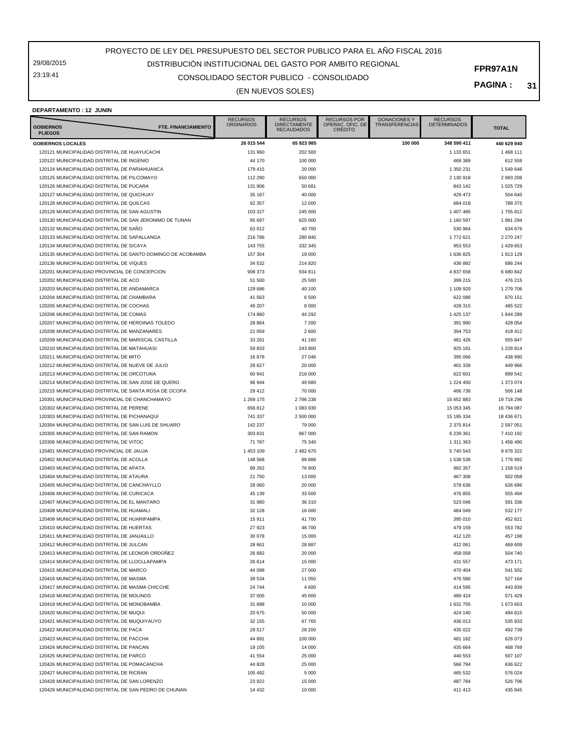# PROYECTO DE LEY DEL PRESUPUESTO DEL SECTOR PUBLICO PARA EL AÑO FISCAL 2016

29/08/2015
23:19:41

## DISTRIBUCIÓN INSTITUCIONAL DEL GASTO POR AMBITO REGIONAL

## CONSOLIDADO SECTOR PUBLICO - CONSOLIDADO

(EN NUEVOS SOLES)

**FPR97A1N**

**PAGINA : 31**

**DEPARTAMENTO : 12 JUNIN**

| GOBIERNOS / PLIEGOS — FTE. FINANCIAMIENTO | RECURSOS ORDINARIOS | RECURSOS DIRECTAMENTE RECAUDADOS | RECURSOS POR OPERAC. OFIC. DE CRÉDITO | DONACIONES Y TRANSFERENCIAS | RECURSOS DETERMINADOS | TOTAL |
|---|---|---|---|---|---|---|
| **GOBIERNOS LOCALES** | **26 015 544** | **65 923 985** | | **100 000** | **348 590 411** | **440 629 940** |
| 120121 MUNICIPALIDAD DISTRITAL DE HUAYUCACHI | 131 960 | 202 500 | | | 1 133 651 | 1 468 111 |
| 120122 MUNICIPALIDAD DISTRITAL DE INGENIO | 44 170 | 100 000 | | | 468 389 | 612 559 |
| 120124 MUNICIPALIDAD DISTRITAL DE PARIAHUANCA | 179 415 | 20 000 | | | 1 350 231 | 1 549 646 |
| 120125 MUNICIPALIDAD DISTRITAL DE PILCOMAYO | 112 290 | 650 000 | | | 2 130 918 | 2 893 208 |
| 120126 MUNICIPALIDAD DISTRITAL DE PUCARA | 131 906 | 50 681 | | | 843 142 | 1 025 729 |
| 120127 MUNICIPALIDAD DISTRITAL DE QUICHUAY | 35 167 | 40 000 | | | 429 473 | 504 640 |
| 120128 MUNICIPALIDAD DISTRITAL DE QUILCAS | 92 357 | 12 000 | | | 684 018 | 788 375 |
| 120129 MUNICIPALIDAD DISTRITAL DE SAN AGUSTIN | 103 327 | 245 000 | | | 1 407 485 | 1 755 812 |
| 120130 MUNICIPALIDAD DISTRITAL DE SAN JERONIMO DE TUNAN | 95 697 | 625 000 | | | 1 160 597 | 1 881 294 |
| 120132 MUNICIPALIDAD DISTRITAL DE SAÑO | 63 012 | 40 700 | | | 530 964 | 634 676 |
| 120133 MUNICIPALIDAD DISTRITAL DE SAPALLANGA | 216 786 | 280 840 | | | 1 772 621 | 2 270 247 |
| 120134 MUNICIPALIDAD DISTRITAL DE SICAYA | 143 755 | 332 345 | | | 953 553 | 1 429 653 |
| 120135 MUNICIPALIDAD DISTRITAL DE SANTO DOMINGO DE ACOBAMBA | 157 304 | 19 000 | | | 1 636 825 | 1 813 129 |
| 120136 MUNICIPALIDAD DISTRITAL DE VIQUES | 34 532 | 214 820 | | | 436 892 | 686 244 |
| 120201 MUNICIPALIDAD PROVINCIAL DE CONCEPCION | 908 373 | 934 811 | | | 4 837 658 | 6 680 842 |
| 120202 MUNICIPALIDAD DISTRITAL DE ACO | 51 500 | 25 500 | | | 399 215 | 476 215 |
| 120203 MUNICIPALIDAD DISTRITAL DE ANDAMARCA | 129 686 | 40 100 | | | 1 109 920 | 1 279 706 |
| 120204 MUNICIPALIDAD DISTRITAL DE CHAMBARA | 41 563 | 6 500 | | | 622 088 | 670 151 |
| 120205 MUNICIPALIDAD DISTRITAL DE COCHAS | 49 207 | 8 000 | | | 428 315 | 485 522 |
| 120206 MUNICIPALIDAD DISTRITAL DE COMAS | 174 860 | 44 292 | | | 1 425 137 | 1 644 289 |
| 120207 MUNICIPALIDAD DISTRITAL DE HEROINAS TOLEDO | 28 864 | 7 200 | | | 391 990 | 428 054 |
| 120208 MUNICIPALIDAD DISTRITAL DE MANZANARES | 21 059 | 2 600 | | | 394 753 | 418 412 |
| 120209 MUNICIPALIDAD DISTRITAL DE MARISCAL CASTILLA | 33 261 | 41 160 | | | 481 426 | 555 847 |
| 120210 MUNICIPALIDAD DISTRITAL DE MATAHUASI | 59 833 | 243 800 | | | 925 181 | 1 228 814 |
| 120211 MUNICIPALIDAD DISTRITAL DE MITO | 16 878 | 27 046 | | | 395 066 | 438 990 |
| 120212 MUNICIPALIDAD DISTRITAL DE NUEVE DE JULIO | 28 627 | 20 000 | | | 401 339 | 449 966 |
| 120213 MUNICIPALIDAD DISTRITAL DE ORCOTUNA | 60 941 | 216 000 | | | 622 601 | 899 542 |
| 120214 MUNICIPALIDAD DISTRITAL DE SAN JOSE DE QUERO | 98 944 | 49 680 | | | 1 224 450 | 1 373 074 |
| 120215 MUNICIPALIDAD DISTRITAL DE SANTA ROSA DE OCOPA | 29 412 | 70 000 | | | 406 736 | 506 148 |
| 120301 MUNICIPALIDAD PROVINCIAL DE CHANCHAMAYO | 1 269 175 | 2 796 238 | | | 15 652 883 | 19 718 296 |
| 120302 MUNICIPALIDAD DISTRITAL DE PERENE | 656 812 | 1 083 930 | | | 15 053 345 | 16 794 087 |
| 120303 MUNICIPALIDAD DISTRITAL DE PICHANAQUI | 741 337 | 2 500 000 | | | 15 195 334 | 18 436 671 |
| 120304 MUNICIPALIDAD DISTRITAL DE SAN LUIS DE SHUARO | 142 237 | 79 000 | | | 2 375 814 | 2 597 051 |
| 120305 MUNICIPALIDAD DISTRITAL DE SAN RAMON | 303 831 | 867 000 | | | 6 239 361 | 7 410 192 |
| 120306 MUNICIPALIDAD DISTRITAL DE VITOC | 71 787 | 75 340 | | | 1 311 363 | 1 458 490 |
| 120401 MUNICIPALIDAD PROVINCIAL DE JAUJA | 1 453 109 | 2 482 670 | | | 5 740 543 | 9 676 322 |
| 120402 MUNICIPALIDAD DISTRITAL DE ACOLLA | 148 568 | 89 886 | | | 1 538 538 | 1 776 992 |
| 120403 MUNICIPALIDAD DISTRITAL DE APATA | 99 262 | 76 900 | | | 982 357 | 1 158 519 |
| 120404 MUNICIPALIDAD DISTRITAL DE ATAURA | 21 750 | 13 000 | | | 467 308 | 502 058 |
| 120405 MUNICIPALIDAD DISTRITAL DE CANCHAYLLO | 28 060 | 20 000 | | | 578 636 | 626 696 |
| 120406 MUNICIPALIDAD DISTRITAL DE CURICACA | 45 139 | 33 500 | | | 476 855 | 555 494 |
| 120407 MUNICIPALIDAD DISTRITAL DE EL MANTARO | 31 980 | 36 310 | | | 523 046 | 591 336 |
| 120408 MUNICIPALIDAD DISTRITAL DE HUAMALI | 32 128 | 16 000 | | | 484 049 | 532 177 |
| 120409 MUNICIPALIDAD DISTRITAL DE HUARIPAMPA | 15 911 | 41 700 | | | 395 010 | 452 621 |
| 120410 MUNICIPALIDAD DISTRITAL DE HUERTAS | 27 923 | 46 700 | | | 479 159 | 553 782 |
| 120411 MUNICIPALIDAD DISTRITAL DE JANJAILLO | 30 078 | 15 000 | | | 412 120 | 457 198 |
| 120412 MUNICIPALIDAD DISTRITAL DE JULCAN | 28 661 | 28 887 | | | 412 061 | 469 609 |
| 120413 MUNICIPALIDAD DISTRITAL DE LEONOR ORDOÑEZ | 26 682 | 20 000 | | | 458 058 | 504 740 |
| 120414 MUNICIPALIDAD DISTRITAL DE LLOCLLAPAMPA | 26 614 | 15 000 | | | 431 557 | 473 171 |
| 120415 MUNICIPALIDAD DISTRITAL DE MARCO | 44 098 | 27 000 | | | 470 404 | 541 502 |
| 120416 MUNICIPALIDAD DISTRITAL DE MASMA | 39 534 | 11 050 | | | 476 580 | 527 164 |
| 120417 MUNICIPALIDAD DISTRITAL DE MASMA CHICCHE | 24 744 | 4 600 | | | 414 595 | 443 939 |
| 120418 MUNICIPALIDAD DISTRITAL DE MOLINOS | 37 005 | 45 000 | | | 489 424 | 571 429 |
| 120419 MUNICIPALIDAD DISTRITAL DE MONOBAMBA | 31 898 | 10 000 | | | 1 631 755 | 1 673 653 |
| 120420 MUNICIPALIDAD DISTRITAL DE MUQUI | 20 675 | 50 000 | | | 424 140 | 494 815 |
| 120421 MUNICIPALIDAD DISTRITAL DE MUQUIYAUYO | 32 155 | 67 765 | | | 436 013 | 535 933 |
| 120422 MUNICIPALIDAD DISTRITAL DE PACA | 29 517 | 28 200 | | | 435 022 | 492 739 |
| 120423 MUNICIPALIDAD DISTRITAL DE PACCHA | 44 891 | 100 000 | | | 481 182 | 626 073 |
| 120424 MUNICIPALIDAD DISTRITAL DE PANCAN | 19 105 | 14 000 | | | 435 664 | 468 769 |
| 120425 MUNICIPALIDAD DISTRITAL DE PARCO | 41 554 | 25 000 | | | 440 553 | 507 107 |
| 120426 MUNICIPALIDAD DISTRITAL DE POMACANCHA | 44 828 | 25 000 | | | 566 794 | 636 622 |
| 120427 MUNICIPALIDAD DISTRITAL DE RICRAN | 105 492 | 5 000 | | | 465 532 | 576 024 |
| 120428 MUNICIPALIDAD DISTRITAL DE SAN LORENZO | 23 922 | 15 000 | | | 487 784 | 526 706 |
| 120429 MUNICIPALIDAD DISTRITAL DE SAN PEDRO DE CHUNAN | 14 432 | 10 000 | | | 411 413 | 435 845 |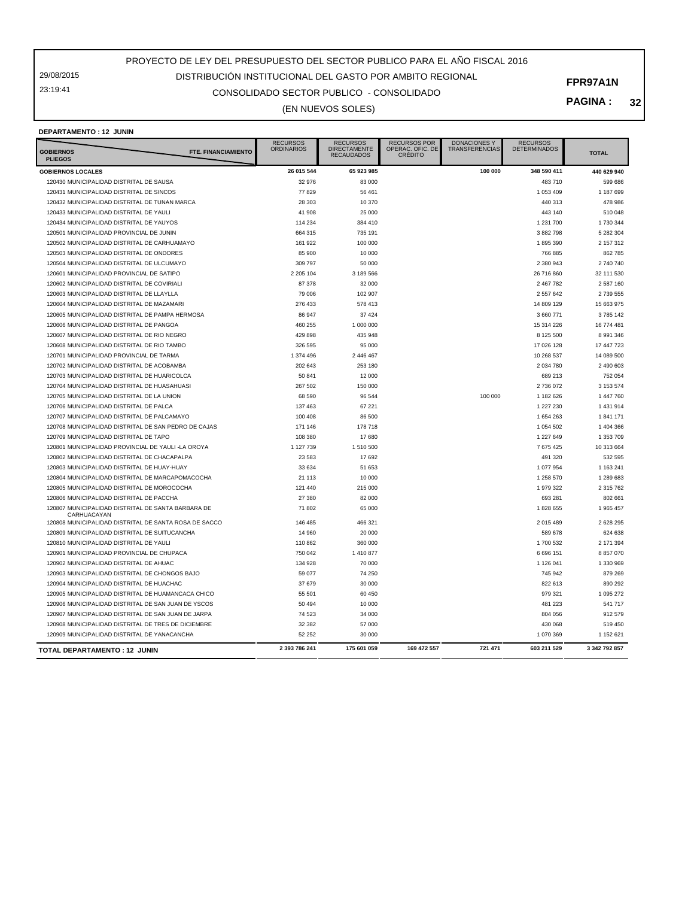PROYECTO DE LEY DEL PRESUPUESTO DEL SECTOR PUBLICO PARA EL AÑO FISCAL 2016

DISTRIBUCIÓN INSTITUCIONAL DEL GASTO POR AMBITO REGIONAL

CONSOLIDADO SECTOR PUBLICO - CONSOLIDADO

(EN NUEVOS SOLES)

29/08/2015

23:19:41

**FPR97A1N**

**PAGINA : 32**

**DEPARTAMENTO : 12 JUNIN**

| GOBIERNOS / PLIEGOS — FTE. FINANCIAMIENTO | RECURSOS ORDINARIOS | RECURSOS DIRECTAMENTE RECAUDADOS | RECURSOS POR OPERAC. OFIC. DE CRÉDITO | DONACIONES Y TRANSFERENCIAS | RECURSOS DETERMINADOS | TOTAL |
|---|---|---|---|---|---|---|
| **GOBIERNOS LOCALES** | **26 015 544** | **65 923 985** | | **100 000** | **348 590 411** | **440 629 940** |
| 120430 MUNICIPALIDAD DISTRITAL DE SAUSA | 32 976 | 83 000 | | | 483 710 | 599 686 |
| 120431 MUNICIPALIDAD DISTRITAL DE SINCOS | 77 829 | 56 461 | | | 1 053 409 | 1 187 699 |
| 120432 MUNICIPALIDAD DISTRITAL DE TUNAN MARCA | 28 303 | 10 370 | | | 440 313 | 478 986 |
| 120433 MUNICIPALIDAD DISTRITAL DE YAULI | 41 908 | 25 000 | | | 443 140 | 510 048 |
| 120434 MUNICIPALIDAD DISTRITAL DE YAUYOS | 114 234 | 384 410 | | | 1 231 700 | 1 730 344 |
| 120501 MUNICIPALIDAD PROVINCIAL DE JUNIN | 664 315 | 735 191 | | | 3 882 798 | 5 282 304 |
| 120502 MUNICIPALIDAD DISTRITAL DE CARHUAMAYO | 161 922 | 100 000 | | | 1 895 390 | 2 157 312 |
| 120503 MUNICIPALIDAD DISTRITAL DE ONDORES | 85 900 | 10 000 | | | 766 885 | 862 785 |
| 120504 MUNICIPALIDAD DISTRITAL DE ULCUMAYO | 309 797 | 50 000 | | | 2 380 943 | 2 740 740 |
| 120601 MUNICIPALIDAD PROVINCIAL DE SATIPO | 2 205 104 | 3 189 566 | | | 26 716 860 | 32 111 530 |
| 120602 MUNICIPALIDAD DISTRITAL DE COVIRIALI | 87 378 | 32 000 | | | 2 467 782 | 2 587 160 |
| 120603 MUNICIPALIDAD DISTRITAL DE LLAYLLA | 79 006 | 102 907 | | | 2 557 642 | 2 739 555 |
| 120604 MUNICIPALIDAD DISTRITAL DE MAZAMARI | 276 433 | 578 413 | | | 14 809 129 | 15 663 975 |
| 120605 MUNICIPALIDAD DISTRITAL DE PAMPA HERMOSA | 86 947 | 37 424 | | | 3 660 771 | 3 785 142 |
| 120606 MUNICIPALIDAD DISTRITAL DE PANGOA | 460 255 | 1 000 000 | | | 15 314 226 | 16 774 481 |
| 120607 MUNICIPALIDAD DISTRITAL DE RIO NEGRO | 429 898 | 435 948 | | | 8 125 500 | 8 991 346 |
| 120608 MUNICIPALIDAD DISTRITAL DE RIO TAMBO | 326 595 | 95 000 | | | 17 026 128 | 17 447 723 |
| 120701 MUNICIPALIDAD PROVINCIAL DE TARMA | 1 374 496 | 2 446 467 | | | 10 268 537 | 14 089 500 |
| 120702 MUNICIPALIDAD DISTRITAL DE ACOBAMBA | 202 643 | 253 180 | | | 2 034 780 | 2 490 603 |
| 120703 MUNICIPALIDAD DISTRITAL DE HUARICOLCA | 50 841 | 12 000 | | | 689 213 | 752 054 |
| 120704 MUNICIPALIDAD DISTRITAL DE HUASAHUASI | 267 502 | 150 000 | | | 2 736 072 | 3 153 574 |
| 120705 MUNICIPALIDAD DISTRITAL DE LA UNION | 68 590 | 96 544 | | 100 000 | 1 182 626 | 1 447 760 |
| 120706 MUNICIPALIDAD DISTRITAL DE PALCA | 137 463 | 67 221 | | | 1 227 230 | 1 431 914 |
| 120707 MUNICIPALIDAD DISTRITAL DE PALCAMAYO | 100 408 | 86 500 | | | 1 654 263 | 1 841 171 |
| 120708 MUNICIPALIDAD DISTRITAL DE SAN PEDRO DE CAJAS | 171 146 | 178 718 | | | 1 054 502 | 1 404 366 |
| 120709 MUNICIPALIDAD DISTRITAL DE TAPO | 108 380 | 17 680 | | | 1 227 649 | 1 353 709 |
| 120801 MUNICIPALIDAD PROVINCIAL DE YAULI -LA OROYA | 1 127 739 | 1 510 500 | | | 7 675 425 | 10 313 664 |
| 120802 MUNICIPALIDAD DISTRITAL DE CHACAPALPA | 23 583 | 17 692 | | | 491 320 | 532 595 |
| 120803 MUNICIPALIDAD DISTRITAL DE HUAY-HUAY | 33 634 | 51 653 | | | 1 077 954 | 1 163 241 |
| 120804 MUNICIPALIDAD DISTRITAL DE MARCAPOMACOCHA | 21 113 | 10 000 | | | 1 258 570 | 1 289 683 |
| 120805 MUNICIPALIDAD DISTRITAL DE MOROCOCHA | 121 440 | 215 000 | | | 1 979 322 | 2 315 762 |
| 120806 MUNICIPALIDAD DISTRITAL DE PACCHA | 27 380 | 82 000 | | | 693 281 | 802 661 |
| 120807 MUNICIPALIDAD DISTRITAL DE SANTA BARBARA DE CARHUACAYAN | 71 802 | 65 000 | | | 1 828 655 | 1 965 457 |
| 120808 MUNICIPALIDAD DISTRITAL DE SANTA ROSA DE SACCO | 146 485 | 466 321 | | | 2 015 489 | 2 628 295 |
| 120809 MUNICIPALIDAD DISTRITAL DE SUITUCANCHA | 14 960 | 20 000 | | | 589 678 | 624 638 |
| 120810 MUNICIPALIDAD DISTRITAL DE YAULI | 110 862 | 360 000 | | | 1 700 532 | 2 171 394 |
| 120901 MUNICIPALIDAD PROVINCIAL DE CHUPACA | 750 042 | 1 410 877 | | | 6 696 151 | 8 857 070 |
| 120902 MUNICIPALIDAD DISTRITAL DE AHUAC | 134 928 | 70 000 | | | 1 126 041 | 1 330 969 |
| 120903 MUNICIPALIDAD DISTRITAL DE CHONGOS BAJO | 59 077 | 74 250 | | | 745 942 | 879 269 |
| 120904 MUNICIPALIDAD DISTRITAL DE HUACHAC | 37 679 | 30 000 | | | 822 613 | 890 292 |
| 120905 MUNICIPALIDAD DISTRITAL DE HUAMANCACA CHICO | 55 501 | 60 450 | | | 979 321 | 1 095 272 |
| 120906 MUNICIPALIDAD DISTRITAL DE SAN JUAN DE YSCOS | 50 494 | 10 000 | | | 481 223 | 541 717 |
| 120907 MUNICIPALIDAD DISTRITAL DE SAN JUAN DE JARPA | 74 523 | 34 000 | | | 804 056 | 912 579 |
| 120908 MUNICIPALIDAD DISTRITAL DE TRES DE DICIEMBRE | 32 382 | 57 000 | | | 430 068 | 519 450 |
| 120909 MUNICIPALIDAD DISTRITAL DE YANACANCHA | 52 252 | 30 000 | | | 1 070 369 | 1 152 621 |
| **TOTAL DEPARTAMENTO : 12 JUNIN** | **2 393 786 241** | **175 601 059** | **169 472 557** | **721 471** | **603 211 529** | **3 342 792 857** |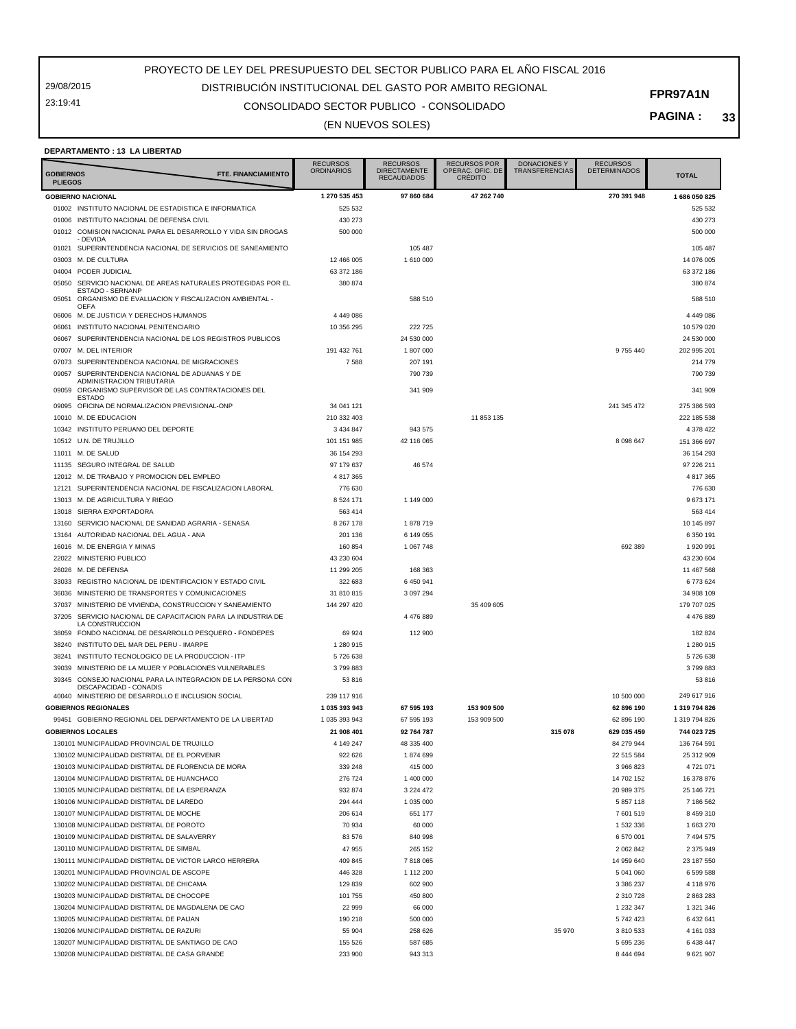PROYECTO DE LEY DEL PRESUPUESTO DEL SECTOR PUBLICO PARA EL AÑO FISCAL 2016

DISTRIBUCIÓN INSTITUCIONAL DEL GASTO POR AMBITO REGIONAL

CONSOLIDADO SECTOR PUBLICO - CONSOLIDADO

(EN NUEVOS SOLES)

29/08/2015

23:19:41

**FPR97A1N**

**DEPARTAMENTO : 13 LA LIBERTAD**

| GOBIERNOS / PLIEGOS — FTE. FINANCIAMIENTO | RECURSOS ORDINARIOS | RECURSOS DIRECTAMENTE RECAUDADOS | RECURSOS POR OPERAC. OFIC. DE CRÉDITO | DONACIONES Y TRANSFERENCIAS | RECURSOS DETERMINADOS | TOTAL |
|---|---|---|---|---|---|---|
| **GOBIERNO NACIONAL** | **1 270 535 453** | **97 860 684** | **47 262 740** | | **270 391 948** | **1 686 050 825** |
| 01002 INSTITUTO NACIONAL DE ESTADISTICA E INFORMATICA | 525 532 | | | | | 525 532 |
| 01006 INSTITUTO NACIONAL DE DEFENSA CIVIL | 430 273 | | | | | 430 273 |
| 01012 COMISION NACIONAL PARA EL DESARROLLO Y VIDA SIN DROGAS - DEVIDA | 500 000 | | | | | 500 000 |
| 01021 SUPERINTENDENCIA NACIONAL DE SERVICIOS DE SANEAMIENTO | | 105 487 | | | | 105 487 |
| 03003 M. DE CULTURA | 12 466 005 | 1 610 000 | | | | 14 076 005 |
| 04004 PODER JUDICIAL | 63 372 186 | | | | | 63 372 186 |
| 05050 SERVICIO NACIONAL DE AREAS NATURALES PROTEGIDAS POR EL ESTADO - SERNANP | 380 874 | | | | | 380 874 |
| 05051 ORGANISMO DE EVALUACION Y FISCALIZACION AMBIENTAL - OEFA | | 588 510 | | | | 588 510 |
| 06006 M. DE JUSTICIA Y DERECHOS HUMANOS | 4 449 086 | | | | | 4 449 086 |
| 06061 INSTITUTO NACIONAL PENITENCIARIO | 10 356 295 | 222 725 | | | | 10 579 020 |
| 06067 SUPERINTENDENCIA NACIONAL DE LOS REGISTROS PUBLICOS | | 24 530 000 | | | | 24 530 000 |
| 07007 M. DEL INTERIOR | 191 432 761 | 1 807 000 | | | 9 755 440 | 202 995 201 |
| 07073 SUPERINTENDENCIA NACIONAL DE MIGRACIONES | 7 588 | 207 191 | | | | 214 779 |
| 09057 SUPERINTENDENCIA NACIONAL DE ADUANAS Y DE ADMINISTRACION TRIBUTARIA | | 790 739 | | | | 790 739 |
| 09059 ORGANISMO SUPERVISOR DE LAS CONTRATACIONES DEL ESTADO | | 341 909 | | | | 341 909 |
| 09095 OFICINA DE NORMALIZACION PREVISIONAL-ONP | 34 041 121 | | | | 241 345 472 | 275 386 593 |
| 10010 M. DE EDUCACION | 210 332 403 | | 11 853 135 | | | 222 185 538 |
| 10342 INSTITUTO PERUANO DEL DEPORTE | 3 434 847 | 943 575 | | | | 4 378 422 |
| 10512 U.N. DE TRUJILLO | 101 151 985 | 42 116 065 | | | 8 098 647 | 151 366 697 |
| 11011 M. DE SALUD | 36 154 293 | | | | | 36 154 293 |
| 11135 SEGURO INTEGRAL DE SALUD | 97 179 637 | 46 574 | | | | 97 226 211 |
| 12012 M. DE TRABAJO Y PROMOCION DEL EMPLEO | 4 817 365 | | | | | 4 817 365 |
| 12121 SUPERINTENDENCIA NACIONAL DE FISCALIZACION LABORAL | 776 630 | | | | | 776 630 |
| 13013 M. DE AGRICULTURA Y RIEGO | 8 524 171 | 1 149 000 | | | | 9 673 171 |
| 13018 SIERRA EXPORTADORA | 563 414 | | | | | 563 414 |
| 13160 SERVICIO NACIONAL DE SANIDAD AGRARIA - SENASA | 8 267 178 | 1 878 719 | | | | 10 145 897 |
| 13164 AUTORIDAD NACIONAL DEL AGUA - ANA | 201 136 | 6 149 055 | | | | 6 350 191 |
| 16016 M. DE ENERGIA Y MINAS | 160 854 | 1 067 748 | | | 692 389 | 1 920 991 |
| 22022 MINISTERIO PUBLICO | 43 230 604 | | | | | 43 230 604 |
| 26026 M. DE DEFENSA | 11 299 205 | 168 363 | | | | 11 467 568 |
| 33033 REGISTRO NACIONAL DE IDENTIFICACION Y ESTADO CIVIL | 322 683 | 6 450 941 | | | | 6 773 624 |
| 36036 MINISTERIO DE TRANSPORTES Y COMUNICACIONES | 31 810 815 | 3 097 294 | | | | 34 908 109 |
| 37037 MINISTERIO DE VIVIENDA, CONSTRUCCION Y SANEAMIENTO | 144 297 420 | | 35 409 605 | | | 179 707 025 |
| 37205 SERVICIO NACIONAL DE CAPACITACION PARA LA INDUSTRIA DE LA CONSTRUCCION | | 4 476 889 | | | | 4 476 889 |
| 38059 FONDO NACIONAL DE DESARROLLO PESQUERO - FONDEPES | 69 924 | 112 900 | | | | 182 824 |
| 38240 INSTITUTO DEL MAR DEL PERU - IMARPE | 1 280 915 | | | | | 1 280 915 |
| 38241 INSTITUTO TECNOLOGICO DE LA PRODUCCION - ITP | 5 726 638 | | | | | 5 726 638 |
| 39039 MINISTERIO DE LA MUJER Y POBLACIONES VULNERABLES | 3 799 883 | | | | | 3 799 883 |
| 39345 CONSEJO NACIONAL PARA LA INTEGRACION DE LA PERSONA CON DISCAPACIDAD - CONADIS | 53 816 | | | | | 53 816 |
| 40040 MINISTERIO DE DESARROLLO E INCLUSION SOCIAL | 239 117 916 | | | | 10 500 000 | 249 617 916 |
| **GOBIERNOS REGIONALES** | **1 035 393 943** | **67 595 193** | **153 909 500** | | **62 896 190** | **1 319 794 826** |
| 99451 GOBIERNO REGIONAL DEL DEPARTAMENTO DE LA LIBERTAD | 1 035 393 943 | 67 595 193 | 153 909 500 | | 62 896 190 | 1 319 794 826 |
| **GOBIERNOS LOCALES** | **21 908 401** | **92 764 787** | | **315 078** | **629 035 459** | **744 023 725** |
| 130101 MUNICIPALIDAD PROVINCIAL DE TRUJILLO | 4 149 247 | 48 335 400 | | | 84 279 944 | 136 764 591 |
| 130102 MUNICIPALIDAD DISTRITAL DE EL PORVENIR | 922 626 | 1 874 699 | | | 22 515 584 | 25 312 909 |
| 130103 MUNICIPALIDAD DISTRITAL DE FLORENCIA DE MORA | 339 248 | 415 000 | | | 3 966 823 | 4 721 071 |
| 130104 MUNICIPALIDAD DISTRITAL DE HUANCHACO | 276 724 | 1 400 000 | | | 14 702 152 | 16 378 876 |
| 130105 MUNICIPALIDAD DISTRITAL DE LA ESPERANZA | 932 874 | 3 224 472 | | | 20 989 375 | 25 146 721 |
| 130106 MUNICIPALIDAD DISTRITAL DE LAREDO | 294 444 | 1 035 000 | | | 5 857 118 | 7 186 562 |
| 130107 MUNICIPALIDAD DISTRITAL DE MOCHE | 206 614 | 651 177 | | | 7 601 519 | 8 459 310 |
| 130108 MUNICIPALIDAD DISTRITAL DE POROTO | 70 934 | 60 000 | | | 1 532 336 | 1 663 270 |
| 130109 MUNICIPALIDAD DISTRITAL DE SALAVERRY | 83 576 | 840 998 | | | 6 570 001 | 7 494 575 |
| 130110 MUNICIPALIDAD DISTRITAL DE SIMBAL | 47 955 | 265 152 | | | 2 062 842 | 2 375 949 |
| 130111 MUNICIPALIDAD DISTRITAL DE VICTOR LARCO HERRERA | 409 845 | 7 818 065 | | | 14 959 640 | 23 187 550 |
| 130201 MUNICIPALIDAD PROVINCIAL DE ASCOPE | 446 328 | 1 112 200 | | | 5 041 060 | 6 599 588 |
| 130202 MUNICIPALIDAD DISTRITAL DE CHICAMA | 129 839 | 602 900 | | | 3 386 237 | 4 118 976 |
| 130203 MUNICIPALIDAD DISTRITAL DE CHOCOPE | 101 755 | 450 800 | | | 2 310 728 | 2 863 283 |
| 130204 MUNICIPALIDAD DISTRITAL DE MAGDALENA DE CAO | 22 999 | 66 000 | | | 1 232 347 | 1 321 346 |
| 130205 MUNICIPALIDAD DISTRITAL DE PAIJAN | 190 218 | 500 000 | | | 5 742 423 | 6 432 641 |
| 130206 MUNICIPALIDAD DISTRITAL DE RAZURI | 55 904 | 258 626 | | 35 970 | 3 810 533 | 4 161 033 |
| 130207 MUNICIPALIDAD DISTRITAL DE SANTIAGO DE CAO | 155 526 | 587 685 | | | 5 695 236 | 6 438 447 |
| 130208 MUNICIPALIDAD DISTRITAL DE CASA GRANDE | 233 900 | 943 313 | | | 8 444 694 | 9 621 907 |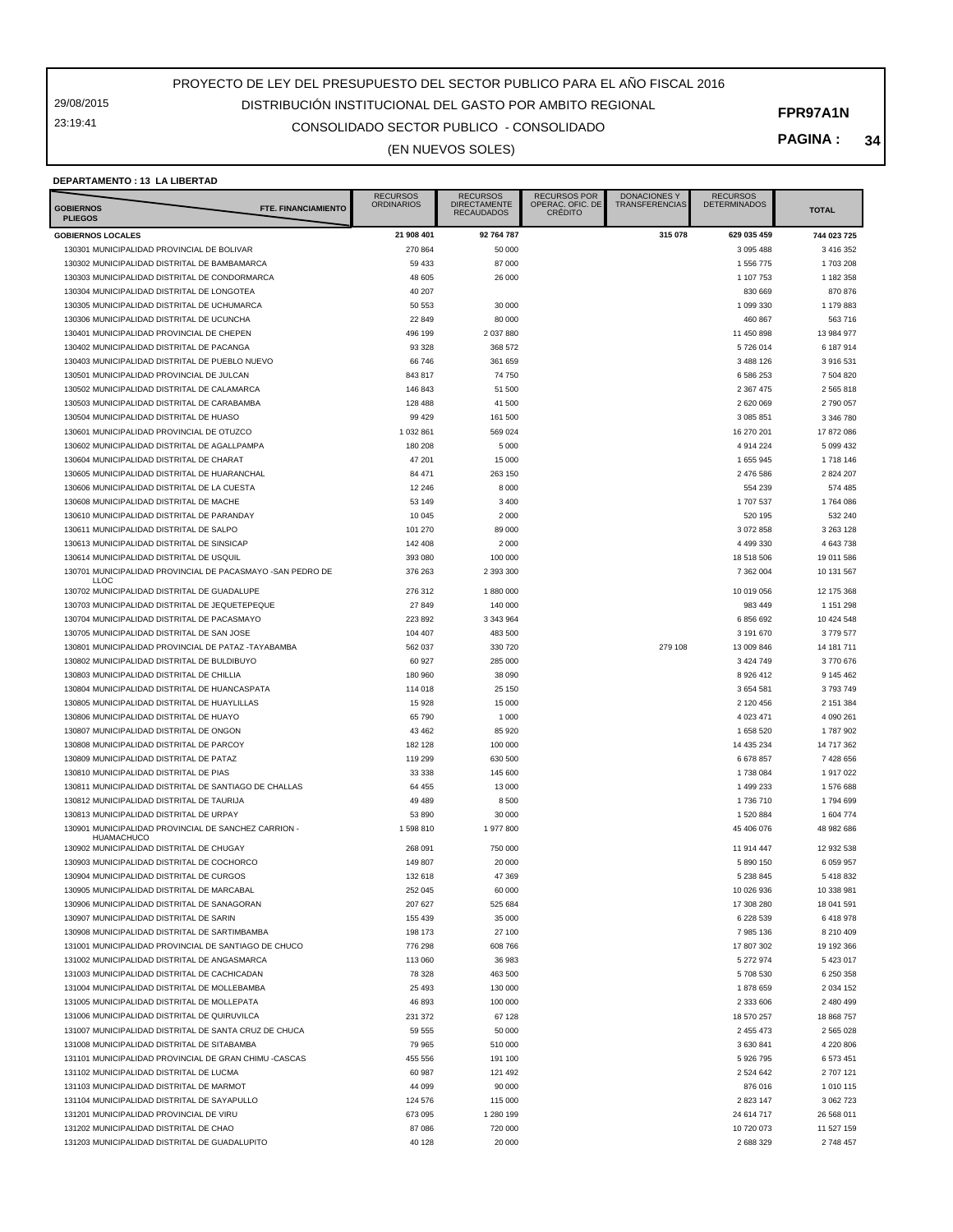# PROYECTO DE LEY DEL PRESUPUESTO DEL SECTOR PUBLICO PARA EL AÑO FISCAL 2016

29/08/2015
23:19:41

## DISTRIBUCIÓN INSTITUCIONAL DEL GASTO POR AMBITO REGIONAL

**FPR97A1N**

## CONSOLIDADO SECTOR PUBLICO - CONSOLIDADO

(EN NUEVOS SOLES)

**DEPARTAMENTO : 13 LA LIBERTAD**

| GOBIERNOS / PLIEGOS — FTE. FINANCIAMIENTO | RECURSOS ORDINARIOS | RECURSOS DIRECTAMENTE RECAUDADOS | RECURSOS POR OPERAC. OFIC. DE CRÉDITO | DONACIONES Y TRANSFERENCIAS | RECURSOS DETERMINADOS | TOTAL |
|---|---|---|---|---|---|---|
| **GOBIERNOS LOCALES** | **21 908 401** | **92 764 787** | | **315 078** | **629 035 459** | **744 023 725** |
| 130301 MUNICIPALIDAD PROVINCIAL DE BOLIVAR | 270 864 | 50 000 | | | 3 095 488 | 3 416 352 |
| 130302 MUNICIPALIDAD DISTRITAL DE BAMBAMARCA | 59 433 | 87 000 | | | 1 556 775 | 1 703 208 |
| 130303 MUNICIPALIDAD DISTRITAL DE CONDORMARCA | 48 605 | 26 000 | | | 1 107 753 | 1 182 358 |
| 130304 MUNICIPALIDAD DISTRITAL DE LONGOTEA | 40 207 | | | | 830 669 | 870 876 |
| 130305 MUNICIPALIDAD DISTRITAL DE UCHUMARCA | 50 553 | 30 000 | | | 1 099 330 | 1 179 883 |
| 130306 MUNICIPALIDAD DISTRITAL DE UCUNCHA | 22 849 | 80 000 | | | 460 867 | 563 716 |
| 130401 MUNICIPALIDAD PROVINCIAL DE CHEPEN | 496 199 | 2 037 880 | | | 11 450 898 | 13 984 977 |
| 130402 MUNICIPALIDAD DISTRITAL DE PACANGA | 93 328 | 368 572 | | | 5 726 014 | 6 187 914 |
| 130403 MUNICIPALIDAD DISTRITAL DE PUEBLO NUEVO | 66 746 | 361 659 | | | 3 488 126 | 3 916 531 |
| 130501 MUNICIPALIDAD PROVINCIAL DE JULCAN | 843 817 | 74 750 | | | 6 586 253 | 7 504 820 |
| 130502 MUNICIPALIDAD DISTRITAL DE CALAMARCA | 146 843 | 51 500 | | | 2 367 475 | 2 565 818 |
| 130503 MUNICIPALIDAD DISTRITAL DE CARABAMBA | 128 488 | 41 500 | | | 2 620 069 | 2 790 057 |
| 130504 MUNICIPALIDAD DISTRITAL DE HUASO | 99 429 | 161 500 | | | 3 085 851 | 3 346 780 |
| 130601 MUNICIPALIDAD PROVINCIAL DE OTUZCO | 1 032 861 | 569 024 | | | 16 270 201 | 17 872 086 |
| 130602 MUNICIPALIDAD DISTRITAL DE AGALLPAMPA | 180 208 | 5 000 | | | 4 914 224 | 5 099 432 |
| 130604 MUNICIPALIDAD DISTRITAL DE CHARAT | 47 201 | 15 000 | | | 1 655 945 | 1 718 146 |
| 130605 MUNICIPALIDAD DISTRITAL DE HUARANCHAL | 84 471 | 263 150 | | | 2 476 586 | 2 824 207 |
| 130606 MUNICIPALIDAD DISTRITAL DE LA CUESTA | 12 246 | 8 000 | | | 554 239 | 574 485 |
| 130608 MUNICIPALIDAD DISTRITAL DE MACHE | 53 149 | 3 400 | | | 1 707 537 | 1 764 086 |
| 130610 MUNICIPALIDAD DISTRITAL DE PARANDAY | 10 045 | 2 000 | | | 520 195 | 532 240 |
| 130611 MUNICIPALIDAD DISTRITAL DE SALPO | 101 270 | 89 000 | | | 3 072 858 | 3 263 128 |
| 130613 MUNICIPALIDAD DISTRITAL DE SINSICAP | 142 408 | 2 000 | | | 4 499 330 | 4 643 738 |
| 130614 MUNICIPALIDAD DISTRITAL DE USQUIL | 393 080 | 100 000 | | | 18 518 506 | 19 011 586 |
| 130701 MUNICIPALIDAD PROVINCIAL DE PACASMAYO -SAN PEDRO DE LLOC | 376 263 | 2 393 300 | | | 7 362 004 | 10 131 567 |
| 130702 MUNICIPALIDAD DISTRITAL DE GUADALUPE | 276 312 | 1 880 000 | | | 10 019 056 | 12 175 368 |
| 130703 MUNICIPALIDAD DISTRITAL DE JEQUETEPEQUE | 27 849 | 140 000 | | | 983 449 | 1 151 298 |
| 130704 MUNICIPALIDAD DISTRITAL DE PACASMAYO | 223 892 | 3 343 964 | | | 6 856 692 | 10 424 548 |
| 130705 MUNICIPALIDAD DISTRITAL DE SAN JOSE | 104 407 | 483 500 | | | 3 191 670 | 3 779 577 |
| 130801 MUNICIPALIDAD PROVINCIAL DE PATAZ -TAYABAMBA | 562 037 | 330 720 | | 279 108 | 13 009 846 | 14 181 711 |
| 130802 MUNICIPALIDAD DISTRITAL DE BULDIBUYO | 60 927 | 285 000 | | | 3 424 749 | 3 770 676 |
| 130803 MUNICIPALIDAD DISTRITAL DE CHILLIA | 180 960 | 38 090 | | | 8 926 412 | 9 145 462 |
| 130804 MUNICIPALIDAD DISTRITAL DE HUANCASPATA | 114 018 | 25 150 | | | 3 654 581 | 3 793 749 |
| 130805 MUNICIPALIDAD DISTRITAL DE HUAYLILLAS | 15 928 | 15 000 | | | 2 120 456 | 2 151 384 |
| 130806 MUNICIPALIDAD DISTRITAL DE HUAYO | 65 790 | 1 000 | | | 4 023 471 | 4 090 261 |
| 130807 MUNICIPALIDAD DISTRITAL DE ONGON | 43 462 | 85 920 | | | 1 658 520 | 1 787 902 |
| 130808 MUNICIPALIDAD DISTRITAL DE PARCOY | 182 128 | 100 000 | | | 14 435 234 | 14 717 362 |
| 130809 MUNICIPALIDAD DISTRITAL DE PATAZ | 119 299 | 630 500 | | | 6 678 857 | 7 428 656 |
| 130810 MUNICIPALIDAD DISTRITAL DE PIAS | 33 338 | 145 600 | | | 1 738 084 | 1 917 022 |
| 130811 MUNICIPALIDAD DISTRITAL DE SANTIAGO DE CHALLAS | 64 455 | 13 000 | | | 1 499 233 | 1 576 688 |
| 130812 MUNICIPALIDAD DISTRITAL DE TAURIJA | 49 489 | 8 500 | | | 1 736 710 | 1 794 699 |
| 130813 MUNICIPALIDAD DISTRITAL DE URPAY | 53 890 | 30 000 | | | 1 520 884 | 1 604 774 |
| 130901 MUNICIPALIDAD PROVINCIAL DE SANCHEZ CARRION - HUAMACHUCO | 1 598 810 | 1 977 800 | | | 45 406 076 | 48 982 686 |
| 130902 MUNICIPALIDAD DISTRITAL DE CHUGAY | 268 091 | 750 000 | | | 11 914 447 | 12 932 538 |
| 130903 MUNICIPALIDAD DISTRITAL DE COCHORCO | 149 807 | 20 000 | | | 5 890 150 | 6 059 957 |
| 130904 MUNICIPALIDAD DISTRITAL DE CURGOS | 132 618 | 47 369 | | | 5 238 845 | 5 418 832 |
| 130905 MUNICIPALIDAD DISTRITAL DE MARCABAL | 252 045 | 60 000 | | | 10 026 936 | 10 338 981 |
| 130906 MUNICIPALIDAD DISTRITAL DE SANAGORAN | 207 627 | 525 684 | | | 17 308 280 | 18 041 591 |
| 130907 MUNICIPALIDAD DISTRITAL DE SARIN | 155 439 | 35 000 | | | 6 228 539 | 6 418 978 |
| 130908 MUNICIPALIDAD DISTRITAL DE SARTIMBAMBA | 198 173 | 27 100 | | | 7 985 136 | 8 210 409 |
| 131001 MUNICIPALIDAD PROVINCIAL DE SANTIAGO DE CHUCO | 776 298 | 608 766 | | | 17 807 302 | 19 192 366 |
| 131002 MUNICIPALIDAD DISTRITAL DE ANGASMARCA | 113 060 | 36 983 | | | 5 272 974 | 5 423 017 |
| 131003 MUNICIPALIDAD DISTRITAL DE CACHICADAN | 78 328 | 463 500 | | | 5 708 530 | 6 250 358 |
| 131004 MUNICIPALIDAD DISTRITAL DE MOLLEBAMBA | 25 493 | 130 000 | | | 1 878 659 | 2 034 152 |
| 131005 MUNICIPALIDAD DISTRITAL DE MOLLEPATA | 46 893 | 100 000 | | | 2 333 606 | 2 480 499 |
| 131006 MUNICIPALIDAD DISTRITAL DE QUIRUVILCA | 231 372 | 67 128 | | | 18 570 257 | 18 868 757 |
| 131007 MUNICIPALIDAD DISTRITAL DE SANTA CRUZ DE CHUCA | 59 555 | 50 000 | | | 2 455 473 | 2 565 028 |
| 131008 MUNICIPALIDAD DISTRITAL DE SITABAMBA | 79 965 | 510 000 | | | 3 630 841 | 4 220 806 |
| 131101 MUNICIPALIDAD PROVINCIAL DE GRAN CHIMU -CASCAS | 455 556 | 191 100 | | | 5 926 795 | 6 573 451 |
| 131102 MUNICIPALIDAD DISTRITAL DE LUCMA | 60 987 | 121 492 | | | 2 524 642 | 2 707 121 |
| 131103 MUNICIPALIDAD DISTRITAL DE MARMOT | 44 099 | 90 000 | | | 876 016 | 1 010 115 |
| 131104 MUNICIPALIDAD DISTRITAL DE SAYAPULLO | 124 576 | 115 000 | | | 2 823 147 | 3 062 723 |
| 131201 MUNICIPALIDAD PROVINCIAL DE VIRU | 673 095 | 1 280 199 | | | 24 614 717 | 26 568 011 |
| 131202 MUNICIPALIDAD DISTRITAL DE CHAO | 87 086 | 720 000 | | | 10 720 073 | 11 527 159 |
| 131203 MUNICIPALIDAD DISTRITAL DE GUADALUPITO | 40 128 | 20 000 | | | 2 688 329 | 2 748 457 |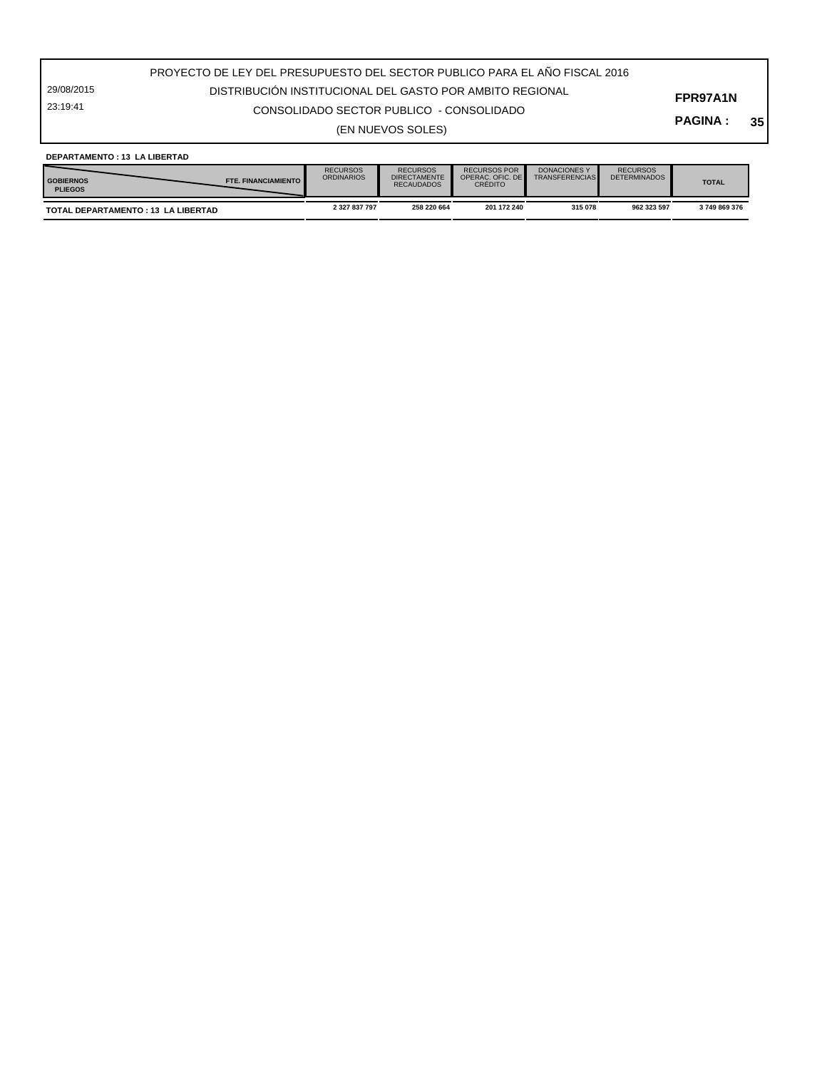PROYECTO DE LEY DEL PRESUPUESTO DEL SECTOR PUBLICO PARA EL AÑO FISCAL 2016

DISTRIBUCIÓN INSTITUCIONAL DEL GASTO POR AMBITO REGIONAL

CONSOLIDADO SECTOR PUBLICO - CONSOLIDADO

(EN NUEVOS SOLES)

29/08/2015

23:19:41

**FPR97A1N**

**DEPARTAMENTO : 13 LA LIBERTAD**

| GOBIERNOS / PLIEGOS — FTE. FINANCIAMIENTO | RECURSOS ORDINARIOS | RECURSOS DIRECTAMENTE RECAUDADOS | RECURSOS POR OPERAC. OFIC. DE CRÉDITO | DONACIONES Y TRANSFERENCIAS | RECURSOS DETERMINADOS | TOTAL |
|---|---|---|---|---|---|---|
| **TOTAL DEPARTAMENTO : 13 LA LIBERTAD** | 2 327 837 797 | 258 220 664 | 201 172 240 | 315 078 | 962 323 597 | 3 749 869 376 |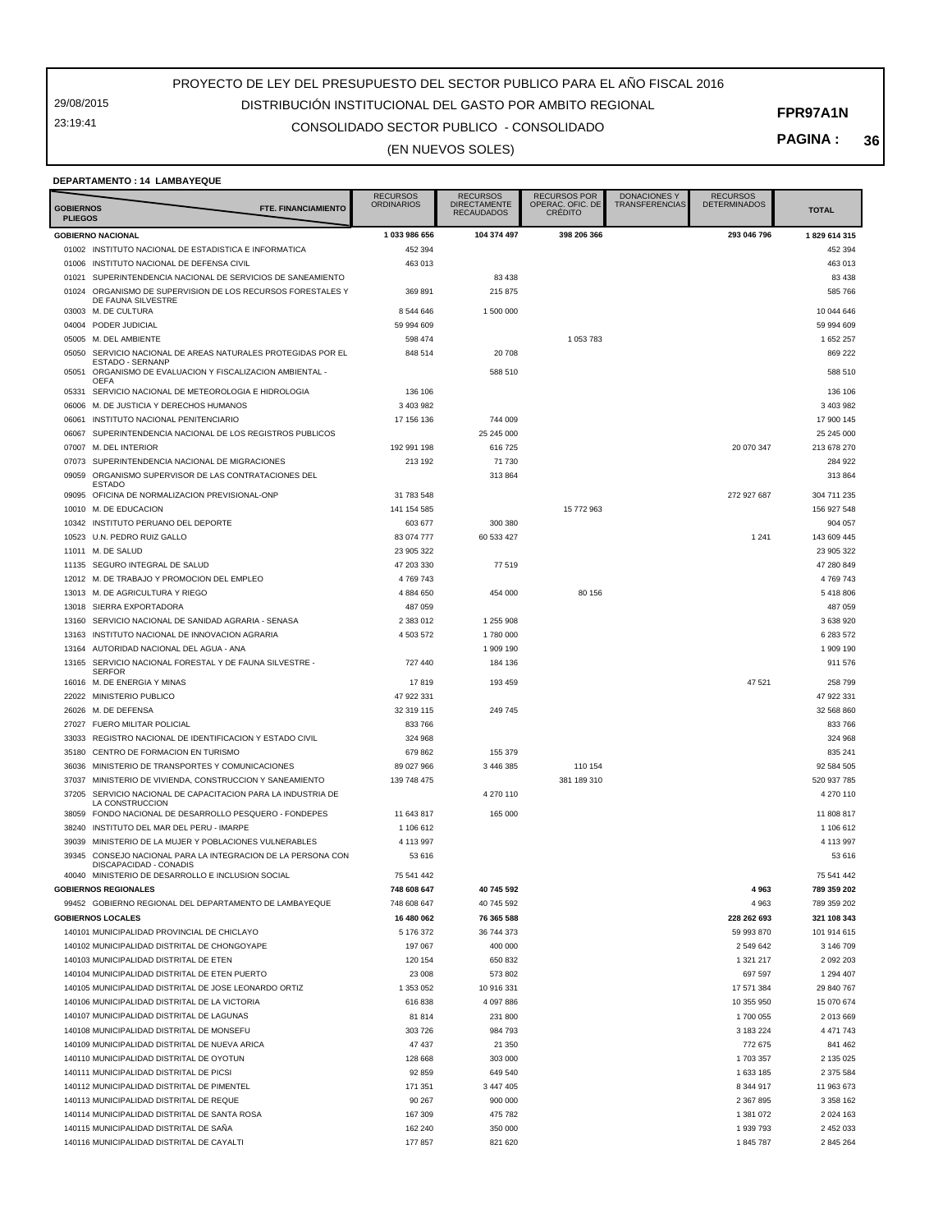PROYECTO DE LEY DEL PRESUPUESTO DEL SECTOR PUBLICO PARA EL AÑO FISCAL 2016

DISTRIBUCIÓN INSTITUCIONAL DEL GASTO POR AMBITO REGIONAL

CONSOLIDADO SECTOR PUBLICO - CONSOLIDADO

(EN NUEVOS SOLES)

29/08/2015

23:19:41

**FPR97A1N**

**DEPARTAMENTO : 14 LAMBAYEQUE**

| GOBIERNOS / PLIEGOS — FTE. FINANCIAMIENTO | RECURSOS ORDINARIOS | RECURSOS DIRECTAMENTE RECAUDADOS | RECURSOS POR OPERAC. OFIC. DE CRÉDITO | DONACIONES Y TRANSFERENCIAS | RECURSOS DETERMINADOS | TOTAL |
|---|---|---|---|---|---|---|
| **GOBIERNO NACIONAL** | **1 033 986 656** | **104 374 497** | **398 206 366** | | **293 046 796** | **1 829 614 315** |
| 01002 INSTITUTO NACIONAL DE ESTADISTICA E INFORMATICA | 452 394 | | | | | 452 394 |
| 01006 INSTITUTO NACIONAL DE DEFENSA CIVIL | 463 013 | | | | | 463 013 |
| 01021 SUPERINTENDENCIA NACIONAL DE SERVICIOS DE SANEAMIENTO | | 83 438 | | | | 83 438 |
| 01024 ORGANISMO DE SUPERVISION DE LOS RECURSOS FORESTALES Y DE FAUNA SILVESTRE | 369 891 | 215 875 | | | | 585 766 |
| 03003 M. DE CULTURA | 8 544 646 | 1 500 000 | | | | 10 044 646 |
| 04004 PODER JUDICIAL | 59 994 609 | | | | | 59 994 609 |
| 05005 M. DEL AMBIENTE | 598 474 | | 1 053 783 | | | 1 652 257 |
| 05050 SERVICIO NACIONAL DE AREAS NATURALES PROTEGIDAS POR EL ESTADO - SERNANP | 848 514 | 20 708 | | | | 869 222 |
| 05051 ORGANISMO DE EVALUACION Y FISCALIZACION AMBIENTAL - OEFA | | 588 510 | | | | 588 510 |
| 05331 SERVICIO NACIONAL DE METEOROLOGIA E HIDROLOGIA | 136 106 | | | | | 136 106 |
| 06006 M. DE JUSTICIA Y DERECHOS HUMANOS | 3 403 982 | | | | | 3 403 982 |
| 06061 INSTITUTO NACIONAL PENITENCIARIO | 17 156 136 | 744 009 | | | | 17 900 145 |
| 06067 SUPERINTENDENCIA NACIONAL DE LOS REGISTROS PUBLICOS | | 25 245 000 | | | | 25 245 000 |
| 07007 M. DEL INTERIOR | 192 991 198 | 616 725 | | | 20 070 347 | 213 678 270 |
| 07073 SUPERINTENDENCIA NACIONAL DE MIGRACIONES | 213 192 | 71 730 | | | | 284 922 |
| 09059 ORGANISMO SUPERVISOR DE LAS CONTRATACIONES DEL ESTADO | | 313 864 | | | | 313 864 |
| 09095 OFICINA DE NORMALIZACION PREVISIONAL-ONP | 31 783 548 | | | | 272 927 687 | 304 711 235 |
| 10010 M. DE EDUCACION | 141 154 585 | | 15 772 963 | | | 156 927 548 |
| 10342 INSTITUTO PERUANO DEL DEPORTE | 603 677 | 300 380 | | | | 904 057 |
| 10523 U.N. PEDRO RUIZ GALLO | 83 074 777 | 60 533 427 | | | 1 241 | 143 609 445 |
| 11011 M. DE SALUD | 23 905 322 | | | | | 23 905 322 |
| 11135 SEGURO INTEGRAL DE SALUD | 47 203 330 | 77 519 | | | | 47 280 849 |
| 12012 M. DE TRABAJO Y PROMOCION DEL EMPLEO | 4 769 743 | | | | | 4 769 743 |
| 13013 M. DE AGRICULTURA Y RIEGO | 4 884 650 | 454 000 | 80 156 | | | 5 418 806 |
| 13018 SIERRA EXPORTADORA | 487 059 | | | | | 487 059 |
| 13160 SERVICIO NACIONAL DE SANIDAD AGRARIA - SENASA | 2 383 012 | 1 255 908 | | | | 3 638 920 |
| 13163 INSTITUTO NACIONAL DE INNOVACION AGRARIA | 4 503 572 | 1 780 000 | | | | 6 283 572 |
| 13164 AUTORIDAD NACIONAL DEL AGUA - ANA | | 1 909 190 | | | | 1 909 190 |
| 13165 SERVICIO NACIONAL FORESTAL Y DE FAUNA SILVESTRE - SERFOR | 727 440 | 184 136 | | | | 911 576 |
| 16016 M. DE ENERGIA Y MINAS | 17 819 | 193 459 | | | 47 521 | 258 799 |
| 22022 MINISTERIO PUBLICO | 47 922 331 | | | | | 47 922 331 |
| 26026 M. DE DEFENSA | 32 319 115 | 249 745 | | | | 32 568 860 |
| 27027 FUERO MILITAR POLICIAL | 833 766 | | | | | 833 766 |
| 33033 REGISTRO NACIONAL DE IDENTIFICACION Y ESTADO CIVIL | 324 968 | | | | | 324 968 |
| 35180 CENTRO DE FORMACION EN TURISMO | 679 862 | 155 379 | | | | 835 241 |
| 36036 MINISTERIO DE TRANSPORTES Y COMUNICACIONES | 89 027 966 | 3 446 385 | 110 154 | | | 92 584 505 |
| 37037 MINISTERIO DE VIVIENDA, CONSTRUCCION Y SANEAMIENTO | 139 748 475 | | 381 189 310 | | | 520 937 785 |
| 37205 SERVICIO NACIONAL DE CAPACITACION PARA LA INDUSTRIA DE LA CONSTRUCCION | | 4 270 110 | | | | 4 270 110 |
| 38059 FONDO NACIONAL DE DESARROLLO PESQUERO - FONDEPES | 11 643 817 | 165 000 | | | | 11 808 817 |
| 38240 INSTITUTO DEL MAR DEL PERU - IMARPE | 1 106 612 | | | | | 1 106 612 |
| 39039 MINISTERIO DE LA MUJER Y POBLACIONES VULNERABLES | 4 113 997 | | | | | 4 113 997 |
| 39345 CONSEJO NACIONAL PARA LA INTEGRACION DE LA PERSONA CON DISCAPACIDAD - CONADIS | 53 616 | | | | | 53 616 |
| 40040 MINISTERIO DE DESARROLLO E INCLUSION SOCIAL | 75 541 442 | | | | | 75 541 442 |
| **GOBIERNOS REGIONALES** | **748 608 647** | **40 745 592** | | | **4 963** | **789 359 202** |
| 99452 GOBIERNO REGIONAL DEL DEPARTAMENTO DE LAMBAYEQUE | 748 608 647 | 40 745 592 | | | 4 963 | 789 359 202 |
| **GOBIERNOS LOCALES** | **16 480 062** | **76 365 588** | | | **228 262 693** | **321 108 343** |
| 140101 MUNICIPALIDAD PROVINCIAL DE CHICLAYO | 5 176 372 | 36 744 373 | | | 59 993 870 | 101 914 615 |
| 140102 MUNICIPALIDAD DISTRITAL DE CHONGOYAPE | 197 067 | 400 000 | | | 2 549 642 | 3 146 709 |
| 140103 MUNICIPALIDAD DISTRITAL DE ETEN | 120 154 | 650 832 | | | 1 321 217 | 2 092 203 |
| 140104 MUNICIPALIDAD DISTRITAL DE ETEN PUERTO | 23 008 | 573 802 | | | 697 597 | 1 294 407 |
| 140105 MUNICIPALIDAD DISTRITAL DE JOSE LEONARDO ORTIZ | 1 353 052 | 10 916 331 | | | 17 571 384 | 29 840 767 |
| 140106 MUNICIPALIDAD DISTRITAL DE LA VICTORIA | 616 838 | 4 097 886 | | | 10 355 950 | 15 070 674 |
| 140107 MUNICIPALIDAD DISTRITAL DE LAGUNAS | 81 814 | 231 800 | | | 1 700 055 | 2 013 669 |
| 140108 MUNICIPALIDAD DISTRITAL DE MONSEFU | 303 726 | 984 793 | | | 3 183 224 | 4 471 743 |
| 140109 MUNICIPALIDAD DISTRITAL DE NUEVA ARICA | 47 437 | 21 350 | | | 772 675 | 841 462 |
| 140110 MUNICIPALIDAD DISTRITAL DE OYOTUN | 128 668 | 303 000 | | | 1 703 357 | 2 135 025 |
| 140111 MUNICIPALIDAD DISTRITAL DE PICSI | 92 859 | 649 540 | | | 1 633 185 | 2 375 584 |
| 140112 MUNICIPALIDAD DISTRITAL DE PIMENTEL | 171 351 | 3 447 405 | | | 8 344 917 | 11 963 673 |
| 140113 MUNICIPALIDAD DISTRITAL DE REQUE | 90 267 | 900 000 | | | 2 367 895 | 3 358 162 |
| 140114 MUNICIPALIDAD DISTRITAL DE SANTA ROSA | 167 309 | 475 782 | | | 1 381 072 | 2 024 163 |
| 140115 MUNICIPALIDAD DISTRITAL DE SAÑA | 162 240 | 350 000 | | | 1 939 793 | 2 452 033 |
| 140116 MUNICIPALIDAD DISTRITAL DE CAYALTI | 177 857 | 821 620 | | | 1 845 787 | 2 845 264 |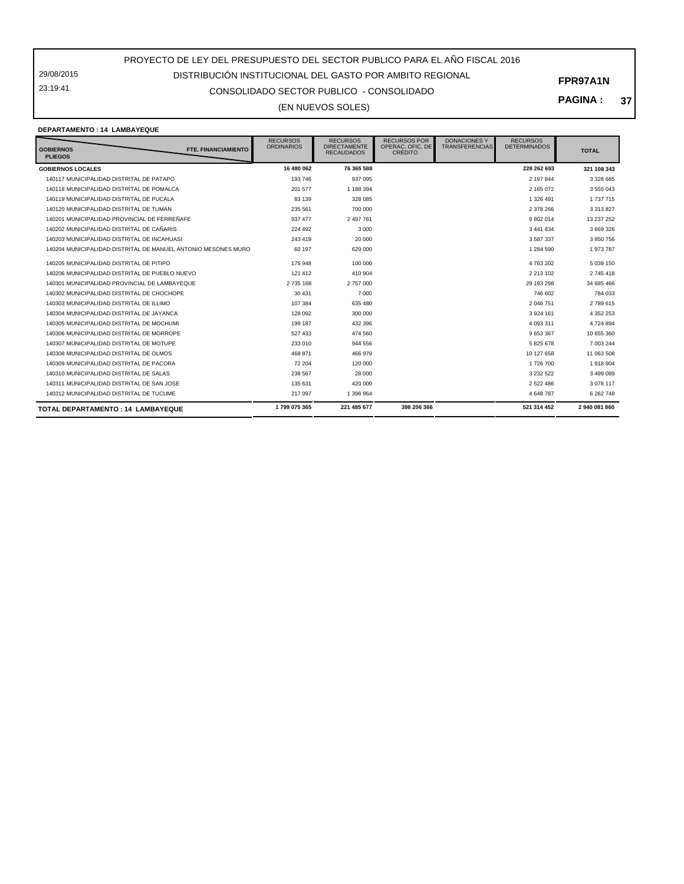PROYECTO DE LEY DEL PRESUPUESTO DEL SECTOR PUBLICO PARA EL AÑO FISCAL 2016

DISTRIBUCIÓN INSTITUCIONAL DEL GASTO POR AMBITO REGIONAL

CONSOLIDADO SECTOR PUBLICO - CONSOLIDADO

(EN NUEVOS SOLES)

29/08/2015

23:19:41

**FPR97A1N**

**DEPARTAMENTO : 14 LAMBAYEQUE**

| GOBIERNOS / PLIEGOS — FTE. FINANCIAMIENTO | RECURSOS ORDINARIOS | RECURSOS DIRECTAMENTE RECAUDADOS | RECURSOS POR OPERAC. OFIC. DE CRÉDITO | DONACIONES Y TRANSFERENCIAS | RECURSOS DETERMINADOS | TOTAL |
|---|---|---|---|---|---|---|
| **GOBIERNOS LOCALES** | **16 480 062** | **76 365 588** | | | **228 262 693** | **321 108 343** |
| 140117 MUNICIPALIDAD DISTRITAL DE PATAPO | 193 746 | 937 095 | | | 2 197 844 | 3 328 685 |
| 140118 MUNICIPALIDAD DISTRITAL DE POMALCA | 201 577 | 1 188 394 | | | 2 165 072 | 3 555 043 |
| 140119 MUNICIPALIDAD DISTRITAL DE PUCALA | 83 139 | 328 085 | | | 1 326 491 | 1 737 715 |
| 140120 MUNICIPALIDAD DISTRITAL DE TUMAN | 235 561 | 700 000 | | | 2 378 266 | 3 313 827 |
| 140201 MUNICIPALIDAD PROVINCIAL DE FERREÑAFE | 937 477 | 2 497 761 | | | 9 802 014 | 13 237 252 |
| 140202 MUNICIPALIDAD DISTRITAL DE CAÑARIS | 224 492 | 3 000 | | | 3 441 834 | 3 669 326 |
| 140203 MUNICIPALIDAD DISTRITAL DE INCAHUASI | 243 419 | 20 000 | | | 3 587 337 | 3 850 756 |
| 140204 MUNICIPALIDAD DISTRITAL DE MANUEL ANTONIO MESONES MURO | 60 197 | 629 000 | | | 1 284 590 | 1 973 787 |
| 140205 MUNICIPALIDAD DISTRITAL DE PITIPO | 175 948 | 100 000 | | | 4 763 202 | 5 039 150 |
| 140206 MUNICIPALIDAD DISTRITAL DE PUEBLO NUEVO | 121 412 | 410 904 | | | 2 213 102 | 2 745 418 |
| 140301 MUNICIPALIDAD PROVINCIAL DE LAMBAYEQUE | 2 735 168 | 2 757 000 | | | 29 193 298 | 34 685 466 |
| 140302 MUNICIPALIDAD DISTRITAL DE CHOCHOPE | 30 431 | 7 000 | | | 746 602 | 784 033 |
| 140303 MUNICIPALIDAD DISTRITAL DE ILLIMO | 107 384 | 635 480 | | | 2 046 751 | 2 789 615 |
| 140304 MUNICIPALIDAD DISTRITAL DE JAYANCA | 128 092 | 300 000 | | | 3 924 161 | 4 352 253 |
| 140305 MUNICIPALIDAD DISTRITAL DE MOCHUMI | 199 187 | 432 396 | | | 4 093 311 | 4 724 894 |
| 140306 MUNICIPALIDAD DISTRITAL DE MORROPE | 527 433 | 474 560 | | | 9 653 367 | 10 655 360 |
| 140307 MUNICIPALIDAD DISTRITAL DE MOTUPE | 233 010 | 944 556 | | | 5 825 678 | 7 003 244 |
| 140308 MUNICIPALIDAD DISTRITAL DE OLMOS | 468 871 | 466 979 | | | 10 127 658 | 11 063 508 |
| 140309 MUNICIPALIDAD DISTRITAL DE PACORA | 72 204 | 120 000 | | | 1 726 700 | 1 918 904 |
| 140310 MUNICIPALIDAD DISTRITAL DE SALAS | 238 567 | 28 000 | | | 3 232 522 | 3 499 089 |
| 140311 MUNICIPALIDAD DISTRITAL DE SAN JOSE | 135 631 | 420 000 | | | 2 522 486 | 3 078 117 |
| 140312 MUNICIPALIDAD DISTRITAL DE TUCUME | 217 097 | 1 396 864 | | | 4 648 787 | 6 262 748 |
| **TOTAL DEPARTAMENTO : 14 LAMBAYEQUE** | **1 799 075 365** | **221 485 677** | **398 206 366** | | **521 314 452** | **2 940 081 860** |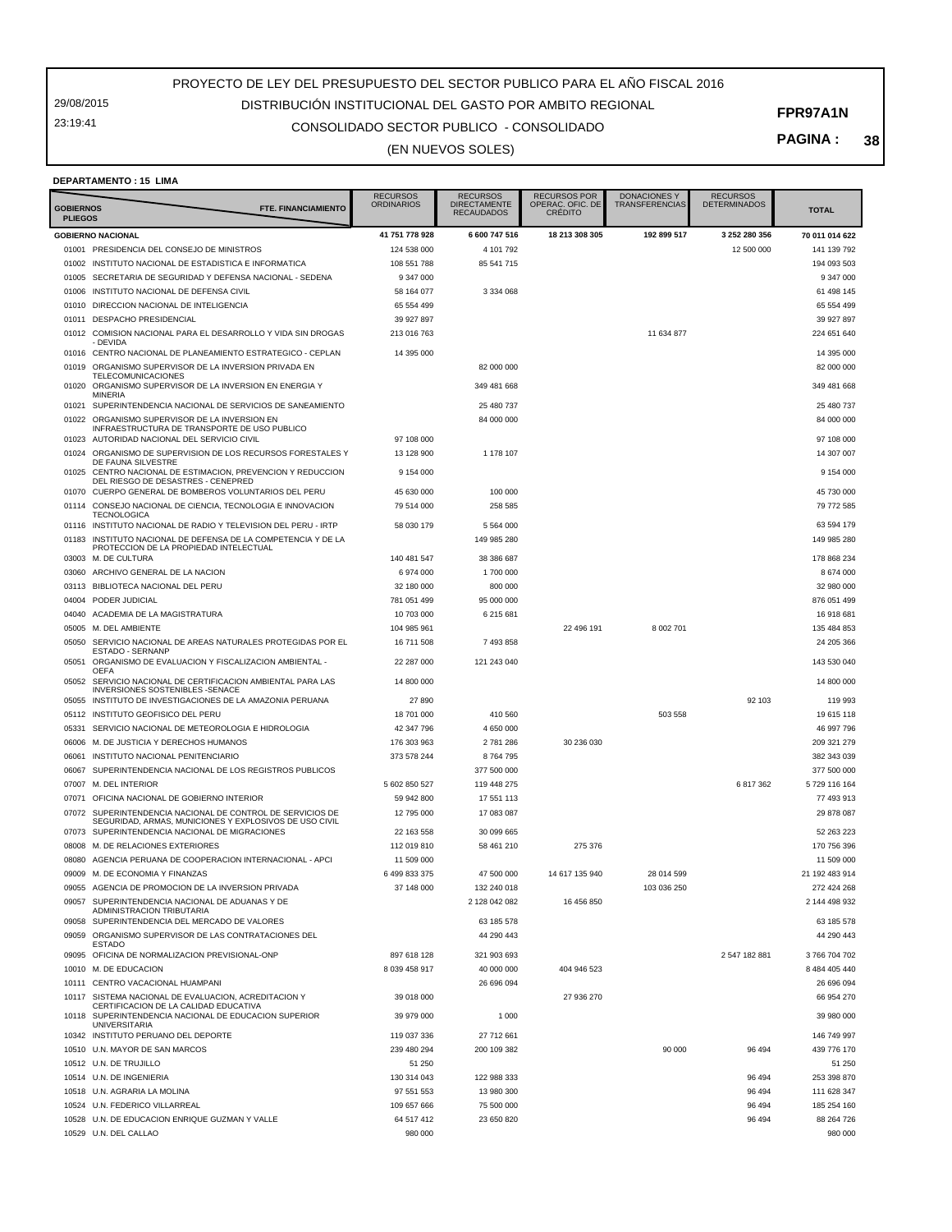PROYECTO DE LEY DEL PRESUPUESTO DEL SECTOR PUBLICO PARA EL AÑO FISCAL 2016

DISTRIBUCIÓN INSTITUCIONAL DEL GASTO POR AMBITO REGIONAL

CONSOLIDADO SECTOR PUBLICO - CONSOLIDADO

(EN NUEVOS SOLES)

29/08/2015
23:19:41

FPR97A1N

**DEPARTAMENTO : 15 LIMA**

| GOBIERNOS / PLIEGOS — FTE. FINANCIAMIENTO | RECURSOS ORDINARIOS | RECURSOS DIRECTAMENTE RECAUDADOS | RECURSOS POR OPERAC. OFIC. DE CREDITO | DONACIONES Y TRANSFERENCIAS | RECURSOS DETERMINADOS | TOTAL |
|---|---|---|---|---|---|---|
| **GOBIERNO NACIONAL** | **41 751 778 928** | **6 600 747 516** | **18 213 308 305** | **192 899 517** | **3 252 280 356** | **70 011 014 622** |
| 01001 PRESIDENCIA DEL CONSEJO DE MINISTROS | 124 538 000 | 4 101 792 | | | 12 500 000 | 141 139 792 |
| 01002 INSTITUTO NACIONAL DE ESTADISTICA E INFORMATICA | 108 551 788 | 85 541 715 | | | | 194 093 503 |
| 01005 SECRETARIA DE SEGURIDAD Y DEFENSA NACIONAL - SEDENA | 9 347 000 | | | | | 9 347 000 |
| 01006 INSTITUTO NACIONAL DE DEFENSA CIVIL | 58 164 077 | 3 334 068 | | | | 61 498 145 |
| 01010 DIRECCION NACIONAL DE INTELIGENCIA | 65 554 499 | | | | | 65 554 499 |
| 01011 DESPACHO PRESIDENCIAL | 39 927 897 | | | | | 39 927 897 |
| 01012 COMISION NACIONAL PARA EL DESARROLLO Y VIDA SIN DROGAS - DEVIDA | 213 016 763 | | | 11 634 877 | | 224 651 640 |
| 01016 CENTRO NACIONAL DE PLANEAMIENTO ESTRATEGICO - CEPLAN | 14 395 000 | | | | | 14 395 000 |
| 01019 ORGANISMO SUPERVISOR DE LA INVERSION PRIVADA EN TELECOMUNICACIONES | | 82 000 000 | | | | 82 000 000 |
| 01020 ORGANISMO SUPERVISOR DE LA INVERSION EN ENERGIA Y MINERIA | | 349 481 668 | | | | 349 481 668 |
| 01021 SUPERINTENDENCIA NACIONAL DE SERVICIOS DE SANEAMIENTO | | 25 480 737 | | | | 25 480 737 |
| 01022 ORGANISMO SUPERVISOR DE LA INVERSION EN INFRAESTRUCTURA DE TRANSPORTE DE USO PUBLICO | | 84 000 000 | | | | 84 000 000 |
| 01023 AUTORIDAD NACIONAL DEL SERVICIO CIVIL | 97 108 000 | | | | | 97 108 000 |
| 01024 ORGANISMO DE SUPERVISION DE LOS RECURSOS FORESTALES Y DE FAUNA SILVESTRE | 13 128 900 | 1 178 107 | | | | 14 307 007 |
| 01025 CENTRO NACIONAL DE ESTIMACION, PREVENCION Y REDUCCION DEL RIESGO DE DESASTRES - CENEPRED | 9 154 000 | | | | | 9 154 000 |
| 01070 CUERPO GENERAL DE BOMBEROS VOLUNTARIOS DEL PERU | 45 630 000 | 100 000 | | | | 45 730 000 |
| 01114 CONSEJO NACIONAL DE CIENCIA, TECNOLOGIA E INNOVACION TECNOLOGICA | 79 514 000 | 258 585 | | | | 79 772 585 |
| 01116 INSTITUTO NACIONAL DE RADIO Y TELEVISION DEL PERU - IRTP | 58 030 179 | 5 564 000 | | | | 63 594 179 |
| 01183 INSTITUTO NACIONAL DE DEFENSA DE LA COMPETENCIA Y DE LA PROTECCION DE LA PROPIEDAD INTELECTUAL | | 149 985 280 | | | | 149 985 280 |
| 03003 M. DE CULTURA | 140 481 547 | 38 386 687 | | | | 178 868 234 |
| 03060 ARCHIVO GENERAL DE LA NACION | 6 974 000 | 1 700 000 | | | | 8 674 000 |
| 03113 BIBLIOTECA NACIONAL DEL PERU | 32 180 000 | 800 000 | | | | 32 980 000 |
| 04004 PODER JUDICIAL | 781 051 499 | 95 000 000 | | | | 876 051 499 |
| 04040 ACADEMIA DE LA MAGISTRATURA | 10 703 000 | 6 215 681 | | | | 16 918 681 |
| 05005 M. DEL AMBIENTE | 104 985 961 | | 22 496 191 | 8 002 701 | | 135 484 853 |
| 05050 SERVICIO NACIONAL DE AREAS NATURALES PROTEGIDAS POR EL ESTADO - SERNANP | 16 711 508 | 7 493 858 | | | | 24 205 366 |
| 05051 ORGANISMO DE EVALUACION Y FISCALIZACION AMBIENTAL - OEFA | 22 287 000 | 121 243 040 | | | | 143 530 040 |
| 05052 SERVICIO NACIONAL DE CERTIFICACION AMBIENTAL PARA LAS INVERSIONES SOSTENIBLES -SENACE | 14 800 000 | | | | | 14 800 000 |
| 05055 INSTITUTO DE INVESTIGACIONES DE LA AMAZONIA PERUANA | 27 890 | | | | 92 103 | 119 993 |
| 05112 INSTITUTO GEOFISICO DEL PERU | 18 701 000 | 410 560 | | 503 558 | | 19 615 118 |
| 05331 SERVICIO NACIONAL DE METEOROLOGIA E HIDROLOGIA | 42 347 796 | 4 650 000 | | | | 46 997 796 |
| 06006 M. DE JUSTICIA Y DERECHOS HUMANOS | 176 303 963 | 2 781 286 | 30 236 030 | | | 209 321 279 |
| 06061 INSTITUTO NACIONAL PENITENCIARIO | 373 578 244 | 8 764 795 | | | | 382 343 039 |
| 06067 SUPERINTENDENCIA NACIONAL DE LOS REGISTROS PUBLICOS | | 377 500 000 | | | | 377 500 000 |
| 07007 M. DEL INTERIOR | 5 602 850 527 | 119 448 275 | | | 6 817 362 | 5 729 116 164 |
| 07071 OFICINA NACIONAL DE GOBIERNO INTERIOR | 59 942 800 | 17 551 113 | | | | 77 493 913 |
| 07072 SUPERINTENDENCIA NACIONAL DE CONTROL DE SERVICIOS DE SEGURIDAD, ARMAS, MUNICIONES Y EXPLOSIVOS DE USO CIVIL | 12 795 000 | 17 083 087 | | | | 29 878 087 |
| 07073 SUPERINTENDENCIA NACIONAL DE MIGRACIONES | 22 163 558 | 30 099 665 | | | | 52 263 223 |
| 08008 M. DE RELACIONES EXTERIORES | 112 019 810 | 58 461 210 | 275 376 | | | 170 756 396 |
| 08080 AGENCIA PERUANA DE COOPERACION INTERNACIONAL - APCI | 11 509 000 | | | | | 11 509 000 |
| 09009 M. DE ECONOMIA Y FINANZAS | 6 499 833 375 | 47 500 000 | 14 617 135 940 | 28 014 599 | | 21 192 483 914 |
| 09055 AGENCIA DE PROMOCION DE LA INVERSION PRIVADA | 37 148 000 | 132 240 018 | | 103 036 250 | | 272 424 268 |
| 09057 SUPERINTENDENCIA NACIONAL DE ADUANAS Y DE ADMINISTRACION TRIBUTARIA | | 2 128 042 082 | 16 456 850 | | | 2 144 498 932 |
| 09058 SUPERINTENDENCIA DEL MERCADO DE VALORES | | 63 185 578 | | | | 63 185 578 |
| 09059 ORGANISMO SUPERVISOR DE LAS CONTRATACIONES DEL ESTADO | | 44 290 443 | | | | 44 290 443 |
| 09095 OFICINA DE NORMALIZACION PREVISIONAL-ONP | 897 618 128 | 321 903 693 | | | 2 547 182 881 | 3 766 704 702 |
| 10010 M. DE EDUCACION | 8 039 458 917 | 40 000 000 | 404 946 523 | | | 8 484 405 440 |
| 10111 CENTRO VACACIONAL HUAMPANI | | 26 696 094 | | | | 26 696 094 |
| 10117 SISTEMA NACIONAL DE EVALUACION, ACREDITACION Y CERTIFICACION DE LA CALIDAD EDUCATIVA | 39 018 000 | | 27 936 270 | | | 66 954 270 |
| 10118 SUPERINTENDENCIA NACIONAL DE EDUCACION SUPERIOR UNIVERSITARIA | 39 979 000 | 1 000 | | | | 39 980 000 |
| 10342 INSTITUTO PERUANO DEL DEPORTE | 119 037 336 | 27 712 661 | | | | 146 749 997 |
| 10510 U.N. MAYOR DE SAN MARCOS | 239 480 294 | 200 109 382 | | 90 000 | 96 494 | 439 776 170 |
| 10512 U.N. DE TRUJILLO | 51 250 | | | | | 51 250 |
| 10514 U.N. DE INGENIERIA | 130 314 043 | 122 988 333 | | | 96 494 | 253 398 870 |
| 10518 U.N. AGRARIA LA MOLINA | 97 551 553 | 13 980 300 | | | 96 494 | 111 628 347 |
| 10524 U.N. FEDERICO VILLARREAL | 109 657 666 | 75 500 000 | | | 96 494 | 185 254 160 |
| 10528 U.N. DE EDUCACION ENRIQUE GUZMAN Y VALLE | 64 517 412 | 23 650 820 | | | 96 494 | 88 264 726 |
| 10529 U.N. DEL CALLAO | 980 000 | | | | | 980 000 |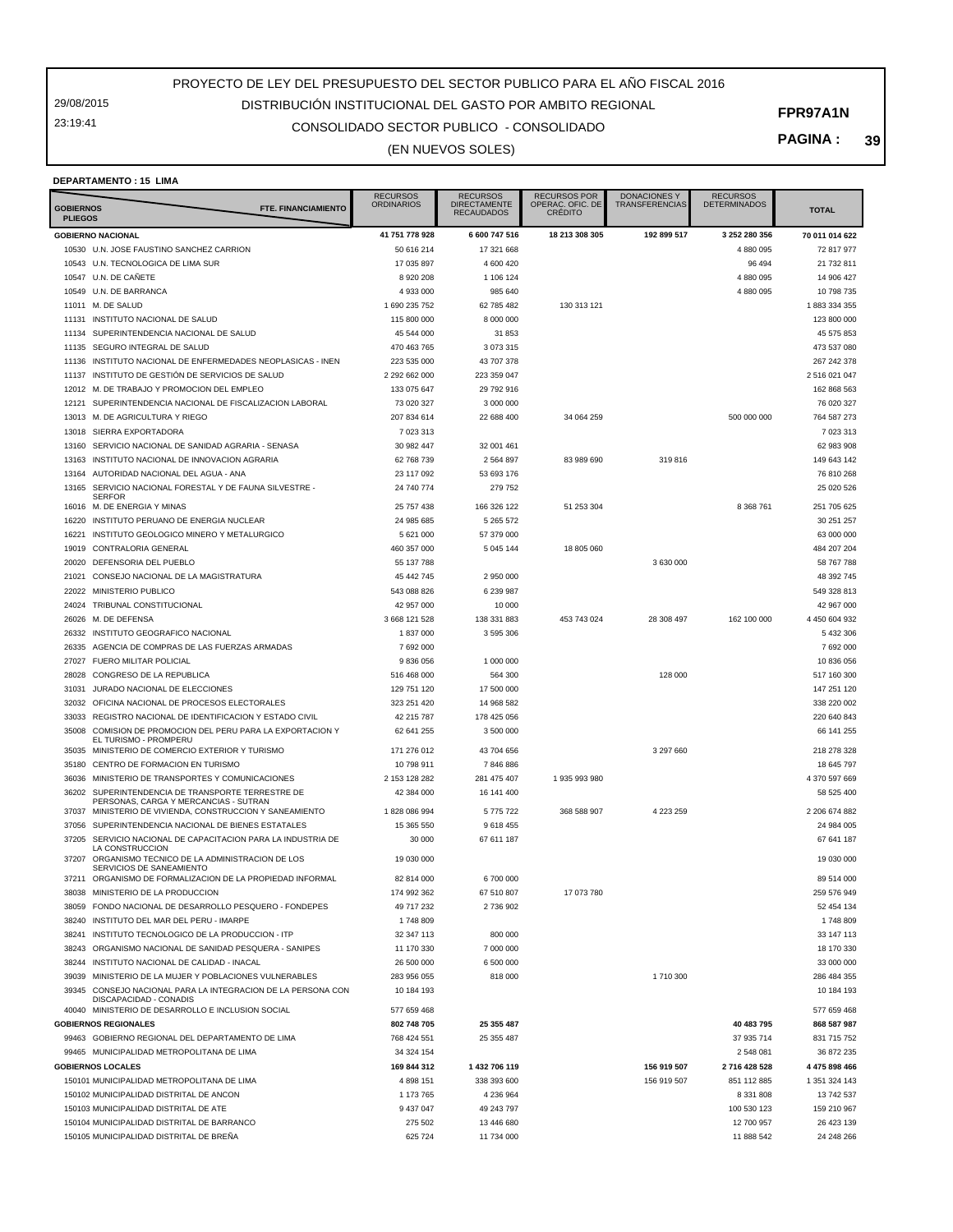# PROYECTO DE LEY DEL PRESUPUESTO DEL SECTOR PUBLICO PARA EL AÑO FISCAL 2016

29/08/2015

23:19:41

DISTRIBUCIÓN INSTITUCIONAL DEL GASTO POR AMBITO REGIONAL

CONSOLIDADO SECTOR PUBLICO - CONSOLIDADO

(EN NUEVOS SOLES)

**FPR97A1N**

**PAGINA : 39**

**DEPARTAMENTO : 15 LIMA**

| GOBIERNOS / PLIEGOS — FTE. FINANCIAMIENTO | RECURSOS ORDINARIOS | RECURSOS DIRECTAMENTE RECAUDADOS | RECURSOS POR OPERAC. OFIC. DE CREDITO | DONACIONES Y TRANSFERENCIAS | RECURSOS DETERMINADOS | TOTAL |
|---|---|---|---|---|---|---|
| **GOBIERNO NACIONAL** | **41 751 778 928** | **6 600 747 516** | **18 213 308 305** | **192 899 517** | **3 252 280 356** | **70 011 014 622** |
| 10530 U.N. JOSE FAUSTINO SANCHEZ CARRION | 50 616 214 | 17 321 668 | | | 4 880 095 | 72 817 977 |
| 10543 U.N. TECNOLOGICA DE LIMA SUR | 17 035 897 | 4 600 420 | | | 96 494 | 21 732 811 |
| 10547 U.N. DE CAÑETE | 8 920 208 | 1 106 124 | | | 4 880 095 | 14 906 427 |
| 10549 U.N. DE BARRANCA | 4 933 000 | 985 640 | | | 4 880 095 | 10 798 735 |
| 11011 M. DE SALUD | 1 690 235 752 | 62 785 482 | 130 313 121 | | | 1 883 334 355 |
| 11131 INSTITUTO NACIONAL DE SALUD | 115 800 000 | 8 000 000 | | | | 123 800 000 |
| 11134 SUPERINTENDENCIA NACIONAL DE SALUD | 45 544 000 | 31 853 | | | | 45 575 853 |
| 11135 SEGURO INTEGRAL DE SALUD | 470 463 765 | 3 073 315 | | | | 473 537 080 |
| 11136 INSTITUTO NACIONAL DE ENFERMEDADES NEOPLASICAS - INEN | 223 535 000 | 43 707 378 | | | | 267 242 378 |
| 11137 INSTITUTO DE GESTIÓN DE SERVICIOS DE SALUD | 2 292 662 000 | 223 359 047 | | | | 2 516 021 047 |
| 12012 M. DE TRABAJO Y PROMOCION DEL EMPLEO | 133 075 647 | 29 792 916 | | | | 162 868 563 |
| 12121 SUPERINTENDENCIA NACIONAL DE FISCALIZACION LABORAL | 73 020 327 | 3 000 000 | | | | 76 020 327 |
| 13013 M. DE AGRICULTURA Y RIEGO | 207 834 614 | 22 688 400 | 34 064 259 | | 500 000 000 | 764 587 273 |
| 13018 SIERRA EXPORTADORA | 7 023 313 | | | | | 7 023 313 |
| 13160 SERVICIO NACIONAL DE SANIDAD AGRARIA - SENASA | 30 982 447 | 32 001 461 | | | | 62 983 908 |
| 13163 INSTITUTO NACIONAL DE INNOVACION AGRARIA | 62 768 739 | 2 564 897 | 83 989 690 | 319 816 | | 149 643 142 |
| 13164 AUTORIDAD NACIONAL DEL AGUA - ANA | 23 117 092 | 53 693 176 | | | | 76 810 268 |
| 13165 SERVICIO NACIONAL FORESTAL Y DE FAUNA SILVESTRE - SERFOR | 24 740 774 | 279 752 | | | | 25 020 526 |
| 16016 M. DE ENERGIA Y MINAS | 25 757 438 | 166 326 122 | 51 253 304 | | 8 368 761 | 251 705 625 |
| 16220 INSTITUTO PERUANO DE ENERGIA NUCLEAR | 24 985 685 | 5 265 572 | | | | 30 251 257 |
| 16221 INSTITUTO GEOLOGICO MINERO Y METALURGICO | 5 621 000 | 57 379 000 | | | | 63 000 000 |
| 19019 CONTRALORIA GENERAL | 460 357 000 | 5 045 144 | 18 805 060 | | | 484 207 204 |
| 20020 DEFENSORIA DEL PUEBLO | 55 137 788 | | | 3 630 000 | | 58 767 788 |
| 21021 CONSEJO NACIONAL DE LA MAGISTRATURA | 45 442 745 | 2 950 000 | | | | 48 392 745 |
| 22022 MINISTERIO PUBLICO | 543 088 826 | 6 239 987 | | | | 549 328 813 |
| 24024 TRIBUNAL CONSTITUCIONAL | 42 957 000 | 10 000 | | | | 42 967 000 |
| 26026 M. DE DEFENSA | 3 668 121 528 | 138 331 883 | 453 743 024 | 28 308 497 | 162 100 000 | 4 450 604 932 |
| 26332 INSTITUTO GEOGRAFICO NACIONAL | 1 837 000 | 3 595 306 | | | | 5 432 306 |
| 26335 AGENCIA DE COMPRAS DE LAS FUERZAS ARMADAS | 7 692 000 | | | | | 7 692 000 |
| 27027 FUERO MILITAR POLICIAL | 9 836 056 | 1 000 000 | | | | 10 836 056 |
| 28028 CONGRESO DE LA REPUBLICA | 516 468 000 | 564 300 | | 128 000 | | 517 160 300 |
| 31031 JURADO NACIONAL DE ELECCIONES | 129 751 120 | 17 500 000 | | | | 147 251 120 |
| 32032 OFICINA NACIONAL DE PROCESOS ELECTORALES | 323 251 420 | 14 968 582 | | | | 338 220 002 |
| 33033 REGISTRO NACIONAL DE IDENTIFICACION Y ESTADO CIVIL | 42 215 787 | 178 425 056 | | | | 220 640 843 |
| 35008 COMISION DE PROMOCION DEL PERU PARA LA EXPORTACION Y EL TURISMO - PROMPERU | 62 641 255 | 3 500 000 | | | | 66 141 255 |
| 35035 MINISTERIO DE COMERCIO EXTERIOR Y TURISMO | 171 276 012 | 43 704 656 | | 3 297 660 | | 218 278 328 |
| 35180 CENTRO DE FORMACION EN TURISMO | 10 798 911 | 7 846 886 | | | | 18 645 797 |
| 36036 MINISTERIO DE TRANSPORTES Y COMUNICACIONES | 2 153 128 282 | 281 475 407 | 1 935 993 980 | | | 4 370 597 669 |
| 36202 SUPERINTENDENCIA DE TRANSPORTE TERRESTRE DE PERSONAS, CARGA Y MERCANCIAS - SUTRAN | 42 384 000 | 16 141 400 | | | | 58 525 400 |
| 37037 MINISTERIO DE VIVIENDA, CONSTRUCCION Y SANEAMIENTO | 1 828 086 994 | 5 775 722 | 368 588 907 | 4 223 259 | | 2 206 674 882 |
| 37056 SUPERINTENDENCIA NACIONAL DE BIENES ESTATALES | 15 365 550 | 9 618 455 | | | | 24 984 005 |
| 37205 SERVICIO NACIONAL DE CAPACITACION PARA LA INDUSTRIA DE LA CONSTRUCCION | 30 000 | 67 611 187 | | | | 67 641 187 |
| 37207 ORGANISMO TECNICO DE LA ADMINISTRACION DE LOS SERVICIOS DE SANEAMIENTO | 19 030 000 | | | | | 19 030 000 |
| 37211 ORGANISMO DE FORMALIZACION DE LA PROPIEDAD INFORMAL | 82 814 000 | 6 700 000 | | | | 89 514 000 |
| 38038 MINISTERIO DE LA PRODUCCION | 174 992 362 | 67 510 807 | 17 073 780 | | | 259 576 949 |
| 38059 FONDO NACIONAL DE DESARROLLO PESQUERO - FONDEPES | 49 717 232 | 2 736 902 | | | | 52 454 134 |
| 38240 INSTITUTO DEL MAR DEL PERU - IMARPE | 1 748 809 | | | | | 1 748 809 |
| 38241 INSTITUTO TECNOLOGICO DE LA PRODUCCION - ITP | 32 347 113 | 800 000 | | | | 33 147 113 |
| 38243 ORGANISMO NACIONAL DE SANIDAD PESQUERA - SANIPES | 11 170 330 | 7 000 000 | | | | 18 170 330 |
| 38244 INSTITUTO NACIONAL DE CALIDAD - INACAL | 26 500 000 | 6 500 000 | | | | 33 000 000 |
| 39039 MINISTERIO DE LA MUJER Y POBLACIONES VULNERABLES | 283 956 055 | 818 000 | | 1 710 300 | | 286 484 355 |
| 39345 CONSEJO NACIONAL PARA LA INTEGRACION DE LA PERSONA CON DISCAPACIDAD - CONADIS | 10 184 193 | | | | | 10 184 193 |
| 40040 MINISTERIO DE DESARROLLO E INCLUSION SOCIAL | 577 659 468 | | | | | 577 659 468 |
| **GOBIERNOS REGIONALES** | **802 748 705** | **25 355 487** | | | **40 483 795** | **868 587 987** |
| 99463 GOBIERNO REGIONAL DEL DEPARTAMENTO DE LIMA | 768 424 551 | 25 355 487 | | | 37 935 714 | 831 715 752 |
| 99465 MUNICIPALIDAD METROPOLITANA DE LIMA | 34 324 154 | | | | 2 548 081 | 36 872 235 |
| **GOBIERNOS LOCALES** | **169 844 312** | **1 432 706 119** | | **156 919 507** | **2 716 428 528** | **4 475 898 466** |
| 150101 MUNICIPALIDAD METROPOLITANA DE LIMA | 4 898 151 | 338 393 600 | | 156 919 507 | 851 112 885 | 1 351 324 143 |
| 150102 MUNICIPALIDAD DISTRITAL DE ANCON | 1 173 765 | 4 236 964 | | | 8 331 808 | 13 742 537 |
| 150103 MUNICIPALIDAD DISTRITAL DE ATE | 9 437 047 | 49 243 797 | | | 100 530 123 | 159 210 967 |
| 150104 MUNICIPALIDAD DISTRITAL DE BARRANCO | 275 502 | 13 446 680 | | | 12 700 957 | 26 423 139 |
| 150105 MUNICIPALIDAD DISTRITAL DE BREÑA | 625 724 | 11 734 000 | | | 11 888 542 | 24 248 266 |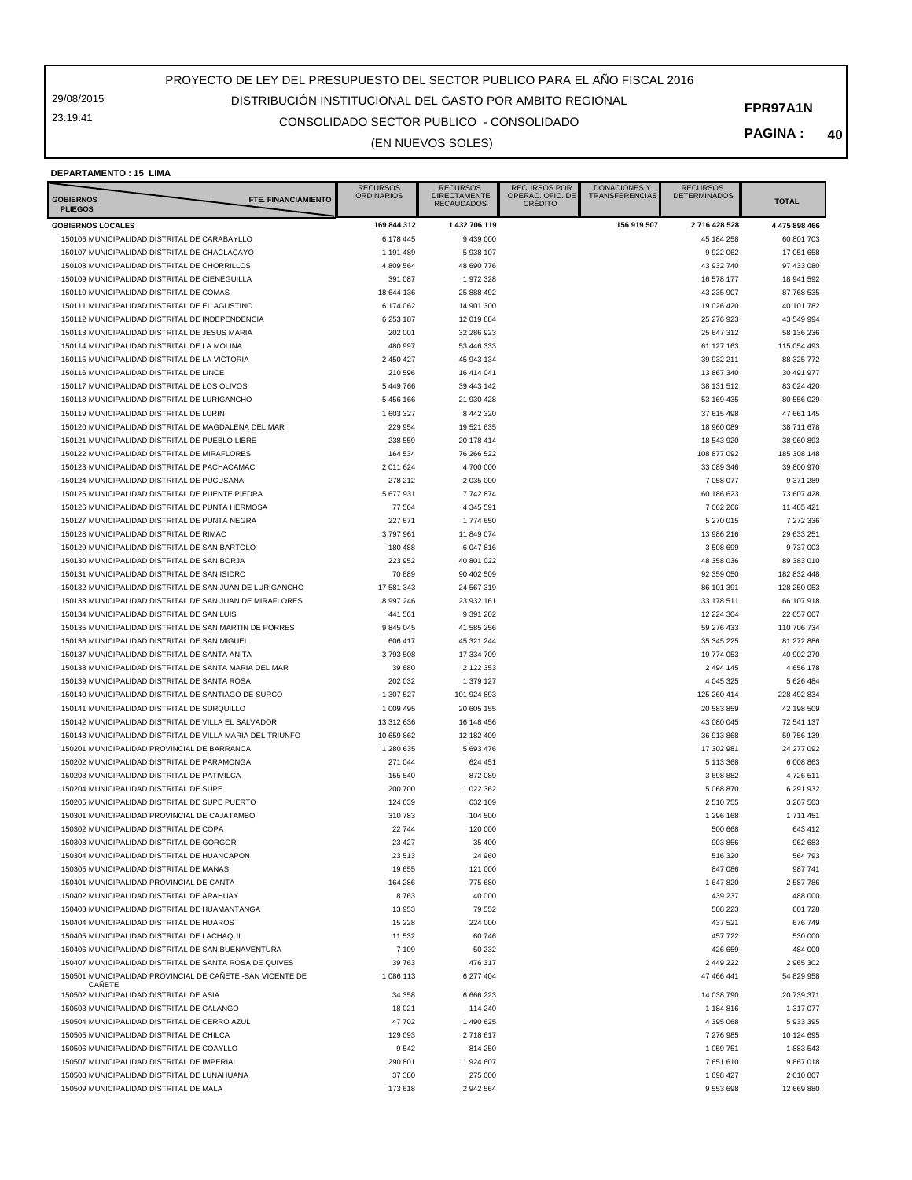# PROYECTO DE LEY DEL PRESUPUESTO DEL SECTOR PUBLICO PARA EL AÑO FISCAL 2016

29/08/2015

23:19:41

## DISTRIBUCIÓN INSTITUCIONAL DEL GASTO POR AMBITO REGIONAL

## CONSOLIDADO SECTOR PUBLICO - CONSOLIDADO

(EN NUEVOS SOLES)

**FPR97A1N**

**PAGINA : 40**

**DEPARTAMENTO : 15 LIMA**

| GOBIERNOS / PLIEGOS — FTE. FINANCIAMIENTO | RECURSOS ORDINARIOS | RECURSOS DIRECTAMENTE RECAUDADOS | RECURSOS POR OPERAC. OFIC. DE CREDITO | DONACIONES Y TRANSFERENCIAS | RECURSOS DETERMINADOS | TOTAL |
|---|---|---|---|---|---|---|
| **GOBIERNOS LOCALES** | **169 844 312** | **1 432 706 119** | | **156 919 507** | **2 716 428 528** | **4 475 898 466** |
| 150106 MUNICIPALIDAD DISTRITAL DE CARABAYLLO | 6 178 445 | 9 439 000 | | | 45 184 258 | 60 801 703 |
| 150107 MUNICIPALIDAD DISTRITAL DE CHACLACAYO | 1 191 489 | 5 938 107 | | | 9 922 062 | 17 051 658 |
| 150108 MUNICIPALIDAD DISTRITAL DE CHORRILLOS | 4 809 564 | 48 690 776 | | | 43 932 740 | 97 433 080 |
| 150109 MUNICIPALIDAD DISTRITAL DE CIENEGUILLA | 391 087 | 1 972 328 | | | 16 578 177 | 18 941 592 |
| 150110 MUNICIPALIDAD DISTRITAL DE COMAS | 18 644 136 | 25 888 492 | | | 43 235 907 | 87 768 535 |
| 150111 MUNICIPALIDAD DISTRITAL DE EL AGUSTINO | 6 174 062 | 14 901 300 | | | 19 026 420 | 40 101 782 |
| 150112 MUNICIPALIDAD DISTRITAL DE INDEPENDENCIA | 6 253 187 | 12 019 884 | | | 25 276 923 | 43 549 994 |
| 150113 MUNICIPALIDAD DISTRITAL DE JESUS MARIA | 202 001 | 32 286 923 | | | 25 647 312 | 58 136 236 |
| 150114 MUNICIPALIDAD DISTRITAL DE LA MOLINA | 480 997 | 53 446 333 | | | 61 127 163 | 115 054 493 |
| 150115 MUNICIPALIDAD DISTRITAL DE LA VICTORIA | 2 450 427 | 45 943 134 | | | 39 932 211 | 88 325 772 |
| 150116 MUNICIPALIDAD DISTRITAL DE LINCE | 210 596 | 16 414 041 | | | 13 867 340 | 30 491 977 |
| 150117 MUNICIPALIDAD DISTRITAL DE LOS OLIVOS | 5 449 766 | 39 443 142 | | | 38 131 512 | 83 024 420 |
| 150118 MUNICIPALIDAD DISTRITAL DE LURIGANCHO | 5 456 166 | 21 930 428 | | | 53 169 435 | 80 556 029 |
| 150119 MUNICIPALIDAD DISTRITAL DE LURIN | 1 603 327 | 8 442 320 | | | 37 615 498 | 47 661 145 |
| 150120 MUNICIPALIDAD DISTRITAL DE MAGDALENA DEL MAR | 229 954 | 19 521 635 | | | 18 960 089 | 38 711 678 |
| 150121 MUNICIPALIDAD DISTRITAL DE PUEBLO LIBRE | 238 559 | 20 178 414 | | | 18 543 920 | 38 960 893 |
| 150122 MUNICIPALIDAD DISTRITAL DE MIRAFLORES | 164 534 | 76 266 522 | | | 108 877 092 | 185 308 148 |
| 150123 MUNICIPALIDAD DISTRITAL DE PACHACAMAC | 2 011 624 | 4 700 000 | | | 33 089 346 | 39 800 970 |
| 150124 MUNICIPALIDAD DISTRITAL DE PUCUSANA | 278 212 | 2 035 000 | | | 7 058 077 | 9 371 289 |
| 150125 MUNICIPALIDAD DISTRITAL DE PUENTE PIEDRA | 5 677 931 | 7 742 874 | | | 60 186 623 | 73 607 428 |
| 150126 MUNICIPALIDAD DISTRITAL DE PUNTA HERMOSA | 77 564 | 4 345 591 | | | 7 062 266 | 11 485 421 |
| 150127 MUNICIPALIDAD DISTRITAL DE PUNTA NEGRA | 227 671 | 1 774 650 | | | 5 270 015 | 7 272 336 |
| 150128 MUNICIPALIDAD DISTRITAL DE RIMAC | 3 797 961 | 11 849 074 | | | 13 986 216 | 29 633 251 |
| 150129 MUNICIPALIDAD DISTRITAL DE SAN BARTOLO | 180 488 | 6 047 816 | | | 3 508 699 | 9 737 003 |
| 150130 MUNICIPALIDAD DISTRITAL DE SAN BORJA | 223 952 | 40 801 022 | | | 48 358 036 | 89 383 010 |
| 150131 MUNICIPALIDAD DISTRITAL DE SAN ISIDRO | 70 889 | 90 402 509 | | | 92 359 050 | 182 832 448 |
| 150132 MUNICIPALIDAD DISTRITAL DE SAN JUAN DE LURIGANCHO | 17 581 343 | 24 567 319 | | | 86 101 391 | 128 250 053 |
| 150133 MUNICIPALIDAD DISTRITAL DE SAN JUAN DE MIRAFLORES | 8 997 246 | 23 932 161 | | | 33 178 511 | 66 107 918 |
| 150134 MUNICIPALIDAD DISTRITAL DE SAN LUIS | 441 561 | 9 391 202 | | | 12 224 304 | 22 057 067 |
| 150135 MUNICIPALIDAD DISTRITAL DE SAN MARTIN DE PORRES | 9 845 045 | 41 585 256 | | | 59 276 433 | 110 706 734 |
| 150136 MUNICIPALIDAD DISTRITAL DE SAN MIGUEL | 606 417 | 45 321 244 | | | 35 345 225 | 81 272 886 |
| 150137 MUNICIPALIDAD DISTRITAL DE SANTA ANITA | 3 793 508 | 17 334 709 | | | 19 774 053 | 40 902 270 |
| 150138 MUNICIPALIDAD DISTRITAL DE SANTA MARIA DEL MAR | 39 680 | 2 122 353 | | | 2 494 145 | 4 656 178 |
| 150139 MUNICIPALIDAD DISTRITAL DE SANTA ROSA | 202 032 | 1 379 127 | | | 4 045 325 | 5 626 484 |
| 150140 MUNICIPALIDAD DISTRITAL DE SANTIAGO DE SURCO | 1 307 527 | 101 924 893 | | | 125 260 414 | 228 492 834 |
| 150141 MUNICIPALIDAD DISTRITAL DE SURQUILLO | 1 009 495 | 20 605 155 | | | 20 583 859 | 42 198 509 |
| 150142 MUNICIPALIDAD DISTRITAL DE VILLA EL SALVADOR | 13 312 636 | 16 148 456 | | | 43 080 045 | 72 541 137 |
| 150143 MUNICIPALIDAD DISTRITAL DE VILLA MARIA DEL TRIUNFO | 10 659 862 | 12 182 409 | | | 36 913 868 | 59 756 139 |
| 150201 MUNICIPALIDAD PROVINCIAL DE BARRANCA | 1 280 635 | 5 693 476 | | | 17 302 981 | 24 277 092 |
| 150202 MUNICIPALIDAD DISTRITAL DE PARAMONGA | 271 044 | 624 451 | | | 5 113 368 | 6 008 863 |
| 150203 MUNICIPALIDAD DISTRITAL DE PATIVILCA | 155 540 | 872 089 | | | 3 698 882 | 4 726 511 |
| 150204 MUNICIPALIDAD DISTRITAL DE SUPE | 200 700 | 1 022 362 | | | 5 068 870 | 6 291 932 |
| 150205 MUNICIPALIDAD DISTRITAL DE SUPE PUERTO | 124 639 | 632 109 | | | 2 510 755 | 3 267 503 |
| 150301 MUNICIPALIDAD PROVINCIAL DE CAJATAMBO | 310 783 | 104 500 | | | 1 296 168 | 1 711 451 |
| 150302 MUNICIPALIDAD DISTRITAL DE COPA | 22 744 | 120 000 | | | 500 668 | 643 412 |
| 150303 MUNICIPALIDAD DISTRITAL DE GORGOR | 23 427 | 35 400 | | | 903 856 | 962 683 |
| 150304 MUNICIPALIDAD DISTRITAL DE HUANCAPON | 23 513 | 24 960 | | | 516 320 | 564 793 |
| 150305 MUNICIPALIDAD DISTRITAL DE MANAS | 19 655 | 121 000 | | | 847 086 | 987 741 |
| 150401 MUNICIPALIDAD PROVINCIAL DE CANTA | 164 286 | 775 680 | | | 1 647 820 | 2 587 786 |
| 150402 MUNICIPALIDAD DISTRITAL DE ARAHUAY | 8 763 | 40 000 | | | 439 237 | 488 000 |
| 150403 MUNICIPALIDAD DISTRITAL DE HUAMANTANGA | 13 953 | 79 552 | | | 508 223 | 601 728 |
| 150404 MUNICIPALIDAD DISTRITAL DE HUAROS | 15 228 | 224 000 | | | 437 521 | 676 749 |
| 150405 MUNICIPALIDAD DISTRITAL DE LACHAQUI | 11 532 | 60 746 | | | 457 722 | 530 000 |
| 150406 MUNICIPALIDAD DISTRITAL DE SAN BUENAVENTURA | 7 109 | 50 232 | | | 426 659 | 484 000 |
| 150407 MUNICIPALIDAD DISTRITAL DE SANTA ROSA DE QUIVES | 39 763 | 476 317 | | | 2 449 222 | 2 965 302 |
| 150501 MUNICIPALIDAD PROVINCIAL DE CAÑETE -SAN VICENTE DE CAÑETE | 1 086 113 | 6 277 404 | | | 47 466 441 | 54 829 958 |
| 150502 MUNICIPALIDAD DISTRITAL DE ASIA | 34 358 | 6 666 223 | | | 14 038 790 | 20 739 371 |
| 150503 MUNICIPALIDAD DISTRITAL DE CALANGO | 18 021 | 114 240 | | | 1 184 816 | 1 317 077 |
| 150504 MUNICIPALIDAD DISTRITAL DE CERRO AZUL | 47 702 | 1 490 625 | | | 4 395 068 | 5 933 395 |
| 150505 MUNICIPALIDAD DISTRITAL DE CHILCA | 129 093 | 2 718 617 | | | 7 276 985 | 10 124 695 |
| 150506 MUNICIPALIDAD DISTRITAL DE COAYLLO | 9 542 | 814 250 | | | 1 059 751 | 1 883 543 |
| 150507 MUNICIPALIDAD DISTRITAL DE IMPERIAL | 290 801 | 1 924 607 | | | 7 651 610 | 9 867 018 |
| 150508 MUNICIPALIDAD DISTRITAL DE LUNAHUANA | 37 380 | 275 000 | | | 1 698 427 | 2 010 807 |
| 150509 MUNICIPALIDAD DISTRITAL DE MALA | 173 618 | 2 942 564 | | | 9 553 698 | 12 669 880 |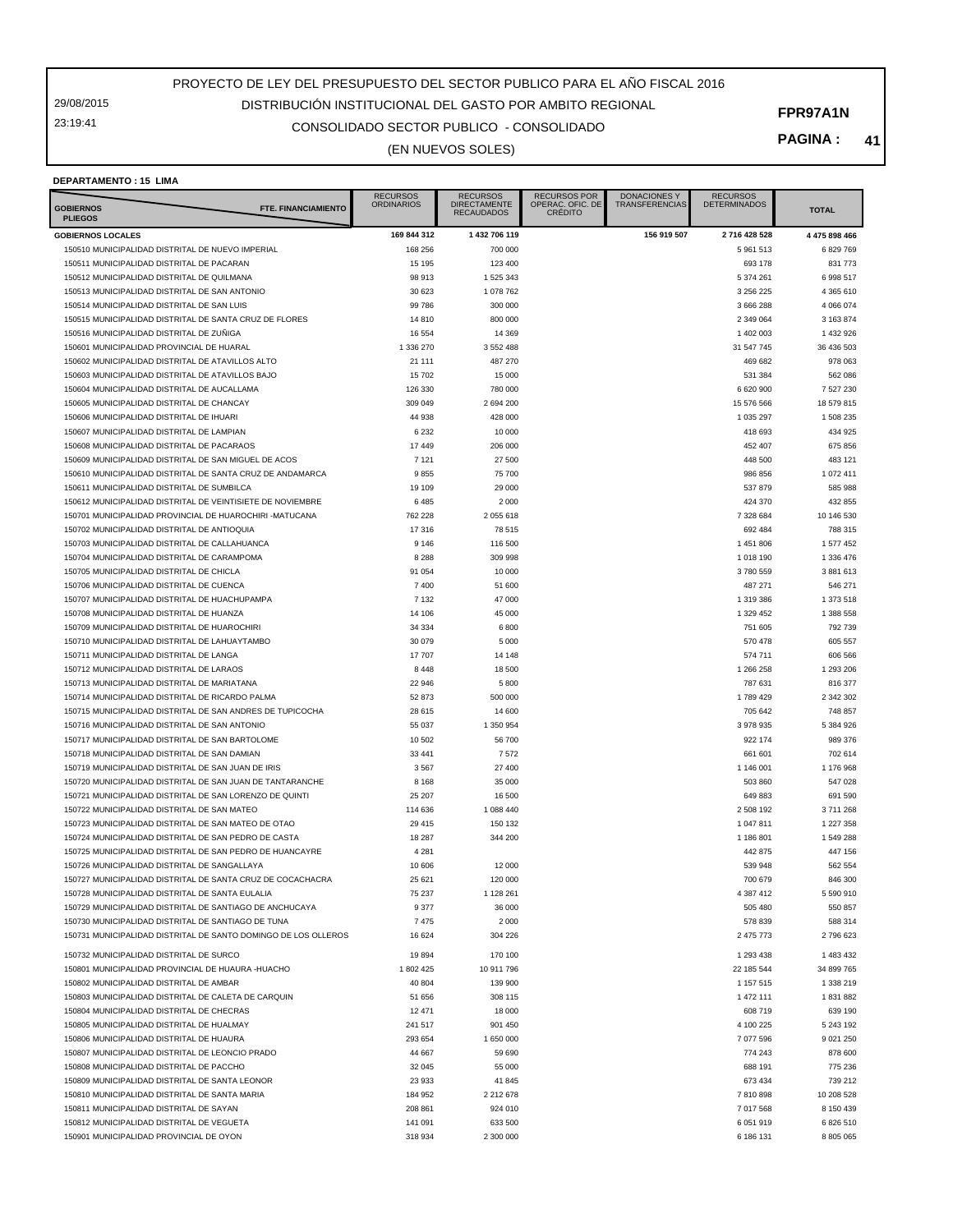# PROYECTO DE LEY DEL PRESUPUESTO DEL SECTOR PUBLICO PARA EL AÑO FISCAL 2016

29/08/2015

23:19:41

## DISTRIBUCIÓN INSTITUCIONAL DEL GASTO POR AMBITO REGIONAL

## CONSOLIDADO SECTOR PUBLICO - CONSOLIDADO

(EN NUEVOS SOLES)

**FPR97A1N**

**DEPARTAMENTO : 15 LIMA**

| GOBIERNOS PLIEGOS / FTE. FINANCIAMIENTO | RECURSOS ORDINARIOS | RECURSOS DIRECTAMENTE RECAUDADOS | RECURSOS POR OPERAC. OFIC. DE CRÉDITO | DONACIONES Y TRANSFERENCIAS | RECURSOS DETERMINADOS | TOTAL |
|---|---|---|---|---|---|---|
| **GOBIERNOS LOCALES** | **169 844 312** | **1 432 706 119** | | **156 919 507** | **2 716 428 528** | **4 475 898 466** |
| 150510 MUNICIPALIDAD DISTRITAL DE NUEVO IMPERIAL | 168 256 | 700 000 | | | 5 961 513 | 6 829 769 |
| 150511 MUNICIPALIDAD DISTRITAL DE PACARAN | 15 195 | 123 400 | | | 693 178 | 831 773 |
| 150512 MUNICIPALIDAD DISTRITAL DE QUILMANA | 98 913 | 1 525 343 | | | 5 374 261 | 6 998 517 |
| 150513 MUNICIPALIDAD DISTRITAL DE SAN ANTONIO | 30 623 | 1 078 762 | | | 3 256 225 | 4 365 610 |
| 150514 MUNICIPALIDAD DISTRITAL DE SAN LUIS | 99 786 | 300 000 | | | 3 666 288 | 4 066 074 |
| 150515 MUNICIPALIDAD DISTRITAL DE SANTA CRUZ DE FLORES | 14 810 | 800 000 | | | 2 349 064 | 3 163 874 |
| 150516 MUNICIPALIDAD DISTRITAL DE ZUÑIGA | 16 554 | 14 369 | | | 1 402 003 | 1 432 926 |
| 150601 MUNICIPALIDAD PROVINCIAL DE HUARAL | 1 336 270 | 3 552 488 | | | 31 547 745 | 36 436 503 |
| 150602 MUNICIPALIDAD DISTRITAL DE ATAVILLOS ALTO | 21 111 | 487 270 | | | 469 682 | 978 063 |
| 150603 MUNICIPALIDAD DISTRITAL DE ATAVILLOS BAJO | 15 702 | 15 000 | | | 531 384 | 562 086 |
| 150604 MUNICIPALIDAD DISTRITAL DE AUCALLAMA | 126 330 | 780 000 | | | 6 620 900 | 7 527 230 |
| 150605 MUNICIPALIDAD DISTRITAL DE CHANCAY | 309 049 | 2 694 200 | | | 15 576 566 | 18 579 815 |
| 150606 MUNICIPALIDAD DISTRITAL DE IHUARI | 44 938 | 428 000 | | | 1 035 297 | 1 508 235 |
| 150607 MUNICIPALIDAD DISTRITAL DE LAMPIAN | 6 232 | 10 000 | | | 418 693 | 434 925 |
| 150608 MUNICIPALIDAD DISTRITAL DE PACARAOS | 17 449 | 206 000 | | | 452 407 | 675 856 |
| 150609 MUNICIPALIDAD DISTRITAL DE SAN MIGUEL DE ACOS | 7 121 | 27 500 | | | 448 500 | 483 121 |
| 150610 MUNICIPALIDAD DISTRITAL DE SANTA CRUZ DE ANDAMARCA | 9 855 | 75 700 | | | 986 856 | 1 072 411 |
| 150611 MUNICIPALIDAD DISTRITAL DE SUMBILCA | 19 109 | 29 000 | | | 537 879 | 585 988 |
| 150612 MUNICIPALIDAD DISTRITAL DE VEINTISIETE DE NOVIEMBRE | 6 485 | 2 000 | | | 424 370 | 432 855 |
| 150701 MUNICIPALIDAD PROVINCIAL DE HUAROCHIRI -MATUCANA | 762 228 | 2 055 618 | | | 7 328 684 | 10 146 530 |
| 150702 MUNICIPALIDAD DISTRITAL DE ANTIOQUIA | 17 316 | 78 515 | | | 692 484 | 788 315 |
| 150703 MUNICIPALIDAD DISTRITAL DE CALLAHUANCA | 9 146 | 116 500 | | | 1 451 806 | 1 577 452 |
| 150704 MUNICIPALIDAD DISTRITAL DE CARAMPOMA | 8 288 | 309 998 | | | 1 018 190 | 1 336 476 |
| 150705 MUNICIPALIDAD DISTRITAL DE CHICLA | 91 054 | 10 000 | | | 3 780 559 | 3 881 613 |
| 150706 MUNICIPALIDAD DISTRITAL DE CUENCA | 7 400 | 51 600 | | | 487 271 | 546 271 |
| 150707 MUNICIPALIDAD DISTRITAL DE HUACHUPAMPA | 7 132 | 47 000 | | | 1 319 386 | 1 373 518 |
| 150708 MUNICIPALIDAD DISTRITAL DE HUANZA | 14 106 | 45 000 | | | 1 329 452 | 1 388 558 |
| 150709 MUNICIPALIDAD DISTRITAL DE HUAROCHIRI | 34 334 | 6 800 | | | 751 605 | 792 739 |
| 150710 MUNICIPALIDAD DISTRITAL DE LAHUAYTAMBO | 30 079 | 5 000 | | | 570 478 | 605 557 |
| 150711 MUNICIPALIDAD DISTRITAL DE LANGA | 17 707 | 14 148 | | | 574 711 | 606 566 |
| 150712 MUNICIPALIDAD DISTRITAL DE LARAOS | 8 448 | 18 500 | | | 1 266 258 | 1 293 206 |
| 150713 MUNICIPALIDAD DISTRITAL DE MARIATANA | 22 946 | 5 800 | | | 787 631 | 816 377 |
| 150714 MUNICIPALIDAD DISTRITAL DE RICARDO PALMA | 52 873 | 500 000 | | | 1 789 429 | 2 342 302 |
| 150715 MUNICIPALIDAD DISTRITAL DE SAN ANDRES DE TUPICOCHA | 28 615 | 14 600 | | | 705 642 | 748 857 |
| 150716 MUNICIPALIDAD DISTRITAL DE SAN ANTONIO | 55 037 | 1 350 954 | | | 3 978 935 | 5 384 926 |
| 150717 MUNICIPALIDAD DISTRITAL DE SAN BARTOLOME | 10 502 | 56 700 | | | 922 174 | 989 376 |
| 150718 MUNICIPALIDAD DISTRITAL DE SAN DAMIAN | 33 441 | 7 572 | | | 661 601 | 702 614 |
| 150719 MUNICIPALIDAD DISTRITAL DE SAN JUAN DE IRIS | 3 567 | 27 400 | | | 1 146 001 | 1 176 968 |
| 150720 MUNICIPALIDAD DISTRITAL DE SAN JUAN DE TANTARANCHE | 8 168 | 35 000 | | | 503 860 | 547 028 |
| 150721 MUNICIPALIDAD DISTRITAL DE SAN LORENZO DE QUINTI | 25 207 | 16 500 | | | 649 883 | 691 590 |
| 150722 MUNICIPALIDAD DISTRITAL DE SAN MATEO | 114 636 | 1 088 440 | | | 2 508 192 | 3 711 268 |
| 150723 MUNICIPALIDAD DISTRITAL DE SAN MATEO DE OTAO | 29 415 | 150 132 | | | 1 047 811 | 1 227 358 |
| 150724 MUNICIPALIDAD DISTRITAL DE SAN PEDRO DE CASTA | 18 287 | 344 200 | | | 1 186 801 | 1 549 288 |
| 150725 MUNICIPALIDAD DISTRITAL DE SAN PEDRO DE HUANCAYRE | 4 281 | | | | 442 875 | 447 156 |
| 150726 MUNICIPALIDAD DISTRITAL DE SANGALLAYA | 10 606 | 12 000 | | | 539 948 | 562 554 |
| 150727 MUNICIPALIDAD DISTRITAL DE SANTA CRUZ DE COCACHACRA | 25 621 | 120 000 | | | 700 679 | 846 300 |
| 150728 MUNICIPALIDAD DISTRITAL DE SANTA EULALIA | 75 237 | 1 128 261 | | | 4 387 412 | 5 590 910 |
| 150729 MUNICIPALIDAD DISTRITAL DE SANTIAGO DE ANCHUCAYA | 9 377 | 36 000 | | | 505 480 | 550 857 |
| 150730 MUNICIPALIDAD DISTRITAL DE SANTIAGO DE TUNA | 7 475 | 2 000 | | | 578 839 | 588 314 |
| 150731 MUNICIPALIDAD DISTRITAL DE SANTO DOMINGO DE LOS OLLEROS | 16 624 | 304 226 | | | 2 475 773 | 2 796 623 |
| 150732 MUNICIPALIDAD DISTRITAL DE SURCO | 19 894 | 170 100 | | | 1 293 438 | 1 483 432 |
| 150801 MUNICIPALIDAD PROVINCIAL DE HUAURA -HUACHO | 1 802 425 | 10 911 796 | | | 22 185 544 | 34 899 765 |
| 150802 MUNICIPALIDAD DISTRITAL DE AMBAR | 40 804 | 139 900 | | | 1 157 515 | 1 338 219 |
| 150803 MUNICIPALIDAD DISTRITAL DE CALETA DE CARQUIN | 51 656 | 308 115 | | | 1 472 111 | 1 831 882 |
| 150804 MUNICIPALIDAD DISTRITAL DE CHECRAS | 12 471 | 18 000 | | | 608 719 | 639 190 |
| 150805 MUNICIPALIDAD DISTRITAL DE HUALMAY | 241 517 | 901 450 | | | 4 100 225 | 5 243 192 |
| 150806 MUNICIPALIDAD DISTRITAL DE HUAURA | 293 654 | 1 650 000 | | | 7 077 596 | 9 021 250 |
| 150807 MUNICIPALIDAD DISTRITAL DE LEONCIO PRADO | 44 667 | 59 690 | | | 774 243 | 878 600 |
| 150808 MUNICIPALIDAD DISTRITAL DE PACCHO | 32 045 | 55 000 | | | 688 191 | 775 236 |
| 150809 MUNICIPALIDAD DISTRITAL DE SANTA LEONOR | 23 933 | 41 845 | | | 673 434 | 739 212 |
| 150810 MUNICIPALIDAD DISTRITAL DE SANTA MARIA | 184 952 | 2 212 678 | | | 7 810 898 | 10 208 528 |
| 150811 MUNICIPALIDAD DISTRITAL DE SAYAN | 208 861 | 924 010 | | | 7 017 568 | 8 150 439 |
| 150812 MUNICIPALIDAD DISTRITAL DE VEGUETA | 141 091 | 633 500 | | | 6 051 919 | 6 826 510 |
| 150901 MUNICIPALIDAD PROVINCIAL DE OYON | 318 934 | 2 300 000 | | | 6 186 131 | 8 805 065 |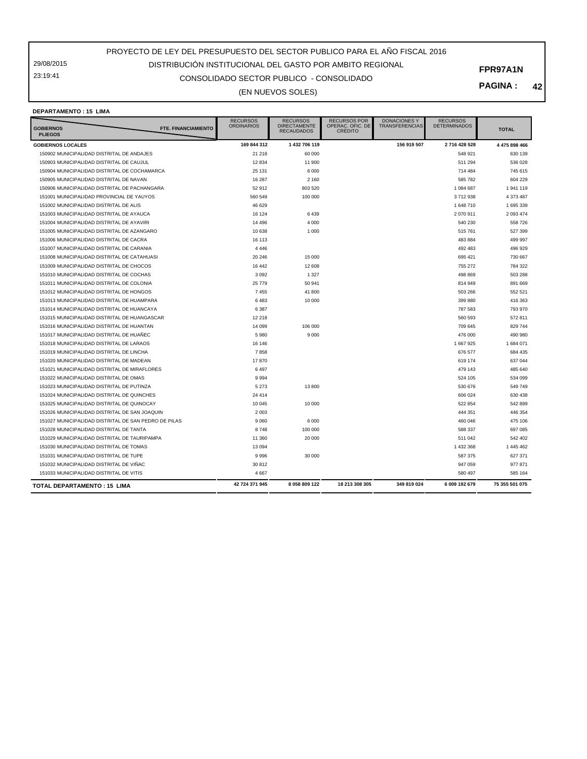PROYECTO DE LEY DEL PRESUPUESTO DEL SECTOR PUBLICO PARA EL AÑO FISCAL 2016

DISTRIBUCIÓN INSTITUCIONAL DEL GASTO POR AMBITO REGIONAL

CONSOLIDADO SECTOR PUBLICO - CONSOLIDADO

(EN NUEVOS SOLES)

29/08/2015

23:19:41

**FPR97A1N**

**DEPARTAMENTO : 15 LIMA**

| GOBIERNOS / PLIEGOS — FTE. FINANCIAMIENTO | RECURSOS ORDINARIOS | RECURSOS DIRECTAMENTE RECAUDADOS | RECURSOS POR OPERAC. OFIC. DE CRÉDITO | DONACIONES Y TRANSFERENCIAS | RECURSOS DETERMINADOS | TOTAL |
|---|---|---|---|---|---|---|
| **GOBIERNOS LOCALES** | **169 844 312** | **1 432 706 119** | | **156 919 507** | **2 716 428 528** | **4 475 898 466** |
| 150902 MUNICIPALIDAD DISTRITAL DE ANDAJES | 21 218 | 60 000 | | | 548 921 | 630 139 |
| 150903 MUNICIPALIDAD DISTRITAL DE CAUJUL | 12 834 | 11 900 | | | 511 294 | 536 028 |
| 150904 MUNICIPALIDAD DISTRITAL DE COCHAMARCA | 25 131 | 6 000 | | | 714 484 | 745 615 |
| 150905 MUNICIPALIDAD DISTRITAL DE NAVAN | 16 287 | 2 160 | | | 585 782 | 604 229 |
| 150906 MUNICIPALIDAD DISTRITAL DE PACHANGARA | 52 912 | 803 520 | | | 1 084 687 | 1 941 119 |
| 151001 MUNICIPALIDAD PROVINCIAL DE YAUYOS | 560 549 | 100 000 | | | 3 712 938 | 4 373 487 |
| 151002 MUNICIPALIDAD DISTRITAL DE ALIS | 46 629 | | | | 1 648 710 | 1 695 339 |
| 151003 MUNICIPALIDAD DISTRITAL DE AYAUCA | 16 124 | 6 439 | | | 2 070 911 | 2 093 474 |
| 151004 MUNICIPALIDAD DISTRITAL DE AYAVIRI | 14 496 | 4 000 | | | 540 230 | 558 726 |
| 151005 MUNICIPALIDAD DISTRITAL DE AZANGARO | 10 638 | 1 000 | | | 515 761 | 527 399 |
| 151006 MUNICIPALIDAD DISTRITAL DE CACRA | 16 113 | | | | 483 884 | 499 997 |
| 151007 MUNICIPALIDAD DISTRITAL DE CARANIA | 4 446 | | | | 492 483 | 496 929 |
| 151008 MUNICIPALIDAD DISTRITAL DE CATAHUASI | 20 246 | 15 000 | | | 695 421 | 730 667 |
| 151009 MUNICIPALIDAD DISTRITAL DE CHOCOS | 16 442 | 12 608 | | | 755 272 | 784 322 |
| 151010 MUNICIPALIDAD DISTRITAL DE COCHAS | 3 092 | 1 327 | | | 498 869 | 503 288 |
| 151011 MUNICIPALIDAD DISTRITAL DE COLONIA | 25 779 | 50 941 | | | 814 949 | 891 669 |
| 151012 MUNICIPALIDAD DISTRITAL DE HONGOS | 7 455 | 41 800 | | | 503 266 | 552 521 |
| 151013 MUNICIPALIDAD DISTRITAL DE HUAMPARA | 6 483 | 10 000 | | | 399 880 | 416 363 |
| 151014 MUNICIPALIDAD DISTRITAL DE HUANCAYA | 6 387 | | | | 787 583 | 793 970 |
| 151015 MUNICIPALIDAD DISTRITAL DE HUANGASCAR | 12 218 | | | | 560 593 | 572 811 |
| 151016 MUNICIPALIDAD DISTRITAL DE HUANTAN | 14 099 | 106 000 | | | 709 645 | 829 744 |
| 151017 MUNICIPALIDAD DISTRITAL DE HUAÑEC | 5 980 | 9 000 | | | 476 000 | 490 980 |
| 151018 MUNICIPALIDAD DISTRITAL DE LARAOS | 16 146 | | | | 1 667 925 | 1 684 071 |
| 151019 MUNICIPALIDAD DISTRITAL DE LINCHA | 7 858 | | | | 676 577 | 684 435 |
| 151020 MUNICIPALIDAD DISTRITAL DE MADEAN | 17 870 | | | | 619 174 | 637 044 |
| 151021 MUNICIPALIDAD DISTRITAL DE MIRAFLORES | 6 497 | | | | 479 143 | 485 640 |
| 151022 MUNICIPALIDAD DISTRITAL DE OMAS | 9 994 | | | | 524 105 | 534 099 |
| 151023 MUNICIPALIDAD DISTRITAL DE PUTINZA | 5 273 | 13 800 | | | 530 676 | 549 749 |
| 151024 MUNICIPALIDAD DISTRITAL DE QUINCHES | 24 414 | | | | 606 024 | 630 438 |
| 151025 MUNICIPALIDAD DISTRITAL DE QUINOCAY | 10 045 | 10 000 | | | 522 854 | 542 899 |
| 151026 MUNICIPALIDAD DISTRITAL DE SAN JOAQUIN | 2 003 | | | | 444 351 | 446 354 |
| 151027 MUNICIPALIDAD DISTRITAL DE SAN PEDRO DE PILAS | 9 060 | 6 000 | | | 460 046 | 475 106 |
| 151028 MUNICIPALIDAD DISTRITAL DE TANTA | 8 748 | 100 000 | | | 588 337 | 697 085 |
| 151029 MUNICIPALIDAD DISTRITAL DE TAURIPAMPA | 11 360 | 20 000 | | | 511 042 | 542 402 |
| 151030 MUNICIPALIDAD DISTRITAL DE TOMAS | 13 094 | | | | 1 432 368 | 1 445 462 |
| 151031 MUNICIPALIDAD DISTRITAL DE TUPE | 9 996 | 30 000 | | | 587 375 | 627 371 |
| 151032 MUNICIPALIDAD DISTRITAL DE VIÑAC | 30 812 | | | | 947 059 | 977 871 |
| 151033 MUNICIPALIDAD DISTRITAL DE VITIS | 4 667 | | | | 580 497 | 585 164 |
| **TOTAL DEPARTAMENTO : 15 LIMA** | **42 724 371 945** | **8 058 809 122** | **18 213 308 305** | **349 819 024** | **6 009 192 679** | **75 355 501 075** |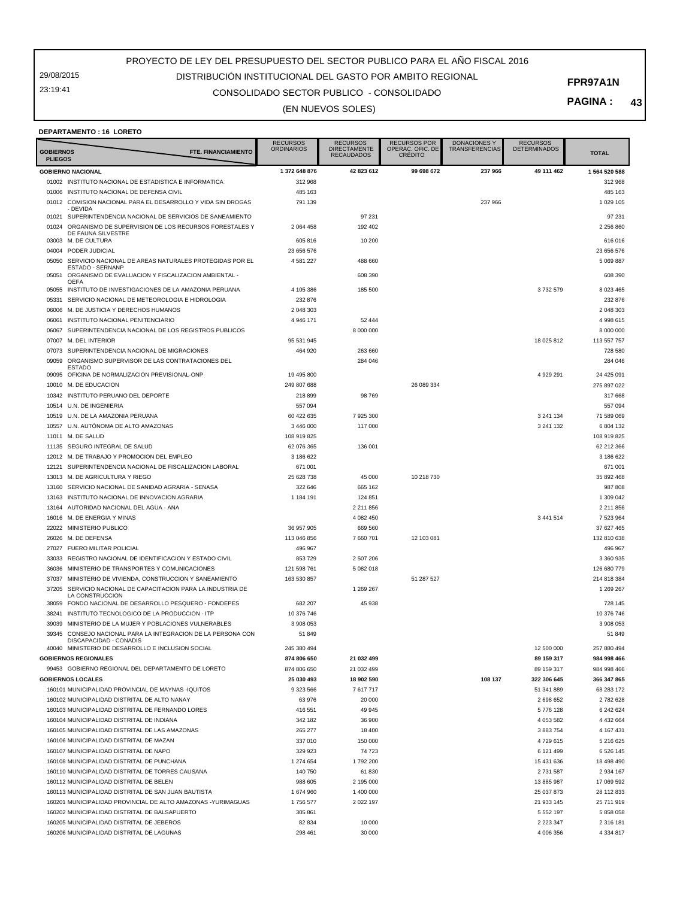PROYECTO DE LEY DEL PRESUPUESTO DEL SECTOR PUBLICO PARA EL AÑO FISCAL 2016

DISTRIBUCIÓN INSTITUCIONAL DEL GASTO POR AMBITO REGIONAL

CONSOLIDADO SECTOR PUBLICO - CONSOLIDADO

(EN NUEVOS SOLES)

29/08/2015
23:19:41

**FPR97A1N**

**DEPARTAMENTO : 16 LORETO**

| GOBIERNOS / PLIEGOS — FTE. FINANCIAMIENTO | RECURSOS ORDINARIOS | RECURSOS DIRECTAMENTE RECAUDADOS | RECURSOS POR OPERAC. OFIC. DE CRÉDITO | DONACIONES Y TRANSFERENCIAS | RECURSOS DETERMINADOS | TOTAL |
|---|---|---|---|---|---|---|
| **GOBIERNO NACIONAL** | **1 372 648 876** | **42 823 612** | **99 698 672** | **237 966** | **49 111 462** | **1 564 520 588** |
| 01002 INSTITUTO NACIONAL DE ESTADISTICA E INFORMATICA | 312 968 | | | | | 312 968 |
| 01006 INSTITUTO NACIONAL DE DEFENSA CIVIL | 485 163 | | | | | 485 163 |
| 01012 COMISION NACIONAL PARA EL DESARROLLO Y VIDA SIN DROGAS - DEVIDA | 791 139 | | | 237 966 | | 1 029 105 |
| 01021 SUPERINTENDENCIA NACIONAL DE SERVICIOS DE SANEAMIENTO | | 97 231 | | | | 97 231 |
| 01024 ORGANISMO DE SUPERVISION DE LOS RECURSOS FORESTALES Y DE FAUNA SILVESTRE | 2 064 458 | 192 402 | | | | 2 256 860 |
| 03003 M. DE CULTURA | 605 816 | 10 200 | | | | 616 016 |
| 04004 PODER JUDICIAL | 23 656 576 | | | | | 23 656 576 |
| 05050 SERVICIO NACIONAL DE AREAS NATURALES PROTEGIDAS POR EL ESTADO - SERNANP | 4 581 227 | 488 660 | | | | 5 069 887 |
| 05051 ORGANISMO DE EVALUACION Y FISCALIZACION AMBIENTAL - OEFA | | 608 390 | | | | 608 390 |
| 05055 INSTITUTO DE INVESTIGACIONES DE LA AMAZONIA PERUANA | 4 105 386 | 185 500 | | | 3 732 579 | 8 023 465 |
| 05331 SERVICIO NACIONAL DE METEOROLOGIA E HIDROLOGIA | 232 876 | | | | | 232 876 |
| 06006 M. DE JUSTICIA Y DERECHOS HUMANOS | 2 048 303 | | | | | 2 048 303 |
| 06061 INSTITUTO NACIONAL PENITENCIARIO | 4 946 171 | 52 444 | | | | 4 998 615 |
| 06067 SUPERINTENDENCIA NACIONAL DE LOS REGISTROS PUBLICOS | | 8 000 000 | | | | 8 000 000 |
| 07007 M. DEL INTERIOR | 95 531 945 | | | | 18 025 812 | 113 557 757 |
| 07073 SUPERINTENDENCIA NACIONAL DE MIGRACIONES | 464 920 | 263 660 | | | | 728 580 |
| 09059 ORGANISMO SUPERVISOR DE LAS CONTRATACIONES DEL ESTADO | | 284 046 | | | | 284 046 |
| 09095 OFICINA DE NORMALIZACION PREVISIONAL-ONP | 19 495 800 | | | | 4 929 291 | 24 425 091 |
| 10010 M. DE EDUCACION | 249 807 688 | | 26 089 334 | | | 275 897 022 |
| 10342 INSTITUTO PERUANO DEL DEPORTE | 218 899 | 98 769 | | | | 317 668 |
| 10514 U.N. DE INGENIERIA | 557 094 | | | | | 557 094 |
| 10519 U.N. DE LA AMAZONIA PERUANA | 60 422 635 | 7 925 300 | | | 3 241 134 | 71 589 069 |
| 10557 U.N. AUTÓNOMA DE ALTO AMAZONAS | 3 446 000 | 117 000 | | | 3 241 132 | 6 804 132 |
| 11011 M. DE SALUD | 108 919 825 | | | | | 108 919 825 |
| 11135 SEGURO INTEGRAL DE SALUD | 62 076 365 | 136 001 | | | | 62 212 366 |
| 12012 M. DE TRABAJO Y PROMOCION DEL EMPLEO | 3 186 622 | | | | | 3 186 622 |
| 12121 SUPERINTENDENCIA NACIONAL DE FISCALIZACION LABORAL | 671 001 | | | | | 671 001 |
| 13013 M. DE AGRICULTURA Y RIEGO | 25 628 738 | 45 000 | 10 218 730 | | | 35 892 468 |
| 13160 SERVICIO NACIONAL DE SANIDAD AGRARIA - SENASA | 322 646 | 665 162 | | | | 987 808 |
| 13163 INSTITUTO NACIONAL DE INNOVACION AGRARIA | 1 184 191 | 124 851 | | | | 1 309 042 |
| 13164 AUTORIDAD NACIONAL DEL AGUA - ANA | | 2 211 856 | | | | 2 211 856 |
| 16016 M. DE ENERGIA Y MINAS | | 4 082 450 | | | 3 441 514 | 7 523 964 |
| 22022 MINISTERIO PUBLICO | 36 957 905 | 669 560 | | | | 37 627 465 |
| 26026 M. DE DEFENSA | 113 046 856 | 7 660 701 | 12 103 081 | | | 132 810 638 |
| 27027 FUERO MILITAR POLICIAL | 496 967 | | | | | 496 967 |
| 33033 REGISTRO NACIONAL DE IDENTIFICACION Y ESTADO CIVIL | 853 729 | 2 507 206 | | | | 3 360 935 |
| 36036 MINISTERIO DE TRANSPORTES Y COMUNICACIONES | 121 598 761 | 5 082 018 | | | | 126 680 779 |
| 37037 MINISTERIO DE VIVIENDA, CONSTRUCCION Y SANEAMIENTO | 163 530 857 | | 51 287 527 | | | 214 818 384 |
| 37205 SERVICIO NACIONAL DE CAPACITACION PARA LA INDUSTRIA DE LA CONSTRUCCION | | 1 269 267 | | | | 1 269 267 |
| 38059 FONDO NACIONAL DE DESARROLLO PESQUERO - FONDEPES | 682 207 | 45 938 | | | | 728 145 |
| 38241 INSTITUTO TECNOLOGICO DE LA PRODUCCION - ITP | 10 376 746 | | | | | 10 376 746 |
| 39039 MINISTERIO DE LA MUJER Y POBLACIONES VULNERABLES | 3 908 053 | | | | | 3 908 053 |
| 39345 CONSEJO NACIONAL PARA LA INTEGRACION DE LA PERSONA CON DISCAPACIDAD - CONADIS | 51 849 | | | | | 51 849 |
| 40040 MINISTERIO DE DESARROLLO E INCLUSION SOCIAL | 245 380 494 | | | | 12 500 000 | 257 880 494 |
| **GOBIERNOS REGIONALES** | **874 806 650** | **21 032 499** | | | **89 159 317** | **984 998 466** |
| 99453 GOBIERNO REGIONAL DEL DEPARTAMENTO DE LORETO | 874 806 650 | 21 032 499 | | | 89 159 317 | 984 998 466 |
| **GOBIERNOS LOCALES** | **25 030 493** | **18 902 590** | | **108 137** | **322 306 645** | **366 347 865** |
| 160101 MUNICIPALIDAD PROVINCIAL DE MAYNAS -IQUITOS | 9 323 566 | 7 617 717 | | | 51 341 889 | 68 283 172 |
| 160102 MUNICIPALIDAD DISTRITAL DE ALTO NANAY | 63 976 | 20 000 | | | 2 698 652 | 2 782 628 |
| 160103 MUNICIPALIDAD DISTRITAL DE FERNANDO LORES | 416 551 | 49 945 | | | 5 776 128 | 6 242 624 |
| 160104 MUNICIPALIDAD DISTRITAL DE INDIANA | 342 182 | 36 900 | | | 4 053 582 | 4 432 664 |
| 160105 MUNICIPALIDAD DISTRITAL DE LAS AMAZONAS | 265 277 | 18 400 | | | 3 883 754 | 4 167 431 |
| 160106 MUNICIPALIDAD DISTRITAL DE MAZAN | 337 010 | 150 000 | | | 4 729 615 | 5 216 625 |
| 160107 MUNICIPALIDAD DISTRITAL DE NAPO | 329 923 | 74 723 | | | 6 121 499 | 6 526 145 |
| 160108 MUNICIPALIDAD DISTRITAL DE PUNCHANA | 1 274 654 | 1 792 200 | | | 15 431 636 | 18 498 490 |
| 160110 MUNICIPALIDAD DISTRITAL DE TORRES CAUSANA | 140 750 | 61 830 | | | 2 731 587 | 2 934 167 |
| 160112 MUNICIPALIDAD DISTRITAL DE BELEN | 988 605 | 2 195 000 | | | 13 885 987 | 17 069 592 |
| 160113 MUNICIPALIDAD DISTRITAL DE SAN JUAN BAUTISTA | 1 674 960 | 1 400 000 | | | 25 037 873 | 28 112 833 |
| 160201 MUNICIPALIDAD PROVINCIAL DE ALTO AMAZONAS -YURIMAGUAS | 1 756 577 | 2 022 197 | | | 21 933 145 | 25 711 919 |
| 160202 MUNICIPALIDAD DISTRITAL DE BALSAPUERTO | 305 861 | | | | 5 552 197 | 5 858 058 |
| 160205 MUNICIPALIDAD DISTRITAL DE JEBEROS | 82 834 | 10 000 | | | 2 223 347 | 2 316 181 |
| 160206 MUNICIPALIDAD DISTRITAL DE LAGUNAS | 298 461 | 30 000 | | | 4 006 356 | 4 334 817 |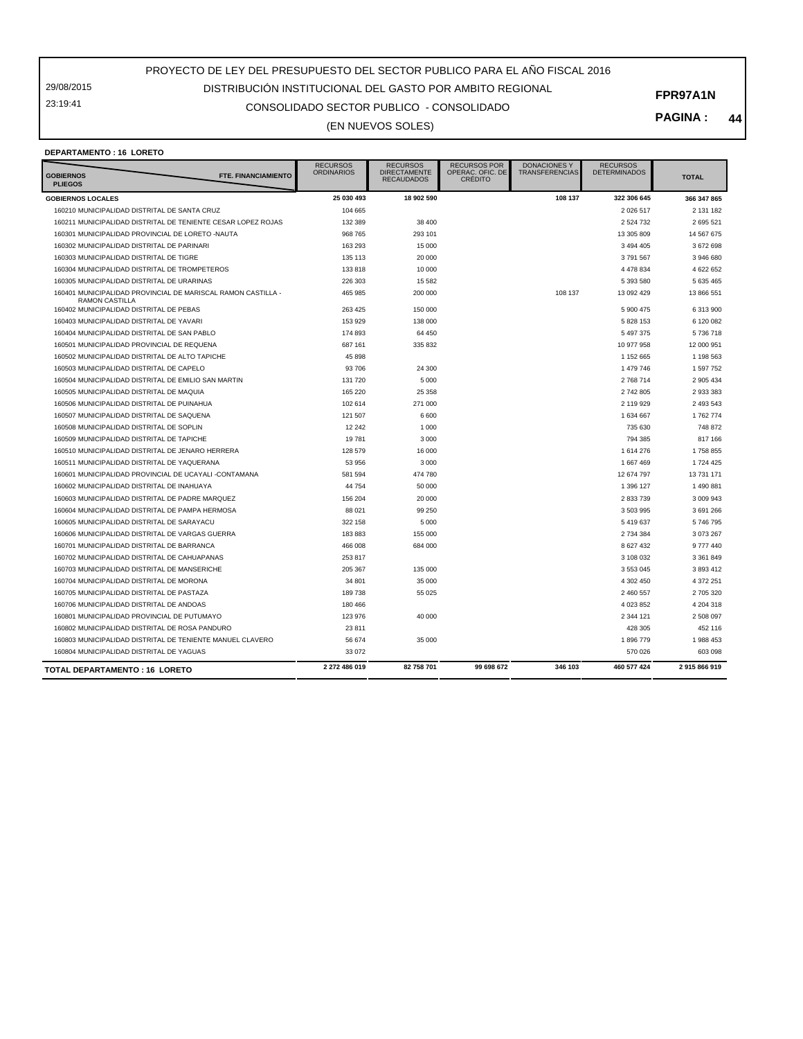PROYECTO DE LEY DEL PRESUPUESTO DEL SECTOR PUBLICO PARA EL AÑO FISCAL 2016

DISTRIBUCIÓN INSTITUCIONAL DEL GASTO POR AMBITO REGIONAL

CONSOLIDADO SECTOR PUBLICO - CONSOLIDADO

(EN NUEVOS SOLES)

29/08/2015

23:19:41

**FPR97A1N**

**DEPARTAMENTO : 16 LORETO**

| GOBIERNOS / PLIEGOS — FTE. FINANCIAMIENTO | RECURSOS ORDINARIOS | RECURSOS DIRECTAMENTE RECAUDADOS | RECURSOS POR OPERAC. OFIC. DE CRÉDITO | DONACIONES Y TRANSFERENCIAS | RECURSOS DETERMINADOS | TOTAL |
|---|---|---|---|---|---|---|
| **GOBIERNOS LOCALES** | **25 030 493** | **18 902 590** | | **108 137** | **322 306 645** | **366 347 865** |
| 160210 MUNICIPALIDAD DISTRITAL DE SANTA CRUZ | 104 665 | | | | 2 026 517 | 2 131 182 |
| 160211 MUNICIPALIDAD DISTRITAL DE TENIENTE CESAR LOPEZ ROJAS | 132 389 | 38 400 | | | 2 524 732 | 2 695 521 |
| 160301 MUNICIPALIDAD PROVINCIAL DE LORETO -NAUTA | 968 765 | 293 101 | | | 13 305 809 | 14 567 675 |
| 160302 MUNICIPALIDAD DISTRITAL DE PARINARI | 163 293 | 15 000 | | | 3 494 405 | 3 672 698 |
| 160303 MUNICIPALIDAD DISTRITAL DE TIGRE | 135 113 | 20 000 | | | 3 791 567 | 3 946 680 |
| 160304 MUNICIPALIDAD DISTRITAL DE TROMPETEROS | 133 818 | 10 000 | | | 4 478 834 | 4 622 652 |
| 160305 MUNICIPALIDAD DISTRITAL DE URARINAS | 226 303 | 15 582 | | | 5 393 580 | 5 635 465 |
| 160401 MUNICIPALIDAD PROVINCIAL DE MARISCAL RAMON CASTILLA - RAMON CASTILLA | 465 985 | 200 000 | | 108 137 | 13 092 429 | 13 866 551 |
| 160402 MUNICIPALIDAD DISTRITAL DE PEBAS | 263 425 | 150 000 | | | 5 900 475 | 6 313 900 |
| 160403 MUNICIPALIDAD DISTRITAL DE YAVARI | 153 929 | 138 000 | | | 5 828 153 | 6 120 082 |
| 160404 MUNICIPALIDAD DISTRITAL DE SAN PABLO | 174 893 | 64 450 | | | 5 497 375 | 5 736 718 |
| 160501 MUNICIPALIDAD PROVINCIAL DE REQUENA | 687 161 | 335 832 | | | 10 977 958 | 12 000 951 |
| 160502 MUNICIPALIDAD DISTRITAL DE ALTO TAPICHE | 45 898 | | | | 1 152 665 | 1 198 563 |
| 160503 MUNICIPALIDAD DISTRITAL DE CAPELO | 93 706 | 24 300 | | | 1 479 746 | 1 597 752 |
| 160504 MUNICIPALIDAD DISTRITAL DE EMILIO SAN MARTIN | 131 720 | 5 000 | | | 2 768 714 | 2 905 434 |
| 160505 MUNICIPALIDAD DISTRITAL DE MAQUIA | 165 220 | 25 358 | | | 2 742 805 | 2 933 383 |
| 160506 MUNICIPALIDAD DISTRITAL DE PUINAHUA | 102 614 | 271 000 | | | 2 119 929 | 2 493 543 |
| 160507 MUNICIPALIDAD DISTRITAL DE SAQUENA | 121 507 | 6 600 | | | 1 634 667 | 1 762 774 |
| 160508 MUNICIPALIDAD DISTRITAL DE SOPLIN | 12 242 | 1 000 | | | 735 630 | 748 872 |
| 160509 MUNICIPALIDAD DISTRITAL DE TAPICHE | 19 781 | 3 000 | | | 794 385 | 817 166 |
| 160510 MUNICIPALIDAD DISTRITAL DE JENARO HERRERA | 128 579 | 16 000 | | | 1 614 276 | 1 758 855 |
| 160511 MUNICIPALIDAD DISTRITAL DE YAQUERANA | 53 956 | 3 000 | | | 1 667 469 | 1 724 425 |
| 160601 MUNICIPALIDAD PROVINCIAL DE UCAYALI -CONTAMANA | 581 594 | 474 780 | | | 12 674 797 | 13 731 171 |
| 160602 MUNICIPALIDAD DISTRITAL DE INAHUAYA | 44 754 | 50 000 | | | 1 396 127 | 1 490 881 |
| 160603 MUNICIPALIDAD DISTRITAL DE PADRE MARQUEZ | 156 204 | 20 000 | | | 2 833 739 | 3 009 943 |
| 160604 MUNICIPALIDAD DISTRITAL DE PAMPA HERMOSA | 88 021 | 99 250 | | | 3 503 995 | 3 691 266 |
| 160605 MUNICIPALIDAD DISTRITAL DE SARAYACU | 322 158 | 5 000 | | | 5 419 637 | 5 746 795 |
| 160606 MUNICIPALIDAD DISTRITAL DE VARGAS GUERRA | 183 883 | 155 000 | | | 2 734 384 | 3 073 267 |
| 160701 MUNICIPALIDAD DISTRITAL DE BARRANCA | 466 008 | 684 000 | | | 8 627 432 | 9 777 440 |
| 160702 MUNICIPALIDAD DISTRITAL DE CAHUAPANAS | 253 817 | | | | 3 108 032 | 3 361 849 |
| 160703 MUNICIPALIDAD DISTRITAL DE MANSERICHE | 205 367 | 135 000 | | | 3 553 045 | 3 893 412 |
| 160704 MUNICIPALIDAD DISTRITAL DE MORONA | 34 801 | 35 000 | | | 4 302 450 | 4 372 251 |
| 160705 MUNICIPALIDAD DISTRITAL DE PASTAZA | 189 738 | 55 025 | | | 2 460 557 | 2 705 320 |
| 160706 MUNICIPALIDAD DISTRITAL DE ANDOAS | 180 466 | | | | 4 023 852 | 4 204 318 |
| 160801 MUNICIPALIDAD PROVINCIAL DE PUTUMAYO | 123 976 | 40 000 | | | 2 344 121 | 2 508 097 |
| 160802 MUNICIPALIDAD DISTRITAL DE ROSA PANDURO | 23 811 | | | | 428 305 | 452 116 |
| 160803 MUNICIPALIDAD DISTRITAL DE TENIENTE MANUEL CLAVERO | 56 674 | 35 000 | | | 1 896 779 | 1 988 453 |
| 160804 MUNICIPALIDAD DISTRITAL DE YAGUAS | 33 072 | | | | 570 026 | 603 098 |
| **TOTAL DEPARTAMENTO : 16 LORETO** | **2 272 486 019** | **82 758 701** | **99 698 672** | **346 103** | **460 577 424** | **2 915 866 919** |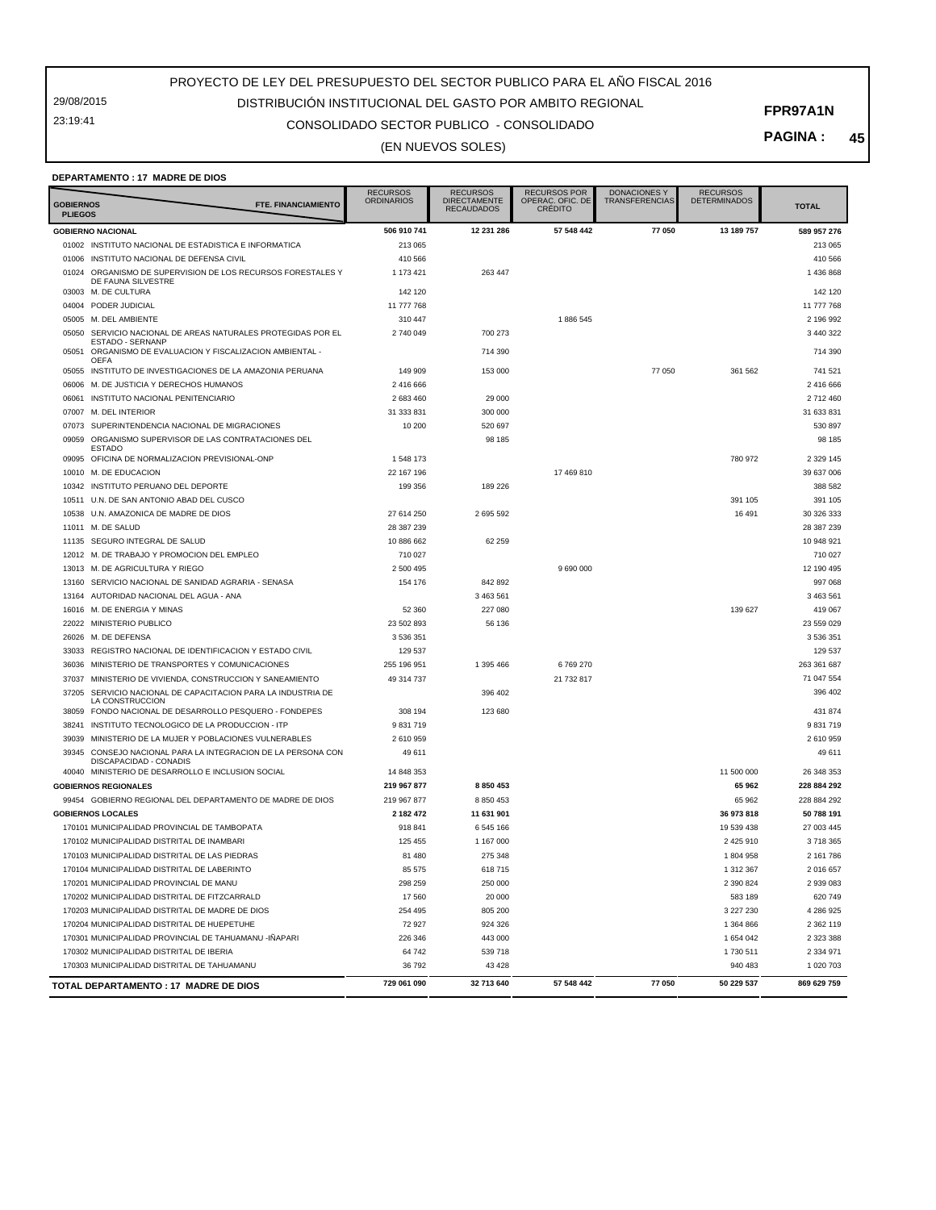PROYECTO DE LEY DEL PRESUPUESTO DEL SECTOR PUBLICO PARA EL AÑO FISCAL 2016

29/08/2015

23:19:41

DISTRIBUCIÓN INSTITUCIONAL DEL GASTO POR AMBITO REGIONAL

CONSOLIDADO SECTOR PUBLICO - CONSOLIDADO

(EN NUEVOS SOLES)

**FPR97A1N**

**PAGINA : 45**

**DEPARTAMENTO : 17 MADRE DE DIOS**

| GOBIERNOS / PLIEGOS — FTE. FINANCIAMIENTO | RECURSOS ORDINARIOS | RECURSOS DIRECTAMENTE RECAUDADOS | RECURSOS POR OPERAC. OFIC. DE CRÉDITO | DONACIONES Y TRANSFERENCIAS | RECURSOS DETERMINADOS | TOTAL |
|---|---|---|---|---|---|---|
| **GOBIERNO NACIONAL** | **506 910 741** | **12 231 286** | **57 548 442** | **77 050** | **13 189 757** | **589 957 276** |
| 01002 INSTITUTO NACIONAL DE ESTADISTICA E INFORMATICA | 213 065 | | | | | 213 065 |
| 01006 INSTITUTO NACIONAL DE DEFENSA CIVIL | 410 566 | | | | | 410 566 |
| 01024 ORGANISMO DE SUPERVISION DE LOS RECURSOS FORESTALES Y DE FAUNA SILVESTRE | 1 173 421 | 263 447 | | | | 1 436 868 |
| 03003 M. DE CULTURA | 142 120 | | | | | 142 120 |
| 04004 PODER JUDICIAL | 11 777 768 | | | | | 11 777 768 |
| 05005 M. DEL AMBIENTE | 310 447 | | 1 886 545 | | | 2 196 992 |
| 05050 SERVICIO NACIONAL DE AREAS NATURALES PROTEGIDAS POR EL ESTADO - SERNANP | 2 740 049 | 700 273 | | | | 3 440 322 |
| 05051 ORGANISMO DE EVALUACION Y FISCALIZACION AMBIENTAL - OEFA | | 714 390 | | | | 714 390 |
| 05055 INSTITUTO DE INVESTIGACIONES DE LA AMAZONIA PERUANA | 149 909 | 153 000 | | 77 050 | 361 562 | 741 521 |
| 06006 M. DE JUSTICIA Y DERECHOS HUMANOS | 2 416 666 | | | | | 2 416 666 |
| 06061 INSTITUTO NACIONAL PENITENCIARIO | 2 683 460 | 29 000 | | | | 2 712 460 |
| 07007 M. DEL INTERIOR | 31 333 831 | 300 000 | | | | 31 633 831 |
| 07073 SUPERINTENDENCIA NACIONAL DE MIGRACIONES | 10 200 | 520 697 | | | | 530 897 |
| 09059 ORGANISMO SUPERVISOR DE LAS CONTRATACIONES DEL ESTADO | | 98 185 | | | | 98 185 |
| 09095 OFICINA DE NORMALIZACION PREVISIONAL-ONP | 1 548 173 | | | | 780 972 | 2 329 145 |
| 10010 M. DE EDUCACION | 22 167 196 | | 17 469 810 | | | 39 637 006 |
| 10342 INSTITUTO PERUANO DEL DEPORTE | 199 356 | 189 226 | | | | 388 582 |
| 10511 U.N. DE SAN ANTONIO ABAD DEL CUSCO | | | | | 391 105 | 391 105 |
| 10538 U.N. AMAZONICA DE MADRE DE DIOS | 27 614 250 | 2 695 592 | | | 16 491 | 30 326 333 |
| 11011 M. DE SALUD | 28 387 239 | | | | | 28 387 239 |
| 11135 SEGURO INTEGRAL DE SALUD | 10 886 662 | 62 259 | | | | 10 948 921 |
| 12012 M. DE TRABAJO Y PROMOCION DEL EMPLEO | 710 027 | | | | | 710 027 |
| 13013 M. DE AGRICULTURA Y RIEGO | 2 500 495 | | 9 690 000 | | | 12 190 495 |
| 13160 SERVICIO NACIONAL DE SANIDAD AGRARIA - SENASA | 154 176 | 842 892 | | | | 997 068 |
| 13164 AUTORIDAD NACIONAL DEL AGUA - ANA | | 3 463 561 | | | | 3 463 561 |
| 16016 M. DE ENERGIA Y MINAS | 52 360 | 227 080 | | | 139 627 | 419 067 |
| 22022 MINISTERIO PUBLICO | 23 502 893 | 56 136 | | | | 23 559 029 |
| 26026 M. DE DEFENSA | 3 536 351 | | | | | 3 536 351 |
| 33033 REGISTRO NACIONAL DE IDENTIFICACION Y ESTADO CIVIL | 129 537 | | | | | 129 537 |
| 36036 MINISTERIO DE TRANSPORTES Y COMUNICACIONES | 255 196 951 | 1 395 466 | 6 769 270 | | | 263 361 687 |
| 37037 MINISTERIO DE VIVIENDA, CONSTRUCCION Y SANEAMIENTO | 49 314 737 | | 21 732 817 | | | 71 047 554 |
| 37205 SERVICIO NACIONAL DE CAPACITACION PARA LA INDUSTRIA DE LA CONSTRUCCION | | 396 402 | | | | 396 402 |
| 38059 FONDO NACIONAL DE DESARROLLO PESQUERO - FONDEPES | 308 194 | 123 680 | | | | 431 874 |
| 38241 INSTITUTO TECNOLOGICO DE LA PRODUCCION - ITP | 9 831 719 | | | | | 9 831 719 |
| 39039 MINISTERIO DE LA MUJER Y POBLACIONES VULNERABLES | 2 610 959 | | | | | 2 610 959 |
| 39345 CONSEJO NACIONAL PARA LA INTEGRACION DE LA PERSONA CON DISCAPACIDAD - CONADIS | 49 611 | | | | | 49 611 |
| 40040 MINISTERIO DE DESARROLLO E INCLUSION SOCIAL | 14 848 353 | | | | 11 500 000 | 26 348 353 |
| **GOBIERNOS REGIONALES** | **219 967 877** | **8 850 453** | | | **65 962** | **228 884 292** |
| 99454 GOBIERNO REGIONAL DEL DEPARTAMENTO DE MADRE DE DIOS | 219 967 877 | 8 850 453 | | | 65 962 | 228 884 292 |
| **GOBIERNOS LOCALES** | **2 182 472** | **11 631 901** | | | **36 973 818** | **50 788 191** |
| 170101 MUNICIPALIDAD PROVINCIAL DE TAMBOPATA | 918 841 | 6 545 166 | | | 19 539 438 | 27 003 445 |
| 170102 MUNICIPALIDAD DISTRITAL DE INAMBARI | 125 455 | 1 167 000 | | | 2 425 910 | 3 718 365 |
| 170103 MUNICIPALIDAD DISTRITAL DE LAS PIEDRAS | 81 480 | 275 348 | | | 1 804 958 | 2 161 786 |
| 170104 MUNICIPALIDAD DISTRITAL DE LABERINTO | 85 575 | 618 715 | | | 1 312 367 | 2 016 657 |
| 170201 MUNICIPALIDAD PROVINCIAL DE MANU | 298 259 | 250 000 | | | 2 390 824 | 2 939 083 |
| 170202 MUNICIPALIDAD DISTRITAL DE FITZCARRALD | 17 560 | 20 000 | | | 583 189 | 620 749 |
| 170203 MUNICIPALIDAD DISTRITAL DE MADRE DE DIOS | 254 495 | 805 200 | | | 3 227 230 | 4 286 925 |
| 170204 MUNICIPALIDAD DISTRITAL DE HUEPETUHE | 72 927 | 924 326 | | | 1 364 866 | 2 362 119 |
| 170301 MUNICIPALIDAD PROVINCIAL DE TAHUAMANU -IÑAPARI | 226 346 | 443 000 | | | 1 654 042 | 2 323 388 |
| 170302 MUNICIPALIDAD DISTRITAL DE IBERIA | 64 742 | 539 718 | | | 1 730 511 | 2 334 971 |
| 170303 MUNICIPALIDAD DISTRITAL DE TAHUAMANU | 36 792 | 43 428 | | | 940 483 | 1 020 703 |
| **TOTAL DEPARTAMENTO : 17 MADRE DE DIOS** | **729 061 090** | **32 713 640** | **57 548 442** | **77 050** | **50 229 537** | **869 629 759** |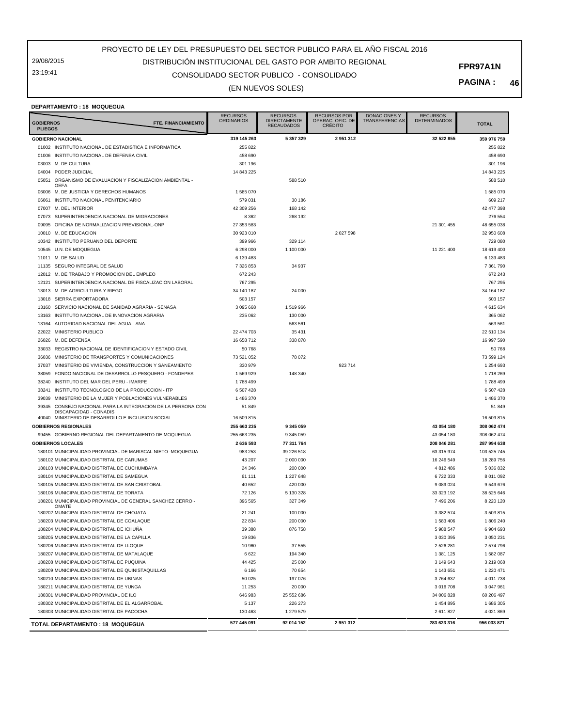# PROYECTO DE LEY DEL PRESUPUESTO DEL SECTOR PUBLICO PARA EL AÑO FISCAL 2016

29/08/2015

23:19:41

## DISTRIBUCIÓN INSTITUCIONAL DEL GASTO POR AMBITO REGIONAL

## CONSOLIDADO SECTOR PUBLICO - CONSOLIDADO

(EN NUEVOS SOLES)

**FPR97A1N**

**PAGINA : 46**

**DEPARTAMENTO : 18 MOQUEGUA**

| GOBIERNOS / PLIEGOS — FTE. FINANCIAMIENTO | RECURSOS ORDINARIOS | RECURSOS DIRECTAMENTE RECAUDADOS | RECURSOS POR OPERAC. OFIC. DE CRÉDITO | DONACIONES Y TRANSFERENCIAS | RECURSOS DETERMINADOS | TOTAL |
|---|---|---|---|---|---|---|
| **GOBIERNO NACIONAL** | **319 145 263** | **5 357 329** | **2 951 312** | | **32 522 855** | **359 976 759** |
| 01002 INSTITUTO NACIONAL DE ESTADISTICA E INFORMATICA | 255 822 | | | | | 255 822 |
| 01006 INSTITUTO NACIONAL DE DEFENSA CIVIL | 458 690 | | | | | 458 690 |
| 03003 M. DE CULTURA | 301 196 | | | | | 301 196 |
| 04004 PODER JUDICIAL | 14 843 225 | | | | | 14 843 225 |
| 05051 ORGANISMO DE EVALUACION Y FISCALIZACION AMBIENTAL - OEFA | | 588 510 | | | | 588 510 |
| 06006 M. DE JUSTICIA Y DERECHOS HUMANOS | 1 585 070 | | | | | 1 585 070 |
| 06061 INSTITUTO NACIONAL PENITENCIARIO | 579 031 | 30 186 | | | | 609 217 |
| 07007 M. DEL INTERIOR | 42 309 256 | 168 142 | | | | 42 477 398 |
| 07073 SUPERINTENDENCIA NACIONAL DE MIGRACIONES | 8 362 | 268 192 | | | | 276 554 |
| 09095 OFICINA DE NORMALIZACION PREVISIONAL-ONP | 27 353 583 | | | | 21 301 455 | 48 655 038 |
| 10010 M. DE EDUCACION | 30 923 010 | | 2 027 598 | | | 32 950 608 |
| 10342 INSTITUTO PERUANO DEL DEPORTE | 399 966 | 329 114 | | | | 729 080 |
| 10545 U.N. DE MOQUEGUA | 6 298 000 | 1 100 000 | | | 11 221 400 | 18 619 400 |
| 11011 M. DE SALUD | 6 139 483 | | | | | 6 139 483 |
| 11135 SEGURO INTEGRAL DE SALUD | 7 326 853 | 34 937 | | | | 7 361 790 |
| 12012 M. DE TRABAJO Y PROMOCION DEL EMPLEO | 672 243 | | | | | 672 243 |
| 12121 SUPERINTENDENCIA NACIONAL DE FISCALIZACION LABORAL | 767 295 | | | | | 767 295 |
| 13013 M. DE AGRICULTURA Y RIEGO | 34 140 187 | 24 000 | | | | 34 164 187 |
| 13018 SIERRA EXPORTADORA | 503 157 | | | | | 503 157 |
| 13160 SERVICIO NACIONAL DE SANIDAD AGRARIA - SENASA | 3 095 668 | 1 519 966 | | | | 4 615 634 |
| 13163 INSTITUTO NACIONAL DE INNOVACION AGRARIA | 235 062 | 130 000 | | | | 365 062 |
| 13164 AUTORIDAD NACIONAL DEL AGUA - ANA | | 563 561 | | | | 563 561 |
| 22022 MINISTERIO PUBLICO | 22 474 703 | 35 431 | | | | 22 510 134 |
| 26026 M. DE DEFENSA | 16 658 712 | 338 878 | | | | 16 997 590 |
| 33033 REGISTRO NACIONAL DE IDENTIFICACION Y ESTADO CIVIL | 50 768 | | | | | 50 768 |
| 36036 MINISTERIO DE TRANSPORTES Y COMUNICACIONES | 73 521 052 | 78 072 | | | | 73 599 124 |
| 37037 MINISTERIO DE VIVIENDA, CONSTRUCCION Y SANEAMIENTO | 330 979 | | 923 714 | | | 1 254 693 |
| 38059 FONDO NACIONAL DE DESARROLLO PESQUERO - FONDEPES | 1 569 929 | 148 340 | | | | 1 718 269 |
| 38240 INSTITUTO DEL MAR DEL PERU - IMARPE | 1 788 499 | | | | | 1 788 499 |
| 38241 INSTITUTO TECNOLOGICO DE LA PRODUCCION - ITP | 6 507 428 | | | | | 6 507 428 |
| 39039 MINISTERIO DE LA MUJER Y POBLACIONES VULNERABLES | 1 486 370 | | | | | 1 486 370 |
| 39345 CONSEJO NACIONAL PARA LA INTEGRACION DE LA PERSONA CON DISCAPACIDAD - CONADIS | 51 849 | | | | | 51 849 |
| 40040 MINISTERIO DE DESARROLLO E INCLUSION SOCIAL | 16 509 815 | | | | | 16 509 815 |
| **GOBIERNOS REGIONALES** | **255 663 235** | **9 345 059** | | | **43 054 180** | **308 062 474** |
| 99455 GOBIERNO REGIONAL DEL DEPARTAMENTO DE MOQUEGUA | 255 663 235 | 9 345 059 | | | 43 054 180 | 308 062 474 |
| **GOBIERNOS LOCALES** | **2 636 593** | **77 311 764** | | | **208 046 281** | **287 994 638** |
| 180101 MUNICIPALIDAD PROVINCIAL DE MARISCAL NIETO -MOQUEGUA | 983 253 | 39 226 518 | | | 63 315 974 | 103 525 745 |
| 180102 MUNICIPALIDAD DISTRITAL DE CARUMAS | 43 207 | 2 000 000 | | | 16 246 549 | 18 289 756 |
| 180103 MUNICIPALIDAD DISTRITAL DE CUCHUMBAYA | 24 346 | 200 000 | | | 4 812 486 | 5 036 832 |
| 180104 MUNICIPALIDAD DISTRITAL DE SAMEGUA | 61 111 | 1 227 648 | | | 6 722 333 | 8 011 092 |
| 180105 MUNICIPALIDAD DISTRITAL DE SAN CRISTOBAL | 40 652 | 420 000 | | | 9 089 024 | 9 549 676 |
| 180106 MUNICIPALIDAD DISTRITAL DE TORATA | 72 126 | 5 130 328 | | | 33 323 192 | 38 525 646 |
| 180201 MUNICIPALIDAD PROVINCIAL DE GENERAL SANCHEZ CERRO - OMATE | 396 565 | 327 349 | | | 7 496 206 | 8 220 120 |
| 180202 MUNICIPALIDAD DISTRITAL DE CHOJATA | 21 241 | 100 000 | | | 3 382 574 | 3 503 815 |
| 180203 MUNICIPALIDAD DISTRITAL DE COALAQUE | 22 834 | 200 000 | | | 1 583 406 | 1 806 240 |
| 180204 MUNICIPALIDAD DISTRITAL DE ICHUÑA | 39 388 | 876 758 | | | 5 988 547 | 6 904 693 |
| 180205 MUNICIPALIDAD DISTRITAL DE LA CAPILLA | 19 836 | | | | 3 030 395 | 3 050 231 |
| 180206 MUNICIPALIDAD DISTRITAL DE LLOQUE | 10 960 | 37 555 | | | 2 526 281 | 2 574 796 |
| 180207 MUNICIPALIDAD DISTRITAL DE MATALAQUE | 6 622 | 194 340 | | | 1 381 125 | 1 582 087 |
| 180208 MUNICIPALIDAD DISTRITAL DE PUQUINA | 44 425 | 25 000 | | | 3 149 643 | 3 219 068 |
| 180209 MUNICIPALIDAD DISTRITAL DE QUINISTAQUILLAS | 6 166 | 70 654 | | | 1 143 651 | 1 220 471 |
| 180210 MUNICIPALIDAD DISTRITAL DE UBINAS | 50 025 | 197 076 | | | 3 764 637 | 4 011 738 |
| 180211 MUNICIPALIDAD DISTRITAL DE YUNGA | 11 253 | 20 000 | | | 3 016 708 | 3 047 961 |
| 180301 MUNICIPALIDAD PROVINCIAL DE ILO | 646 983 | 25 552 686 | | | 34 006 828 | 60 206 497 |
| 180302 MUNICIPALIDAD DISTRITAL DE EL ALGARROBAL | 5 137 | 226 273 | | | 1 454 895 | 1 686 305 |
| 180303 MUNICIPALIDAD DISTRITAL DE PACOCHA | 130 463 | 1 279 579 | | | 2 611 827 | 4 021 869 |
| **TOTAL DEPARTAMENTO : 18 MOQUEGUA** | **577 445 091** | **92 014 152** | **2 951 312** | | **283 623 316** | **956 033 871** |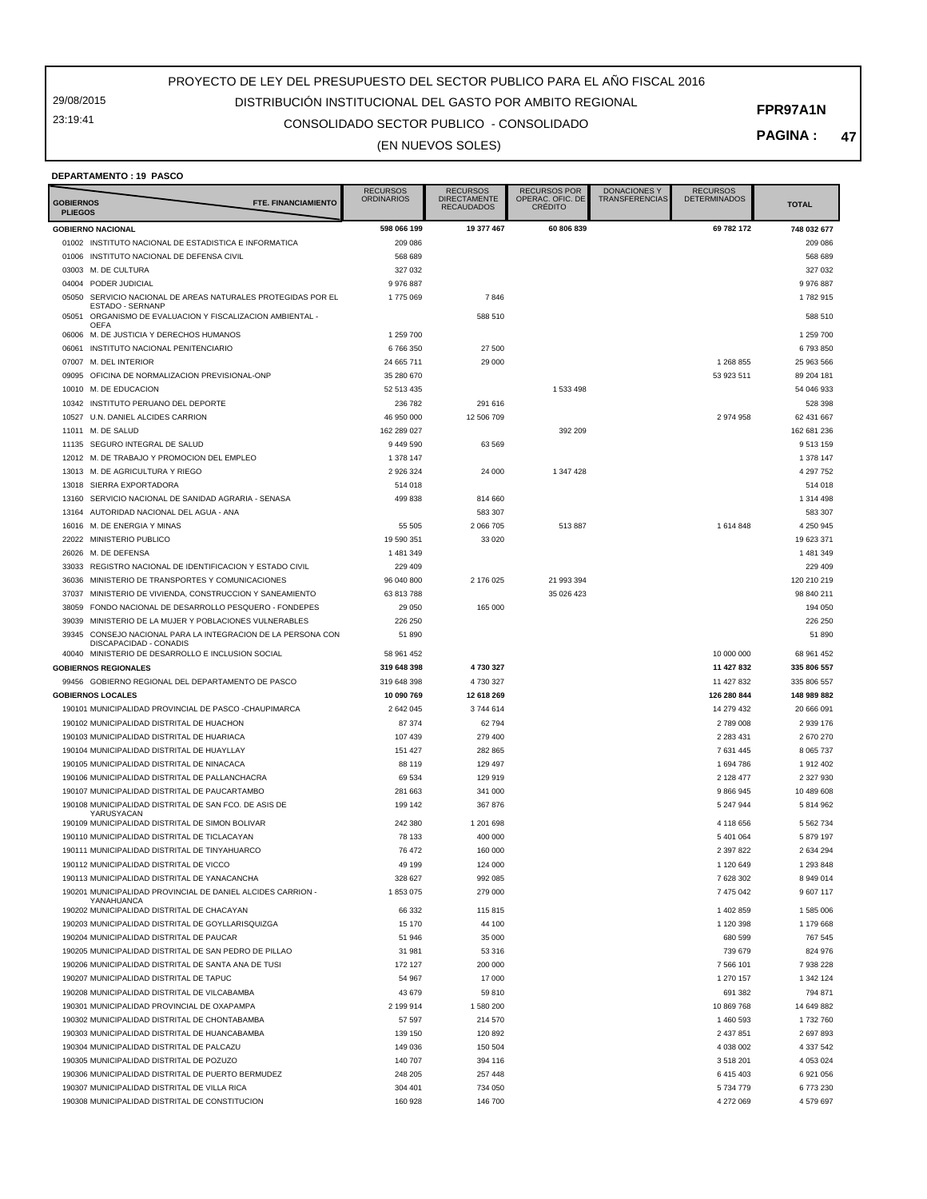# PROYECTO DE LEY DEL PRESUPUESTO DEL SECTOR PUBLICO PARA EL AÑO FISCAL 2016

29/08/2015
23:19:41

DISTRIBUCIÓN INSTITUCIONAL DEL GASTO POR AMBITO REGIONAL

CONSOLIDADO SECTOR PUBLICO - CONSOLIDADO

(EN NUEVOS SOLES)

**FPR97A1N**

**DEPARTAMENTO : 19 PASCO**

| GOBIERNOS / PLIEGOS — FTE. FINANCIAMIENTO | RECURSOS ORDINARIOS | RECURSOS DIRECTAMENTE RECAUDADOS | RECURSOS POR OPERAC. OFIC. DE CRÉDITO | DONACIONES Y TRANSFERENCIAS | RECURSOS DETERMINADOS | TOTAL |
|---|---|---|---|---|---|---|
| **GOBIERNO NACIONAL** | **598 066 199** | **19 377 467** | **60 806 839** | | **69 782 172** | **748 032 677** |
| 01002 INSTITUTO NACIONAL DE ESTADISTICA E INFORMATICA | 209 086 | | | | | 209 086 |
| 01006 INSTITUTO NACIONAL DE DEFENSA CIVIL | 568 689 | | | | | 568 689 |
| 03003 M. DE CULTURA | 327 032 | | | | | 327 032 |
| 04004 PODER JUDICIAL | 9 976 887 | | | | | 9 976 887 |
| 05050 SERVICIO NACIONAL DE AREAS NATURALES PROTEGIDAS POR EL ESTADO - SERNANP | 1 775 069 | 7 846 | | | | 1 782 915 |
| 05051 ORGANISMO DE EVALUACION Y FISCALIZACION AMBIENTAL - OEFA | | 588 510 | | | | 588 510 |
| 06006 M. DE JUSTICIA Y DERECHOS HUMANOS | 1 259 700 | | | | | 1 259 700 |
| 06061 INSTITUTO NACIONAL PENITENCIARIO | 6 766 350 | 27 500 | | | | 6 793 850 |
| 07007 M. DEL INTERIOR | 24 665 711 | 29 000 | | | 1 268 855 | 25 963 566 |
| 09095 OFICINA DE NORMALIZACION PREVISIONAL-ONP | 35 280 670 | | | | 53 923 511 | 89 204 181 |
| 10010 M. DE EDUCACION | 52 513 435 | | 1 533 498 | | | 54 046 933 |
| 10342 INSTITUTO PERUANO DEL DEPORTE | 236 782 | 291 616 | | | | 528 398 |
| 10527 U.N. DANIEL ALCIDES CARRION | 46 950 000 | 12 506 709 | | | 2 974 958 | 62 431 667 |
| 11011 M. DE SALUD | 162 289 027 | | 392 209 | | | 162 681 236 |
| 11135 SEGURO INTEGRAL DE SALUD | 9 449 590 | 63 569 | | | | 9 513 159 |
| 12012 M. DE TRABAJO Y PROMOCION DEL EMPLEO | 1 378 147 | | | | | 1 378 147 |
| 13013 M. DE AGRICULTURA Y RIEGO | 2 926 324 | 24 000 | 1 347 428 | | | 4 297 752 |
| 13018 SIERRA EXPORTADORA | 514 018 | | | | | 514 018 |
| 13160 SERVICIO NACIONAL DE SANIDAD AGRARIA - SENASA | 499 838 | 814 660 | | | | 1 314 498 |
| 13164 AUTORIDAD NACIONAL DEL AGUA - ANA | | 583 307 | | | | 583 307 |
| 16016 M. DE ENERGIA Y MINAS | 55 505 | 2 066 705 | 513 887 | | 1 614 848 | 4 250 945 |
| 22022 MINISTERIO PUBLICO | 19 590 351 | 33 020 | | | | 19 623 371 |
| 26026 M. DE DEFENSA | 1 481 349 | | | | | 1 481 349 |
| 33033 REGISTRO NACIONAL DE IDENTIFICACION Y ESTADO CIVIL | 229 409 | | | | | 229 409 |
| 36036 MINISTERIO DE TRANSPORTES Y COMUNICACIONES | 96 040 800 | 2 176 025 | 21 993 394 | | | 120 210 219 |
| 37037 MINISTERIO DE VIVIENDA, CONSTRUCCION Y SANEAMIENTO | 63 813 788 | | 35 026 423 | | | 98 840 211 |
| 38059 FONDO NACIONAL DE DESARROLLO PESQUERO - FONDEPES | 29 050 | 165 000 | | | | 194 050 |
| 39039 MINISTERIO DE LA MUJER Y POBLACIONES VULNERABLES | 226 250 | | | | | 226 250 |
| 39345 CONSEJO NACIONAL PARA LA INTEGRACION DE LA PERSONA CON DISCAPACIDAD - CONADIS | 51 890 | | | | | 51 890 |
| 40040 MINISTERIO DE DESARROLLO E INCLUSION SOCIAL | 58 961 452 | | | | 10 000 000 | 68 961 452 |
| **GOBIERNOS REGIONALES** | **319 648 398** | **4 730 327** | | | **11 427 832** | **335 806 557** |
| 99456 GOBIERNO REGIONAL DEL DEPARTAMENTO DE PASCO | 319 648 398 | 4 730 327 | | | 11 427 832 | 335 806 557 |
| **GOBIERNOS LOCALES** | **10 090 769** | **12 618 269** | | | **126 280 844** | **148 989 882** |
| 190101 MUNICIPALIDAD PROVINCIAL DE PASCO -CHAUPIMARCA | 2 642 045 | 3 744 614 | | | 14 279 432 | 20 666 091 |
| 190102 MUNICIPALIDAD DISTRITAL DE HUACHON | 87 374 | 62 794 | | | 2 789 008 | 2 939 176 |
| 190103 MUNICIPALIDAD DISTRITAL DE HUARIACA | 107 439 | 279 400 | | | 2 283 431 | 2 670 270 |
| 190104 MUNICIPALIDAD DISTRITAL DE HUAYLLAY | 151 427 | 282 865 | | | 7 631 445 | 8 065 737 |
| 190105 MUNICIPALIDAD DISTRITAL DE NINACACA | 88 119 | 129 497 | | | 1 694 786 | 1 912 402 |
| 190106 MUNICIPALIDAD DISTRITAL DE PALLANCHACRA | 69 534 | 129 919 | | | 2 128 477 | 2 327 930 |
| 190107 MUNICIPALIDAD DISTRITAL DE PAUCARTAMBO | 281 663 | 341 000 | | | 9 866 945 | 10 489 608 |
| 190108 MUNICIPALIDAD DISTRITAL DE SAN FCO. DE ASIS DE YARUSYACAN | 199 142 | 367 876 | | | 5 247 944 | 5 814 962 |
| 190109 MUNICIPALIDAD DISTRITAL DE SIMON BOLIVAR | 242 380 | 1 201 698 | | | 4 118 656 | 5 562 734 |
| 190110 MUNICIPALIDAD DISTRITAL DE TICLACAYAN | 78 133 | 400 000 | | | 5 401 064 | 5 879 197 |
| 190111 MUNICIPALIDAD DISTRITAL DE TINYAHUARCO | 76 472 | 160 000 | | | 2 397 822 | 2 634 294 |
| 190112 MUNICIPALIDAD DISTRITAL DE VICCO | 49 199 | 124 000 | | | 1 120 649 | 1 293 848 |
| 190113 MUNICIPALIDAD DISTRITAL DE YANACANCHA | 328 627 | 992 085 | | | 7 628 302 | 8 949 014 |
| 190201 MUNICIPALIDAD PROVINCIAL DE DANIEL ALCIDES CARRION - YANAHUANCA | 1 853 075 | 279 000 | | | 7 475 042 | 9 607 117 |
| 190202 MUNICIPALIDAD DISTRITAL DE CHACAYAN | 66 332 | 115 815 | | | 1 402 859 | 1 585 006 |
| 190203 MUNICIPALIDAD DISTRITAL DE GOYLLARISQUIZGA | 15 170 | 44 100 | | | 1 120 398 | 1 179 668 |
| 190204 MUNICIPALIDAD DISTRITAL DE PAUCAR | 51 946 | 35 000 | | | 680 599 | 767 545 |
| 190205 MUNICIPALIDAD DISTRITAL DE SAN PEDRO DE PILLAO | 31 981 | 53 316 | | | 739 679 | 824 976 |
| 190206 MUNICIPALIDAD DISTRITAL DE SANTA ANA DE TUSI | 172 127 | 200 000 | | | 7 566 101 | 7 938 228 |
| 190207 MUNICIPALIDAD DISTRITAL DE TAPUC | 54 967 | 17 000 | | | 1 270 157 | 1 342 124 |
| 190208 MUNICIPALIDAD DISTRITAL DE VILCABAMBA | 43 679 | 59 810 | | | 691 382 | 794 871 |
| 190301 MUNICIPALIDAD PROVINCIAL DE OXAPAMPA | 2 199 914 | 1 580 200 | | | 10 869 768 | 14 649 882 |
| 190302 MUNICIPALIDAD DISTRITAL DE CHONTABAMBA | 57 597 | 214 570 | | | 1 460 593 | 1 732 760 |
| 190303 MUNICIPALIDAD DISTRITAL DE HUANCABAMBA | 139 150 | 120 892 | | | 2 437 851 | 2 697 893 |
| 190304 MUNICIPALIDAD DISTRITAL DE PALCAZU | 149 036 | 150 504 | | | 4 038 002 | 4 337 542 |
| 190305 MUNICIPALIDAD DISTRITAL DE POZUZO | 140 707 | 394 116 | | | 3 518 201 | 4 053 024 |
| 190306 MUNICIPALIDAD DISTRITAL DE PUERTO BERMUDEZ | 248 205 | 257 448 | | | 6 415 403 | 6 921 056 |
| 190307 MUNICIPALIDAD DISTRITAL DE VILLA RICA | 304 401 | 734 050 | | | 5 734 779 | 6 773 230 |
| 190308 MUNICIPALIDAD DISTRITAL DE CONSTITUCION | 160 928 | 146 700 | | | 4 272 069 | 4 579 697 |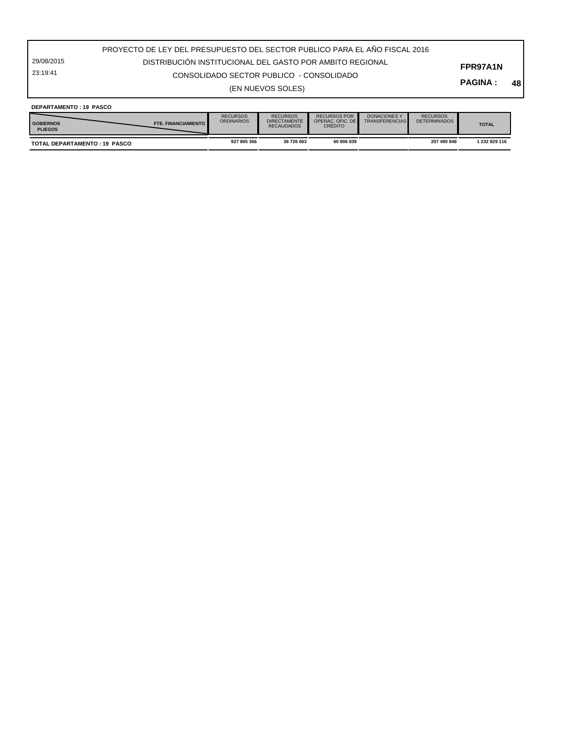PROYECTO DE LEY DEL PRESUPUESTO DEL SECTOR PUBLICO PARA EL AÑO FISCAL 2016

DISTRIBUCIÓN INSTITUCIONAL DEL GASTO POR AMBITO REGIONAL

CONSOLIDADO SECTOR PUBLICO - CONSOLIDADO

(EN NUEVOS SOLES)

29/08/2015

23:19:41

**FPR97A1N**

**DEPARTAMENTO : 19 PASCO**

| GOBIERNOS / PLIEGOS — FTE. FINANCIAMIENTO | RECURSOS ORDINARIOS | RECURSOS DIRECTAMENTE RECAUDADOS | RECURSOS POR OPERAC. OFIC. DE CRÉDITO | DONACIONES Y TRANSFERENCIAS | RECURSOS DETERMINADOS | TOTAL |
|---|---|---|---|---|---|---|
| **TOTAL DEPARTAMENTO : 19 PASCO** | 927 805 366 | 36 726 063 | 60 806 839 | | 207 490 848 | 1 232 829 116 |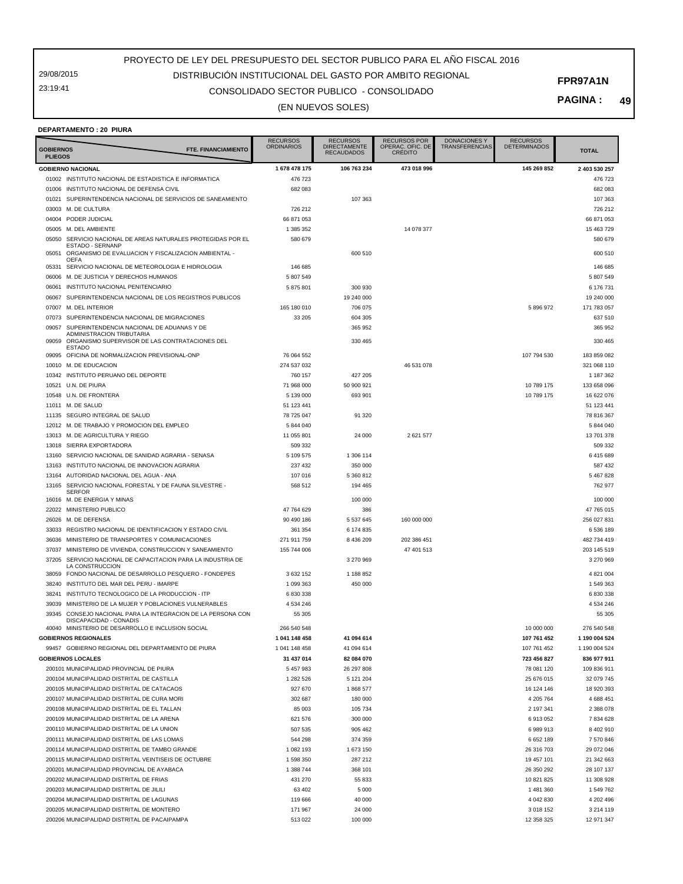PROYECTO DE LEY DEL PRESUPUESTO DEL SECTOR PUBLICO PARA EL AÑO FISCAL 2016

DISTRIBUCIÓN INSTITUCIONAL DEL GASTO POR AMBITO REGIONAL

CONSOLIDADO SECTOR PUBLICO - CONSOLIDADO

(EN NUEVOS SOLES)

29/08/2015
23:19:41

**FPR97A1N**

**PAGINA : 49**

**DEPARTAMENTO : 20 PIURA**

| GOBIERNOS / PLIEGOS — FTE. FINANCIAMIENTO | RECURSOS ORDINARIOS | RECURSOS DIRECTAMENTE RECAUDADOS | RECURSOS POR OPERAC. OFIC. DE CREDITO | DONACIONES Y TRANSFERENCIAS | RECURSOS DETERMINADOS | TOTAL |
|---|---|---|---|---|---|---|
| **GOBIERNO NACIONAL** | **1 678 478 175** | **106 763 234** | **473 018 996** | | **145 269 852** | **2 403 530 257** |
| 01002 INSTITUTO NACIONAL DE ESTADISTICA E INFORMATICA | 476 723 | | | | | 476 723 |
| 01006 INSTITUTO NACIONAL DE DEFENSA CIVIL | 682 083 | | | | | 682 083 |
| 01021 SUPERINTENDENCIA NACIONAL DE SERVICIOS DE SANEAMIENTO | | 107 363 | | | | 107 363 |
| 03003 M. DE CULTURA | 726 212 | | | | | 726 212 |
| 04004 PODER JUDICIAL | 66 871 053 | | | | | 66 871 053 |
| 05005 M. DEL AMBIENTE | 1 385 352 | | 14 078 377 | | | 15 463 729 |
| 05050 SERVICIO NACIONAL DE AREAS NATURALES PROTEGIDAS POR EL ESTADO - SERNANP | 580 679 | | | | | 580 679 |
| 05051 ORGANISMO DE EVALUACION Y FISCALIZACION AMBIENTAL - OEFA | | 600 510 | | | | 600 510 |
| 05331 SERVICIO NACIONAL DE METEOROLOGIA E HIDROLOGIA | 146 685 | | | | | 146 685 |
| 06006 M. DE JUSTICIA Y DERECHOS HUMANOS | 5 807 549 | | | | | 5 807 549 |
| 06061 INSTITUTO NACIONAL PENITENCIARIO | 5 875 801 | 300 930 | | | | 6 176 731 |
| 06067 SUPERINTENDENCIA NACIONAL DE LOS REGISTROS PUBLICOS | | 19 240 000 | | | | 19 240 000 |
| 07007 M. DEL INTERIOR | 165 180 010 | 706 075 | | | 5 896 972 | 171 783 057 |
| 07073 SUPERINTENDENCIA NACIONAL DE MIGRACIONES | 33 205 | 604 305 | | | | 637 510 |
| 09057 SUPERINTENDENCIA NACIONAL DE ADUANAS Y DE ADMINISTRACION TRIBUTARIA | | 365 952 | | | | 365 952 |
| 09059 ORGANISMO SUPERVISOR DE LAS CONTRATACIONES DEL ESTADO | | 330 465 | | | | 330 465 |
| 09095 OFICINA DE NORMALIZACION PREVISIONAL-ONP | 76 064 552 | | | | 107 794 530 | 183 859 082 |
| 10010 M. DE EDUCACION | 274 537 032 | | 46 531 078 | | | 321 068 110 |
| 10342 INSTITUTO PERUANO DEL DEPORTE | 760 157 | 427 205 | | | | 1 187 362 |
| 10521 U.N. DE PIURA | 71 968 000 | 50 900 921 | | | 10 789 175 | 133 658 096 |
| 10548 U.N. DE FRONTERA | 5 139 000 | 693 901 | | | 10 789 175 | 16 622 076 |
| 11011 M. DE SALUD | 51 123 441 | | | | | 51 123 441 |
| 11135 SEGURO INTEGRAL DE SALUD | 78 725 047 | 91 320 | | | | 78 816 367 |
| 12012 M. DE TRABAJO Y PROMOCION DEL EMPLEO | 5 844 040 | | | | | 5 844 040 |
| 13013 M. DE AGRICULTURA Y RIEGO | 11 055 801 | 24 000 | 2 621 577 | | | 13 701 378 |
| 13018 SIERRA EXPORTADORA | 509 332 | | | | | 509 332 |
| 13160 SERVICIO NACIONAL DE SANIDAD AGRARIA - SENASA | 5 109 575 | 1 306 114 | | | | 6 415 689 |
| 13163 INSTITUTO NACIONAL DE INNOVACION AGRARIA | 237 432 | 350 000 | | | | 587 432 |
| 13164 AUTORIDAD NACIONAL DEL AGUA - ANA | 107 016 | 5 360 812 | | | | 5 467 828 |
| 13165 SERVICIO NACIONAL FORESTAL Y DE FAUNA SILVESTRE - SERFOR | 568 512 | 194 465 | | | | 762 977 |
| 16016 M. DE ENERGIA Y MINAS | | 100 000 | | | | 100 000 |
| 22022 MINISTERIO PUBLICO | 47 764 629 | 386 | | | | 47 765 015 |
| 26026 M. DE DEFENSA | 90 490 186 | 5 537 645 | 160 000 000 | | | 256 027 831 |
| 33033 REGISTRO NACIONAL DE IDENTIFICACION Y ESTADO CIVIL | 361 354 | 6 174 835 | | | | 6 536 189 |
| 36036 MINISTERIO DE TRANSPORTES Y COMUNICACIONES | 271 911 759 | 8 436 209 | 202 386 451 | | | 482 734 419 |
| 37037 MINISTERIO DE VIVIENDA, CONSTRUCCION Y SANEAMIENTO | 155 744 006 | | 47 401 513 | | | 203 145 519 |
| 37205 SERVICIO NACIONAL DE CAPACITACION PARA LA INDUSTRIA DE LA CONSTRUCCION | | 3 270 969 | | | | 3 270 969 |
| 38059 FONDO NACIONAL DE DESARROLLO PESQUERO - FONDEPES | 3 632 152 | 1 188 852 | | | | 4 821 004 |
| 38240 INSTITUTO DEL MAR DEL PERU - IMARPE | 1 099 363 | 450 000 | | | | 1 549 363 |
| 38241 INSTITUTO TECNOLOGICO DE LA PRODUCCION - ITP | 6 830 338 | | | | | 6 830 338 |
| 39039 MINISTERIO DE LA MUJER Y POBLACIONES VULNERABLES | 4 534 246 | | | | | 4 534 246 |
| 39345 CONSEJO NACIONAL PARA LA INTEGRACION DE LA PERSONA CON DISCAPACIDAD - CONADIS | 55 305 | | | | | 55 305 |
| 40040 MINISTERIO DE DESARROLLO E INCLUSION SOCIAL | 266 540 548 | | | | 10 000 000 | 276 540 548 |
| **GOBIERNOS REGIONALES** | **1 041 148 458** | **41 094 614** | | | **107 761 452** | **1 190 004 524** |
| 99457 GOBIERNO REGIONAL DEL DEPARTAMENTO DE PIURA | 1 041 148 458 | 41 094 614 | | | 107 761 452 | 1 190 004 524 |
| **GOBIERNOS LOCALES** | **31 437 014** | **82 084 070** | | | **723 456 827** | **836 977 911** |
| 200101 MUNICIPALIDAD PROVINCIAL DE PIURA | 5 457 983 | 26 297 808 | | | 78 081 120 | 109 836 911 |
| 200104 MUNICIPALIDAD DISTRITAL DE CASTILLA | 1 282 526 | 5 121 204 | | | 25 676 015 | 32 079 745 |
| 200105 MUNICIPALIDAD DISTRITAL DE CATACAOS | 927 670 | 1 868 577 | | | 16 124 146 | 18 920 393 |
| 200107 MUNICIPALIDAD DISTRITAL DE CURA MORI | 302 687 | 180 000 | | | 4 205 764 | 4 688 451 |
| 200108 MUNICIPALIDAD DISTRITAL DE EL TALLAN | 85 003 | 105 734 | | | 2 197 341 | 2 388 078 |
| 200109 MUNICIPALIDAD DISTRITAL DE LA ARENA | 621 576 | 300 000 | | | 6 913 052 | 7 834 628 |
| 200110 MUNICIPALIDAD DISTRITAL DE LA UNION | 507 535 | 905 462 | | | 6 989 913 | 8 402 910 |
| 200111 MUNICIPALIDAD DISTRITAL DE LAS LOMAS | 544 298 | 374 359 | | | 6 652 189 | 7 570 846 |
| 200114 MUNICIPALIDAD DISTRITAL DE TAMBO GRANDE | 1 082 193 | 1 673 150 | | | 26 316 703 | 29 072 046 |
| 200115 MUNICIPALIDAD DISTRITAL VEINTISEIS DE OCTUBRE | 1 598 350 | 287 212 | | | 19 457 101 | 21 342 663 |
| 200201 MUNICIPALIDAD PROVINCIAL DE AYABACA | 1 388 744 | 368 101 | | | 26 350 292 | 28 107 137 |
| 200202 MUNICIPALIDAD DISTRITAL DE FRIAS | 431 270 | 55 833 | | | 10 821 825 | 11 308 928 |
| 200203 MUNICIPALIDAD DISTRITAL DE JILILI | 63 402 | 5 000 | | | 1 481 360 | 1 549 762 |
| 200204 MUNICIPALIDAD DISTRITAL DE LAGUNAS | 119 666 | 40 000 | | | 4 042 830 | 4 202 496 |
| 200205 MUNICIPALIDAD DISTRITAL DE MONTERO | 171 967 | 24 000 | | | 3 018 152 | 3 214 119 |
| 200206 MUNICIPALIDAD DISTRITAL DE PACAIPAMPA | 513 022 | 100 000 | | | 12 358 325 | 12 971 347 |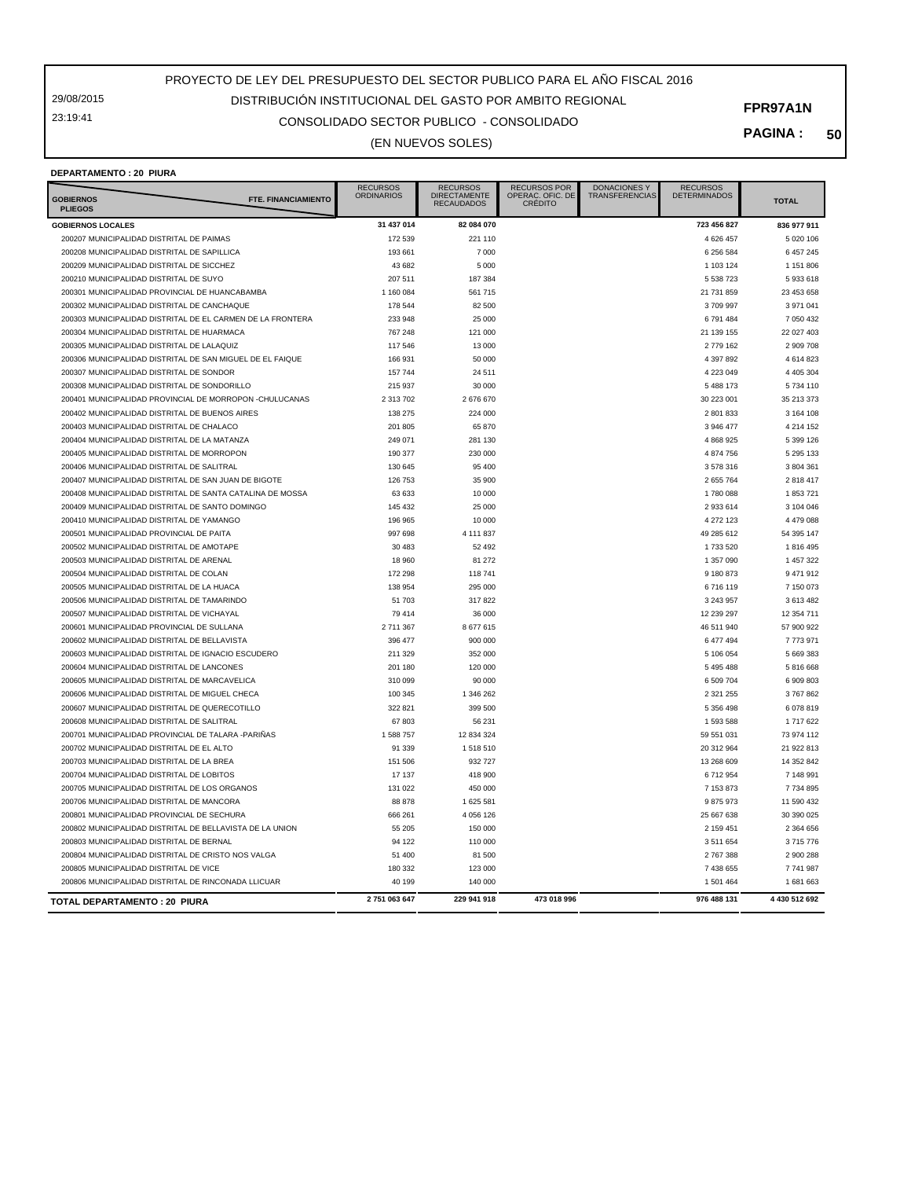PROYECTO DE LEY DEL PRESUPUESTO DEL SECTOR PUBLICO PARA EL AÑO FISCAL 2016

DISTRIBUCIÓN INSTITUCIONAL DEL GASTO POR AMBITO REGIONAL

CONSOLIDADO SECTOR PUBLICO - CONSOLIDADO

(EN NUEVOS SOLES)

29/08/2015

23:19:41

**FPR97A1N**

**DEPARTAMENTO : 20 PIURA**

| GOBIERNOS / PLIEGOS — FTE. FINANCIAMIENTO | RECURSOS ORDINARIOS | RECURSOS DIRECTAMENTE RECAUDADOS | RECURSOS POR OPERAC. OFIC. DE CRÉDITO | DONACIONES Y TRANSFERENCIAS | RECURSOS DETERMINADOS | TOTAL |
|---|---|---|---|---|---|---|
| **GOBIERNOS LOCALES** | **31 437 014** | **82 084 070** | | | **723 456 827** | **836 977 911** |
| 200207 MUNICIPALIDAD DISTRITAL DE PAIMAS | 172 539 | 221 110 | | | 4 626 457 | 5 020 106 |
| 200208 MUNICIPALIDAD DISTRITAL DE SAPILLICA | 193 661 | 7 000 | | | 6 256 584 | 6 457 245 |
| 200209 MUNICIPALIDAD DISTRITAL DE SICCHEZ | 43 682 | 5 000 | | | 1 103 124 | 1 151 806 |
| 200210 MUNICIPALIDAD DISTRITAL DE SUYO | 207 511 | 187 384 | | | 5 538 723 | 5 933 618 |
| 200301 MUNICIPALIDAD PROVINCIAL DE HUANCABAMBA | 1 160 084 | 561 715 | | | 21 731 859 | 23 453 658 |
| 200302 MUNICIPALIDAD DISTRITAL DE CANCHAQUE | 178 544 | 82 500 | | | 3 709 997 | 3 971 041 |
| 200303 MUNICIPALIDAD DISTRITAL DE EL CARMEN DE LA FRONTERA | 233 948 | 25 000 | | | 6 791 484 | 7 050 432 |
| 200304 MUNICIPALIDAD DISTRITAL DE HUARMACA | 767 248 | 121 000 | | | 21 139 155 | 22 027 403 |
| 200305 MUNICIPALIDAD DISTRITAL DE LALAQUIZ | 117 546 | 13 000 | | | 2 779 162 | 2 909 708 |
| 200306 MUNICIPALIDAD DISTRITAL DE SAN MIGUEL DE EL FAIQUE | 166 931 | 50 000 | | | 4 397 892 | 4 614 823 |
| 200307 MUNICIPALIDAD DISTRITAL DE SONDOR | 157 744 | 24 511 | | | 4 223 049 | 4 405 304 |
| 200308 MUNICIPALIDAD DISTRITAL DE SONDORILLO | 215 937 | 30 000 | | | 5 488 173 | 5 734 110 |
| 200401 MUNICIPALIDAD PROVINCIAL DE MORROPON -CHULUCANAS | 2 313 702 | 2 676 670 | | | 30 223 001 | 35 213 373 |
| 200402 MUNICIPALIDAD DISTRITAL DE BUENOS AIRES | 138 275 | 224 000 | | | 2 801 833 | 3 164 108 |
| 200403 MUNICIPALIDAD DISTRITAL DE CHALACO | 201 805 | 65 870 | | | 3 946 477 | 4 214 152 |
| 200404 MUNICIPALIDAD DISTRITAL DE LA MATANZA | 249 071 | 281 130 | | | 4 868 925 | 5 399 126 |
| 200405 MUNICIPALIDAD DISTRITAL DE MORROPON | 190 377 | 230 000 | | | 4 874 756 | 5 295 133 |
| 200406 MUNICIPALIDAD DISTRITAL DE SALITRAL | 130 645 | 95 400 | | | 3 578 316 | 3 804 361 |
| 200407 MUNICIPALIDAD DISTRITAL DE SAN JUAN DE BIGOTE | 126 753 | 35 900 | | | 2 655 764 | 2 818 417 |
| 200408 MUNICIPALIDAD DISTRITAL DE SANTA CATALINA DE MOSSA | 63 633 | 10 000 | | | 1 780 088 | 1 853 721 |
| 200409 MUNICIPALIDAD DISTRITAL DE SANTO DOMINGO | 145 432 | 25 000 | | | 2 933 614 | 3 104 046 |
| 200410 MUNICIPALIDAD DISTRITAL DE YAMANGO | 196 965 | 10 000 | | | 4 272 123 | 4 479 088 |
| 200501 MUNICIPALIDAD PROVINCIAL DE PAITA | 997 698 | 4 111 837 | | | 49 285 612 | 54 395 147 |
| 200502 MUNICIPALIDAD DISTRITAL DE AMOTAPE | 30 483 | 52 492 | | | 1 733 520 | 1 816 495 |
| 200503 MUNICIPALIDAD DISTRITAL DE ARENAL | 18 960 | 81 272 | | | 1 357 090 | 1 457 322 |
| 200504 MUNICIPALIDAD DISTRITAL DE COLAN | 172 298 | 118 741 | | | 9 180 873 | 9 471 912 |
| 200505 MUNICIPALIDAD DISTRITAL DE LA HUACA | 138 954 | 295 000 | | | 6 716 119 | 7 150 073 |
| 200506 MUNICIPALIDAD DISTRITAL DE TAMARINDO | 51 703 | 317 822 | | | 3 243 957 | 3 613 482 |
| 200507 MUNICIPALIDAD DISTRITAL DE VICHAYAL | 79 414 | 36 000 | | | 12 239 297 | 12 354 711 |
| 200601 MUNICIPALIDAD PROVINCIAL DE SULLANA | 2 711 367 | 8 677 615 | | | 46 511 940 | 57 900 922 |
| 200602 MUNICIPALIDAD DISTRITAL DE BELLAVISTA | 396 477 | 900 000 | | | 6 477 494 | 7 773 971 |
| 200603 MUNICIPALIDAD DISTRITAL DE IGNACIO ESCUDERO | 211 329 | 352 000 | | | 5 106 054 | 5 669 383 |
| 200604 MUNICIPALIDAD DISTRITAL DE LANCONES | 201 180 | 120 000 | | | 5 495 488 | 5 816 668 |
| 200605 MUNICIPALIDAD DISTRITAL DE MARCAVELICA | 310 099 | 90 000 | | | 6 509 704 | 6 909 803 |
| 200606 MUNICIPALIDAD DISTRITAL DE MIGUEL CHECA | 100 345 | 1 346 262 | | | 2 321 255 | 3 767 862 |
| 200607 MUNICIPALIDAD DISTRITAL DE QUERECOTILLO | 322 821 | 399 500 | | | 5 356 498 | 6 078 819 |
| 200608 MUNICIPALIDAD DISTRITAL DE SALITRAL | 67 803 | 56 231 | | | 1 593 588 | 1 717 622 |
| 200701 MUNICIPALIDAD PROVINCIAL DE TALARA -PARIÑAS | 1 588 757 | 12 834 324 | | | 59 551 031 | 73 974 112 |
| 200702 MUNICIPALIDAD DISTRITAL DE EL ALTO | 91 339 | 1 518 510 | | | 20 312 964 | 21 922 813 |
| 200703 MUNICIPALIDAD DISTRITAL DE LA BREA | 151 506 | 932 727 | | | 13 268 609 | 14 352 842 |
| 200704 MUNICIPALIDAD DISTRITAL DE LOBITOS | 17 137 | 418 900 | | | 6 712 954 | 7 148 991 |
| 200705 MUNICIPALIDAD DISTRITAL DE LOS ORGANOS | 131 022 | 450 000 | | | 7 153 873 | 7 734 895 |
| 200706 MUNICIPALIDAD DISTRITAL DE MANCORA | 88 878 | 1 625 581 | | | 9 875 973 | 11 590 432 |
| 200801 MUNICIPALIDAD PROVINCIAL DE SECHURA | 666 261 | 4 056 126 | | | 25 667 638 | 30 390 025 |
| 200802 MUNICIPALIDAD DISTRITAL DE BELLAVISTA DE LA UNION | 55 205 | 150 000 | | | 2 159 451 | 2 364 656 |
| 200803 MUNICIPALIDAD DISTRITAL DE BERNAL | 94 122 | 110 000 | | | 3 511 654 | 3 715 776 |
| 200804 MUNICIPALIDAD DISTRITAL DE CRISTO NOS VALGA | 51 400 | 81 500 | | | 2 767 388 | 2 900 288 |
| 200805 MUNICIPALIDAD DISTRITAL DE VICE | 180 332 | 123 000 | | | 7 438 655 | 7 741 987 |
| 200806 MUNICIPALIDAD DISTRITAL DE RINCONADA LLICUAR | 40 199 | 140 000 | | | 1 501 464 | 1 681 663 |
| **TOTAL DEPARTAMENTO : 20 PIURA** | **2 751 063 647** | **229 941 918** | **473 018 996** | | **976 488 131** | **4 430 512 692** |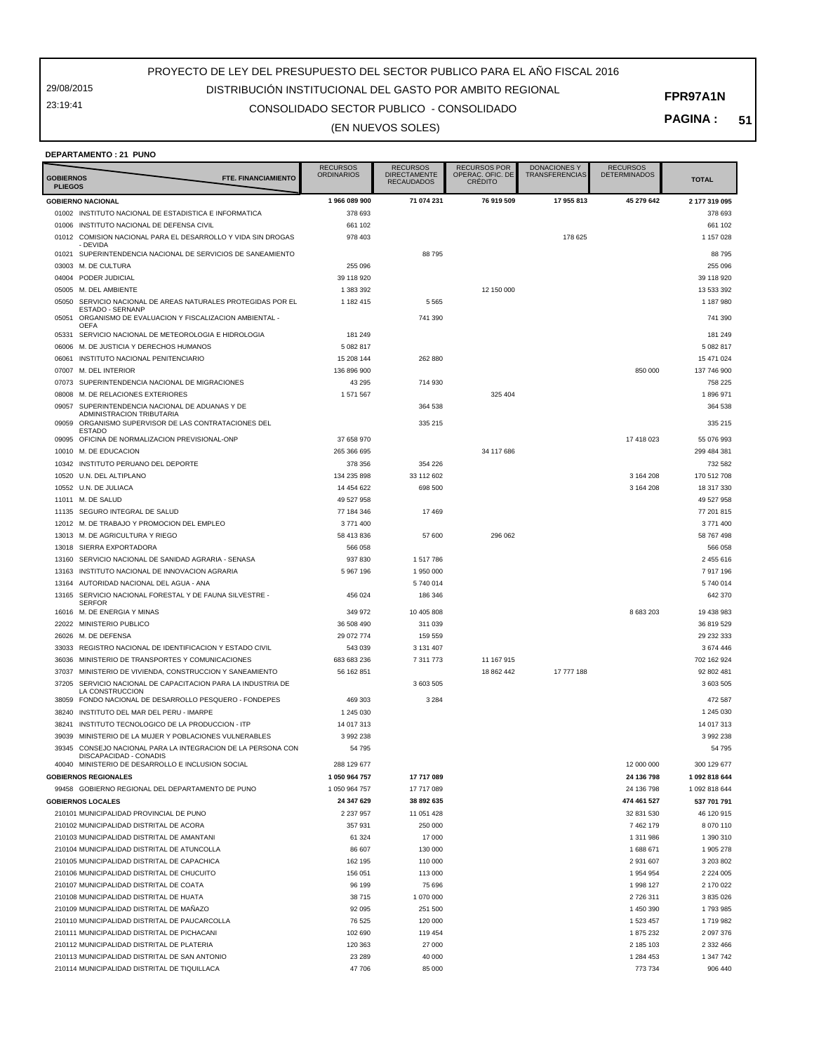PROYECTO DE LEY DEL PRESUPUESTO DEL SECTOR PUBLICO PARA EL AÑO FISCAL 2016

DISTRIBUCIÓN INSTITUCIONAL DEL GASTO POR AMBITO REGIONAL

CONSOLIDADO SECTOR PUBLICO - CONSOLIDADO

(EN NUEVOS SOLES)

29/08/2015
23:19:41

FPR97A1N

**DEPARTAMENTO : 21 PUNO**

| GOBIERNOS / PLIEGOS — FTE. FINANCIAMIENTO | RECURSOS ORDINARIOS | RECURSOS DIRECTAMENTE RECAUDADOS | RECURSOS POR OPERAC. OFIC. DE CRÉDITO | DONACIONES Y TRANSFERENCIAS | RECURSOS DETERMINADOS | TOTAL |
|---|---|---|---|---|---|---|
| **GOBIERNO NACIONAL** | **1 966 089 900** | **71 074 231** | **76 919 509** | **17 955 813** | **45 279 642** | **2 177 319 095** |
| 01002 INSTITUTO NACIONAL DE ESTADISTICA E INFORMATICA | 378 693 | | | | | 378 693 |
| 01006 INSTITUTO NACIONAL DE DEFENSA CIVIL | 661 102 | | | | | 661 102 |
| 01012 COMISION NACIONAL PARA EL DESARROLLO Y VIDA SIN DROGAS - DEVIDA | 978 403 | | | 178 625 | | 1 157 028 |
| 01021 SUPERINTENDENCIA NACIONAL DE SERVICIOS DE SANEAMIENTO | | 88 795 | | | | 88 795 |
| 03003 M. DE CULTURA | 255 096 | | | | | 255 096 |
| 04004 PODER JUDICIAL | 39 118 920 | | | | | 39 118 920 |
| 05005 M. DEL AMBIENTE | 1 383 392 | | 12 150 000 | | | 13 533 392 |
| 05050 SERVICIO NACIONAL DE AREAS NATURALES PROTEGIDAS POR EL ESTADO - SERNANP | 1 182 415 | 5 565 | | | | 1 187 980 |
| 05051 ORGANISMO DE EVALUACION Y FISCALIZACION AMBIENTAL - OEFA | | 741 390 | | | | 741 390 |
| 05331 SERVICIO NACIONAL DE METEOROLOGIA E HIDROLOGIA | 181 249 | | | | | 181 249 |
| 06006 M. DE JUSTICIA Y DERECHOS HUMANOS | 5 082 817 | | | | | 5 082 817 |
| 06061 INSTITUTO NACIONAL PENITENCIARIO | 15 208 144 | 262 880 | | | | 15 471 024 |
| 07007 M. DEL INTERIOR | 136 896 900 | | | | 850 000 | 137 746 900 |
| 07073 SUPERINTENDENCIA NACIONAL DE MIGRACIONES | 43 295 | 714 930 | | | | 758 225 |
| 08008 M. DE RELACIONES EXTERIORES | 1 571 567 | | 325 404 | | | 1 896 971 |
| 09057 SUPERINTENDENCIA NACIONAL DE ADUANAS Y DE ADMINISTRACION TRIBUTARIA | | 364 538 | | | | 364 538 |
| 09059 ORGANISMO SUPERVISOR DE LAS CONTRATACIONES DEL ESTADO | | 335 215 | | | | 335 215 |
| 09095 OFICINA DE NORMALIZACION PREVISIONAL-ONP | 37 658 970 | | | | 17 418 023 | 55 076 993 |
| 10010 M. DE EDUCACION | 265 366 695 | | 34 117 686 | | | 299 484 381 |
| 10342 INSTITUTO PERUANO DEL DEPORTE | 378 356 | 354 226 | | | | 732 582 |
| 10520 U.N. DEL ALTIPLANO | 134 235 898 | 33 112 602 | | | 3 164 208 | 170 512 708 |
| 10552 U.N. DE JULIACA | 14 454 622 | 698 500 | | | 3 164 208 | 18 317 330 |
| 11011 M. DE SALUD | 49 527 958 | | | | | 49 527 958 |
| 11135 SEGURO INTEGRAL DE SALUD | 77 184 346 | 17 469 | | | | 77 201 815 |
| 12012 M. DE TRABAJO Y PROMOCION DEL EMPLEO | 3 771 400 | | | | | 3 771 400 |
| 13013 M. DE AGRICULTURA Y RIEGO | 58 413 836 | 57 600 | 296 062 | | | 58 767 498 |
| 13018 SIERRA EXPORTADORA | 566 058 | | | | | 566 058 |
| 13160 SERVICIO NACIONAL DE SANIDAD AGRARIA - SENASA | 937 830 | 1 517 786 | | | | 2 455 616 |
| 13163 INSTITUTO NACIONAL DE INNOVACION AGRARIA | 5 967 196 | 1 950 000 | | | | 7 917 196 |
| 13164 AUTORIDAD NACIONAL DEL AGUA - ANA | | 5 740 014 | | | | 5 740 014 |
| 13165 SERVICIO NACIONAL FORESTAL Y DE FAUNA SILVESTRE - SERFOR | 456 024 | 186 346 | | | | 642 370 |
| 16016 M. DE ENERGIA Y MINAS | 349 972 | 10 405 808 | | | 8 683 203 | 19 438 983 |
| 22022 MINISTERIO PUBLICO | 36 508 490 | 311 039 | | | | 36 819 529 |
| 26026 M. DE DEFENSA | 29 072 774 | 159 559 | | | | 29 232 333 |
| 33033 REGISTRO NACIONAL DE IDENTIFICACION Y ESTADO CIVIL | 543 039 | 3 131 407 | | | | 3 674 446 |
| 36036 MINISTERIO DE TRANSPORTES Y COMUNICACIONES | 683 683 236 | 7 311 773 | 11 167 915 | | | 702 162 924 |
| 37037 MINISTERIO DE VIVIENDA, CONSTRUCCION Y SANEAMIENTO | 56 162 851 | | 18 862 442 | 17 777 188 | | 92 802 481 |
| 37205 SERVICIO NACIONAL DE CAPACITACION PARA LA INDUSTRIA DE LA CONSTRUCCION | | 3 603 505 | | | | 3 603 505 |
| 38059 FONDO NACIONAL DE DESARROLLO PESQUERO - FONDEPES | 469 303 | 3 284 | | | | 472 587 |
| 38240 INSTITUTO DEL MAR DEL PERU - IMARPE | 1 245 030 | | | | | 1 245 030 |
| 38241 INSTITUTO TECNOLOGICO DE LA PRODUCCION - ITP | 14 017 313 | | | | | 14 017 313 |
| 39039 MINISTERIO DE LA MUJER Y POBLACIONES VULNERABLES | 3 992 238 | | | | | 3 992 238 |
| 39345 CONSEJO NACIONAL PARA LA INTEGRACION DE LA PERSONA CON DISCAPACIDAD - CONADIS | 54 795 | | | | | 54 795 |
| 40040 MINISTERIO DE DESARROLLO E INCLUSION SOCIAL | 288 129 677 | | | | 12 000 000 | 300 129 677 |
| **GOBIERNOS REGIONALES** | **1 050 964 757** | **17 717 089** | | | **24 136 798** | **1 092 818 644** |
| 99458 GOBIERNO REGIONAL DEL DEPARTAMENTO DE PUNO | 1 050 964 757 | 17 717 089 | | | 24 136 798 | 1 092 818 644 |
| **GOBIERNOS LOCALES** | **24 347 629** | **38 892 635** | | | **474 461 527** | **537 701 791** |
| 210101 MUNICIPALIDAD PROVINCIAL DE PUNO | 2 237 957 | 11 051 428 | | | 32 831 530 | 46 120 915 |
| 210102 MUNICIPALIDAD DISTRITAL DE ACORA | 357 931 | 250 000 | | | 7 462 179 | 8 070 110 |
| 210103 MUNICIPALIDAD DISTRITAL DE AMANTANI | 61 324 | 17 000 | | | 1 311 986 | 1 390 310 |
| 210104 MUNICIPALIDAD DISTRITAL DE ATUNCOLLA | 86 607 | 130 000 | | | 1 688 671 | 1 905 278 |
| 210105 MUNICIPALIDAD DISTRITAL DE CAPACHICA | 162 195 | 110 000 | | | 2 931 607 | 3 203 802 |
| 210106 MUNICIPALIDAD DISTRITAL DE CHUCUITO | 156 051 | 113 000 | | | 1 954 954 | 2 224 005 |
| 210107 MUNICIPALIDAD DISTRITAL DE COATA | 96 199 | 75 696 | | | 1 998 127 | 2 170 022 |
| 210108 MUNICIPALIDAD DISTRITAL DE HUATA | 38 715 | 1 070 000 | | | 2 726 311 | 3 835 026 |
| 210109 MUNICIPALIDAD DISTRITAL DE MAÑAZO | 92 095 | 251 500 | | | 1 450 390 | 1 793 985 |
| 210110 MUNICIPALIDAD DISTRITAL DE PAUCARCOLLA | 76 525 | 120 000 | | | 1 523 457 | 1 719 982 |
| 210111 MUNICIPALIDAD DISTRITAL DE PICHACANI | 102 690 | 119 454 | | | 1 875 232 | 2 097 376 |
| 210112 MUNICIPALIDAD DISTRITAL DE PLATERIA | 120 363 | 27 000 | | | 2 185 103 | 2 332 466 |
| 210113 MUNICIPALIDAD DISTRITAL DE SAN ANTONIO | 23 289 | 40 000 | | | 1 284 453 | 1 347 742 |
| 210114 MUNICIPALIDAD DISTRITAL DE TIQUILLACA | 47 706 | 85 000 | | | 773 734 | 906 440 |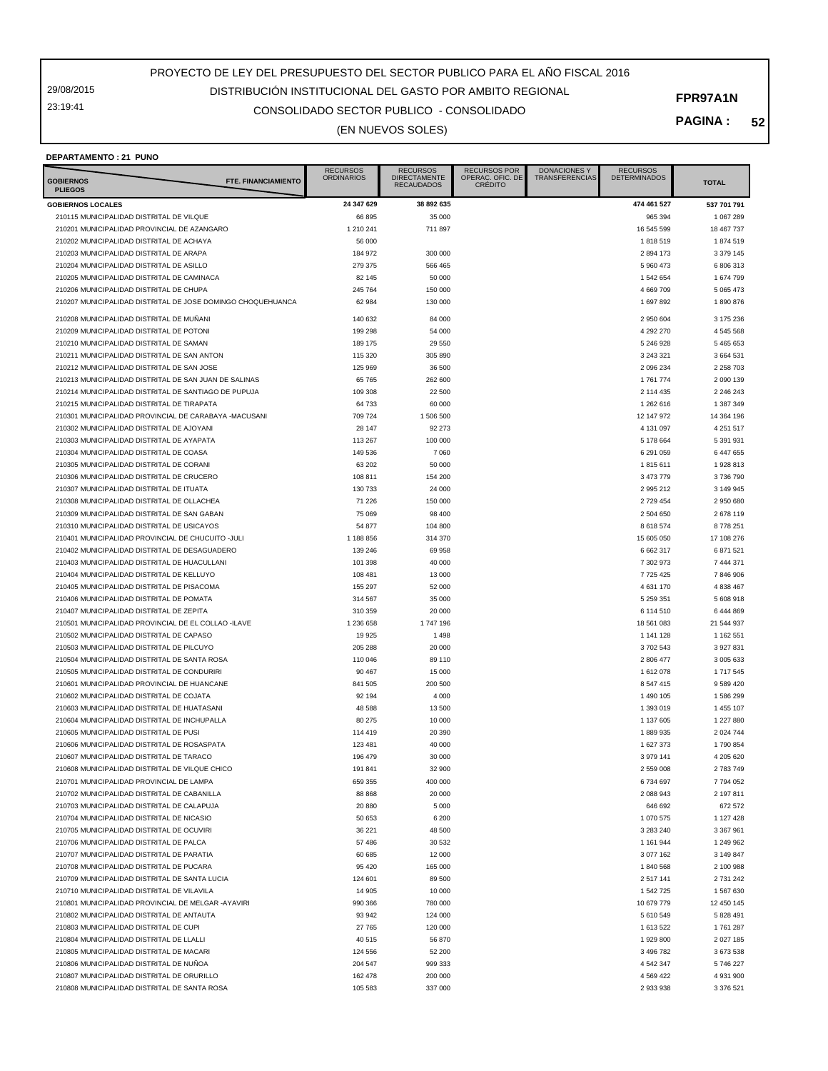PROYECTO DE LEY DEL PRESUPUESTO DEL SECTOR PUBLICO PARA EL AÑO FISCAL 2016

DISTRIBUCIÓN INSTITUCIONAL DEL GASTO POR AMBITO REGIONAL

CONSOLIDADO SECTOR PUBLICO - CONSOLIDADO

(EN NUEVOS SOLES)

29/08/2015
23:19:41

**FPR97A1N**

**PAGINA : 52**

**DEPARTAMENTO : 21 PUNO**

| GOBIERNOS / PLIEGOS — FTE. FINANCIAMIENTO | RECURSOS ORDINARIOS | RECURSOS DIRECTAMENTE RECAUDADOS | RECURSOS POR OPERAC. OFIC. DE CRÉDITO | DONACIONES Y TRANSFERENCIAS | RECURSOS DETERMINADOS | TOTAL |
|---|---|---|---|---|---|---|
| **GOBIERNOS LOCALES** | **24 347 629** | **38 892 635** | | | **474 461 527** | **537 701 791** |
| 210115 MUNICIPALIDAD DISTRITAL DE VILQUE | 66 895 | 35 000 | | | 965 394 | 1 067 289 |
| 210201 MUNICIPALIDAD PROVINCIAL DE AZANGARO | 1 210 241 | 711 897 | | | 16 545 599 | 18 467 737 |
| 210202 MUNICIPALIDAD DISTRITAL DE ACHAYA | 56 000 | | | | 1 818 519 | 1 874 519 |
| 210203 MUNICIPALIDAD DISTRITAL DE ARAPA | 184 972 | 300 000 | | | 2 894 173 | 3 379 145 |
| 210204 MUNICIPALIDAD DISTRITAL DE ASILLO | 279 375 | 566 465 | | | 5 960 473 | 6 806 313 |
| 210205 MUNICIPALIDAD DISTRITAL DE CAMINACA | 82 145 | 50 000 | | | 1 542 654 | 1 674 799 |
| 210206 MUNICIPALIDAD DISTRITAL DE CHUPA | 245 764 | 150 000 | | | 4 669 709 | 5 065 473 |
| 210207 MUNICIPALIDAD DISTRITAL DE JOSE DOMINGO CHOQUEHUANCA | 62 984 | 130 000 | | | 1 697 892 | 1 890 876 |
| 210208 MUNICIPALIDAD DISTRITAL DE MUÑANI | 140 632 | 84 000 | | | 2 950 604 | 3 175 236 |
| 210209 MUNICIPALIDAD DISTRITAL DE POTONI | 199 298 | 54 000 | | | 4 292 270 | 4 545 568 |
| 210210 MUNICIPALIDAD DISTRITAL DE SAMAN | 189 175 | 29 550 | | | 5 246 928 | 5 465 653 |
| 210211 MUNICIPALIDAD DISTRITAL DE SAN ANTON | 115 320 | 305 890 | | | 3 243 321 | 3 664 531 |
| 210212 MUNICIPALIDAD DISTRITAL DE SAN JOSE | 125 969 | 36 500 | | | 2 096 234 | 2 258 703 |
| 210213 MUNICIPALIDAD DISTRITAL DE SAN JUAN DE SALINAS | 65 765 | 262 600 | | | 1 761 774 | 2 090 139 |
| 210214 MUNICIPALIDAD DISTRITAL DE SANTIAGO DE PUPUJA | 109 308 | 22 500 | | | 2 114 435 | 2 246 243 |
| 210215 MUNICIPALIDAD DISTRITAL DE TIRAPATA | 64 733 | 60 000 | | | 1 262 616 | 1 387 349 |
| 210301 MUNICIPALIDAD PROVINCIAL DE CARABAYA -MACUSANI | 709 724 | 1 506 500 | | | 12 147 972 | 14 364 196 |
| 210302 MUNICIPALIDAD DISTRITAL DE AJOYANI | 28 147 | 92 273 | | | 4 131 097 | 4 251 517 |
| 210303 MUNICIPALIDAD DISTRITAL DE AYAPATA | 113 267 | 100 000 | | | 5 178 664 | 5 391 931 |
| 210304 MUNICIPALIDAD DISTRITAL DE COASA | 149 536 | 7 060 | | | 6 291 059 | 6 447 655 |
| 210305 MUNICIPALIDAD DISTRITAL DE CORANI | 63 202 | 50 000 | | | 1 815 611 | 1 928 813 |
| 210306 MUNICIPALIDAD DISTRITAL DE CRUCERO | 108 811 | 154 200 | | | 3 473 779 | 3 736 790 |
| 210307 MUNICIPALIDAD DISTRITAL DE ITUATA | 130 733 | 24 000 | | | 2 995 212 | 3 149 945 |
| 210308 MUNICIPALIDAD DISTRITAL DE OLLACHEA | 71 226 | 150 000 | | | 2 729 454 | 2 950 680 |
| 210309 MUNICIPALIDAD DISTRITAL DE SAN GABAN | 75 069 | 98 400 | | | 2 504 650 | 2 678 119 |
| 210310 MUNICIPALIDAD DISTRITAL DE USICAYOS | 54 877 | 104 800 | | | 8 618 574 | 8 778 251 |
| 210401 MUNICIPALIDAD PROVINCIAL DE CHUCUITO -JULI | 1 188 856 | 314 370 | | | 15 605 050 | 17 108 276 |
| 210402 MUNICIPALIDAD DISTRITAL DE DESAGUADERO | 139 246 | 69 958 | | | 6 662 317 | 6 871 521 |
| 210403 MUNICIPALIDAD DISTRITAL DE HUACULLANI | 101 398 | 40 000 | | | 7 302 973 | 7 444 371 |
| 210404 MUNICIPALIDAD DISTRITAL DE KELLUYO | 108 481 | 13 000 | | | 7 725 425 | 7 846 906 |
| 210405 MUNICIPALIDAD DISTRITAL DE PISACOMA | 155 297 | 52 000 | | | 4 631 170 | 4 838 467 |
| 210406 MUNICIPALIDAD DISTRITAL DE POMATA | 314 567 | 35 000 | | | 5 259 351 | 5 608 918 |
| 210407 MUNICIPALIDAD DISTRITAL DE ZEPITA | 310 359 | 20 000 | | | 6 114 510 | 6 444 869 |
| 210501 MUNICIPALIDAD PROVINCIAL DE EL COLLAO -ILAVE | 1 236 658 | 1 747 196 | | | 18 561 083 | 21 544 937 |
| 210502 MUNICIPALIDAD DISTRITAL DE CAPASO | 19 925 | 1 498 | | | 1 141 128 | 1 162 551 |
| 210503 MUNICIPALIDAD DISTRITAL DE PILCUYO | 205 288 | 20 000 | | | 3 702 543 | 3 927 831 |
| 210504 MUNICIPALIDAD DISTRITAL DE SANTA ROSA | 110 046 | 89 110 | | | 2 806 477 | 3 005 633 |
| 210505 MUNICIPALIDAD DISTRITAL DE CONDURIRI | 90 467 | 15 000 | | | 1 612 078 | 1 717 545 |
| 210601 MUNICIPALIDAD PROVINCIAL DE HUANCANE | 841 505 | 200 500 | | | 8 547 415 | 9 589 420 |
| 210602 MUNICIPALIDAD DISTRITAL DE COJATA | 92 194 | 4 000 | | | 1 490 105 | 1 586 299 |
| 210603 MUNICIPALIDAD DISTRITAL DE HUATASANI | 48 588 | 13 500 | | | 1 393 019 | 1 455 107 |
| 210604 MUNICIPALIDAD DISTRITAL DE INCHUPALLA | 80 275 | 10 000 | | | 1 137 605 | 1 227 880 |
| 210605 MUNICIPALIDAD DISTRITAL DE PUSI | 114 419 | 20 390 | | | 1 889 935 | 2 024 744 |
| 210606 MUNICIPALIDAD DISTRITAL DE ROSASPATA | 123 481 | 40 000 | | | 1 627 373 | 1 790 854 |
| 210607 MUNICIPALIDAD DISTRITAL DE TARACO | 196 479 | 30 000 | | | 3 979 141 | 4 205 620 |
| 210608 MUNICIPALIDAD DISTRITAL DE VILQUE CHICO | 191 841 | 32 900 | | | 2 559 008 | 2 783 749 |
| 210701 MUNICIPALIDAD PROVINCIAL DE LAMPA | 659 355 | 400 000 | | | 6 734 697 | 7 794 052 |
| 210702 MUNICIPALIDAD DISTRITAL DE CABANILLA | 88 868 | 20 000 | | | 2 088 943 | 2 197 811 |
| 210703 MUNICIPALIDAD DISTRITAL DE CALAPUJA | 20 880 | 5 000 | | | 646 692 | 672 572 |
| 210704 MUNICIPALIDAD DISTRITAL DE NICASIO | 50 653 | 6 200 | | | 1 070 575 | 1 127 428 |
| 210705 MUNICIPALIDAD DISTRITAL DE OCUVIRI | 36 221 | 48 500 | | | 3 283 240 | 3 367 961 |
| 210706 MUNICIPALIDAD DISTRITAL DE PALCA | 57 486 | 30 532 | | | 1 161 944 | 1 249 962 |
| 210707 MUNICIPALIDAD DISTRITAL DE PARATIA | 60 685 | 12 000 | | | 3 077 162 | 3 149 847 |
| 210708 MUNICIPALIDAD DISTRITAL DE PUCARA | 95 420 | 165 000 | | | 1 840 568 | 2 100 988 |
| 210709 MUNICIPALIDAD DISTRITAL DE SANTA LUCIA | 124 601 | 89 500 | | | 2 517 141 | 2 731 242 |
| 210710 MUNICIPALIDAD DISTRITAL DE VILAVILA | 14 905 | 10 000 | | | 1 542 725 | 1 567 630 |
| 210801 MUNICIPALIDAD PROVINCIAL DE MELGAR -AYAVIRI | 990 366 | 780 000 | | | 10 679 779 | 12 450 145 |
| 210802 MUNICIPALIDAD DISTRITAL DE ANTAUTA | 93 942 | 124 000 | | | 5 610 549 | 5 828 491 |
| 210803 MUNICIPALIDAD DISTRITAL DE CUPI | 27 765 | 120 000 | | | 1 613 522 | 1 761 287 |
| 210804 MUNICIPALIDAD DISTRITAL DE LLALLI | 40 515 | 56 870 | | | 1 929 800 | 2 027 185 |
| 210805 MUNICIPALIDAD DISTRITAL DE MACARI | 124 556 | 52 200 | | | 3 496 782 | 3 673 538 |
| 210806 MUNICIPALIDAD DISTRITAL DE NUÑOA | 204 547 | 999 333 | | | 4 542 347 | 5 746 227 |
| 210807 MUNICIPALIDAD DISTRITAL DE ORURILLO | 162 478 | 200 000 | | | 4 569 422 | 4 931 900 |
| 210808 MUNICIPALIDAD DISTRITAL DE SANTA ROSA | 105 583 | 337 000 | | | 2 933 938 | 3 376 521 |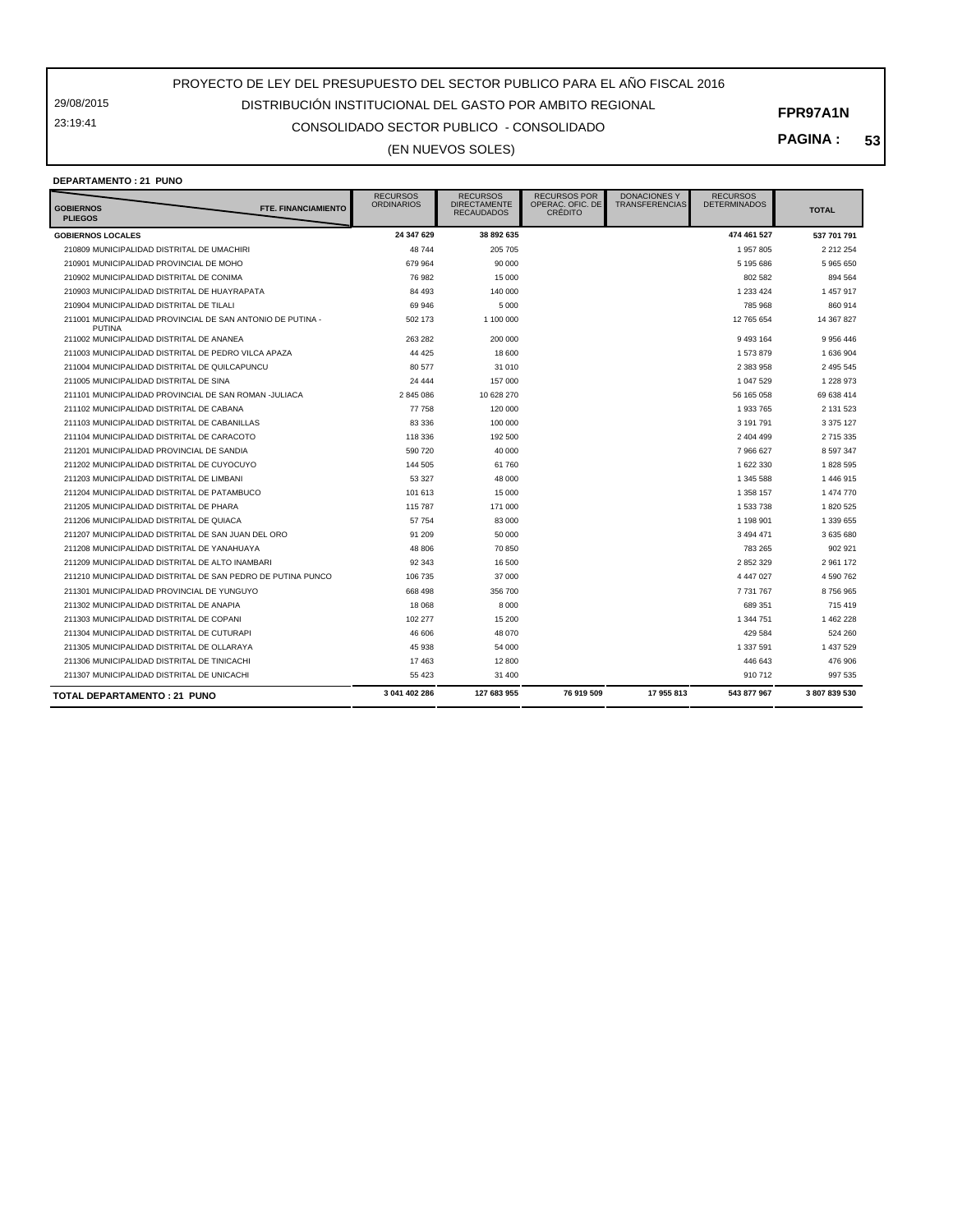# PROYECTO DE LEY DEL PRESUPUESTO DEL SECTOR PUBLICO PARA EL AÑO FISCAL 2016

## DISTRIBUCIÓN INSTITUCIONAL DEL GASTO POR AMBITO REGIONAL

### CONSOLIDADO SECTOR PUBLICO - CONSOLIDADO

(EN NUEVOS SOLES)

29/08/2015

23:19:41

FPR97A1N

**DEPARTAMENTO : 21 PUNO**

| GOBIERNOS / PLIEGOS — FTE. FINANCIAMIENTO | RECURSOS ORDINARIOS | RECURSOS DIRECTAMENTE RECAUDADOS | RECURSOS POR OPERAC. OFIC. DE CRÉDITO | DONACIONES Y TRANSFERENCIAS | RECURSOS DETERMINADOS | TOTAL |
|---|---|---|---|---|---|---|
| **GOBIERNOS LOCALES** | **24 347 629** | **38 892 635** | | | **474 461 527** | **537 701 791** |
| 210809 MUNICIPALIDAD DISTRITAL DE UMACHIRI | 48 744 | 205 705 | | | 1 957 805 | 2 212 254 |
| 210901 MUNICIPALIDAD PROVINCIAL DE MOHO | 679 964 | 90 000 | | | 5 195 686 | 5 965 650 |
| 210902 MUNICIPALIDAD DISTRITAL DE CONIMA | 76 982 | 15 000 | | | 802 582 | 894 564 |
| 210903 MUNICIPALIDAD DISTRITAL DE HUAYRAPATA | 84 493 | 140 000 | | | 1 233 424 | 1 457 917 |
| 210904 MUNICIPALIDAD DISTRITAL DE TILALI | 69 946 | 5 000 | | | 785 968 | 860 914 |
| 211001 MUNICIPALIDAD PROVINCIAL DE SAN ANTONIO DE PUTINA - PUTINA | 502 173 | 1 100 000 | | | 12 765 654 | 14 367 827 |
| 211002 MUNICIPALIDAD DISTRITAL DE ANANEA | 263 282 | 200 000 | | | 9 493 164 | 9 956 446 |
| 211003 MUNICIPALIDAD DISTRITAL DE PEDRO VILCA APAZA | 44 425 | 18 600 | | | 1 573 879 | 1 636 904 |
| 211004 MUNICIPALIDAD DISTRITAL DE QUILCAPUNCU | 80 577 | 31 010 | | | 2 383 958 | 2 495 545 |
| 211005 MUNICIPALIDAD DISTRITAL DE SINA | 24 444 | 157 000 | | | 1 047 529 | 1 228 973 |
| 211101 MUNICIPALIDAD PROVINCIAL DE SAN ROMAN -JULIACA | 2 845 086 | 10 628 270 | | | 56 165 058 | 69 638 414 |
| 211102 MUNICIPALIDAD DISTRITAL DE CABANA | 77 758 | 120 000 | | | 1 933 765 | 2 131 523 |
| 211103 MUNICIPALIDAD DISTRITAL DE CABANILLAS | 83 336 | 100 000 | | | 3 191 791 | 3 375 127 |
| 211104 MUNICIPALIDAD DISTRITAL DE CARACOTO | 118 336 | 192 500 | | | 2 404 499 | 2 715 335 |
| 211201 MUNICIPALIDAD PROVINCIAL DE SANDIA | 590 720 | 40 000 | | | 7 966 627 | 8 597 347 |
| 211202 MUNICIPALIDAD DISTRITAL DE CUYOCUYO | 144 505 | 61 760 | | | 1 622 330 | 1 828 595 |
| 211203 MUNICIPALIDAD DISTRITAL DE LIMBANI | 53 327 | 48 000 | | | 1 345 588 | 1 446 915 |
| 211204 MUNICIPALIDAD DISTRITAL DE PATAMBUCO | 101 613 | 15 000 | | | 1 358 157 | 1 474 770 |
| 211205 MUNICIPALIDAD DISTRITAL DE PHARA | 115 787 | 171 000 | | | 1 533 738 | 1 820 525 |
| 211206 MUNICIPALIDAD DISTRITAL DE QUIACA | 57 754 | 83 000 | | | 1 198 901 | 1 339 655 |
| 211207 MUNICIPALIDAD DISTRITAL DE SAN JUAN DEL ORO | 91 209 | 50 000 | | | 3 494 471 | 3 635 680 |
| 211208 MUNICIPALIDAD DISTRITAL DE YANAHUAYA | 48 806 | 70 850 | | | 783 265 | 902 921 |
| 211209 MUNICIPALIDAD DISTRITAL DE ALTO INAMBARI | 92 343 | 16 500 | | | 2 852 329 | 2 961 172 |
| 211210 MUNICIPALIDAD DISTRITAL DE SAN PEDRO DE PUTINA PUNCO | 106 735 | 37 000 | | | 4 447 027 | 4 590 762 |
| 211301 MUNICIPALIDAD PROVINCIAL DE YUNGUYO | 668 498 | 356 700 | | | 7 731 767 | 8 756 965 |
| 211302 MUNICIPALIDAD DISTRITAL DE ANAPIA | 18 068 | 8 000 | | | 689 351 | 715 419 |
| 211303 MUNICIPALIDAD DISTRITAL DE COPANI | 102 277 | 15 200 | | | 1 344 751 | 1 462 228 |
| 211304 MUNICIPALIDAD DISTRITAL DE CUTURAPI | 46 606 | 48 070 | | | 429 584 | 524 260 |
| 211305 MUNICIPALIDAD DISTRITAL DE OLLARAYA | 45 938 | 54 000 | | | 1 337 591 | 1 437 529 |
| 211306 MUNICIPALIDAD DISTRITAL DE TINICACHI | 17 463 | 12 800 | | | 446 643 | 476 906 |
| 211307 MUNICIPALIDAD DISTRITAL DE UNICACHI | 55 423 | 31 400 | | | 910 712 | 997 535 |
| **TOTAL DEPARTAMENTO : 21 PUNO** | **3 041 402 286** | **127 683 955** | **76 919 509** | **17 955 813** | **543 877 967** | **3 807 839 530** |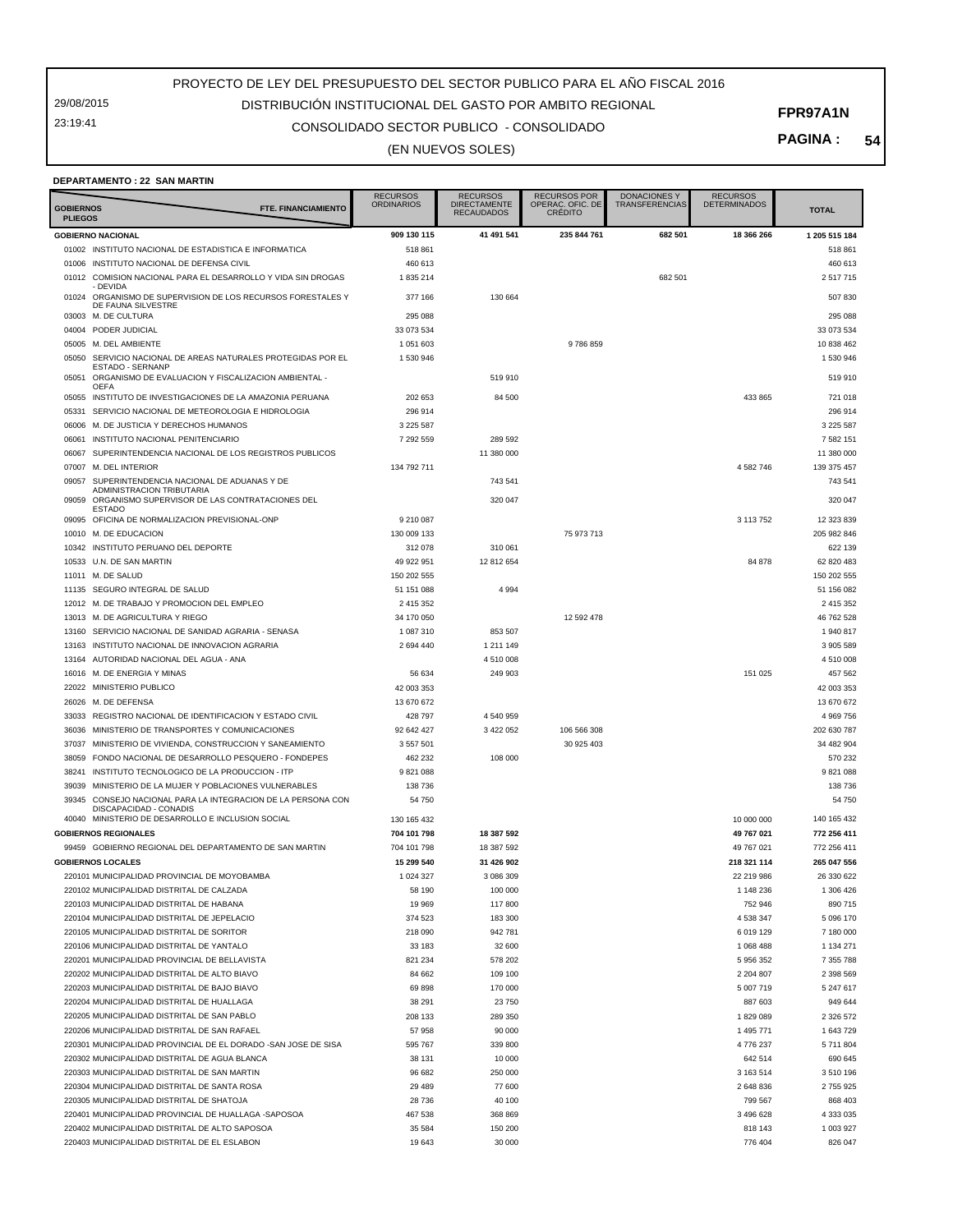PROYECTO DE LEY DEL PRESUPUESTO DEL SECTOR PUBLICO PARA EL AÑO FISCAL 2016

DISTRIBUCIÓN INSTITUCIONAL DEL GASTO POR AMBITO REGIONAL

CONSOLIDADO SECTOR PUBLICO - CONSOLIDADO

(EN NUEVOS SOLES)

29/08/2015
23:19:41

**FPR97A1N**

**PAGINA : 54**

**DEPARTAMENTO : 22 SAN MARTIN**

| GOBIERNOS / PLIEGOS — FTE. FINANCIAMIENTO | RECURSOS ORDINARIOS | RECURSOS DIRECTAMENTE RECAUDADOS | RECURSOS POR OPERAC. OFIC. DE CREDITO | DONACIONES Y TRANSFERENCIAS | RECURSOS DETERMINADOS | TOTAL |
|---|---|---|---|---|---|---|
| **GOBIERNO NACIONAL** | **909 130 115** | **41 491 541** | **235 844 761** | **682 501** | **18 366 266** | **1 205 515 184** |
| 01002 INSTITUTO NACIONAL DE ESTADISTICA E INFORMATICA | 518 861 | | | | | 518 861 |
| 01006 INSTITUTO NACIONAL DE DEFENSA CIVIL | 460 613 | | | | | 460 613 |
| 01012 COMISION NACIONAL PARA EL DESARROLLO Y VIDA SIN DROGAS - DEVIDA | 1 835 214 | | | 682 501 | | 2 517 715 |
| 01024 ORGANISMO DE SUPERVISION DE LOS RECURSOS FORESTALES Y DE FAUNA SILVESTRE | 377 166 | 130 664 | | | | 507 830 |
| 03003 M. DE CULTURA | 295 088 | | | | | 295 088 |
| 04004 PODER JUDICIAL | 33 073 534 | | | | | 33 073 534 |
| 05005 M. DEL AMBIENTE | 1 051 603 | | 9 786 859 | | | 10 838 462 |
| 05050 SERVICIO NACIONAL DE AREAS NATURALES PROTEGIDAS POR EL ESTADO - SERNANP | 1 530 946 | | | | | 1 530 946 |
| 05051 ORGANISMO DE EVALUACION Y FISCALIZACION AMBIENTAL - OEFA | | 519 910 | | | | 519 910 |
| 05055 INSTITUTO DE INVESTIGACIONES DE LA AMAZONIA PERUANA | 202 653 | 84 500 | | | 433 865 | 721 018 |
| 05331 SERVICIO NACIONAL DE METEOROLOGIA E HIDROLOGIA | 296 914 | | | | | 296 914 |
| 06006 M. DE JUSTICIA Y DERECHOS HUMANOS | 3 225 587 | | | | | 3 225 587 |
| 06061 INSTITUTO NACIONAL PENITENCIARIO | 7 292 559 | 289 592 | | | | 7 582 151 |
| 06067 SUPERINTENDENCIA NACIONAL DE LOS REGISTROS PUBLICOS | | 11 380 000 | | | | 11 380 000 |
| 07007 M. DEL INTERIOR | 134 792 711 | | | | 4 582 746 | 139 375 457 |
| 09057 SUPERINTENDENCIA NACIONAL DE ADUANAS Y DE ADMINISTRACION TRIBUTARIA | | 743 541 | | | | 743 541 |
| 09059 ORGANISMO SUPERVISOR DE LAS CONTRATACIONES DEL ESTADO | | 320 047 | | | | 320 047 |
| 09095 OFICINA DE NORMALIZACION PREVISIONAL-ONP | 9 210 087 | | | | 3 113 752 | 12 323 839 |
| 10010 M. DE EDUCACION | 130 009 133 | | 75 973 713 | | | 205 982 846 |
| 10342 INSTITUTO PERUANO DEL DEPORTE | 312 078 | 310 061 | | | | 622 139 |
| 10533 U.N. DE SAN MARTIN | 49 922 951 | 12 812 654 | | | 84 878 | 62 820 483 |
| 11011 M. DE SALUD | 150 202 555 | | | | | 150 202 555 |
| 11135 SEGURO INTEGRAL DE SALUD | 51 151 088 | 4 994 | | | | 51 156 082 |
| 12012 M. DE TRABAJO Y PROMOCION DEL EMPLEO | 2 415 352 | | | | | 2 415 352 |
| 13013 M. DE AGRICULTURA Y RIEGO | 34 170 050 | | 12 592 478 | | | 46 762 528 |
| 13160 SERVICIO NACIONAL DE SANIDAD AGRARIA - SENASA | 1 087 310 | 853 507 | | | | 1 940 817 |
| 13163 INSTITUTO NACIONAL DE INNOVACION AGRARIA | 2 694 440 | 1 211 149 | | | | 3 905 589 |
| 13164 AUTORIDAD NACIONAL DEL AGUA - ANA | | 4 510 008 | | | | 4 510 008 |
| 16016 M. DE ENERGIA Y MINAS | 56 634 | 249 903 | | | 151 025 | 457 562 |
| 22022 MINISTERIO PUBLICO | 42 003 353 | | | | | 42 003 353 |
| 26026 M. DE DEFENSA | 13 670 672 | | | | | 13 670 672 |
| 33033 REGISTRO NACIONAL DE IDENTIFICACION Y ESTADO CIVIL | 428 797 | 4 540 959 | | | | 4 969 756 |
| 36036 MINISTERIO DE TRANSPORTES Y COMUNICACIONES | 92 642 427 | 3 422 052 | 106 566 308 | | | 202 630 787 |
| 37037 MINISTERIO DE VIVIENDA, CONSTRUCCION Y SANEAMIENTO | 3 557 501 | | 30 925 403 | | | 34 482 904 |
| 38059 FONDO NACIONAL DE DESARROLLO PESQUERO - FONDEPES | 462 232 | 108 000 | | | | 570 232 |
| 38241 INSTITUTO TECNOLOGICO DE LA PRODUCCION - ITP | 9 821 088 | | | | | 9 821 088 |
| 39039 MINISTERIO DE LA MUJER Y POBLACIONES VULNERABLES | 138 736 | | | | | 138 736 |
| 39345 CONSEJO NACIONAL PARA LA INTEGRACION DE LA PERSONA CON DISCAPACIDAD - CONADIS | 54 750 | | | | | 54 750 |
| 40040 MINISTERIO DE DESARROLLO E INCLUSION SOCIAL | 130 165 432 | | | | 10 000 000 | 140 165 432 |
| **GOBIERNOS REGIONALES** | **704 101 798** | **18 387 592** | | | **49 767 021** | **772 256 411** |
| 99459 GOBIERNO REGIONAL DEL DEPARTAMENTO DE SAN MARTIN | 704 101 798 | 18 387 592 | | | 49 767 021 | 772 256 411 |
| **GOBIERNOS LOCALES** | **15 299 540** | **31 426 902** | | | **218 321 114** | **265 047 556** |
| 220101 MUNICIPALIDAD PROVINCIAL DE MOYOBAMBA | 1 024 327 | 3 086 309 | | | 22 219 986 | 26 330 622 |
| 220102 MUNICIPALIDAD DISTRITAL DE CALZADA | 58 190 | 100 000 | | | 1 148 236 | 1 306 426 |
| 220103 MUNICIPALIDAD DISTRITAL DE HABANA | 19 969 | 117 800 | | | 752 946 | 890 715 |
| 220104 MUNICIPALIDAD DISTRITAL DE JEPELACIO | 374 523 | 183 300 | | | 4 538 347 | 5 096 170 |
| 220105 MUNICIPALIDAD DISTRITAL DE SORITOR | 218 090 | 942 781 | | | 6 019 129 | 7 180 000 |
| 220106 MUNICIPALIDAD DISTRITAL DE YANTALO | 33 183 | 32 600 | | | 1 068 488 | 1 134 271 |
| 220201 MUNICIPALIDAD PROVINCIAL DE BELLAVISTA | 821 234 | 578 202 | | | 5 956 352 | 7 355 788 |
| 220202 MUNICIPALIDAD DISTRITAL DE ALTO BIAVO | 84 662 | 109 100 | | | 2 204 807 | 2 398 569 |
| 220203 MUNICIPALIDAD DISTRITAL DE BAJO BIAVO | 69 898 | 170 000 | | | 5 007 719 | 5 247 617 |
| 220204 MUNICIPALIDAD DISTRITAL DE HUALLAGA | 38 291 | 23 750 | | | 887 603 | 949 644 |
| 220205 MUNICIPALIDAD DISTRITAL DE SAN PABLO | 208 133 | 289 350 | | | 1 829 089 | 2 326 572 |
| 220206 MUNICIPALIDAD DISTRITAL DE SAN RAFAEL | 57 958 | 90 000 | | | 1 495 771 | 1 643 729 |
| 220301 MUNICIPALIDAD PROVINCIAL DE EL DORADO -SAN JOSE DE SISA | 595 767 | 339 800 | | | 4 776 237 | 5 711 804 |
| 220302 MUNICIPALIDAD DISTRITAL DE AGUA BLANCA | 38 131 | 10 000 | | | 642 514 | 690 645 |
| 220303 MUNICIPALIDAD DISTRITAL DE SAN MARTIN | 96 682 | 250 000 | | | 3 163 514 | 3 510 196 |
| 220304 MUNICIPALIDAD DISTRITAL DE SANTA ROSA | 29 489 | 77 600 | | | 2 648 836 | 2 755 925 |
| 220305 MUNICIPALIDAD DISTRITAL DE SHATOJA | 28 736 | 40 100 | | | 799 567 | 868 403 |
| 220401 MUNICIPALIDAD PROVINCIAL DE HUALLAGA -SAPOSOA | 467 538 | 368 869 | | | 3 496 628 | 4 333 035 |
| 220402 MUNICIPALIDAD DISTRITAL DE ALTO SAPOSOA | 35 584 | 150 200 | | | 818 143 | 1 003 927 |
| 220403 MUNICIPALIDAD DISTRITAL DE EL ESLABON | 19 643 | 30 000 | | | 776 404 | 826 047 |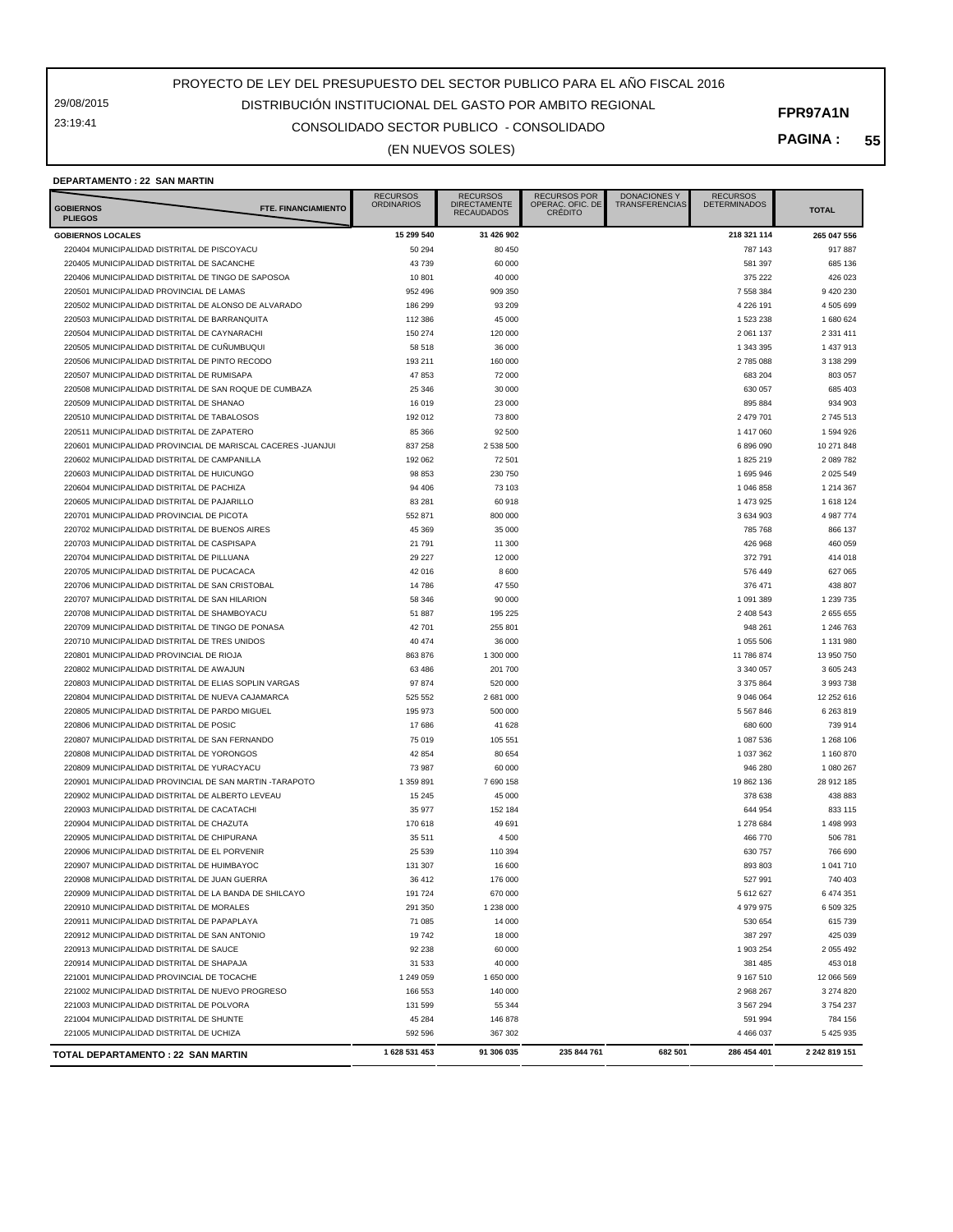# PROYECTO DE LEY DEL PRESUPUESTO DEL SECTOR PUBLICO PARA EL AÑO FISCAL 2016

29/08/2015

23:19:41

DISTRIBUCIÓN INSTITUCIONAL DEL GASTO POR AMBITO REGIONAL

CONSOLIDADO SECTOR PUBLICO - CONSOLIDADO

(EN NUEVOS SOLES)

**FPR97A1N**

**DEPARTAMENTO : 22 SAN MARTIN**

| GOBIERNOS / PLIEGOS — FTE. FINANCIAMIENTO | RECURSOS ORDINARIOS | RECURSOS DIRECTAMENTE RECAUDADOS | RECURSOS POR OPERAC. OFIC. DE CRÉDITO | DONACIONES Y TRANSFERENCIAS | RECURSOS DETERMINADOS | TOTAL |
|---|---|---|---|---|---|---|
| **GOBIERNOS LOCALES** | **15 299 540** | **31 426 902** | | | **218 321 114** | **265 047 556** |
| 220404 MUNICIPALIDAD DISTRITAL DE PISCOYACU | 50 294 | 80 450 | | | 787 143 | 917 887 |
| 220405 MUNICIPALIDAD DISTRITAL DE SACANCHE | 43 739 | 60 000 | | | 581 397 | 685 136 |
| 220406 MUNICIPALIDAD DISTRITAL DE TINGO DE SAPOSOA | 10 801 | 40 000 | | | 375 222 | 426 023 |
| 220501 MUNICIPALIDAD PROVINCIAL DE LAMAS | 952 496 | 909 350 | | | 7 558 384 | 9 420 230 |
| 220502 MUNICIPALIDAD DISTRITAL DE ALONSO DE ALVARADO | 186 299 | 93 209 | | | 4 226 191 | 4 505 699 |
| 220503 MUNICIPALIDAD DISTRITAL DE BARRANQUITA | 112 386 | 45 000 | | | 1 523 238 | 1 680 624 |
| 220504 MUNICIPALIDAD DISTRITAL DE CAYNARACHI | 150 274 | 120 000 | | | 2 061 137 | 2 331 411 |
| 220505 MUNICIPALIDAD DISTRITAL DE CUÑUMBUQUI | 58 518 | 36 000 | | | 1 343 395 | 1 437 913 |
| 220506 MUNICIPALIDAD DISTRITAL DE PINTO RECODO | 193 211 | 160 000 | | | 2 785 088 | 3 138 299 |
| 220507 MUNICIPALIDAD DISTRITAL DE RUMISAPA | 47 853 | 72 000 | | | 683 204 | 803 057 |
| 220508 MUNICIPALIDAD DISTRITAL DE SAN ROQUE DE CUMBAZA | 25 346 | 30 000 | | | 630 057 | 685 403 |
| 220509 MUNICIPALIDAD DISTRITAL DE SHANAO | 16 019 | 23 000 | | | 895 884 | 934 903 |
| 220510 MUNICIPALIDAD DISTRITAL DE TABALOSOS | 192 012 | 73 800 | | | 2 479 701 | 2 745 513 |
| 220511 MUNICIPALIDAD DISTRITAL DE ZAPATERO | 85 366 | 92 500 | | | 1 417 060 | 1 594 926 |
| 220601 MUNICIPALIDAD PROVINCIAL DE MARISCAL CACERES -JUANJUI | 837 258 | 2 538 500 | | | 6 896 090 | 10 271 848 |
| 220602 MUNICIPALIDAD DISTRITAL DE CAMPANILLA | 192 062 | 72 501 | | | 1 825 219 | 2 089 782 |
| 220603 MUNICIPALIDAD DISTRITAL DE HUICUNGO | 98 853 | 230 750 | | | 1 695 946 | 2 025 549 |
| 220604 MUNICIPALIDAD DISTRITAL DE PACHIZA | 94 406 | 73 103 | | | 1 046 858 | 1 214 367 |
| 220605 MUNICIPALIDAD DISTRITAL DE PAJARILLO | 83 281 | 60 918 | | | 1 473 925 | 1 618 124 |
| 220701 MUNICIPALIDAD PROVINCIAL DE PICOTA | 552 871 | 800 000 | | | 3 634 903 | 4 987 774 |
| 220702 MUNICIPALIDAD DISTRITAL DE BUENOS AIRES | 45 369 | 35 000 | | | 785 768 | 866 137 |
| 220703 MUNICIPALIDAD DISTRITAL DE CASPISAPA | 21 791 | 11 300 | | | 426 968 | 460 059 |
| 220704 MUNICIPALIDAD DISTRITAL DE PILLUANA | 29 227 | 12 000 | | | 372 791 | 414 018 |
| 220705 MUNICIPALIDAD DISTRITAL DE PUCACACA | 42 016 | 8 600 | | | 576 449 | 627 065 |
| 220706 MUNICIPALIDAD DISTRITAL DE SAN CRISTOBAL | 14 786 | 47 550 | | | 376 471 | 438 807 |
| 220707 MUNICIPALIDAD DISTRITAL DE SAN HILARION | 58 346 | 90 000 | | | 1 091 389 | 1 239 735 |
| 220708 MUNICIPALIDAD DISTRITAL DE SHAMBOYACU | 51 887 | 195 225 | | | 2 408 543 | 2 655 655 |
| 220709 MUNICIPALIDAD DISTRITAL DE TINGO DE PONASA | 42 701 | 255 801 | | | 948 261 | 1 246 763 |
| 220710 MUNICIPALIDAD DISTRITAL DE TRES UNIDOS | 40 474 | 36 000 | | | 1 055 506 | 1 131 980 |
| 220801 MUNICIPALIDAD PROVINCIAL DE RIOJA | 863 876 | 1 300 000 | | | 11 786 874 | 13 950 750 |
| 220802 MUNICIPALIDAD DISTRITAL DE AWAJUN | 63 486 | 201 700 | | | 3 340 057 | 3 605 243 |
| 220803 MUNICIPALIDAD DISTRITAL DE ELIAS SOPLIN VARGAS | 97 874 | 520 000 | | | 3 375 864 | 3 993 738 |
| 220804 MUNICIPALIDAD DISTRITAL DE NUEVA CAJAMARCA | 525 552 | 2 681 000 | | | 9 046 064 | 12 252 616 |
| 220805 MUNICIPALIDAD DISTRITAL DE PARDO MIGUEL | 195 973 | 500 000 | | | 5 567 846 | 6 263 819 |
| 220806 MUNICIPALIDAD DISTRITAL DE POSIC | 17 686 | 41 628 | | | 680 600 | 739 914 |
| 220807 MUNICIPALIDAD DISTRITAL DE SAN FERNANDO | 75 019 | 105 551 | | | 1 087 536 | 1 268 106 |
| 220808 MUNICIPALIDAD DISTRITAL DE YORONGOS | 42 854 | 80 654 | | | 1 037 362 | 1 160 870 |
| 220809 MUNICIPALIDAD DISTRITAL DE YURACYACU | 73 987 | 60 000 | | | 946 280 | 1 080 267 |
| 220901 MUNICIPALIDAD PROVINCIAL DE SAN MARTIN -TARAPOTO | 1 359 891 | 7 690 158 | | | 19 862 136 | 28 912 185 |
| 220902 MUNICIPALIDAD DISTRITAL DE ALBERTO LEVEAU | 15 245 | 45 000 | | | 378 638 | 438 883 |
| 220903 MUNICIPALIDAD DISTRITAL DE CACATACHI | 35 977 | 152 184 | | | 644 954 | 833 115 |
| 220904 MUNICIPALIDAD DISTRITAL DE CHAZUTA | 170 618 | 49 691 | | | 1 278 684 | 1 498 993 |
| 220905 MUNICIPALIDAD DISTRITAL DE CHIPURANA | 35 511 | 4 500 | | | 466 770 | 506 781 |
| 220906 MUNICIPALIDAD DISTRITAL DE EL PORVENIR | 25 539 | 110 394 | | | 630 757 | 766 690 |
| 220907 MUNICIPALIDAD DISTRITAL DE HUIMBAYOC | 131 307 | 16 600 | | | 893 803 | 1 041 710 |
| 220908 MUNICIPALIDAD DISTRITAL DE JUAN GUERRA | 36 412 | 176 000 | | | 527 991 | 740 403 |
| 220909 MUNICIPALIDAD DISTRITAL DE LA BANDA DE SHILCAYO | 191 724 | 670 000 | | | 5 612 627 | 6 474 351 |
| 220910 MUNICIPALIDAD DISTRITAL DE MORALES | 291 350 | 1 238 000 | | | 4 979 975 | 6 509 325 |
| 220911 MUNICIPALIDAD DISTRITAL DE PAPAPLAYA | 71 085 | 14 000 | | | 530 654 | 615 739 |
| 220912 MUNICIPALIDAD DISTRITAL DE SAN ANTONIO | 19 742 | 18 000 | | | 387 297 | 425 039 |
| 220913 MUNICIPALIDAD DISTRITAL DE SAUCE | 92 238 | 60 000 | | | 1 903 254 | 2 055 492 |
| 220914 MUNICIPALIDAD DISTRITAL DE SHAPAJA | 31 533 | 40 000 | | | 381 485 | 453 018 |
| 221001 MUNICIPALIDAD PROVINCIAL DE TOCACHE | 1 249 059 | 1 650 000 | | | 9 167 510 | 12 066 569 |
| 221002 MUNICIPALIDAD DISTRITAL DE NUEVO PROGRESO | 166 553 | 140 000 | | | 2 968 267 | 3 274 820 |
| 221003 MUNICIPALIDAD DISTRITAL DE POLVORA | 131 599 | 55 344 | | | 3 567 294 | 3 754 237 |
| 221004 MUNICIPALIDAD DISTRITAL DE SHUNTE | 45 284 | 146 878 | | | 591 994 | 784 156 |
| 221005 MUNICIPALIDAD DISTRITAL DE UCHIZA | 592 596 | 367 302 | | | 4 466 037 | 5 425 935 |
| **TOTAL DEPARTAMENTO : 22 SAN MARTIN** | **1 628 531 453** | **91 306 035** | **235 844 761** | **682 501** | **286 454 401** | **2 242 819 151** |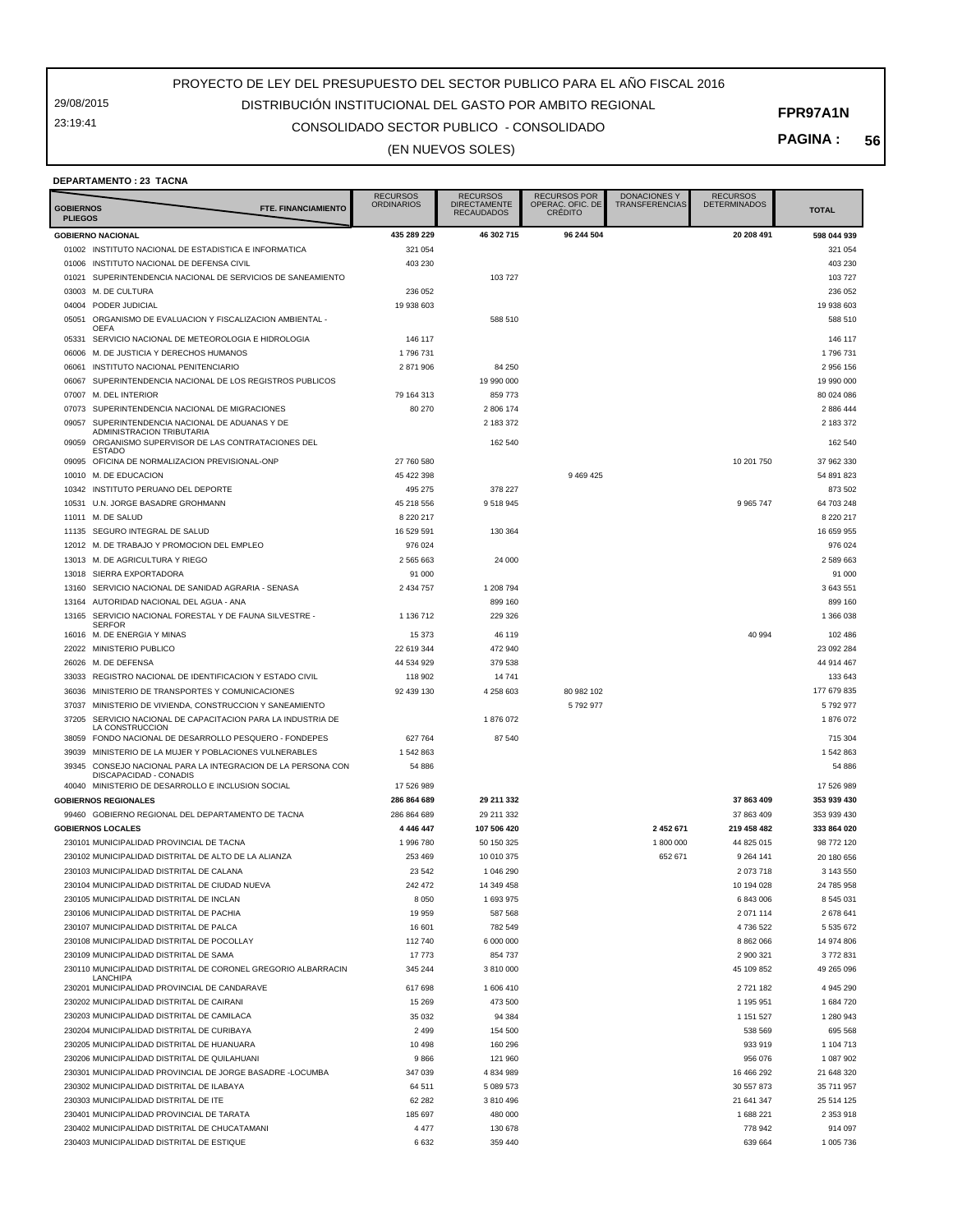PROYECTO DE LEY DEL PRESUPUESTO DEL SECTOR PUBLICO PARA EL AÑO FISCAL 2016

DISTRIBUCIÓN INSTITUCIONAL DEL GASTO POR AMBITO REGIONAL

CONSOLIDADO SECTOR PUBLICO - CONSOLIDADO

(EN NUEVOS SOLES)

29/08/2015

23:19:41

**FPR97A1N**

**DEPARTAMENTO : 23 TACNA**

| GOBIERNOS / PLIEGOS \ FTE. FINANCIAMIENTO | RECURSOS ORDINARIOS | RECURSOS DIRECTAMENTE RECAUDADOS | RECURSOS POR OPERAC. OFIC. DE CREDITO | DONACIONES Y TRANSFERENCIAS | RECURSOS DETERMINADOS | TOTAL |
|---|---|---|---|---|---|---|
| **GOBIERNO NACIONAL** | **435 289 229** | **46 302 715** | **96 244 504** | | **20 208 491** | **598 044 939** |
| 01002 INSTITUTO NACIONAL DE ESTADISTICA E INFORMATICA | 321 054 | | | | | 321 054 |
| 01006 INSTITUTO NACIONAL DE DEFENSA CIVIL | 403 230 | | | | | 403 230 |
| 01021 SUPERINTENDENCIA NACIONAL DE SERVICIOS DE SANEAMIENTO | | 103 727 | | | | 103 727 |
| 03003 M. DE CULTURA | 236 052 | | | | | 236 052 |
| 04004 PODER JUDICIAL | 19 938 603 | | | | | 19 938 603 |
| 05051 ORGANISMO DE EVALUACION Y FISCALIZACION AMBIENTAL - OEFA | | 588 510 | | | | 588 510 |
| 05331 SERVICIO NACIONAL DE METEOROLOGIA E HIDROLOGIA | 146 117 | | | | | 146 117 |
| 06006 M. DE JUSTICIA Y DERECHOS HUMANOS | 1 796 731 | | | | | 1 796 731 |
| 06061 INSTITUTO NACIONAL PENITENCIARIO | 2 871 906 | 84 250 | | | | 2 956 156 |
| 06067 SUPERINTENDENCIA NACIONAL DE LOS REGISTROS PUBLICOS | | 19 990 000 | | | | 19 990 000 |
| 07007 M. DEL INTERIOR | 79 164 313 | 859 773 | | | | 80 024 086 |
| 07073 SUPERINTENDENCIA NACIONAL DE MIGRACIONES | 80 270 | 2 806 174 | | | | 2 886 444 |
| 09057 SUPERINTENDENCIA NACIONAL DE ADUANAS Y DE ADMINISTRACION TRIBUTARIA | | 2 183 372 | | | | 2 183 372 |
| 09059 ORGANISMO SUPERVISOR DE LAS CONTRATACIONES DEL ESTADO | | 162 540 | | | | 162 540 |
| 09095 OFICINA DE NORMALIZACION PREVISIONAL-ONP | 27 760 580 | | | | 10 201 750 | 37 962 330 |
| 10010 M. DE EDUCACION | 45 422 398 | | 9 469 425 | | | 54 891 823 |
| 10342 INSTITUTO PERUANO DEL DEPORTE | 495 275 | 378 227 | | | | 873 502 |
| 10531 U.N. JORGE BASADRE GROHMANN | 45 218 556 | 9 518 945 | | | 9 965 747 | 64 703 248 |
| 11011 M. DE SALUD | 8 220 217 | | | | | 8 220 217 |
| 11135 SEGURO INTEGRAL DE SALUD | 16 529 591 | 130 364 | | | | 16 659 955 |
| 12012 M. DE TRABAJO Y PROMOCION DEL EMPLEO | 976 024 | | | | | 976 024 |
| 13013 M. DE AGRICULTURA Y RIEGO | 2 565 663 | 24 000 | | | | 2 589 663 |
| 13018 SIERRA EXPORTADORA | 91 000 | | | | | 91 000 |
| 13160 SERVICIO NACIONAL DE SANIDAD AGRARIA - SENASA | 2 434 757 | 1 208 794 | | | | 3 643 551 |
| 13164 AUTORIDAD NACIONAL DEL AGUA - ANA | | 899 160 | | | | 899 160 |
| 13165 SERVICIO NACIONAL FORESTAL Y DE FAUNA SILVESTRE - SERFOR | 1 136 712 | 229 326 | | | | 1 366 038 |
| 16016 M. DE ENERGIA Y MINAS | 15 373 | 46 119 | | | 40 994 | 102 486 |
| 22022 MINISTERIO PUBLICO | 22 619 344 | 472 940 | | | | 23 092 284 |
| 26026 M. DE DEFENSA | 44 534 929 | 379 538 | | | | 44 914 467 |
| 33033 REGISTRO NACIONAL DE IDENTIFICACION Y ESTADO CIVIL | 118 902 | 14 741 | | | | 133 643 |
| 36036 MINISTERIO DE TRANSPORTES Y COMUNICACIONES | 92 439 130 | 4 258 603 | 80 982 102 | | | 177 679 835 |
| 37037 MINISTERIO DE VIVIENDA, CONSTRUCCION Y SANEAMIENTO | | | 5 792 977 | | | 5 792 977 |
| 37205 SERVICIO NACIONAL DE CAPACITACION PARA LA INDUSTRIA DE LA CONSTRUCCION | | 1 876 072 | | | | 1 876 072 |
| 38059 FONDO NACIONAL DE DESARROLLO PESQUERO - FONDEPES | 627 764 | 87 540 | | | | 715 304 |
| 39039 MINISTERIO DE LA MUJER Y POBLACIONES VULNERABLES | 1 542 863 | | | | | 1 542 863 |
| 39345 CONSEJO NACIONAL PARA LA INTEGRACION DE LA PERSONA CON DISCAPACIDAD - CONADIS | 54 886 | | | | | 54 886 |
| 40040 MINISTERIO DE DESARROLLO E INCLUSION SOCIAL | 17 526 989 | | | | | 17 526 989 |
| **GOBIERNOS REGIONALES** | **286 864 689** | **29 211 332** | | | **37 863 409** | **353 939 430** |
| 99460 GOBIERNO REGIONAL DEL DEPARTAMENTO DE TACNA | 286 864 689 | 29 211 332 | | | 37 863 409 | 353 939 430 |
| **GOBIERNOS LOCALES** | **4 446 447** | **107 506 420** | | **2 452 671** | **219 458 482** | **333 864 020** |
| 230101 MUNICIPALIDAD PROVINCIAL DE TACNA | 1 996 780 | 50 150 325 | | 1 800 000 | 44 825 015 | 98 772 120 |
| 230102 MUNICIPALIDAD DISTRITAL DE ALTO DE LA ALIANZA | 253 469 | 10 010 375 | | 652 671 | 9 264 141 | 20 180 656 |
| 230103 MUNICIPALIDAD DISTRITAL DE CALANA | 23 542 | 1 046 290 | | | 2 073 718 | 3 143 550 |
| 230104 MUNICIPALIDAD DISTRITAL DE CIUDAD NUEVA | 242 472 | 14 349 458 | | | 10 194 028 | 24 785 958 |
| 230105 MUNICIPALIDAD DISTRITAL DE INCLAN | 8 050 | 1 693 975 | | | 6 843 006 | 8 545 031 |
| 230106 MUNICIPALIDAD DISTRITAL DE PACHIA | 19 959 | 587 568 | | | 2 071 114 | 2 678 641 |
| 230107 MUNICIPALIDAD DISTRITAL DE PALCA | 16 601 | 782 549 | | | 4 736 522 | 5 535 672 |
| 230108 MUNICIPALIDAD DISTRITAL DE POCOLLAY | 112 740 | 6 000 000 | | | 8 862 066 | 14 974 806 |
| 230109 MUNICIPALIDAD DISTRITAL DE SAMA | 17 773 | 854 737 | | | 2 900 321 | 3 772 831 |
| 230110 MUNICIPALIDAD DISTRITAL DE CORONEL GREGORIO ALBARRACIN LANCHIPA | 345 244 | 3 810 000 | | | 45 109 852 | 49 265 096 |
| 230201 MUNICIPALIDAD PROVINCIAL DE CANDARAVE | 617 698 | 1 606 410 | | | 2 721 182 | 4 945 290 |
| 230202 MUNICIPALIDAD DISTRITAL DE CAIRANI | 15 269 | 473 500 | | | 1 195 951 | 1 684 720 |
| 230203 MUNICIPALIDAD DISTRITAL DE CAMILACA | 35 032 | 94 384 | | | 1 151 527 | 1 280 943 |
| 230204 MUNICIPALIDAD DISTRITAL DE CURIBAYA | 2 499 | 154 500 | | | 538 569 | 695 568 |
| 230205 MUNICIPALIDAD DISTRITAL DE HUANUARA | 10 498 | 160 296 | | | 933 919 | 1 104 713 |
| 230206 MUNICIPALIDAD DISTRITAL DE QUILAHUANI | 9 866 | 121 960 | | | 956 076 | 1 087 902 |
| 230301 MUNICIPALIDAD PROVINCIAL DE JORGE BASADRE -LOCUMBA | 347 039 | 4 834 989 | | | 16 466 292 | 21 648 320 |
| 230302 MUNICIPALIDAD DISTRITAL DE ILABAYA | 64 511 | 5 089 573 | | | 30 557 873 | 35 711 957 |
| 230303 MUNICIPALIDAD DISTRITAL DE ITE | 62 282 | 3 810 496 | | | 21 641 347 | 25 514 125 |
| 230401 MUNICIPALIDAD PROVINCIAL DE TARATA | 185 697 | 480 000 | | | 1 688 221 | 2 353 918 |
| 230402 MUNICIPALIDAD DISTRITAL DE CHUCATAMANI | 4 477 | 130 678 | | | 778 942 | 914 097 |
| 230403 MUNICIPALIDAD DISTRITAL DE ESTIQUE | 6 632 | 359 440 | | | 639 664 | 1 005 736 |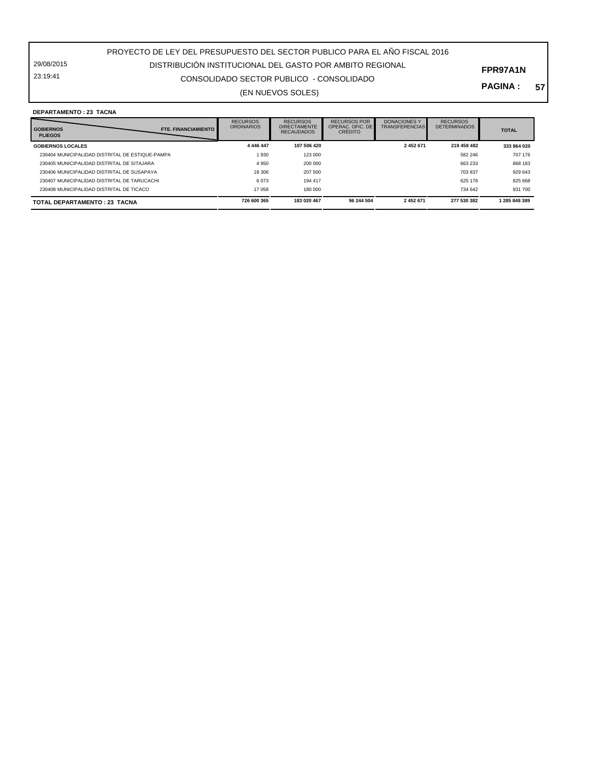PROYECTO DE LEY DEL PRESUPUESTO DEL SECTOR PUBLICO PARA EL AÑO FISCAL 2016

DISTRIBUCIÓN INSTITUCIONAL DEL GASTO POR AMBITO REGIONAL

CONSOLIDADO SECTOR PUBLICO - CONSOLIDADO

(EN NUEVOS SOLES)

29/08/2015

23:19:41

**FPR97A1N**

**DEPARTAMENTO : 23 TACNA**

| GOBIERNOS / PLIEGOS — FTE. FINANCIAMIENTO | RECURSOS ORDINARIOS | RECURSOS DIRECTAMENTE RECAUDADOS | RECURSOS POR OPERAC. OFIC. DE CREDITO | DONACIONES Y TRANSFERENCIAS | RECURSOS DETERMINADOS | TOTAL |
|---|---|---|---|---|---|---|
| **GOBIERNOS LOCALES** | **4 446 447** | **107 506 420** | | **2 452 671** | **219 458 482** | **333 864 020** |
| 230404 MUNICIPALIDAD DISTRITAL DE ESTIQUE-PAMPA | 1 930 | 123 000 | | | 582 246 | 707 176 |
| 230405 MUNICIPALIDAD DISTRITAL DE SITAJARA | 4 950 | 200 000 | | | 663 233 | 868 183 |
| 230406 MUNICIPALIDAD DISTRITAL DE SUSAPAYA | 18 306 | 207 500 | | | 703 837 | 929 643 |
| 230407 MUNICIPALIDAD DISTRITAL DE TARUCACHI | 6 073 | 194 417 | | | 625 178 | 825 668 |
| 230408 MUNICIPALIDAD DISTRITAL DE TICACO | 17 058 | 180 000 | | | 734 642 | 931 700 |
| **TOTAL DEPARTAMENTO : 23 TACNA** | **726 600 365** | **183 020 467** | **96 244 504** | **2 452 671** | **277 530 382** | **1 285 848 389** |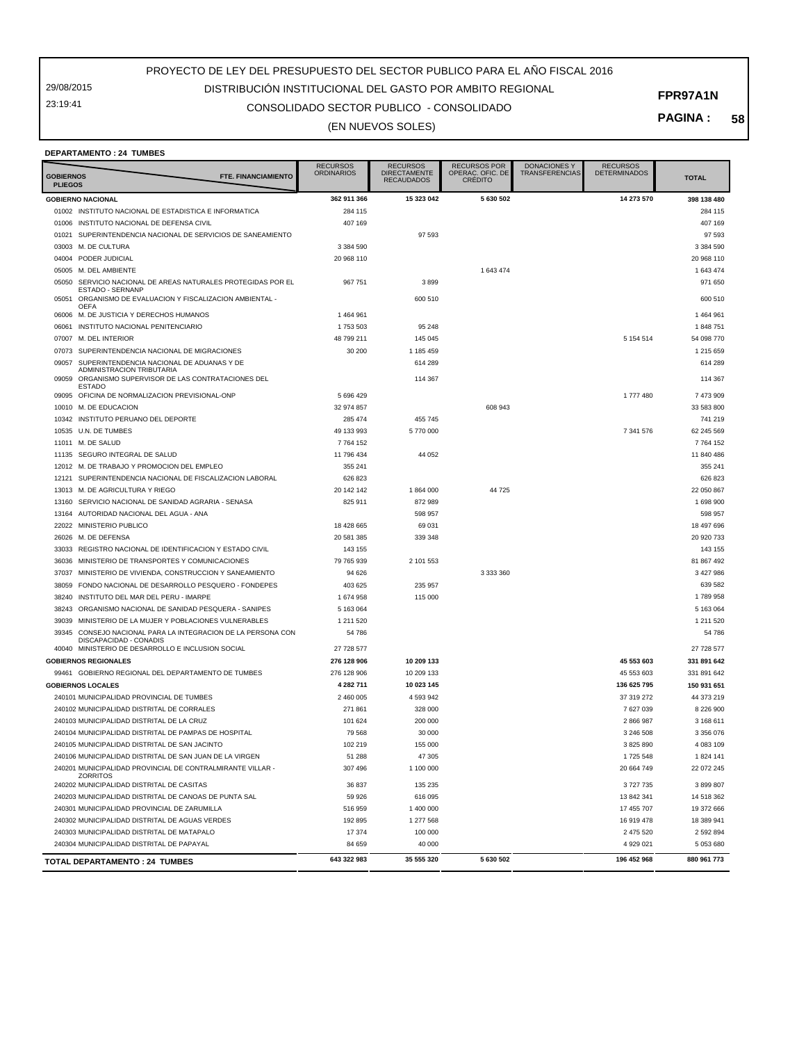# PROYECTO DE LEY DEL PRESUPUESTO DEL SECTOR PUBLICO PARA EL AÑO FISCAL 2016

29/08/2015

23:19:41

## DISTRIBUCIÓN INSTITUCIONAL DEL GASTO POR AMBITO REGIONAL

## CONSOLIDADO SECTOR PUBLICO - CONSOLIDADO

(EN NUEVOS SOLES)

**FPR97A1N**

**PAGINA : 58**

**DEPARTAMENTO : 24 TUMBES**

| GOBIERNOS / PLIEGOS — FTE. FINANCIAMIENTO | RECURSOS ORDINARIOS | RECURSOS DIRECTAMENTE RECAUDADOS | RECURSOS POR OPERAC. OFIC. DE CREDITO | DONACIONES Y TRANSFERENCIAS | RECURSOS DETERMINADOS | TOTAL |
|---|---|---|---|---|---|---|
| **GOBIERNO NACIONAL** | **362 911 366** | **15 323 042** | **5 630 502** | | **14 273 570** | **398 138 480** |
| 01002 INSTITUTO NACIONAL DE ESTADISTICA E INFORMATICA | 284 115 | | | | | 284 115 |
| 01006 INSTITUTO NACIONAL DE DEFENSA CIVIL | 407 169 | | | | | 407 169 |
| 01021 SUPERINTENDENCIA NACIONAL DE SERVICIOS DE SANEAMIENTO | | 97 593 | | | | 97 593 |
| 03003 M. DE CULTURA | 3 384 590 | | | | | 3 384 590 |
| 04004 PODER JUDICIAL | 20 968 110 | | | | | 20 968 110 |
| 05005 M. DEL AMBIENTE | | | 1 643 474 | | | 1 643 474 |
| 05050 SERVICIO NACIONAL DE AREAS NATURALES PROTEGIDAS POR EL ESTADO - SERNANP | 967 751 | 3 899 | | | | 971 650 |
| 05051 ORGANISMO DE EVALUACION Y FISCALIZACION AMBIENTAL - OEFA | | 600 510 | | | | 600 510 |
| 06006 M. DE JUSTICIA Y DERECHOS HUMANOS | 1 464 961 | | | | | 1 464 961 |
| 06061 INSTITUTO NACIONAL PENITENCIARIO | 1 753 503 | 95 248 | | | | 1 848 751 |
| 07007 M. DEL INTERIOR | 48 799 211 | 145 045 | | | 5 154 514 | 54 098 770 |
| 07073 SUPERINTENDENCIA NACIONAL DE MIGRACIONES | 30 200 | 1 185 459 | | | | 1 215 659 |
| 09057 SUPERINTENDENCIA NACIONAL DE ADUANAS Y DE ADMINISTRACION TRIBUTARIA | | 614 289 | | | | 614 289 |
| 09059 ORGANISMO SUPERVISOR DE LAS CONTRATACIONES DEL ESTADO | | 114 367 | | | | 114 367 |
| 09095 OFICINA DE NORMALIZACION PREVISIONAL-ONP | 5 696 429 | | | | 1 777 480 | 7 473 909 |
| 10010 M. DE EDUCACION | 32 974 857 | | 608 943 | | | 33 583 800 |
| 10342 INSTITUTO PERUANO DEL DEPORTE | 285 474 | 455 745 | | | | 741 219 |
| 10535 U.N. DE TUMBES | 49 133 993 | 5 770 000 | | | 7 341 576 | 62 245 569 |
| 11011 M. DE SALUD | 7 764 152 | | | | | 7 764 152 |
| 11135 SEGURO INTEGRAL DE SALUD | 11 796 434 | 44 052 | | | | 11 840 486 |
| 12012 M. DE TRABAJO Y PROMOCION DEL EMPLEO | 355 241 | | | | | 355 241 |
| 12121 SUPERINTENDENCIA NACIONAL DE FISCALIZACION LABORAL | 626 823 | | | | | 626 823 |
| 13013 M. DE AGRICULTURA Y RIEGO | 20 142 142 | 1 864 000 | 44 725 | | | 22 050 867 |
| 13160 SERVICIO NACIONAL DE SANIDAD AGRARIA - SENASA | 825 911 | 872 989 | | | | 1 698 900 |
| 13164 AUTORIDAD NACIONAL DEL AGUA - ANA | | 598 957 | | | | 598 957 |
| 22022 MINISTERIO PUBLICO | 18 428 665 | 69 031 | | | | 18 497 696 |
| 26026 M. DE DEFENSA | 20 581 385 | 339 348 | | | | 20 920 733 |
| 33033 REGISTRO NACIONAL DE IDENTIFICACION Y ESTADO CIVIL | 143 155 | | | | | 143 155 |
| 36036 MINISTERIO DE TRANSPORTES Y COMUNICACIONES | 79 765 939 | 2 101 553 | | | | 81 867 492 |
| 37037 MINISTERIO DE VIVIENDA, CONSTRUCCION Y SANEAMIENTO | 94 626 | | 3 333 360 | | | 3 427 986 |
| 38059 FONDO NACIONAL DE DESARROLLO PESQUERO - FONDEPES | 403 625 | 235 957 | | | | 639 582 |
| 38240 INSTITUTO DEL MAR DEL PERU - IMARPE | 1 674 958 | 115 000 | | | | 1 789 958 |
| 38243 ORGANISMO NACIONAL DE SANIDAD PESQUERA - SANIPES | 5 163 064 | | | | | 5 163 064 |
| 39039 MINISTERIO DE LA MUJER Y POBLACIONES VULNERABLES | 1 211 520 | | | | | 1 211 520 |
| 39345 CONSEJO NACIONAL PARA LA INTEGRACION DE LA PERSONA CON DISCAPACIDAD - CONADIS | 54 786 | | | | | 54 786 |
| 40040 MINISTERIO DE DESARROLLO E INCLUSION SOCIAL | 27 728 577 | | | | | 27 728 577 |
| **GOBIERNOS REGIONALES** | **276 128 906** | **10 209 133** | | | **45 553 603** | **331 891 642** |
| 99461 GOBIERNO REGIONAL DEL DEPARTAMENTO DE TUMBES | 276 128 906 | 10 209 133 | | | 45 553 603 | 331 891 642 |
| **GOBIERNOS LOCALES** | **4 282 711** | **10 023 145** | | | **136 625 795** | **150 931 651** |
| 240101 MUNICIPALIDAD PROVINCIAL DE TUMBES | 2 460 005 | 4 593 942 | | | 37 319 272 | 44 373 219 |
| 240102 MUNICIPALIDAD DISTRITAL DE CORRALES | 271 861 | 328 000 | | | 7 627 039 | 8 226 900 |
| 240103 MUNICIPALIDAD DISTRITAL DE LA CRUZ | 101 624 | 200 000 | | | 2 866 987 | 3 168 611 |
| 240104 MUNICIPALIDAD DISTRITAL DE PAMPAS DE HOSPITAL | 79 568 | 30 000 | | | 3 246 508 | 3 356 076 |
| 240105 MUNICIPALIDAD DISTRITAL DE SAN JACINTO | 102 219 | 155 000 | | | 3 825 890 | 4 083 109 |
| 240106 MUNICIPALIDAD DISTRITAL DE SAN JUAN DE LA VIRGEN | 51 288 | 47 305 | | | 1 725 548 | 1 824 141 |
| 240201 MUNICIPALIDAD PROVINCIAL DE CONTRALMIRANTE VILLAR - ZORRITOS | 307 496 | 1 100 000 | | | 20 664 749 | 22 072 245 |
| 240202 MUNICIPALIDAD DISTRITAL DE CASITAS | 36 837 | 135 235 | | | 3 727 735 | 3 899 807 |
| 240203 MUNICIPALIDAD DISTRITAL DE CANOAS DE PUNTA SAL | 59 926 | 616 095 | | | 13 842 341 | 14 518 362 |
| 240301 MUNICIPALIDAD PROVINCIAL DE ZARUMILLA | 516 959 | 1 400 000 | | | 17 455 707 | 19 372 666 |
| 240302 MUNICIPALIDAD DISTRITAL DE AGUAS VERDES | 192 895 | 1 277 568 | | | 16 919 478 | 18 389 941 |
| 240303 MUNICIPALIDAD DISTRITAL DE MATAPALO | 17 374 | 100 000 | | | 2 475 520 | 2 592 894 |
| 240304 MUNICIPALIDAD DISTRITAL DE PAPAYAL | 84 659 | 40 000 | | | 4 929 021 | 5 053 680 |
| **TOTAL DEPARTAMENTO : 24 TUMBES** | **643 322 983** | **35 555 320** | **5 630 502** | | **196 452 968** | **880 961 773** |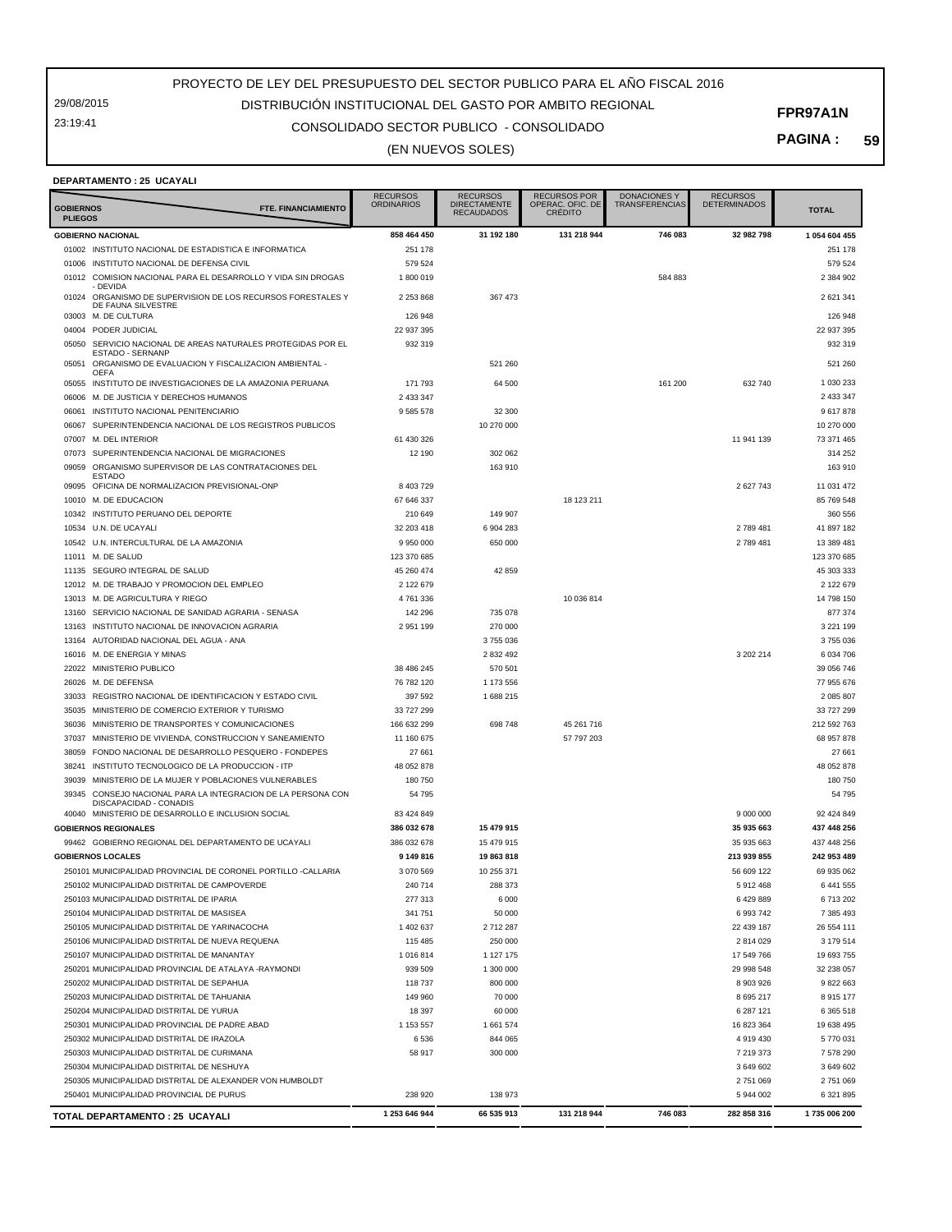PROYECTO DE LEY DEL PRESUPUESTO DEL SECTOR PUBLICO PARA EL AÑO FISCAL 2016

DISTRIBUCIÓN INSTITUCIONAL DEL GASTO POR AMBITO REGIONAL

CONSOLIDADO SECTOR PUBLICO - CONSOLIDADO

(EN NUEVOS SOLES)

29/08/2015

23:19:41

**FPR97A1N**

**DEPARTAMENTO : 25 UCAYALI**

| GOBIERNOS / PLIEGOS — FTE. FINANCIAMIENTO | RECURSOS ORDINARIOS | RECURSOS DIRECTAMENTE RECAUDADOS | RECURSOS POR OPERAC. OFIC. DE CRÉDITO | DONACIONES Y TRANSFERENCIAS | RECURSOS DETERMINADOS | TOTAL |
|---|---|---|---|---|---|---|
| **GOBIERNO NACIONAL** | **858 464 450** | **31 192 180** | **131 218 944** | **746 083** | **32 982 798** | **1 054 604 455** |
| 01002 INSTITUTO NACIONAL DE ESTADISTICA E INFORMATICA | 251 178 | | | | | 251 178 |
| 01006 INSTITUTO NACIONAL DE DEFENSA CIVIL | 579 524 | | | | | 579 524 |
| 01012 COMISION NACIONAL PARA EL DESARROLLO Y VIDA SIN DROGAS - DEVIDA | 1 800 019 | | | 584 883 | | 2 384 902 |
| 01024 ORGANISMO DE SUPERVISION DE LOS RECURSOS FORESTALES Y DE FAUNA SILVESTRE | 2 253 868 | 367 473 | | | | 2 621 341 |
| 03003 M. DE CULTURA | 126 948 | | | | | 126 948 |
| 04004 PODER JUDICIAL | 22 937 395 | | | | | 22 937 395 |
| 05050 SERVICIO NACIONAL DE AREAS NATURALES PROTEGIDAS POR EL ESTADO - SERNANP | 932 319 | | | | | 932 319 |
| 05051 ORGANISMO DE EVALUACION Y FISCALIZACION AMBIENTAL - OEFA | | 521 260 | | | | 521 260 |
| 05055 INSTITUTO DE INVESTIGACIONES DE LA AMAZONIA PERUANA | 171 793 | 64 500 | | 161 200 | 632 740 | 1 030 233 |
| 06006 M. DE JUSTICIA Y DERECHOS HUMANOS | 2 433 347 | | | | | 2 433 347 |
| 06061 INSTITUTO NACIONAL PENITENCIARIO | 9 585 578 | 32 300 | | | | 9 617 878 |
| 06067 SUPERINTENDENCIA NACIONAL DE LOS REGISTROS PUBLICOS | | 10 270 000 | | | | 10 270 000 |
| 07007 M. DEL INTERIOR | 61 430 326 | | | | 11 941 139 | 73 371 465 |
| 07073 SUPERINTENDENCIA NACIONAL DE MIGRACIONES | 12 190 | 302 062 | | | | 314 252 |
| 09059 ORGANISMO SUPERVISOR DE LAS CONTRATACIONES DEL ESTADO | | 163 910 | | | | 163 910 |
| 09095 OFICINA DE NORMALIZACION PREVISIONAL-ONP | 8 403 729 | | | | 2 627 743 | 11 031 472 |
| 10010 M. DE EDUCACION | 67 646 337 | | 18 123 211 | | | 85 769 548 |
| 10342 INSTITUTO PERUANO DEL DEPORTE | 210 649 | 149 907 | | | | 360 556 |
| 10534 U.N. DE UCAYALI | 32 203 418 | 6 904 283 | | | 2 789 481 | 41 897 182 |
| 10542 U.N. INTERCULTURAL DE LA AMAZONIA | 9 950 000 | 650 000 | | | 2 789 481 | 13 389 481 |
| 11011 M. DE SALUD | 123 370 685 | | | | | 123 370 685 |
| 11135 SEGURO INTEGRAL DE SALUD | 45 260 474 | 42 859 | | | | 45 303 333 |
| 12012 M. DE TRABAJO Y PROMOCION DEL EMPLEO | 2 122 679 | | | | | 2 122 679 |
| 13013 M. DE AGRICULTURA Y RIEGO | 4 761 336 | | 10 036 814 | | | 14 798 150 |
| 13160 SERVICIO NACIONAL DE SANIDAD AGRARIA - SENASA | 142 296 | 735 078 | | | | 877 374 |
| 13163 INSTITUTO NACIONAL DE INNOVACION AGRARIA | 2 951 199 | 270 000 | | | | 3 221 199 |
| 13164 AUTORIDAD NACIONAL DEL AGUA - ANA | | 3 755 036 | | | | 3 755 036 |
| 16016 M. DE ENERGIA Y MINAS | | 2 832 492 | | | 3 202 214 | 6 034 706 |
| 22022 MINISTERIO PUBLICO | 38 486 245 | 570 501 | | | | 39 056 746 |
| 26026 M. DE DEFENSA | 76 782 120 | 1 173 556 | | | | 77 955 676 |
| 33033 REGISTRO NACIONAL DE IDENTIFICACION Y ESTADO CIVIL | 397 592 | 1 688 215 | | | | 2 085 807 |
| 35035 MINISTERIO DE COMERCIO EXTERIOR Y TURISMO | 33 727 299 | | | | | 33 727 299 |
| 36036 MINISTERIO DE TRANSPORTES Y COMUNICACIONES | 166 632 299 | 698 748 | 45 261 716 | | | 212 592 763 |
| 37037 MINISTERIO DE VIVIENDA, CONSTRUCCION Y SANEAMIENTO | 11 160 675 | | 57 797 203 | | | 68 957 878 |
| 38059 FONDO NACIONAL DE DESARROLLO PESQUERO - FONDEPES | 27 661 | | | | | 27 661 |
| 38241 INSTITUTO TECNOLOGICO DE LA PRODUCCION - ITP | 48 052 878 | | | | | 48 052 878 |
| 39039 MINISTERIO DE LA MUJER Y POBLACIONES VULNERABLES | 180 750 | | | | | 180 750 |
| 39345 CONSEJO NACIONAL PARA LA INTEGRACION DE LA PERSONA CON DISCAPACIDAD - CONADIS | 54 795 | | | | | 54 795 |
| 40040 MINISTERIO DE DESARROLLO E INCLUSION SOCIAL | 83 424 849 | | | | 9 000 000 | 92 424 849 |
| **GOBIERNOS REGIONALES** | **386 032 678** | **15 479 915** | | | **35 935 663** | **437 448 256** |
| 99462 GOBIERNO REGIONAL DEL DEPARTAMENTO DE UCAYALI | 386 032 678 | 15 479 915 | | | 35 935 663 | 437 448 256 |
| **GOBIERNOS LOCALES** | **9 149 816** | **19 863 818** | | | **213 939 855** | **242 953 489** |
| 250101 MUNICIPALIDAD PROVINCIAL DE CORONEL PORTILLO -CALLARIA | 3 070 569 | 10 255 371 | | | 56 609 122 | 69 935 062 |
| 250102 MUNICIPALIDAD DISTRITAL DE CAMPOVERDE | 240 714 | 288 373 | | | 5 912 468 | 6 441 555 |
| 250103 MUNICIPALIDAD DISTRITAL DE IPARIA | 277 313 | 6 000 | | | 6 429 889 | 6 713 202 |
| 250104 MUNICIPALIDAD DISTRITAL DE MASISEA | 341 751 | 50 000 | | | 6 993 742 | 7 385 493 |
| 250105 MUNICIPALIDAD DISTRITAL DE YARINACOCHA | 1 402 637 | 2 712 287 | | | 22 439 187 | 26 554 111 |
| 250106 MUNICIPALIDAD DISTRITAL DE NUEVA REQUENA | 115 485 | 250 000 | | | 2 814 029 | 3 179 514 |
| 250107 MUNICIPALIDAD DISTRITAL DE MANANTAY | 1 016 814 | 1 127 175 | | | 17 549 766 | 19 693 755 |
| 250201 MUNICIPALIDAD PROVINCIAL DE ATALAYA -RAYMONDI | 939 509 | 1 300 000 | | | 29 998 548 | 32 238 057 |
| 250202 MUNICIPALIDAD DISTRITAL DE SEPAHUA | 118 737 | 800 000 | | | 8 903 926 | 9 822 663 |
| 250203 MUNICIPALIDAD DISTRITAL DE TAHUANIA | 149 960 | 70 000 | | | 8 695 217 | 8 915 177 |
| 250204 MUNICIPALIDAD DISTRITAL DE YURUA | 18 397 | 60 000 | | | 6 287 121 | 6 365 518 |
| 250301 MUNICIPALIDAD PROVINCIAL DE PADRE ABAD | 1 153 557 | 1 661 574 | | | 16 823 364 | 19 638 495 |
| 250302 MUNICIPALIDAD DISTRITAL DE IRAZOLA | 6 536 | 844 065 | | | 4 919 430 | 5 770 031 |
| 250303 MUNICIPALIDAD DISTRITAL DE CURIMANA | 58 917 | 300 000 | | | 7 219 373 | 7 578 290 |
| 250304 MUNICIPALIDAD DISTRITAL DE NESHUYA | | | | | 3 649 602 | 3 649 602 |
| 250305 MUNICIPALIDAD DISTRITAL DE ALEXANDER VON HUMBOLDT | | | | | 2 751 069 | 2 751 069 |
| 250401 MUNICIPALIDAD PROVINCIAL DE PURUS | 238 920 | 138 973 | | | 5 944 002 | 6 321 895 |
| **TOTAL DEPARTAMENTO : 25 UCAYALI** | **1 253 646 944** | **66 535 913** | **131 218 944** | **746 083** | **282 858 316** | **1 735 006 200** |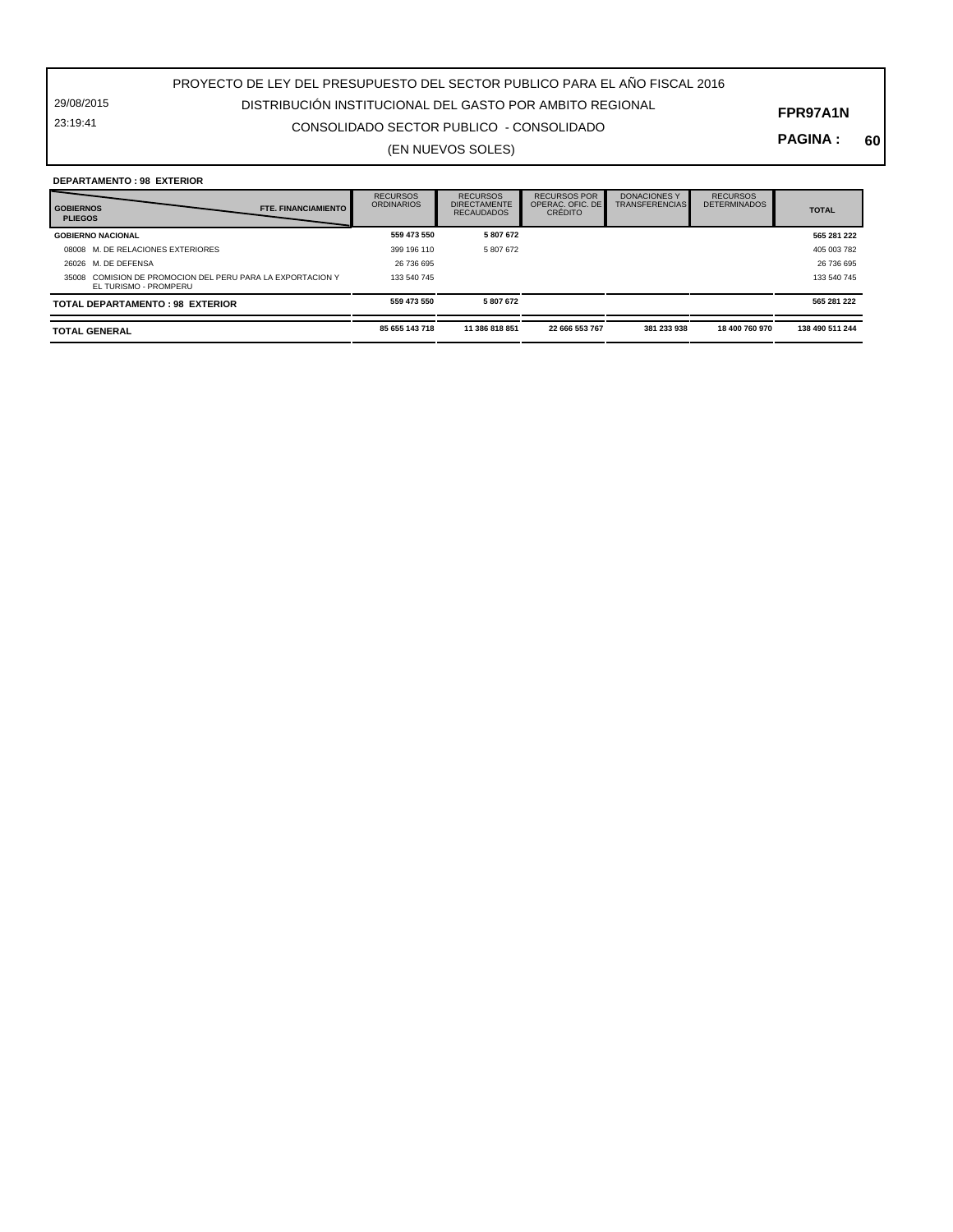# PROYECTO DE LEY DEL PRESUPUESTO DEL SECTOR PUBLICO PARA EL AÑO FISCAL 2016

29/08/2015

23:19:41

## DISTRIBUCIÓN INSTITUCIONAL DEL GASTO POR AMBITO REGIONAL

## CONSOLIDADO SECTOR PUBLICO - CONSOLIDADO

(EN NUEVOS SOLES)

**FPR97A1N**

**DEPARTAMENTO : 98 EXTERIOR**

| GOBIERNOS / PLIEGOS — FTE. FINANCIAMIENTO | RECURSOS ORDINARIOS | RECURSOS DIRECTAMENTE RECAUDADOS | RECURSOS POR OPERAC. OFIC. DE CREDITO | DONACIONES Y TRANSFERENCIAS | RECURSOS DETERMINADOS | TOTAL |
|---|---|---|---|---|---|---|
| **GOBIERNO NACIONAL** | **559 473 550** | **5 807 672** | | | | **565 281 222** |
| 08008 M. DE RELACIONES EXTERIORES | 399 196 110 | 5 807 672 | | | | 405 003 782 |
| 26026 M. DE DEFENSA | 26 736 695 | | | | | 26 736 695 |
| 35008 COMISION DE PROMOCION DEL PERU PARA LA EXPORTACION Y EL TURISMO - PROMPERU | 133 540 745 | | | | | 133 540 745 |
| **TOTAL DEPARTAMENTO : 98 EXTERIOR** | **559 473 550** | **5 807 672** | | | | **565 281 222** |
| **TOTAL GENERAL** | **85 655 143 718** | **11 386 818 851** | **22 666 553 767** | **381 233 938** | **18 400 760 970** | **138 490 511 244** |